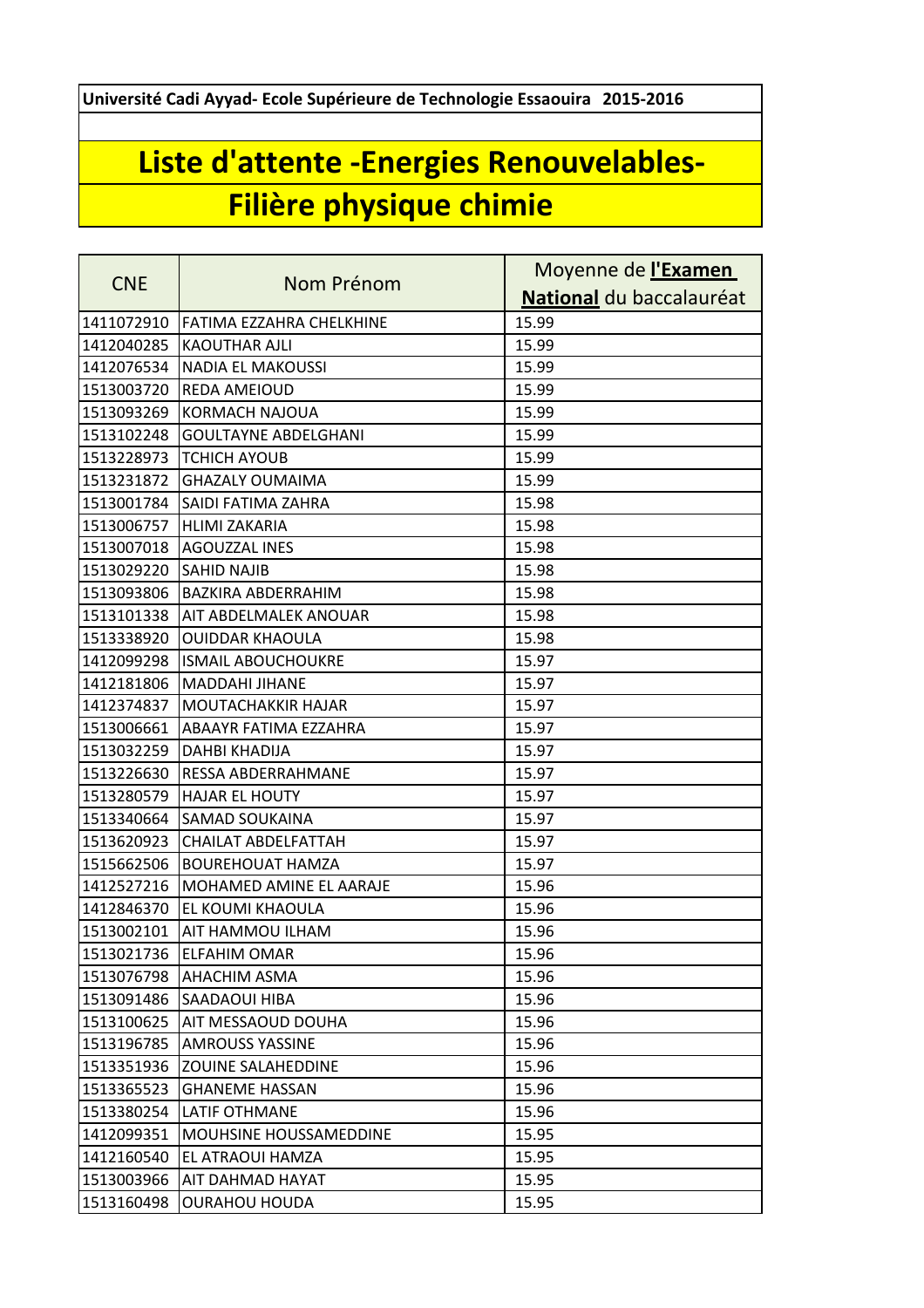**Université Cadi Ayyad- Ecole Supérieure de Technologie Essaouira 2015-2016**

# Liste d'attente -Energies Renouvelables-

# Filière physique chimie

| CNE | Nom Prénom | Moyenne de **l'Examen National** du baccalauréat |
|---|---|---|
| 1411072910 | FATIMA EZZAHRA CHELKHINE | 15.99 |
| 1412040285 | KAOUTHAR AJLI | 15.99 |
| 1412076534 | NADIA EL MAKOUSSI | 15.99 |
| 1513003720 | REDA AMEIOUD | 15.99 |
| 1513093269 | KORMACH NAJOUA | 15.99 |
| 1513102248 | GOULTAYNE ABDELGHANI | 15.99 |
| 1513228973 | TCHICH AYOUB | 15.99 |
| 1513231872 | GHAZALY OUMAIMA | 15.99 |
| 1513001784 | SAIDI FATIMA ZAHRA | 15.98 |
| 1513006757 | HLIMI ZAKARIA | 15.98 |
| 1513007018 | AGOUZZAL INES | 15.98 |
| 1513029220 | SAHID NAJIB | 15.98 |
| 1513093806 | BAZKIRA ABDERRAHIM | 15.98 |
| 1513101338 | AIT ABDELMALEK ANOUAR | 15.98 |
| 1513338920 | OUIDDAR KHAOULA | 15.98 |
| 1412099298 | ISMAIL ABOUCHOUKRE | 15.97 |
| 1412181806 | MADDAHI JIHANE | 15.97 |
| 1412374837 | MOUTACHAKKIR HAJAR | 15.97 |
| 1513006661 | ABAAYR FATIMA EZZAHRA | 15.97 |
| 1513032259 | DAHBI KHADIJA | 15.97 |
| 1513226630 | RESSA ABDERRAHMANE | 15.97 |
| 1513280579 | HAJAR EL HOUTY | 15.97 |
| 1513340664 | SAMAD SOUKAINA | 15.97 |
| 1513620923 | CHAILAT ABDELFATTAH | 15.97 |
| 1515662506 | BOUREHOUAT HAMZA | 15.97 |
| 1412527216 | MOHAMED AMINE EL AARAJE | 15.96 |
| 1412846370 | EL KOUMI KHAOULA | 15.96 |
| 1513002101 | AIT HAMMOU ILHAM | 15.96 |
| 1513021736 | ELFAHIM OMAR | 15.96 |
| 1513076798 | AHACHIM ASMA | 15.96 |
| 1513091486 | SAADAOUI HIBA | 15.96 |
| 1513100625 | AIT MESSAOUD DOUHA | 15.96 |
| 1513196785 | AMROUSS YASSINE | 15.96 |
| 1513351936 | ZOUINE SALAHEDDINE | 15.96 |
| 1513365523 | GHANEME HASSAN | 15.96 |
| 1513380254 | LATIF OTHMANE | 15.96 |
| 1412099351 | MOUHSINE HOUSSAMEDDINE | 15.95 |
| 1412160540 | EL ATRAOUI HAMZA | 15.95 |
| 1513003966 | AIT DAHMAD HAYAT | 15.95 |
| 1513160498 | OURAHOU HOUDA | 15.95 |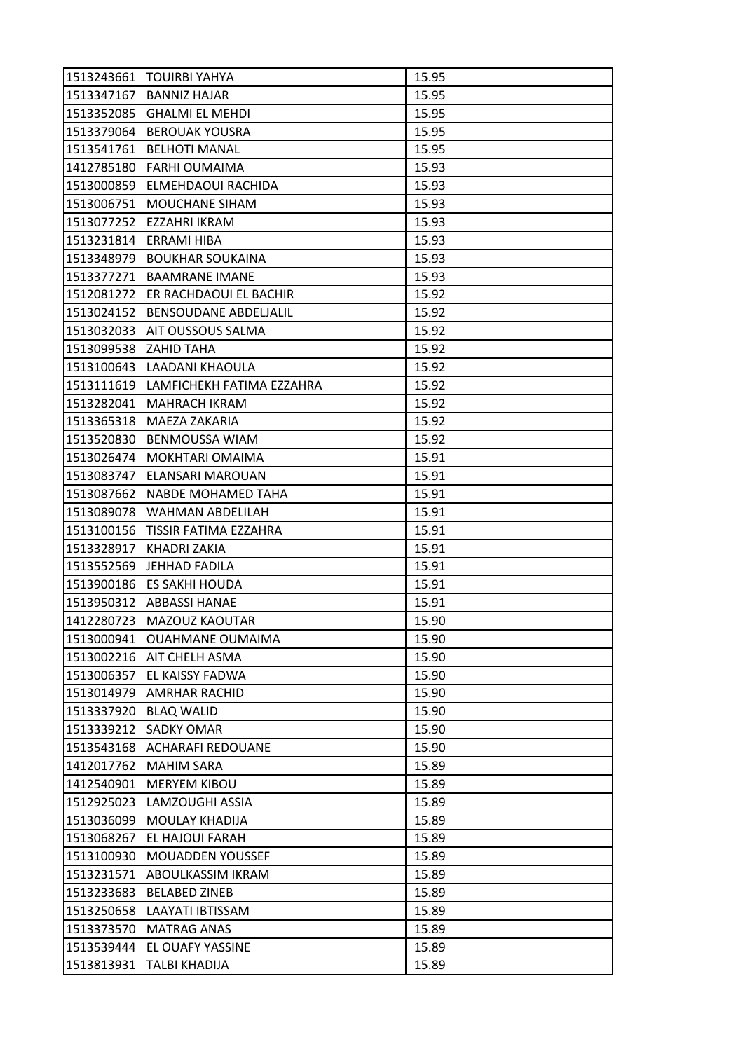| 1513243661 | TOUIRBI YAHYA | 15.95 |
|---|---|---|
| 1513347167 | BANNIZ HAJAR | 15.95 |
| 1513352085 | GHALMI EL MEHDI | 15.95 |
| 1513379064 | BEROUAK YOUSRA | 15.95 |
| 1513541761 | BELHOTI MANAL | 15.95 |
| 1412785180 | FARHI OUMAIMA | 15.93 |
| 1513000859 | ELMEHDAOUI RACHIDA | 15.93 |
| 1513006751 | MOUCHANE SIHAM | 15.93 |
| 1513077252 | EZZAHRI IKRAM | 15.93 |
| 1513231814 | ERRAMI HIBA | 15.93 |
| 1513348979 | BOUKHAR SOUKAINA | 15.93 |
| 1513377271 | BAAMRANE IMANE | 15.93 |
| 1512081272 | ER RACHDAOUI EL BACHIR | 15.92 |
| 1513024152 | BENSOUDANE ABDELJALIL | 15.92 |
| 1513032033 | AIT OUSSOUS SALMA | 15.92 |
| 1513099538 | ZAHID TAHA | 15.92 |
| 1513100643 | LAADANI KHAOULA | 15.92 |
| 1513111619 | LAMFICHEKH FATIMA EZZAHRA | 15.92 |
| 1513282041 | MAHRACH IKRAM | 15.92 |
| 1513365318 | MAEZA ZAKARIA | 15.92 |
| 1513520830 | BENMOUSSA WIAM | 15.92 |
| 1513026474 | MOKHTARI OMAIMA | 15.91 |
| 1513083747 | ELANSARI MAROUAN | 15.91 |
| 1513087662 | NABDE MOHAMED TAHA | 15.91 |
| 1513089078 | WAHMAN ABDELILAH | 15.91 |
| 1513100156 | TISSIR FATIMA EZZAHRA | 15.91 |
| 1513328917 | KHADRI ZAKIA | 15.91 |
| 1513552569 | JEHHAD FADILA | 15.91 |
| 1513900186 | ES SAKHI HOUDA | 15.91 |
| 1513950312 | ABBASSI HANAE | 15.91 |
| 1412280723 | MAZOUZ KAOUTAR | 15.90 |
| 1513000941 | OUAHMANE OUMAIMA | 15.90 |
| 1513002216 | AIT CHELH ASMA | 15.90 |
| 1513006357 | EL KAISSY FADWA | 15.90 |
| 1513014979 | AMRHAR RACHID | 15.90 |
| 1513337920 | BLAQ WALID | 15.90 |
| 1513339212 | SADKY OMAR | 15.90 |
| 1513543168 | ACHARAFI REDOUANE | 15.90 |
| 1412017762 | MAHIM SARA | 15.89 |
| 1412540901 | MERYEM KIBOU | 15.89 |
| 1512925023 | LAMZOUGHI ASSIA | 15.89 |
| 1513036099 | MOULAY KHADIJA | 15.89 |
| 1513068267 | EL HAJOUI FARAH | 15.89 |
| 1513100930 | MOUADDEN YOUSSEF | 15.89 |
| 1513231571 | ABOULKASSIM IKRAM | 15.89 |
| 1513233683 | BELABED ZINEB | 15.89 |
| 1513250658 | LAAYATI IBTISSAM | 15.89 |
| 1513373570 | MATRAG ANAS | 15.89 |
| 1513539444 | EL OUAFY YASSINE | 15.89 |
| 1513813931 | TALBI KHADIJA | 15.89 |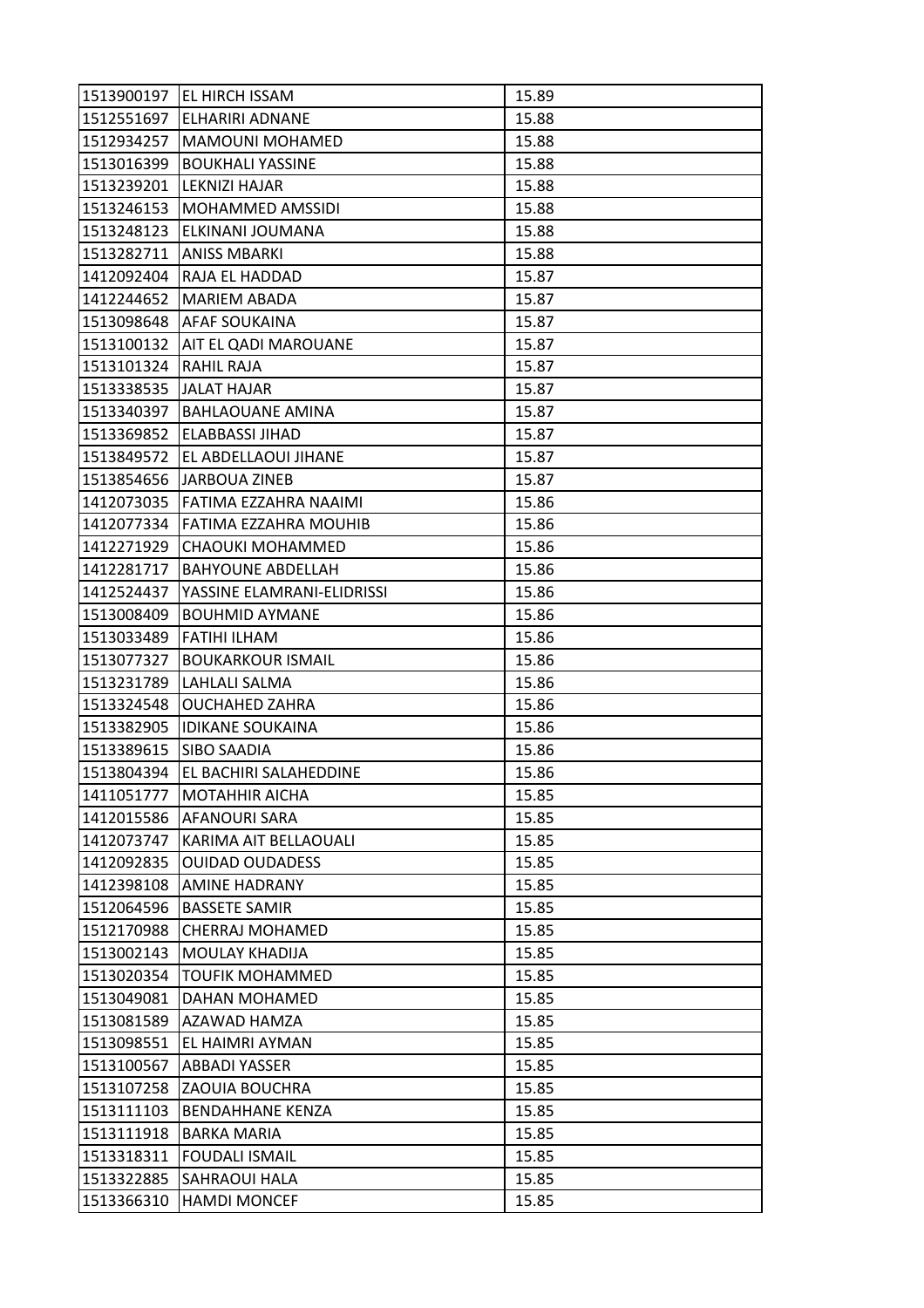| | | |
|---|---|---|
| 1513900197 | EL HIRCH ISSAM | 15.89 |
| 1512551697 | ELHARIRI ADNANE | 15.88 |
| 1512934257 | MAMOUNI MOHAMED | 15.88 |
| 1513016399 | BOUKHALI YASSINE | 15.88 |
| 1513239201 | LEKNIZI HAJAR | 15.88 |
| 1513246153 | MOHAMMED AMSSIDI | 15.88 |
| 1513248123 | ELKINANI JOUMANA | 15.88 |
| 1513282711 | ANISS MBARKI | 15.88 |
| 1412092404 | RAJA EL HADDAD | 15.87 |
| 1412244652 | MARIEM ABADA | 15.87 |
| 1513098648 | AFAF SOUKAINA | 15.87 |
| 1513100132 | AIT EL QADI MAROUANE | 15.87 |
| 1513101324 | RAHIL RAJA | 15.87 |
| 1513338535 | JALAT HAJAR | 15.87 |
| 1513340397 | BAHLAOUANE AMINA | 15.87 |
| 1513369852 | ELABBASSI JIHAD | 15.87 |
| 1513849572 | EL ABDELLAOUI JIHANE | 15.87 |
| 1513854656 | JARBOUA ZINEB | 15.87 |
| 1412073035 | FATIMA EZZAHRA NAAIMI | 15.86 |
| 1412077334 | FATIMA EZZAHRA MOUHIB | 15.86 |
| 1412271929 | CHAOUKI MOHAMMED | 15.86 |
| 1412281717 | BAHYOUNE ABDELLAH | 15.86 |
| 1412524437 | YASSINE ELAMRANI-ELIDRISSI | 15.86 |
| 1513008409 | BOUHMID AYMANE | 15.86 |
| 1513033489 | FATIHI ILHAM | 15.86 |
| 1513077327 | BOUKARKOUR ISMAIL | 15.86 |
| 1513231789 | LAHLALI SALMA | 15.86 |
| 1513324548 | OUCHAHED ZAHRA | 15.86 |
| 1513382905 | IDIKANE SOUKAINA | 15.86 |
| 1513389615 | SIBO SAADIA | 15.86 |
| 1513804394 | EL BACHIRI SALAHEDDINE | 15.86 |
| 1411051777 | MOTAHHIR AICHA | 15.85 |
| 1412015586 | AFANOURI SARA | 15.85 |
| 1412073747 | KARIMA AIT BELLAOUALI | 15.85 |
| 1412092835 | OUIDAD OUDADESS | 15.85 |
| 1412398108 | AMINE HADRANY | 15.85 |
| 1512064596 | BASSETE SAMIR | 15.85 |
| 1512170988 | CHERRAJ MOHAMED | 15.85 |
| 1513002143 | MOULAY KHADIJA | 15.85 |
| 1513020354 | TOUFIK MOHAMMED | 15.85 |
| 1513049081 | DAHAN MOHAMED | 15.85 |
| 1513081589 | AZAWAD HAMZA | 15.85 |
| 1513098551 | EL HAIMRI AYMAN | 15.85 |
| 1513100567 | ABBADI YASSER | 15.85 |
| 1513107258 | ZAOUIA BOUCHRA | 15.85 |
| 1513111103 | BENDAHHANE KENZA | 15.85 |
| 1513111918 | BARKA MARIA | 15.85 |
| 1513318311 | FOUDALI ISMAIL | 15.85 |
| 1513322885 | SAHRAOUI HALA | 15.85 |
| 1513366310 | HAMDI MONCEF | 15.85 |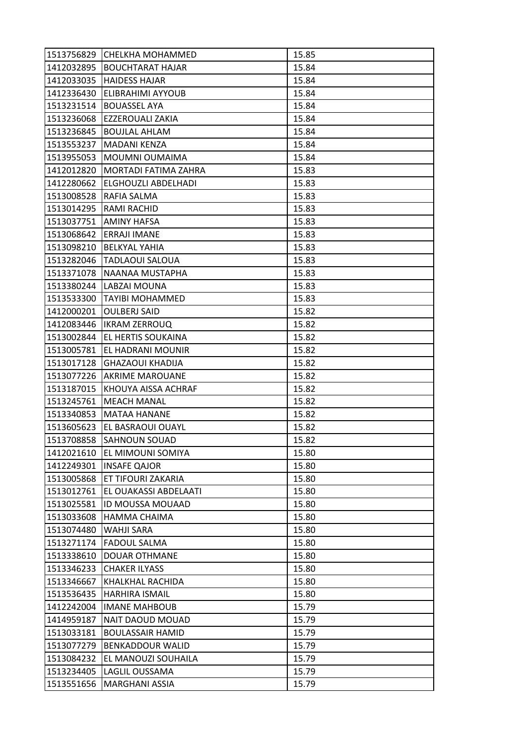| 1513756829 | CHELKHA MOHAMMED | 15.85 |
|---|---|---|
| 1412032895 | BOUCHTARAT HAJAR | 15.84 |
| 1412033035 | HAIDESS HAJAR | 15.84 |
| 1412336430 | ELIBRAHIMI AYYOUB | 15.84 |
| 1513231514 | BOUASSEL AYA | 15.84 |
| 1513236068 | EZZEROUALI ZAKIA | 15.84 |
| 1513236845 | BOUJLAL AHLAM | 15.84 |
| 1513553237 | MADANI KENZA | 15.84 |
| 1513955053 | MOUMNI OUMAIMA | 15.84 |
| 1412012820 | MORTADI FATIMA ZAHRA | 15.83 |
| 1412280662 | ELGHOUZLI ABDELHADI | 15.83 |
| 1513008528 | RAFIA SALMA | 15.83 |
| 1513014295 | RAMI RACHID | 15.83 |
| 1513037751 | AMINY HAFSA | 15.83 |
| 1513068642 | ERRAJI IMANE | 15.83 |
| 1513098210 | BELKYAL YAHIA | 15.83 |
| 1513282046 | TADLAOUI SALOUA | 15.83 |
| 1513371078 | NAANAA MUSTAPHA | 15.83 |
| 1513380244 | LABZAI MOUNA | 15.83 |
| 1513533300 | TAYIBI MOHAMMED | 15.83 |
| 1412000201 | OULBERJ SAID | 15.82 |
| 1412083446 | IKRAM ZERROUQ | 15.82 |
| 1513002844 | EL HERTIS SOUKAINA | 15.82 |
| 1513005781 | EL HADRANI MOUNIR | 15.82 |
| 1513017128 | GHAZAOUI KHADIJA | 15.82 |
| 1513077226 | AKRIME MAROUANE | 15.82 |
| 1513187015 | KHOUYA AISSA ACHRAF | 15.82 |
| 1513245761 | MEACH MANAL | 15.82 |
| 1513340853 | MATAA HANANE | 15.82 |
| 1513605623 | EL BASRAOUI OUAYL | 15.82 |
| 1513708858 | SAHNOUN SOUAD | 15.82 |
| 1412021610 | EL MIMOUNI SOMIYA | 15.80 |
| 1412249301 | INSAFE QAJOR | 15.80 |
| 1513005868 | ET TIFOURI ZAKARIA | 15.80 |
| 1513012761 | EL OUAKASSI ABDELAATI | 15.80 |
| 1513025581 | ID MOUSSA MOUAAD | 15.80 |
| 1513033608 | HAMMA CHAIMA | 15.80 |
| 1513074480 | WAHJI SARA | 15.80 |
| 1513271174 | FADOUL SALMA | 15.80 |
| 1513338610 | DOUAR OTHMANE | 15.80 |
| 1513346233 | CHAKER ILYASS | 15.80 |
| 1513346667 | KHALKHAL RACHIDA | 15.80 |
| 1513536435 | HARHIRA ISMAIL | 15.80 |
| 1412242004 | IMANE MAHBOUB | 15.79 |
| 1414959187 | NAIT DAOUD MOUAD | 15.79 |
| 1513033181 | BOULASSAIR HAMID | 15.79 |
| 1513077279 | BENKADDOUR WALID | 15.79 |
| 1513084232 | EL MANOUZI SOUHAILA | 15.79 |
| 1513234405 | LAGLIL OUSSAMA | 15.79 |
| 1513551656 | MARGHANI ASSIA | 15.79 |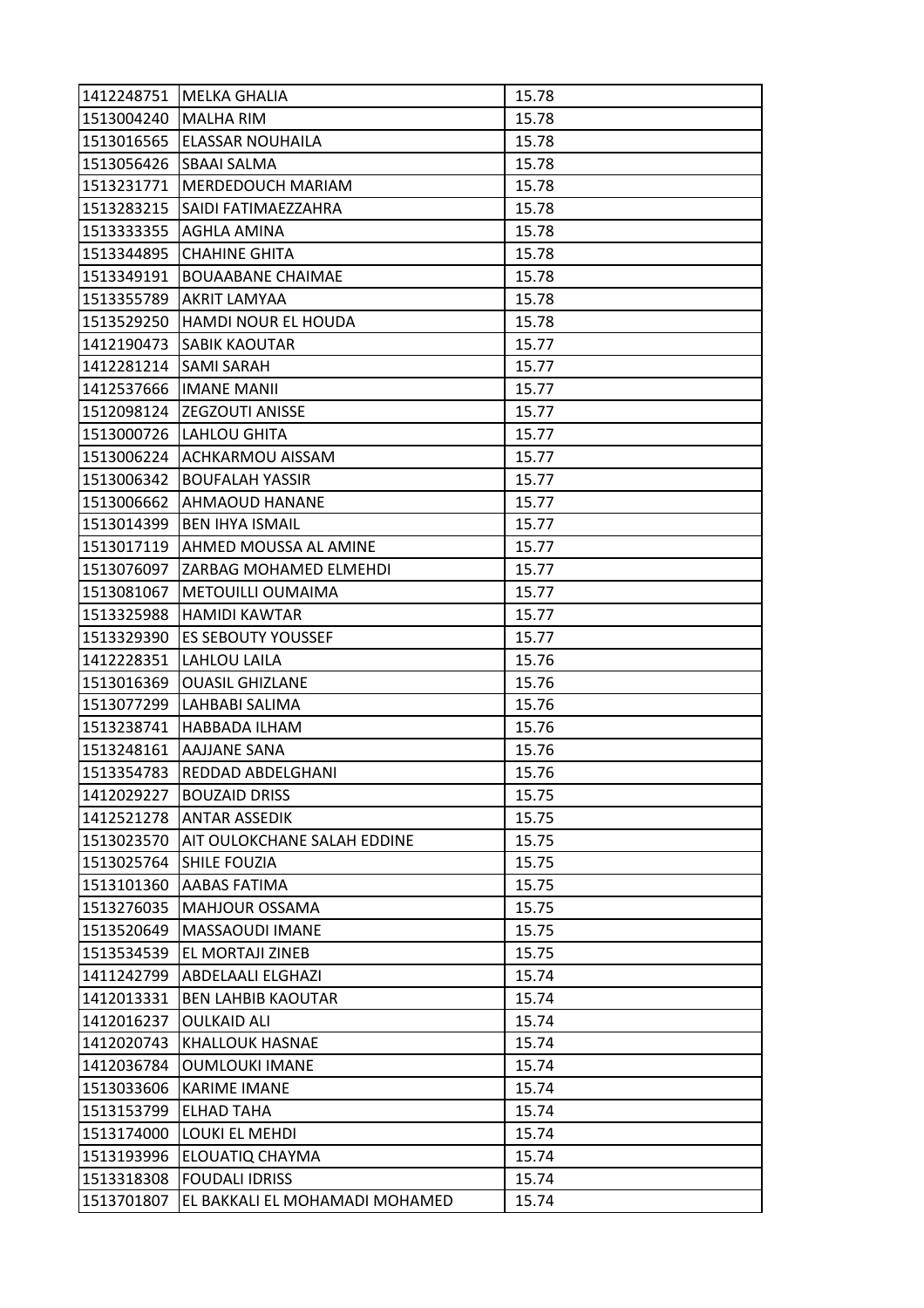| | | |
|---|---|---|
| 1412248751 | MELKA GHALIA | 15.78 |
| 1513004240 | MALHA RIM | 15.78 |
| 1513016565 | ELASSAR NOUHAILA | 15.78 |
| 1513056426 | SBAAI SALMA | 15.78 |
| 1513231771 | MERDEDOUCH MARIAM | 15.78 |
| 1513283215 | SAIDI FATIMAEZZAHRA | 15.78 |
| 1513333355 | AGHLA AMINA | 15.78 |
| 1513344895 | CHAHINE GHITA | 15.78 |
| 1513349191 | BOUAABANE CHAIMAE | 15.78 |
| 1513355789 | AKRIT LAMYAA | 15.78 |
| 1513529250 | HAMDI NOUR EL HOUDA | 15.78 |
| 1412190473 | SABIK KAOUTAR | 15.77 |
| 1412281214 | SAMI SARAH | 15.77 |
| 1412537666 | IMANE MANII | 15.77 |
| 1512098124 | ZEGZOUTI ANISSE | 15.77 |
| 1513000726 | LAHLOU GHITA | 15.77 |
| 1513006224 | ACHKARMOU AISSAM | 15.77 |
| 1513006342 | BOUFALAH YASSIR | 15.77 |
| 1513006662 | AHMAOUD HANANE | 15.77 |
| 1513014399 | BEN IHYA ISMAIL | 15.77 |
| 1513017119 | AHMED MOUSSA AL AMINE | 15.77 |
| 1513076097 | ZARBAG MOHAMED ELMEHDI | 15.77 |
| 1513081067 | METOUILLI OUMAIMA | 15.77 |
| 1513325988 | HAMIDI KAWTAR | 15.77 |
| 1513329390 | ES SEBOUTY YOUSSEF | 15.77 |
| 1412228351 | LAHLOU LAILA | 15.76 |
| 1513016369 | OUASIL GHIZLANE | 15.76 |
| 1513077299 | LAHBABI SALIMA | 15.76 |
| 1513238741 | HABBADA ILHAM | 15.76 |
| 1513248161 | AAJJANE SANA | 15.76 |
| 1513354783 | REDDAD ABDELGHANI | 15.76 |
| 1412029227 | BOUZAID DRISS | 15.75 |
| 1412521278 | ANTAR ASSEDIK | 15.75 |
| 1513023570 | AIT OULOKCHANE SALAH EDDINE | 15.75 |
| 1513025764 | SHILE FOUZIA | 15.75 |
| 1513101360 | AABAS FATIMA | 15.75 |
| 1513276035 | MAHJOUR OSSAMA | 15.75 |
| 1513520649 | MASSAOUDI IMANE | 15.75 |
| 1513534539 | EL MORTAJI ZINEB | 15.75 |
| 1411242799 | ABDELAALI ELGHAZI | 15.74 |
| 1412013331 | BEN LAHBIB KAOUTAR | 15.74 |
| 1412016237 | OULKAID ALI | 15.74 |
| 1412020743 | KHALLOUK HASNAE | 15.74 |
| 1412036784 | OUMLOUKI IMANE | 15.74 |
| 1513033606 | KARIME IMANE | 15.74 |
| 1513153799 | ELHAD TAHA | 15.74 |
| 1513174000 | LOUKI EL MEHDI | 15.74 |
| 1513193996 | ELOUATIQ CHAYMA | 15.74 |
| 1513318308 | FOUDALI IDRISS | 15.74 |
| 1513701807 | EL BAKKALI EL MOHAMADI MOHAMED | 15.74 |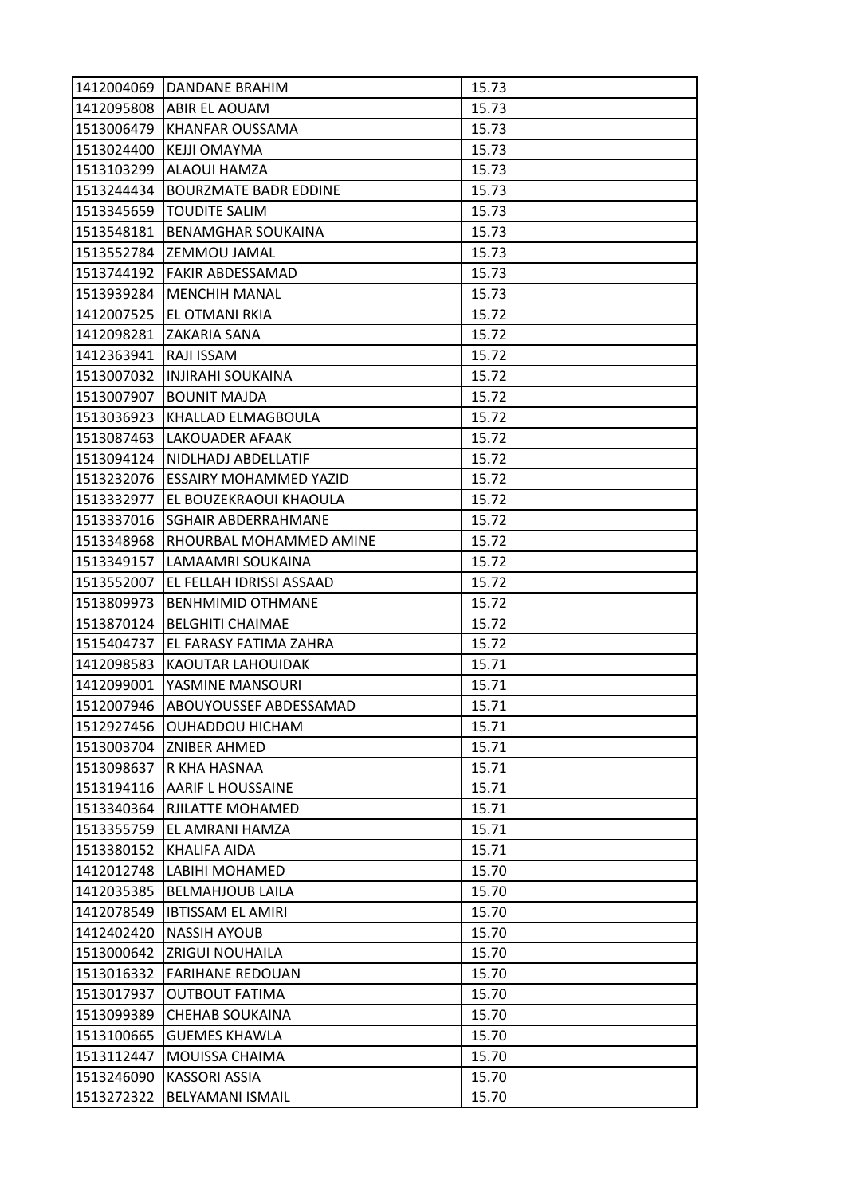| 1412004069 | DANDANE BRAHIM | 15.73 |
|---|---|---|
| 1412095808 | ABIR EL AOUAM | 15.73 |
| 1513006479 | KHANFAR OUSSAMA | 15.73 |
| 1513024400 | KEJJI OMAYMA | 15.73 |
| 1513103299 | ALAOUI HAMZA | 15.73 |
| 1513244434 | BOURZMATE BADR EDDINE | 15.73 |
| 1513345659 | TOUDITE SALIM | 15.73 |
| 1513548181 | BENAMGHAR SOUKAINA | 15.73 |
| 1513552784 | ZEMMOU JAMAL | 15.73 |
| 1513744192 | FAKIR ABDESSAMAD | 15.73 |
| 1513939284 | MENCHIH MANAL | 15.73 |
| 1412007525 | EL OTMANI RKIA | 15.72 |
| 1412098281 | ZAKARIA SANA | 15.72 |
| 1412363941 | RAJI ISSAM | 15.72 |
| 1513007032 | INJIRAHI SOUKAINA | 15.72 |
| 1513007907 | BOUNIT MAJDA | 15.72 |
| 1513036923 | KHALLAD ELMAGBOULA | 15.72 |
| 1513087463 | LAKOUADER AFAAK | 15.72 |
| 1513094124 | NIDLHADJ ABDELLATIF | 15.72 |
| 1513232076 | ESSAIRY MOHAMMED YAZID | 15.72 |
| 1513332977 | EL BOUZEKRAOUI KHAOULA | 15.72 |
| 1513337016 | SGHAIR ABDERRAHMANE | 15.72 |
| 1513348968 | RHOURBAL MOHAMMED AMINE | 15.72 |
| 1513349157 | LAMAAMRI SOUKAINA | 15.72 |
| 1513552007 | EL FELLAH IDRISSI ASSAAD | 15.72 |
| 1513809973 | BENHMIMID OTHMANE | 15.72 |
| 1513870124 | BELGHITI CHAIMAE | 15.72 |
| 1515404737 | EL FARASY FATIMA ZAHRA | 15.72 |
| 1412098583 | KAOUTAR LAHOUIDAK | 15.71 |
| 1412099001 | YASMINE MANSOURI | 15.71 |
| 1512007946 | ABOUYOUSSEF ABDESSAMAD | 15.71 |
| 1512927456 | OUHADDOU HICHAM | 15.71 |
| 1513003704 | ZNIBER AHMED | 15.71 |
| 1513098637 | R KHA HASNAA | 15.71 |
| 1513194116 | AARIF L HOUSSAINE | 15.71 |
| 1513340364 | RJILATTE MOHAMED | 15.71 |
| 1513355759 | EL AMRANI HAMZA | 15.71 |
| 1513380152 | KHALIFA AIDA | 15.71 |
| 1412012748 | LABIHI MOHAMED | 15.70 |
| 1412035385 | BELMAHJOUB LAILA | 15.70 |
| 1412078549 | IBTISSAM EL AMIRI | 15.70 |
| 1412402420 | NASSIH AYOUB | 15.70 |
| 1513000642 | ZRIGUI NOUHAILA | 15.70 |
| 1513016332 | FARIHANE REDOUAN | 15.70 |
| 1513017937 | OUTBOUT FATIMA | 15.70 |
| 1513099389 | CHEHAB SOUKAINA | 15.70 |
| 1513100665 | GUEMES KHAWLA | 15.70 |
| 1513112447 | MOUISSA CHAIMA | 15.70 |
| 1513246090 | KASSORI ASSIA | 15.70 |
| 1513272322 | BELYAMANI ISMAIL | 15.70 |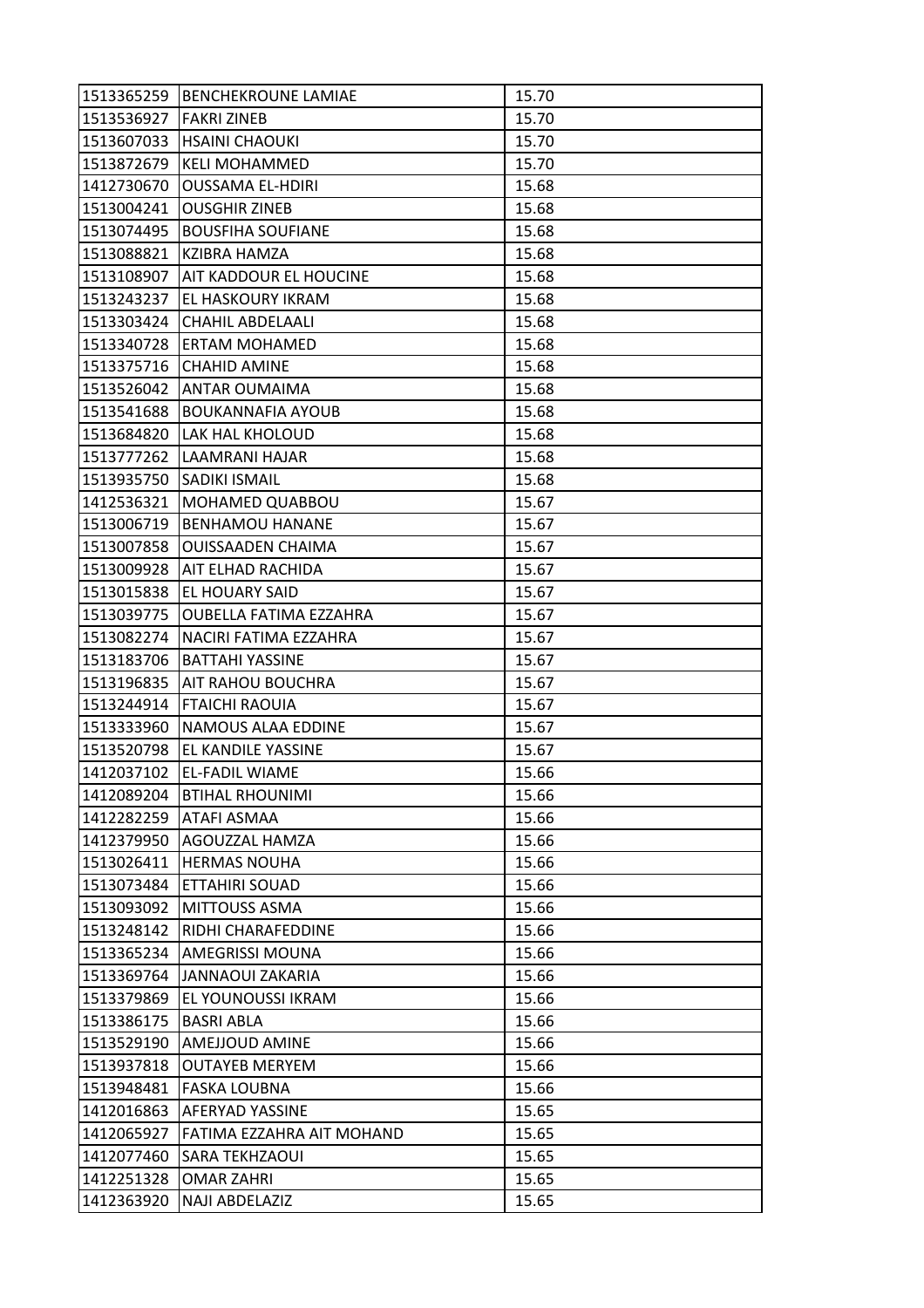| | | |
|---|---|---|
| 1513365259 | BENCHEKROUNE LAMIAE | 15.70 |
| 1513536927 | FAKRI ZINEB | 15.70 |
| 1513607033 | HSAINI CHAOUKI | 15.70 |
| 1513872679 | KELI MOHAMMED | 15.70 |
| 1412730670 | OUSSAMA EL-HDIRI | 15.68 |
| 1513004241 | OUSGHIR ZINEB | 15.68 |
| 1513074495 | BOUSFIHA SOUFIANE | 15.68 |
| 1513088821 | KZIBRA HAMZA | 15.68 |
| 1513108907 | AIT KADDOUR EL HOUCINE | 15.68 |
| 1513243237 | EL HASKOURY IKRAM | 15.68 |
| 1513303424 | CHAHIL ABDELAALI | 15.68 |
| 1513340728 | ERTAM MOHAMED | 15.68 |
| 1513375716 | CHAHID AMINE | 15.68 |
| 1513526042 | ANTAR OUMAIMA | 15.68 |
| 1513541688 | BOUKANNAFIA AYOUB | 15.68 |
| 1513684820 | LAK HAL KHOLOUD | 15.68 |
| 1513777262 | LAAMRANI HAJAR | 15.68 |
| 1513935750 | SADIKI ISMAIL | 15.68 |
| 1412536321 | MOHAMED QUABBOU | 15.67 |
| 1513006719 | BENHAMOU HANANE | 15.67 |
| 1513007858 | OUISSAADEN CHAIMA | 15.67 |
| 1513009928 | AIT ELHAD RACHIDA | 15.67 |
| 1513015838 | EL HOUARY SAID | 15.67 |
| 1513039775 | OUBELLA FATIMA EZZAHRA | 15.67 |
| 1513082274 | NACIRI FATIMA EZZAHRA | 15.67 |
| 1513183706 | BATTAHI YASSINE | 15.67 |
| 1513196835 | AIT RAHOU BOUCHRA | 15.67 |
| 1513244914 | FTAICHI RAOUIA | 15.67 |
| 1513333960 | NAMOUS ALAA EDDINE | 15.67 |
| 1513520798 | EL KANDILE YASSINE | 15.67 |
| 1412037102 | EL-FADIL WIAME | 15.66 |
| 1412089204 | BTIHAL RHOUNIMI | 15.66 |
| 1412282259 | ATAFI ASMAA | 15.66 |
| 1412379950 | AGOUZZAL HAMZA | 15.66 |
| 1513026411 | HERMAS NOUHA | 15.66 |
| 1513073484 | ETTAHIRI SOUAD | 15.66 |
| 1513093092 | MITTOUSS ASMA | 15.66 |
| 1513248142 | RIDHI CHARAFEDDINE | 15.66 |
| 1513365234 | AMEGRISSI MOUNA | 15.66 |
| 1513369764 | JANNAOUI ZAKARIA | 15.66 |
| 1513379869 | EL YOUNOUSSI IKRAM | 15.66 |
| 1513386175 | BASRI ABLA | 15.66 |
| 1513529190 | AMEJJOUD AMINE | 15.66 |
| 1513937818 | OUTAYEB MERYEM | 15.66 |
| 1513948481 | FASKA LOUBNA | 15.66 |
| 1412016863 | AFERYAD YASSINE | 15.65 |
| 1412065927 | FATIMA EZZAHRA AIT MOHAND | 15.65 |
| 1412077460 | SARA TEKHZAOUI | 15.65 |
| 1412251328 | OMAR ZAHRI | 15.65 |
| 1412363920 | NAJI ABDELAZIZ | 15.65 |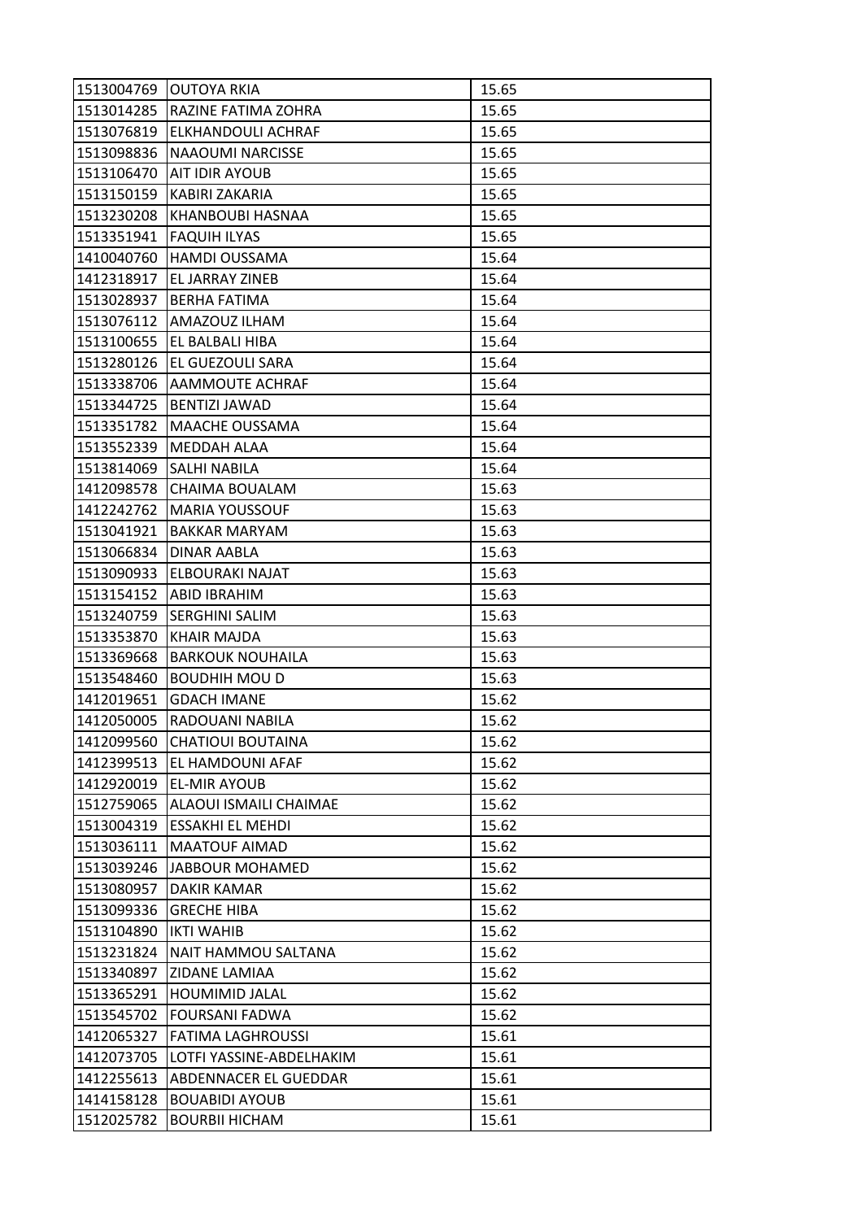| | | |
|---|---|---|
| 1513004769 | OUTOYA RKIA | 15.65 |
| 1513014285 | RAZINE FATIMA ZOHRA | 15.65 |
| 1513076819 | ELKHANDOULI ACHRAF | 15.65 |
| 1513098836 | NAAOUMI NARCISSE | 15.65 |
| 1513106470 | AIT IDIR AYOUB | 15.65 |
| 1513150159 | KABIRI ZAKARIA | 15.65 |
| 1513230208 | KHANBOUBI HASNAA | 15.65 |
| 1513351941 | FAQUIH ILYAS | 15.65 |
| 1410040760 | HAMDI OUSSAMA | 15.64 |
| 1412318917 | EL JARRAY ZINEB | 15.64 |
| 1513028937 | BERHA FATIMA | 15.64 |
| 1513076112 | AMAZOUZ ILHAM | 15.64 |
| 1513100655 | EL BALBALI HIBA | 15.64 |
| 1513280126 | EL GUEZOULI SARA | 15.64 |
| 1513338706 | AAMMOUTE ACHRAF | 15.64 |
| 1513344725 | BENTIZI JAWAD | 15.64 |
| 1513351782 | MAACHE OUSSAMA | 15.64 |
| 1513552339 | MEDDAH ALAA | 15.64 |
| 1513814069 | SALHI NABILA | 15.64 |
| 1412098578 | CHAIMA BOUALAM | 15.63 |
| 1412242762 | MARIA YOUSSOUF | 15.63 |
| 1513041921 | BAKKAR MARYAM | 15.63 |
| 1513066834 | DINAR AABLA | 15.63 |
| 1513090933 | ELBOURAKI NAJAT | 15.63 |
| 1513154152 | ABID IBRAHIM | 15.63 |
| 1513240759 | SERGHINI SALIM | 15.63 |
| 1513353870 | KHAIR MAJDA | 15.63 |
| 1513369668 | BARKOUK NOUHAILA | 15.63 |
| 1513548460 | BOUDHIH MOU D | 15.63 |
| 1412019651 | GDACH IMANE | 15.62 |
| 1412050005 | RADOUANI NABILA | 15.62 |
| 1412099560 | CHATIOUI BOUTAINA | 15.62 |
| 1412399513 | EL HAMDOUNI AFAF | 15.62 |
| 1412920019 | EL-MIR AYOUB | 15.62 |
| 1512759065 | ALAOUI ISMAILI CHAIMAE | 15.62 |
| 1513004319 | ESSAKHI EL MEHDI | 15.62 |
| 1513036111 | MAATOUF AIMAD | 15.62 |
| 1513039246 | JABBOUR MOHAMED | 15.62 |
| 1513080957 | DAKIR KAMAR | 15.62 |
| 1513099336 | GRECHE HIBA | 15.62 |
| 1513104890 | IKTI WAHIB | 15.62 |
| 1513231824 | NAIT HAMMOU SALTANA | 15.62 |
| 1513340897 | ZIDANE LAMIAA | 15.62 |
| 1513365291 | HOUMIMID JALAL | 15.62 |
| 1513545702 | FOURSANI FADWA | 15.62 |
| 1412065327 | FATIMA LAGHROUSSI | 15.61 |
| 1412073705 | LOTFI YASSINE-ABDELHAKIM | 15.61 |
| 1412255613 | ABDENNACER EL GUEDDAR | 15.61 |
| 1414158128 | BOUABIDI AYOUB | 15.61 |
| 1512025782 | BOURBII HICHAM | 15.61 |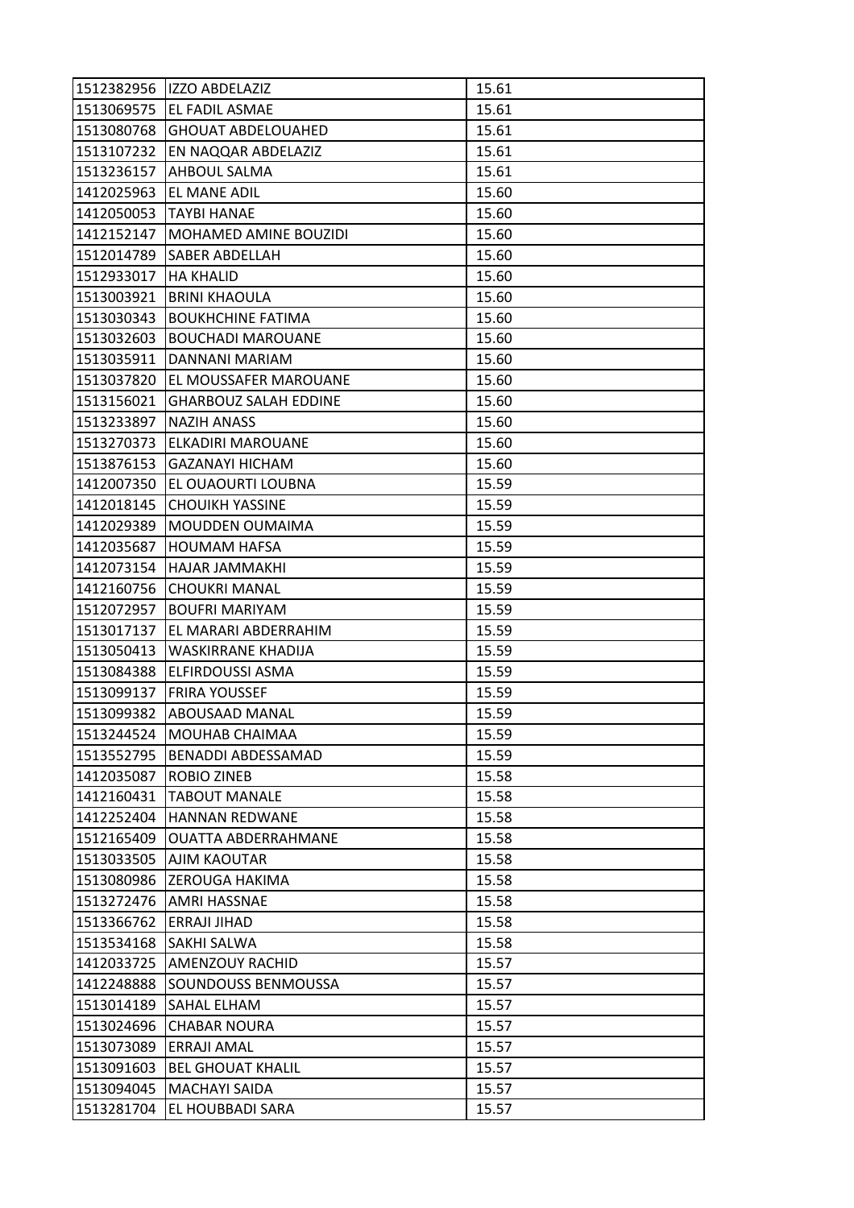| | | |
|---|---|---|
| 1512382956 | IZZO ABDELAZIZ | 15.61 |
| 1513069575 | EL FADIL ASMAE | 15.61 |
| 1513080768 | GHOUAT ABDELOUAHED | 15.61 |
| 1513107232 | EN NAQQAR ABDELAZIZ | 15.61 |
| 1513236157 | AHBOUL SALMA | 15.61 |
| 1412025963 | EL MANE ADIL | 15.60 |
| 1412050053 | TAYBI HANAE | 15.60 |
| 1412152147 | MOHAMED AMINE BOUZIDI | 15.60 |
| 1512014789 | SABER ABDELLAH | 15.60 |
| 1512933017 | HA KHALID | 15.60 |
| 1513003921 | BRINI KHAOULA | 15.60 |
| 1513030343 | BOUKHCHINE FATIMA | 15.60 |
| 1513032603 | BOUCHADI MAROUANE | 15.60 |
| 1513035911 | DANNANI MARIAM | 15.60 |
| 1513037820 | EL MOUSSAFER MAROUANE | 15.60 |
| 1513156021 | GHARBOUZ SALAH EDDINE | 15.60 |
| 1513233897 | NAZIH ANASS | 15.60 |
| 1513270373 | ELKADIRI MAROUANE | 15.60 |
| 1513876153 | GAZANAYI HICHAM | 15.60 |
| 1412007350 | EL OUAOURTI LOUBNA | 15.59 |
| 1412018145 | CHOUIKH YASSINE | 15.59 |
| 1412029389 | MOUDDEN OUMAIMA | 15.59 |
| 1412035687 | HOUMAM HAFSA | 15.59 |
| 1412073154 | HAJAR JAMMAKHI | 15.59 |
| 1412160756 | CHOUKRI MANAL | 15.59 |
| 1512072957 | BOUFRI MARIYAM | 15.59 |
| 1513017137 | EL MARARI ABDERRAHIM | 15.59 |
| 1513050413 | WASKIRRANE KHADIJA | 15.59 |
| 1513084388 | ELFIRDOUSSI ASMA | 15.59 |
| 1513099137 | FRIRA YOUSSEF | 15.59 |
| 1513099382 | ABOUSAAD MANAL | 15.59 |
| 1513244524 | MOUHAB CHAIMAA | 15.59 |
| 1513552795 | BENADDI ABDESSAMAD | 15.59 |
| 1412035087 | ROBIO ZINEB | 15.58 |
| 1412160431 | TABOUT MANALE | 15.58 |
| 1412252404 | HANNAN REDWANE | 15.58 |
| 1512165409 | OUATTA ABDERRAHMANE | 15.58 |
| 1513033505 | AJIM KAOUTAR | 15.58 |
| 1513080986 | ZEROUGA HAKIMA | 15.58 |
| 1513272476 | AMRI HASSNAE | 15.58 |
| 1513366762 | ERRAJI JIHAD | 15.58 |
| 1513534168 | SAKHI SALWA | 15.58 |
| 1412033725 | AMENZOUY RACHID | 15.57 |
| 1412248888 | SOUNDOUSS BENMOUSSA | 15.57 |
| 1513014189 | SAHAL ELHAM | 15.57 |
| 1513024696 | CHABAR NOURA | 15.57 |
| 1513073089 | ERRAJI AMAL | 15.57 |
| 1513091603 | BEL GHOUAT KHALIL | 15.57 |
| 1513094045 | MACHAYI SAIDA | 15.57 |
| 1513281704 | EL HOUBBADI SARA | 15.57 |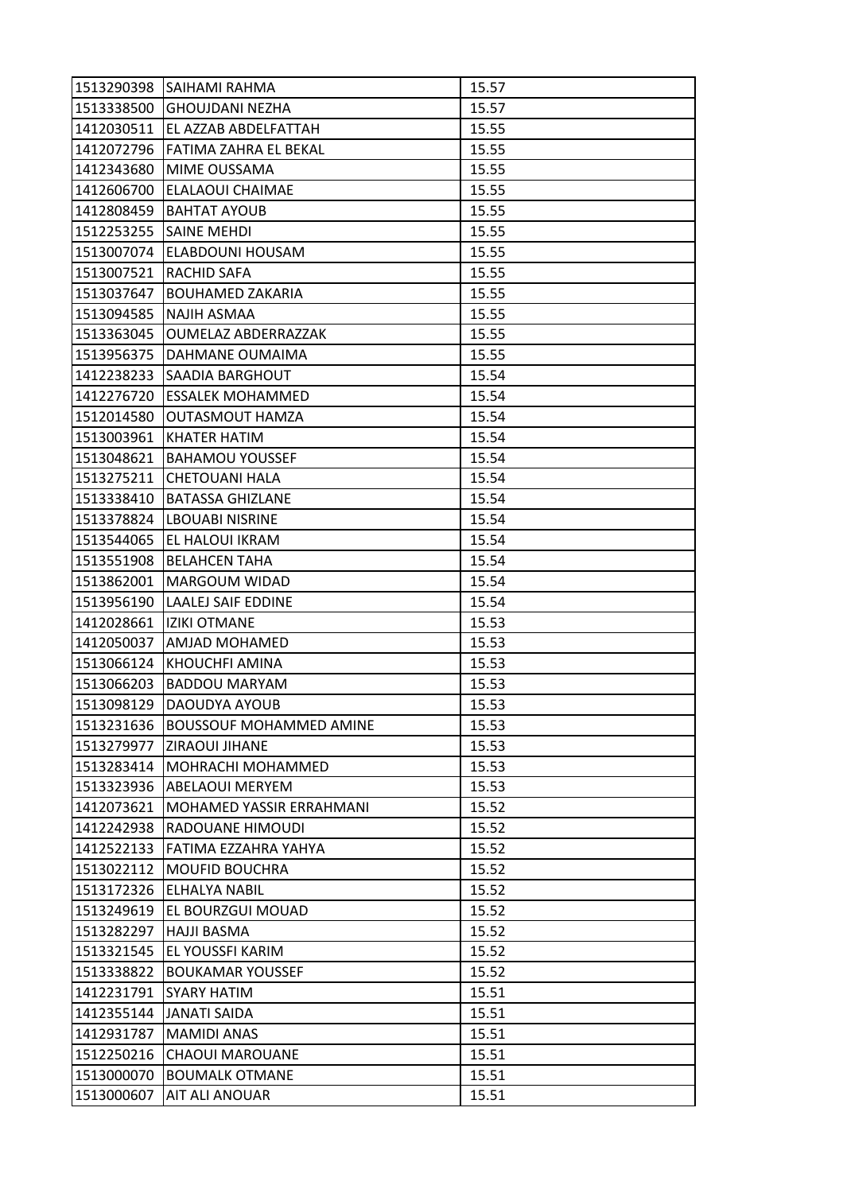| | | |
|---|---|---|
| 1513290398 | SAIHAMI RAHMA | 15.57 |
| 1513338500 | GHOUJDANI NEZHA | 15.57 |
| 1412030511 | EL AZZAB ABDELFATTAH | 15.55 |
| 1412072796 | FATIMA ZAHRA EL BEKAL | 15.55 |
| 1412343680 | MIME OUSSAMA | 15.55 |
| 1412606700 | ELALAOUI CHAIMAE | 15.55 |
| 1412808459 | BAHTAT AYOUB | 15.55 |
| 1512253255 | SAINE MEHDI | 15.55 |
| 1513007074 | ELABDOUNI HOUSAM | 15.55 |
| 1513007521 | RACHID SAFA | 15.55 |
| 1513037647 | BOUHAMED ZAKARIA | 15.55 |
| 1513094585 | NAJIH ASMAA | 15.55 |
| 1513363045 | OUMELAZ ABDERRAZZAK | 15.55 |
| 1513956375 | DAHMANE OUMAIMA | 15.55 |
| 1412238233 | SAADIA BARGHOUT | 15.54 |
| 1412276720 | ESSALEK MOHAMMED | 15.54 |
| 1512014580 | OUTASMOUT HAMZA | 15.54 |
| 1513003961 | KHATER HATIM | 15.54 |
| 1513048621 | BAHAMOU YOUSSEF | 15.54 |
| 1513275211 | CHETOUANI HALA | 15.54 |
| 1513338410 | BATASSA GHIZLANE | 15.54 |
| 1513378824 | LBOUABI NISRINE | 15.54 |
| 1513544065 | EL HALOUI IKRAM | 15.54 |
| 1513551908 | BELAHCEN TAHA | 15.54 |
| 1513862001 | MARGOUM WIDAD | 15.54 |
| 1513956190 | LAALEJ SAIF EDDINE | 15.54 |
| 1412028661 | IZIKI OTMANE | 15.53 |
| 1412050037 | AMJAD MOHAMED | 15.53 |
| 1513066124 | KHOUCHFI AMINA | 15.53 |
| 1513066203 | BADDOU MARYAM | 15.53 |
| 1513098129 | DAOUDYA AYOUB | 15.53 |
| 1513231636 | BOUSSOUF MOHAMMED AMINE | 15.53 |
| 1513279977 | ZIRAOUI JIHANE | 15.53 |
| 1513283414 | MOHRACHI MOHAMMED | 15.53 |
| 1513323936 | ABELAOUI MERYEM | 15.53 |
| 1412073621 | MOHAMED YASSIR ERRAHMANI | 15.52 |
| 1412242938 | RADOUANE HIMOUDI | 15.52 |
| 1412522133 | FATIMA EZZAHRA YAHYA | 15.52 |
| 1513022112 | MOUFID BOUCHRA | 15.52 |
| 1513172326 | ELHALYA NABIL | 15.52 |
| 1513249619 | EL BOURZGUI MOUAD | 15.52 |
| 1513282297 | HAJJI BASMA | 15.52 |
| 1513321545 | EL YOUSSFI KARIM | 15.52 |
| 1513338822 | BOUKAMAR YOUSSEF | 15.52 |
| 1412231791 | SYARY HATIM | 15.51 |
| 1412355144 | JANATI SAIDA | 15.51 |
| 1412931787 | MAMIDI ANAS | 15.51 |
| 1512250216 | CHAOUI MAROUANE | 15.51 |
| 1513000070 | BOUMALK OTMANE | 15.51 |
| 1513000607 | AIT ALI ANOUAR | 15.51 |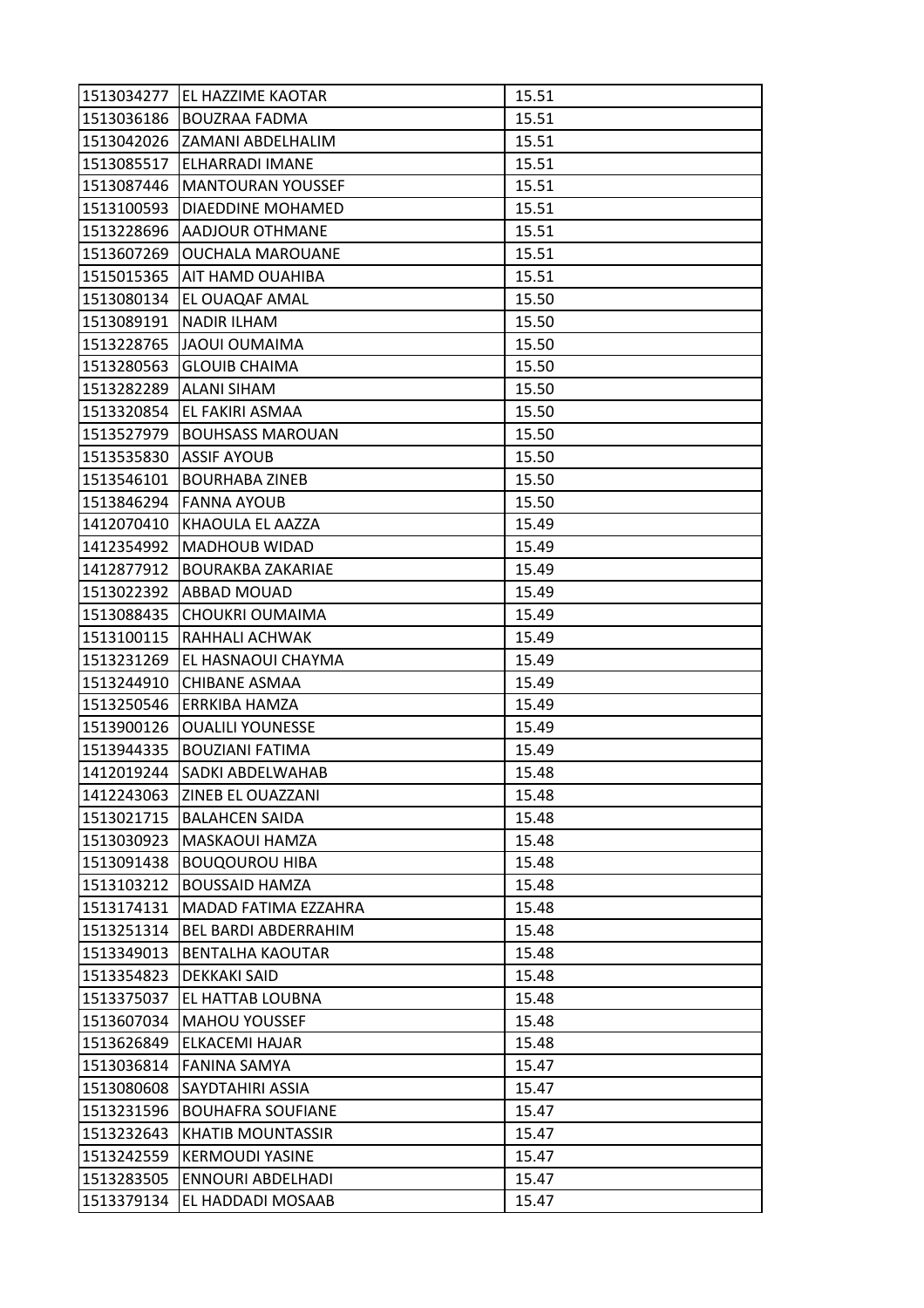| | | |
|---|---|---|
| 1513034277 | EL HAZZIME KAOTAR | 15.51 |
| 1513036186 | BOUZRAA FADMA | 15.51 |
| 1513042026 | ZAMANI ABDELHALIM | 15.51 |
| 1513085517 | ELHARRADI IMANE | 15.51 |
| 1513087446 | MANTOURAN YOUSSEF | 15.51 |
| 1513100593 | DIAEDDINE MOHAMED | 15.51 |
| 1513228696 | AADJOUR OTHMANE | 15.51 |
| 1513607269 | OUCHALA MAROUANE | 15.51 |
| 1515015365 | AIT HAMD OUAHIBA | 15.51 |
| 1513080134 | EL OUAQAF AMAL | 15.50 |
| 1513089191 | NADIR ILHAM | 15.50 |
| 1513228765 | JAOUI OUMAIMA | 15.50 |
| 1513280563 | GLOUIB CHAIMA | 15.50 |
| 1513282289 | ALANI SIHAM | 15.50 |
| 1513320854 | EL FAKIRI ASMAA | 15.50 |
| 1513527979 | BOUHSASS MAROUAN | 15.50 |
| 1513535830 | ASSIF AYOUB | 15.50 |
| 1513546101 | BOURHABA ZINEB | 15.50 |
| 1513846294 | FANNA AYOUB | 15.50 |
| 1412070410 | KHAOULA EL AAZZA | 15.49 |
| 1412354992 | MADHOUB WIDAD | 15.49 |
| 1412877912 | BOURAKBA ZAKARIAE | 15.49 |
| 1513022392 | ABBAD MOUAD | 15.49 |
| 1513088435 | CHOUKRI OUMAIMA | 15.49 |
| 1513100115 | RAHHALI ACHWAK | 15.49 |
| 1513231269 | EL HASNAOUI CHAYMA | 15.49 |
| 1513244910 | CHIBANE ASMAA | 15.49 |
| 1513250546 | ERRKIBA HAMZA | 15.49 |
| 1513900126 | OUALILI YOUNESSE | 15.49 |
| 1513944335 | BOUZIANI FATIMA | 15.49 |
| 1412019244 | SADKI ABDELWAHAB | 15.48 |
| 1412243063 | ZINEB EL OUAZZANI | 15.48 |
| 1513021715 | BALAHCEN SAIDA | 15.48 |
| 1513030923 | MASKAOUI HAMZA | 15.48 |
| 1513091438 | BOUQOUROU HIBA | 15.48 |
| 1513103212 | BOUSSAID HAMZA | 15.48 |
| 1513174131 | MADAD FATIMA EZZAHRA | 15.48 |
| 1513251314 | BEL BARDI ABDERRAHIM | 15.48 |
| 1513349013 | BENTALHA KAOUTAR | 15.48 |
| 1513354823 | DEKKAKI SAID | 15.48 |
| 1513375037 | EL HATTAB LOUBNA | 15.48 |
| 1513607034 | MAHOU YOUSSEF | 15.48 |
| 1513626849 | ELKACEMI HAJAR | 15.48 |
| 1513036814 | FANINA SAMYA | 15.47 |
| 1513080608 | SAYDTAHIRI ASSIA | 15.47 |
| 1513231596 | BOUHAFRA SOUFIANE | 15.47 |
| 1513232643 | KHATIB MOUNTASSIR | 15.47 |
| 1513242559 | KERMOUDI YASINE | 15.47 |
| 1513283505 | ENNOURI ABDELHADI | 15.47 |
| 1513379134 | EL HADDADI MOSAAB | 15.47 |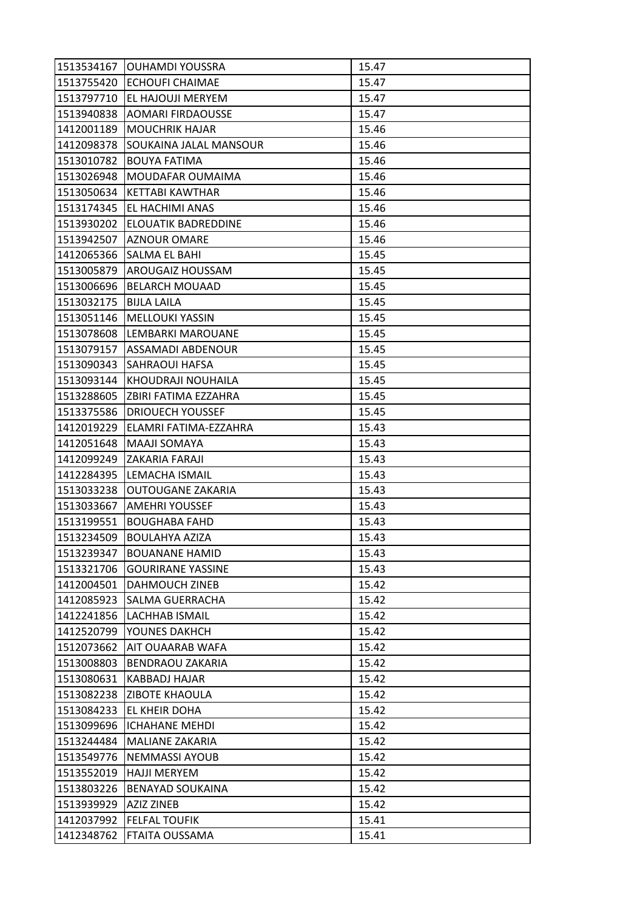| | | |
|---|---|---|
| 1513534167 | OUHAMDI YOUSSRA | 15.47 |
| 1513755420 | ECHOUFI CHAIMAE | 15.47 |
| 1513797710 | EL HAJOUJI MERYEM | 15.47 |
| 1513940838 | AOMARI FIRDAOUSSE | 15.47 |
| 1412001189 | MOUCHRIK HAJAR | 15.46 |
| 1412098378 | SOUKAINA JALAL MANSOUR | 15.46 |
| 1513010782 | BOUYA FATIMA | 15.46 |
| 1513026948 | MOUDAFAR OUMAIMA | 15.46 |
| 1513050634 | KETTABI KAWTHAR | 15.46 |
| 1513174345 | EL HACHIMI ANAS | 15.46 |
| 1513930202 | ELOUATIK BADREDDINE | 15.46 |
| 1513942507 | AZNOUR OMARE | 15.46 |
| 1412065366 | SALMA EL BAHI | 15.45 |
| 1513005879 | AROUGAIZ HOUSSAM | 15.45 |
| 1513006696 | BELARCH MOUAAD | 15.45 |
| 1513032175 | BIJLA LAILA | 15.45 |
| 1513051146 | MELLOUKI YASSIN | 15.45 |
| 1513078608 | LEMBARKI MAROUANE | 15.45 |
| 1513079157 | ASSAMADI ABDENOUR | 15.45 |
| 1513090343 | SAHRAOUI HAFSA | 15.45 |
| 1513093144 | KHOUDRAJI NOUHAILA | 15.45 |
| 1513288605 | ZBIRI FATIMA EZZAHRA | 15.45 |
| 1513375586 | DRIOUECH YOUSSEF | 15.45 |
| 1412019229 | ELAMRI FATIMA-EZZAHRA | 15.43 |
| 1412051648 | MAAJI SOMAYA | 15.43 |
| 1412099249 | ZAKARIA FARAJI | 15.43 |
| 1412284395 | LEMACHA ISMAIL | 15.43 |
| 1513033238 | OUTOUGANE ZAKARIA | 15.43 |
| 1513033667 | AMEHRI YOUSSEF | 15.43 |
| 1513199551 | BOUGHABA FAHD | 15.43 |
| 1513234509 | BOULAHYA AZIZA | 15.43 |
| 1513239347 | BOUANANE HAMID | 15.43 |
| 1513321706 | GOURIRANE YASSINE | 15.43 |
| 1412004501 | DAHMOUCH ZINEB | 15.42 |
| 1412085923 | SALMA GUERRACHA | 15.42 |
| 1412241856 | LACHHAB ISMAIL | 15.42 |
| 1412520799 | YOUNES DAKHCH | 15.42 |
| 1512073662 | AIT OUAARAB WAFA | 15.42 |
| 1513008803 | BENDRAOU ZAKARIA | 15.42 |
| 1513080631 | KABBADJ HAJAR | 15.42 |
| 1513082238 | ZIBOTE KHAOULA | 15.42 |
| 1513084233 | EL KHEIR DOHA | 15.42 |
| 1513099696 | ICHAHANE MEHDI | 15.42 |
| 1513244484 | MALIANE ZAKARIA | 15.42 |
| 1513549776 | NEMMASSI AYOUB | 15.42 |
| 1513552019 | HAJJI MERYEM | 15.42 |
| 1513803226 | BENAYAD SOUKAINA | 15.42 |
| 1513939929 | AZIZ ZINEB | 15.42 |
| 1412037992 | FELFAL TOUFIK | 15.41 |
| 1412348762 | FTAITA OUSSAMA | 15.41 |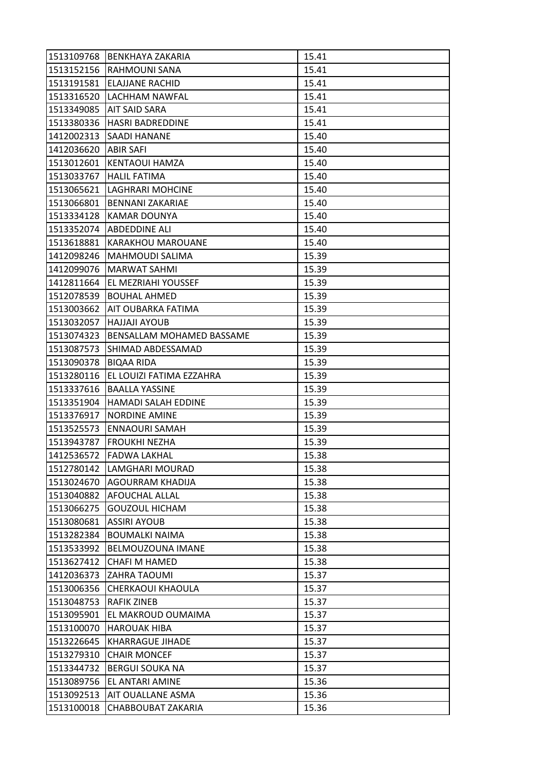| 1513109768 | BENKHAYA ZAKARIA | 15.41 |
|---|---|---|
| 1513152156 | RAHMOUNI SANA | 15.41 |
| 1513191581 | ELAJJANE RACHID | 15.41 |
| 1513316520 | LACHHAM NAWFAL | 15.41 |
| 1513349085 | AIT SAID SARA | 15.41 |
| 1513380336 | HASRI BADREDDINE | 15.41 |
| 1412002313 | SAADI HANANE | 15.40 |
| 1412036620 | ABIR SAFI | 15.40 |
| 1513012601 | KENTAOUI HAMZA | 15.40 |
| 1513033767 | HALIL FATIMA | 15.40 |
| 1513065621 | LAGHRARI MOHCINE | 15.40 |
| 1513066801 | BENNANI ZAKARIAE | 15.40 |
| 1513334128 | KAMAR DOUNYA | 15.40 |
| 1513352074 | ABDEDDINE ALI | 15.40 |
| 1513618881 | KARAKHOU MAROUANE | 15.40 |
| 1412098246 | MAHMOUDI SALIMA | 15.39 |
| 1412099076 | MARWAT SAHMI | 15.39 |
| 1412811664 | EL MEZRIAHI YOUSSEF | 15.39 |
| 1512078539 | BOUHAL AHMED | 15.39 |
| 1513003662 | AIT OUBARKA FATIMA | 15.39 |
| 1513032057 | HAJJAJI AYOUB | 15.39 |
| 1513074323 | BENSALLAM MOHAMED BASSAME | 15.39 |
| 1513087573 | SHIMAD ABDESSAMAD | 15.39 |
| 1513090378 | BIQAA RIDA | 15.39 |
| 1513280116 | EL LOUIZI FATIMA EZZAHRA | 15.39 |
| 1513337616 | BAALLA YASSINE | 15.39 |
| 1513351904 | HAMADI SALAH EDDINE | 15.39 |
| 1513376917 | NORDINE AMINE | 15.39 |
| 1513525573 | ENNAOURI SAMAH | 15.39 |
| 1513943787 | FROUKHI NEZHA | 15.39 |
| 1412536572 | FADWA LAKHAL | 15.38 |
| 1512780142 | LAMGHARI MOURAD | 15.38 |
| 1513024670 | AGOURRAM KHADIJA | 15.38 |
| 1513040882 | AFOUCHAL ALLAL | 15.38 |
| 1513066275 | GOUZOUL HICHAM | 15.38 |
| 1513080681 | ASSIRI AYOUB | 15.38 |
| 1513282384 | BOUMALKI NAIMA | 15.38 |
| 1513533992 | BELMOUZOUNA IMANE | 15.38 |
| 1513627412 | CHAFI M HAMED | 15.38 |
| 1412036373 | ZAHRA TAOUMI | 15.37 |
| 1513006356 | CHERKAOUI KHAOULA | 15.37 |
| 1513048753 | RAFIK ZINEB | 15.37 |
| 1513095901 | EL MAKROUD OUMAIMA | 15.37 |
| 1513100070 | HAROUAK HIBA | 15.37 |
| 1513226645 | KHARRAGUE JIHADE | 15.37 |
| 1513279310 | CHAIR MONCEF | 15.37 |
| 1513344732 | BERGUI SOUKA NA | 15.37 |
| 1513089756 | EL ANTARI AMINE | 15.36 |
| 1513092513 | AIT OUALLANE ASMA | 15.36 |
| 1513100018 | CHABBOUBAT ZAKARIA | 15.36 |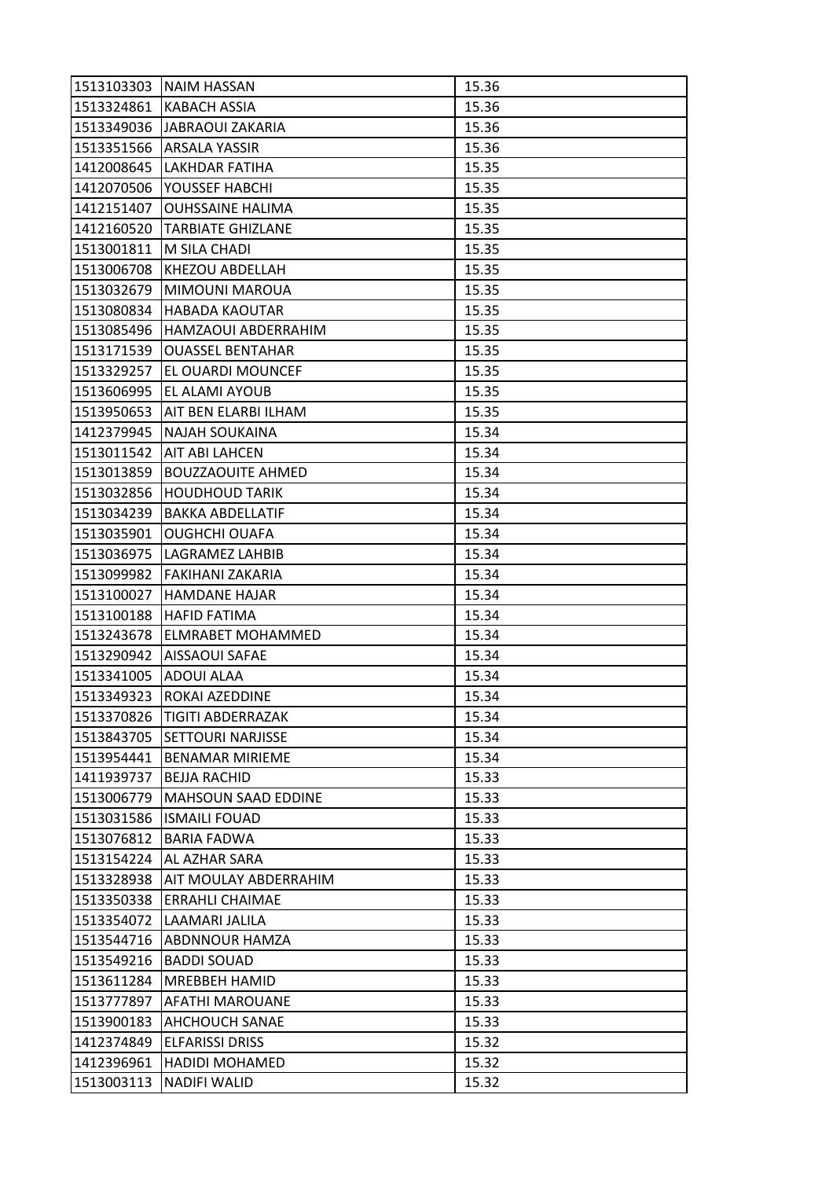| | | |
|---|---|---|
| 1513103303 | NAIM HASSAN | 15.36 |
| 1513324861 | KABACH ASSIA | 15.36 |
| 1513349036 | JABRAOUI ZAKARIA | 15.36 |
| 1513351566 | ARSALA YASSIR | 15.36 |
| 1412008645 | LAKHDAR FATIHA | 15.35 |
| 1412070506 | YOUSSEF HABCHI | 15.35 |
| 1412151407 | OUHSSAINE HALIMA | 15.35 |
| 1412160520 | TARBIATE GHIZLANE | 15.35 |
| 1513001811 | M SILA CHADI | 15.35 |
| 1513006708 | KHEZOU ABDELLAH | 15.35 |
| 1513032679 | MIMOUNI MAROUA | 15.35 |
| 1513080834 | HABADA KAOUTAR | 15.35 |
| 1513085496 | HAMZAOUI ABDERRAHIM | 15.35 |
| 1513171539 | OUASSEL BENTAHAR | 15.35 |
| 1513329257 | EL OUARDI MOUNCEF | 15.35 |
| 1513606995 | EL ALAMI AYOUB | 15.35 |
| 1513950653 | AIT BEN ELARBI ILHAM | 15.35 |
| 1412379945 | NAJAH SOUKAINA | 15.34 |
| 1513011542 | AIT ABI LAHCEN | 15.34 |
| 1513013859 | BOUZZAOUITE AHMED | 15.34 |
| 1513032856 | HOUDHOUD TARIK | 15.34 |
| 1513034239 | BAKKA ABDELLATIF | 15.34 |
| 1513035901 | OUGHCHI OUAFA | 15.34 |
| 1513036975 | LAGRAMEZ LAHBIB | 15.34 |
| 1513099982 | FAKIHANI ZAKARIA | 15.34 |
| 1513100027 | HAMDANE HAJAR | 15.34 |
| 1513100188 | HAFID FATIMA | 15.34 |
| 1513243678 | ELMRABET MOHAMMED | 15.34 |
| 1513290942 | AISSAOUI SAFAE | 15.34 |
| 1513341005 | ADOUI ALAA | 15.34 |
| 1513349323 | ROKAI AZEDDINE | 15.34 |
| 1513370826 | TIGITI ABDERRAZAK | 15.34 |
| 1513843705 | SETTOURI NARJISSE | 15.34 |
| 1513954441 | BENAMAR MIRIEME | 15.34 |
| 1411939737 | BEJJA RACHID | 15.33 |
| 1513006779 | MAHSOUN SAAD EDDINE | 15.33 |
| 1513031586 | ISMAILI FOUAD | 15.33 |
| 1513076812 | BARIA FADWA | 15.33 |
| 1513154224 | AL AZHAR SARA | 15.33 |
| 1513328938 | AIT MOULAY ABDERRAHIM | 15.33 |
| 1513350338 | ERRAHLI CHAIMAE | 15.33 |
| 1513354072 | LAAMARI JALILA | 15.33 |
| 1513544716 | ABDNNOUR HAMZA | 15.33 |
| 1513549216 | BADDI SOUAD | 15.33 |
| 1513611284 | MREBBEH HAMID | 15.33 |
| 1513777897 | AFATHI MAROUANE | 15.33 |
| 1513900183 | AHCHOUCH SANAE | 15.33 |
| 1412374849 | ELFARISSI DRISS | 15.32 |
| 1412396961 | HADIDI MOHAMED | 15.32 |
| 1513003113 | NADIFI WALID | 15.32 |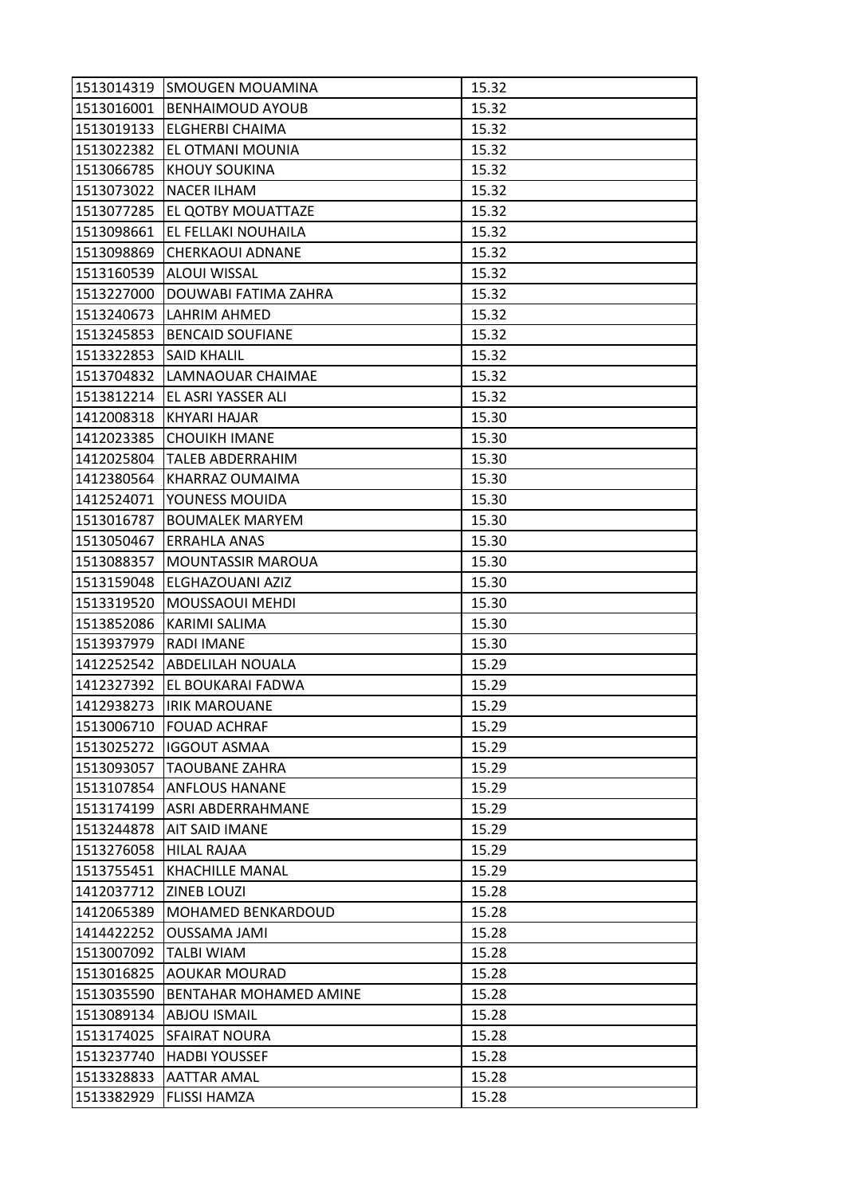| | | |
|---|---|---|
| 1513014319 | SMOUGEN MOUAMINA | 15.32 |
| 1513016001 | BENHAIMOUD AYOUB | 15.32 |
| 1513019133 | ELGHERBI CHAIMA | 15.32 |
| 1513022382 | EL OTMANI MOUNIA | 15.32 |
| 1513066785 | KHOUY SOUKINA | 15.32 |
| 1513073022 | NACER ILHAM | 15.32 |
| 1513077285 | EL QOTBY MOUATTAZE | 15.32 |
| 1513098661 | EL FELLAKI NOUHAILA | 15.32 |
| 1513098869 | CHERKAOUI ADNANE | 15.32 |
| 1513160539 | ALOUI WISSAL | 15.32 |
| 1513227000 | DOUWABI FATIMA ZAHRA | 15.32 |
| 1513240673 | LAHRIM AHMED | 15.32 |
| 1513245853 | BENCAID SOUFIANE | 15.32 |
| 1513322853 | SAID KHALIL | 15.32 |
| 1513704832 | LAMNAOUAR CHAIMAE | 15.32 |
| 1513812214 | EL ASRI YASSER ALI | 15.32 |
| 1412008318 | KHYARI HAJAR | 15.30 |
| 1412023385 | CHOUIKH IMANE | 15.30 |
| 1412025804 | TALEB ABDERRAHIM | 15.30 |
| 1412380564 | KHARRAZ OUMAIMA | 15.30 |
| 1412524071 | YOUNESS MOUIDA | 15.30 |
| 1513016787 | BOUMALEK MARYEM | 15.30 |
| 1513050467 | ERRAHLA ANAS | 15.30 |
| 1513088357 | MOUNTASSIR MAROUA | 15.30 |
| 1513159048 | ELGHAZOUANI AZIZ | 15.30 |
| 1513319520 | MOUSSAOUI MEHDI | 15.30 |
| 1513852086 | KARIMI SALIMA | 15.30 |
| 1513937979 | RADI IMANE | 15.30 |
| 1412252542 | ABDELILAH NOUALA | 15.29 |
| 1412327392 | EL BOUKARAI FADWA | 15.29 |
| 1412938273 | IRIK MAROUANE | 15.29 |
| 1513006710 | FOUAD ACHRAF | 15.29 |
| 1513025272 | IGGOUT ASMAA | 15.29 |
| 1513093057 | TAOUBANE ZAHRA | 15.29 |
| 1513107854 | ANFLOUS HANANE | 15.29 |
| 1513174199 | ASRI ABDERRAHMANE | 15.29 |
| 1513244878 | AIT SAID IMANE | 15.29 |
| 1513276058 | HILAL RAJAA | 15.29 |
| 1513755451 | KHACHILLE MANAL | 15.29 |
| 1412037712 | ZINEB LOUZI | 15.28 |
| 1412065389 | MOHAMED BENKARDOUD | 15.28 |
| 1414422252 | OUSSAMA JAMI | 15.28 |
| 1513007092 | TALBI WIAM | 15.28 |
| 1513016825 | AOUKAR MOURAD | 15.28 |
| 1513035590 | BENTAHAR MOHAMED AMINE | 15.28 |
| 1513089134 | ABJOU ISMAIL | 15.28 |
| 1513174025 | SFAIRAT NOURA | 15.28 |
| 1513237740 | HADBI YOUSSEF | 15.28 |
| 1513328833 | AATTAR AMAL | 15.28 |
| 1513382929 | FLISSI HAMZA | 15.28 |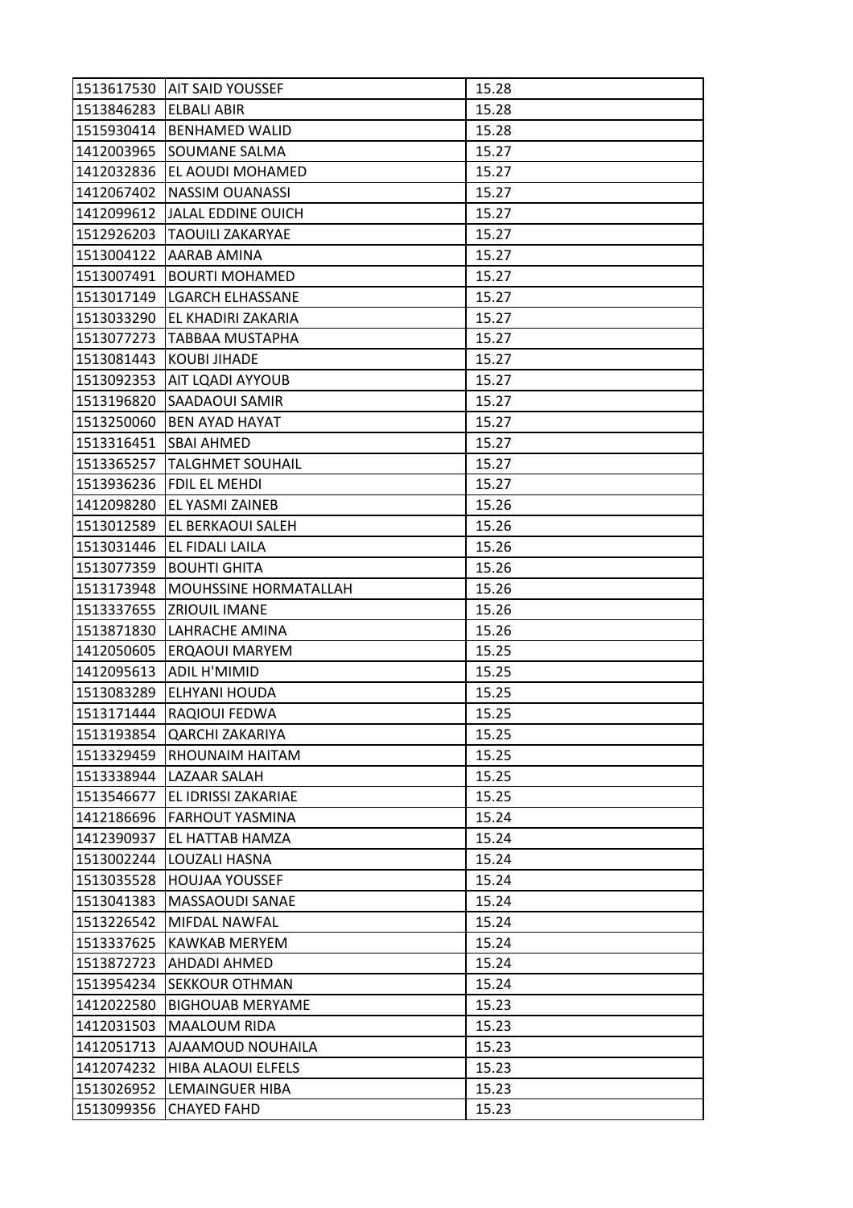| 1513617530 | AIT SAID YOUSSEF | 15.28 |
|---|---|---|
| 1513846283 | ELBALI ABIR | 15.28 |
| 1515930414 | BENHAMED WALID | 15.28 |
| 1412003965 | SOUMANE SALMA | 15.27 |
| 1412032836 | EL AOUDI MOHAMED | 15.27 |
| 1412067402 | NASSIM OUANASSI | 15.27 |
| 1412099612 | JALAL EDDINE OUICH | 15.27 |
| 1512926203 | TAOUILI ZAKARYAE | 15.27 |
| 1513004122 | AARAB AMINA | 15.27 |
| 1513007491 | BOURTI MOHAMED | 15.27 |
| 1513017149 | LGARCH ELHASSANE | 15.27 |
| 1513033290 | EL KHADIRI ZAKARIA | 15.27 |
| 1513077273 | TABBAA MUSTAPHA | 15.27 |
| 1513081443 | KOUBI JIHADE | 15.27 |
| 1513092353 | AIT LQADI AYYOUB | 15.27 |
| 1513196820 | SAADAOUI SAMIR | 15.27 |
| 1513250060 | BEN AYAD HAYAT | 15.27 |
| 1513316451 | SBAI AHMED | 15.27 |
| 1513365257 | TALGHMET SOUHAIL | 15.27 |
| 1513936236 | FDIL EL MEHDI | 15.27 |
| 1412098280 | EL YASMI ZAINEB | 15.26 |
| 1513012589 | EL BERKAOUI SALEH | 15.26 |
| 1513031446 | EL FIDALI LAILA | 15.26 |
| 1513077359 | BOUHTI GHITA | 15.26 |
| 1513173948 | MOUHSSINE HORMATALLAH | 15.26 |
| 1513337655 | ZRIOUIL IMANE | 15.26 |
| 1513871830 | LAHRACHE AMINA | 15.26 |
| 1412050605 | ERQAOUI MARYEM | 15.25 |
| 1412095613 | ADIL H'MIMID | 15.25 |
| 1513083289 | ELHYANI HOUDA | 15.25 |
| 1513171444 | RAQIOUI FEDWA | 15.25 |
| 1513193854 | QARCHI ZAKARIYA | 15.25 |
| 1513329459 | RHOUNAIM HAITAM | 15.25 |
| 1513338944 | LAZAAR SALAH | 15.25 |
| 1513546677 | EL IDRISSI ZAKARIAE | 15.25 |
| 1412186696 | FARHOUT YASMINA | 15.24 |
| 1412390937 | EL HATTAB HAMZA | 15.24 |
| 1513002244 | LOUZALI HASNA | 15.24 |
| 1513035528 | HOUJAA YOUSSEF | 15.24 |
| 1513041383 | MASSAOUDI SANAE | 15.24 |
| 1513226542 | MIFDAL NAWFAL | 15.24 |
| 1513337625 | KAWKAB MERYEM | 15.24 |
| 1513872723 | AHDADI AHMED | 15.24 |
| 1513954234 | SEKKOUR OTHMAN | 15.24 |
| 1412022580 | BIGHOUAB MERYAME | 15.23 |
| 1412031503 | MAALOUM RIDA | 15.23 |
| 1412051713 | AJAAMOUD NOUHAILA | 15.23 |
| 1412074232 | HIBA ALAOUI ELFELS | 15.23 |
| 1513026952 | LEMAINGUER HIBA | 15.23 |
| 1513099356 | CHAYED FAHD | 15.23 |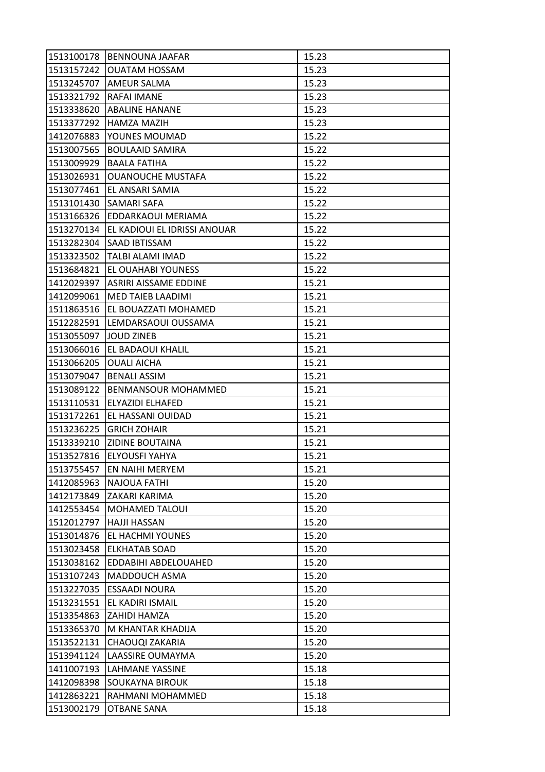| | | |
|---|---|---|
| 1513100178 | BENNOUNA JAAFAR | 15.23 |
| 1513157242 | OUATAM HOSSAM | 15.23 |
| 1513245707 | AMEUR SALMA | 15.23 |
| 1513321792 | RAFAI IMANE | 15.23 |
| 1513338620 | ABALINE HANANE | 15.23 |
| 1513377292 | HAMZA MAZIH | 15.23 |
| 1412076883 | YOUNES MOUMAD | 15.22 |
| 1513007565 | BOULAAID SAMIRA | 15.22 |
| 1513009929 | BAALA FATIHA | 15.22 |
| 1513026931 | OUANOUCHE MUSTAFA | 15.22 |
| 1513077461 | EL ANSARI SAMIA | 15.22 |
| 1513101430 | SAMARI SAFA | 15.22 |
| 1513166326 | EDDARKAOUI MERIAMA | 15.22 |
| 1513270134 | EL KADIOUI EL IDRISSI ANOUAR | 15.22 |
| 1513282304 | SAAD IBTISSAM | 15.22 |
| 1513323502 | TALBI ALAMI IMAD | 15.22 |
| 1513684821 | EL OUAHABI YOUNESS | 15.22 |
| 1412029397 | ASRIRI AISSAME EDDINE | 15.21 |
| 1412099061 | MED TAIEB LAADIMI | 15.21 |
| 1511863516 | EL BOUAZZATI MOHAMED | 15.21 |
| 1512282591 | LEMDARSAOUI OUSSAMA | 15.21 |
| 1513055097 | JOUD ZINEB | 15.21 |
| 1513066016 | EL BADAOUI KHALIL | 15.21 |
| 1513066205 | OUALI AICHA | 15.21 |
| 1513079047 | BENALI ASSIM | 15.21 |
| 1513089122 | BENMANSOUR MOHAMMED | 15.21 |
| 1513110531 | ELYAZIDI ELHAFED | 15.21 |
| 1513172261 | EL HASSANI OUIDAD | 15.21 |
| 1513236225 | GRICH ZOHAIR | 15.21 |
| 1513339210 | ZIDINE BOUTAINA | 15.21 |
| 1513527816 | ELYOUSFI YAHYA | 15.21 |
| 1513755457 | EN NAIHI MERYEM | 15.21 |
| 1412085963 | NAJOUA FATHI | 15.20 |
| 1412173849 | ZAKARI KARIMA | 15.20 |
| 1412553454 | MOHAMED TALOUI | 15.20 |
| 1512012797 | HAJJI HASSAN | 15.20 |
| 1513014876 | EL HACHMI YOUNES | 15.20 |
| 1513023458 | ELKHATAB SOAD | 15.20 |
| 1513038162 | EDDABIHI ABDELOUAHED | 15.20 |
| 1513107243 | MADDOUCH ASMA | 15.20 |
| 1513227035 | ESSAADI NOURA | 15.20 |
| 1513231551 | EL KADIRI ISMAIL | 15.20 |
| 1513354863 | ZAHIDI HAMZA | 15.20 |
| 1513365370 | M KHANTAR KHADIJA | 15.20 |
| 1513522131 | CHAOUQI ZAKARIA | 15.20 |
| 1513941124 | LAASSIRE OUMAYMA | 15.20 |
| 1411007193 | LAHMANE YASSINE | 15.18 |
| 1412098398 | SOUKAYNA BIROUK | 15.18 |
| 1412863221 | RAHMANI MOHAMMED | 15.18 |
| 1513002179 | OTBANE SANA | 15.18 |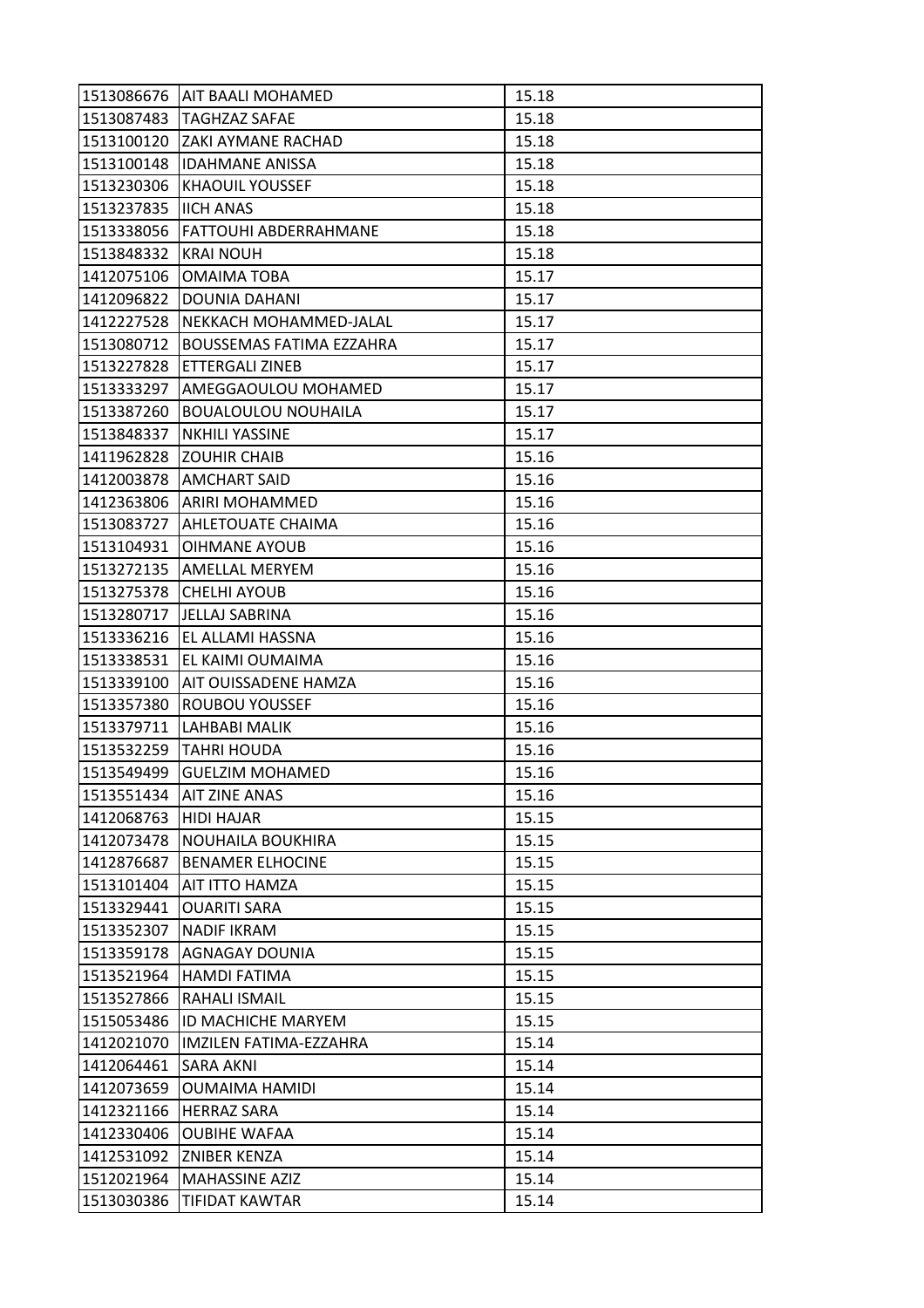| | | |
|---|---|---|
| 1513086676 | AIT BAALI MOHAMED | 15.18 |
| 1513087483 | TAGHZAZ SAFAE | 15.18 |
| 1513100120 | ZAKI AYMANE RACHAD | 15.18 |
| 1513100148 | IDAHMANE ANISSA | 15.18 |
| 1513230306 | KHAOUIL YOUSSEF | 15.18 |
| 1513237835 | IICH ANAS | 15.18 |
| 1513338056 | FATTOUHI ABDERRAHMANE | 15.18 |
| 1513848332 | KRAI NOUH | 15.18 |
| 1412075106 | OMAIMA TOBA | 15.17 |
| 1412096822 | DOUNIA DAHANI | 15.17 |
| 1412227528 | NEKKACH MOHAMMED-JALAL | 15.17 |
| 1513080712 | BOUSSEMAS FATIMA EZZAHRA | 15.17 |
| 1513227828 | ETTERGALI ZINEB | 15.17 |
| 1513333297 | AMEGGAOULOU MOHAMED | 15.17 |
| 1513387260 | BOUALOULOU NOUHAILA | 15.17 |
| 1513848337 | NKHILI YASSINE | 15.17 |
| 1411962828 | ZOUHIR CHAIB | 15.16 |
| 1412003878 | AMCHART SAID | 15.16 |
| 1412363806 | ARIRI MOHAMMED | 15.16 |
| 1513083727 | AHLETOUATE CHAIMA | 15.16 |
| 1513104931 | OIHMANE AYOUB | 15.16 |
| 1513272135 | AMELLAL MERYEM | 15.16 |
| 1513275378 | CHELHI AYOUB | 15.16 |
| 1513280717 | JELLAJ SABRINA | 15.16 |
| 1513336216 | EL ALLAMI HASSNA | 15.16 |
| 1513338531 | EL KAIMI OUMAIMA | 15.16 |
| 1513339100 | AIT OUISSADENE HAMZA | 15.16 |
| 1513357380 | ROUBOU YOUSSEF | 15.16 |
| 1513379711 | LAHBABI MALIK | 15.16 |
| 1513532259 | TAHRI HOUDA | 15.16 |
| 1513549499 | GUELZIM MOHAMED | 15.16 |
| 1513551434 | AIT ZINE ANAS | 15.16 |
| 1412068763 | HIDI HAJAR | 15.15 |
| 1412073478 | NOUHAILA BOUKHIRA | 15.15 |
| 1412876687 | BENAMER ELHOCINE | 15.15 |
| 1513101404 | AIT ITTO HAMZA | 15.15 |
| 1513329441 | OUARITI SARA | 15.15 |
| 1513352307 | NADIF IKRAM | 15.15 |
| 1513359178 | AGNAGAY DOUNIA | 15.15 |
| 1513521964 | HAMDI FATIMA | 15.15 |
| 1513527866 | RAHALI ISMAIL | 15.15 |
| 1515053486 | ID MACHICHE MARYEM | 15.15 |
| 1412021070 | IMZILEN FATIMA-EZZAHRA | 15.14 |
| 1412064461 | SARA AKNI | 15.14 |
| 1412073659 | OUMAIMA HAMIDI | 15.14 |
| 1412321166 | HERRAZ SARA | 15.14 |
| 1412330406 | OUBIHE WAFAA | 15.14 |
| 1412531092 | ZNIBER KENZA | 15.14 |
| 1512021964 | MAHASSINE AZIZ | 15.14 |
| 1513030386 | TIFIDAT KAWTAR | 15.14 |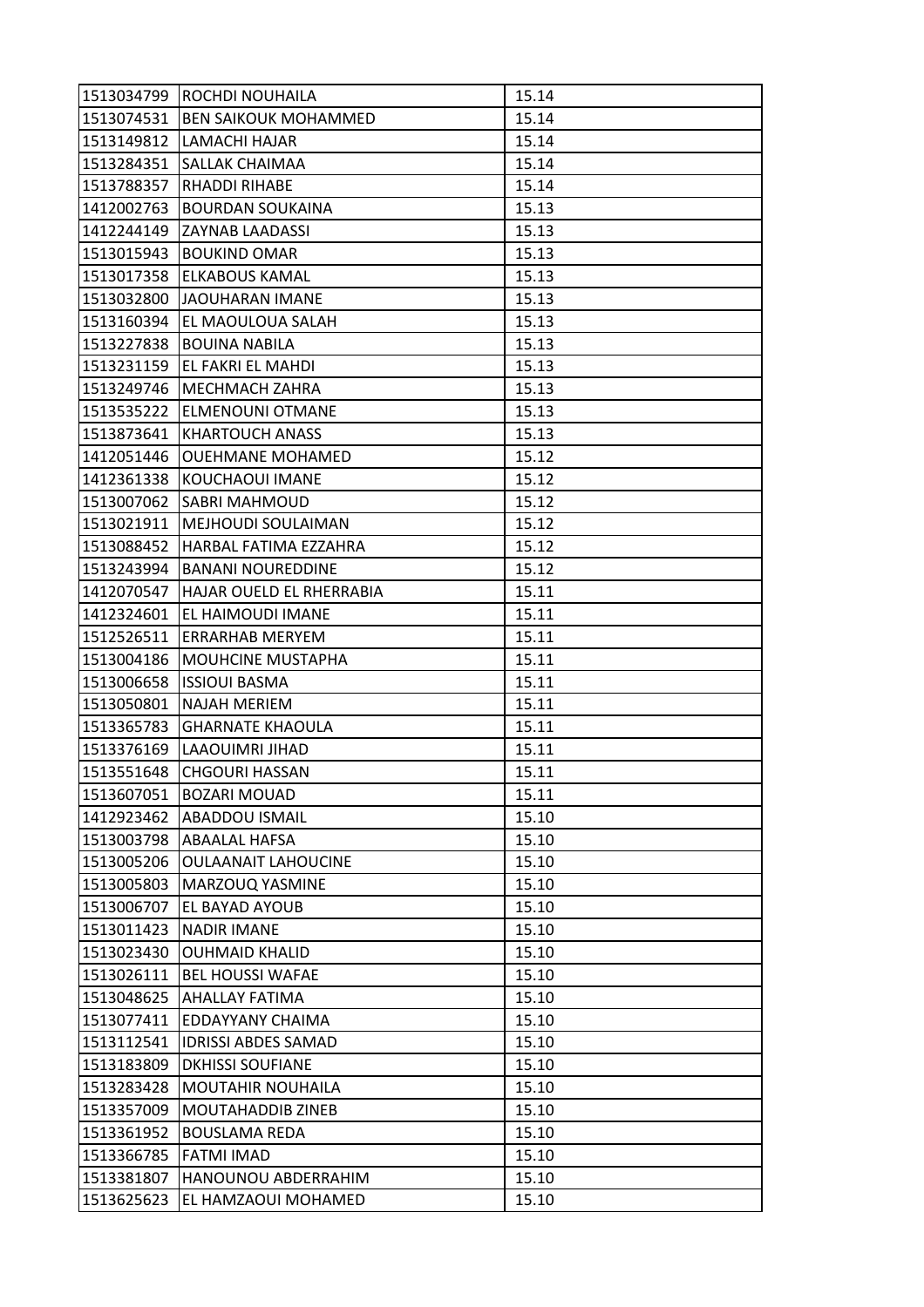| | | |
|---|---|---|
| 1513034799 | ROCHDI NOUHAILA | 15.14 |
| 1513074531 | BEN SAIKOUK MOHAMMED | 15.14 |
| 1513149812 | LAMACHI HAJAR | 15.14 |
| 1513284351 | SALLAK CHAIMAA | 15.14 |
| 1513788357 | RHADDI RIHABE | 15.14 |
| 1412002763 | BOURDAN SOUKAINA | 15.13 |
| 1412244149 | ZAYNAB LAADASSI | 15.13 |
| 1513015943 | BOUKIND OMAR | 15.13 |
| 1513017358 | ELKABOUS KAMAL | 15.13 |
| 1513032800 | JAOUHARAN IMANE | 15.13 |
| 1513160394 | EL MAOULOUA SALAH | 15.13 |
| 1513227838 | BOUINA NABILA | 15.13 |
| 1513231159 | EL FAKRI EL MAHDI | 15.13 |
| 1513249746 | MECHMACH ZAHRA | 15.13 |
| 1513535222 | ELMENOUNI OTMANE | 15.13 |
| 1513873641 | KHARTOUCH ANASS | 15.13 |
| 1412051446 | OUEHMANE MOHAMED | 15.12 |
| 1412361338 | KOUCHAOUI IMANE | 15.12 |
| 1513007062 | SABRI MAHMOUD | 15.12 |
| 1513021911 | MEJHOUDI SOULAIMAN | 15.12 |
| 1513088452 | HARBAL FATIMA EZZAHRA | 15.12 |
| 1513243994 | BANANI NOUREDDINE | 15.12 |
| 1412070547 | HAJAR OUELD EL RHERRABIA | 15.11 |
| 1412324601 | EL HAIMOUDI IMANE | 15.11 |
| 1512526511 | ERRARHAB MERYEM | 15.11 |
| 1513004186 | MOUHCINE MUSTAPHA | 15.11 |
| 1513006658 | ISSIOUI BASMA | 15.11 |
| 1513050801 | NAJAH MERIEM | 15.11 |
| 1513365783 | GHARNATE KHAOULA | 15.11 |
| 1513376169 | LAAOUIMRI JIHAD | 15.11 |
| 1513551648 | CHGOURI HASSAN | 15.11 |
| 1513607051 | BOZARI MOUAD | 15.11 |
| 1412923462 | ABADDOU ISMAIL | 15.10 |
| 1513003798 | ABAALAL HAFSA | 15.10 |
| 1513005206 | OULAANAIT LAHOUCINE | 15.10 |
| 1513005803 | MARZOUQ YASMINE | 15.10 |
| 1513006707 | EL BAYAD AYOUB | 15.10 |
| 1513011423 | NADIR IMANE | 15.10 |
| 1513023430 | OUHMAID KHALID | 15.10 |
| 1513026111 | BEL HOUSSI WAFAE | 15.10 |
| 1513048625 | AHALLAY FATIMA | 15.10 |
| 1513077411 | EDDAYYANY CHAIMA | 15.10 |
| 1513112541 | IDRISSI ABDES SAMAD | 15.10 |
| 1513183809 | DKHISSI SOUFIANE | 15.10 |
| 1513283428 | MOUTAHIR NOUHAILA | 15.10 |
| 1513357009 | MOUTAHADDIB ZINEB | 15.10 |
| 1513361952 | BOUSLAMA REDA | 15.10 |
| 1513366785 | FATMI IMAD | 15.10 |
| 1513381807 | HANOUNOU ABDERRAHIM | 15.10 |
| 1513625623 | EL HAMZAOUI MOHAMED | 15.10 |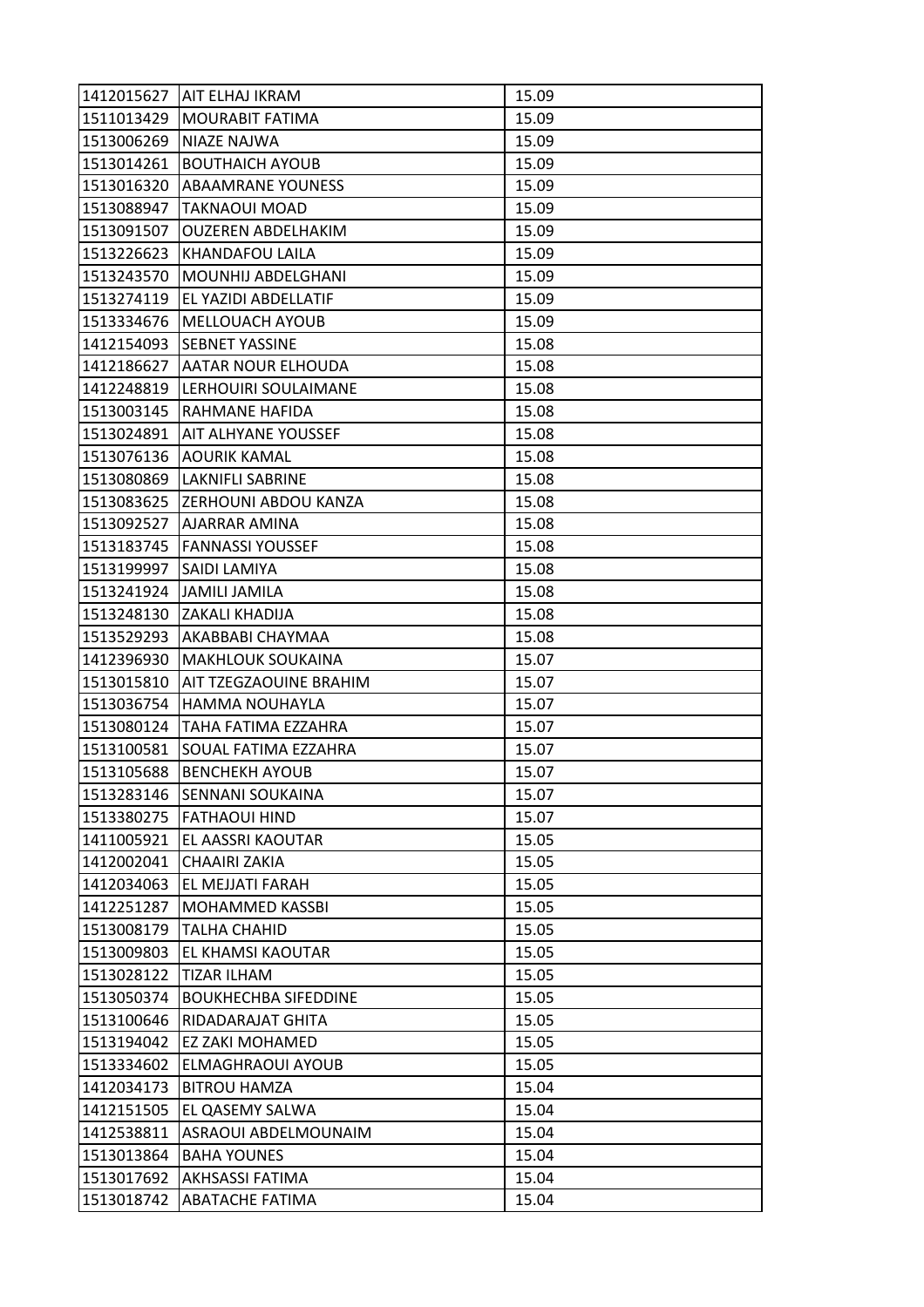| | | |
|---|---|---|
| 1412015627 | AIT ELHAJ IKRAM | 15.09 |
| 1511013429 | MOURABIT FATIMA | 15.09 |
| 1513006269 | NIAZE NAJWA | 15.09 |
| 1513014261 | BOUTHAICH AYOUB | 15.09 |
| 1513016320 | ABAAMRANE YOUNESS | 15.09 |
| 1513088947 | TAKNAOUI MOAD | 15.09 |
| 1513091507 | OUZEREN ABDELHAKIM | 15.09 |
| 1513226623 | KHANDAFOU LAILA | 15.09 |
| 1513243570 | MOUNHIJ ABDELGHANI | 15.09 |
| 1513274119 | EL YAZIDI ABDELLATIF | 15.09 |
| 1513334676 | MELLOUACH AYOUB | 15.09 |
| 1412154093 | SEBNET YASSINE | 15.08 |
| 1412186627 | AATAR NOUR ELHOUDA | 15.08 |
| 1412248819 | LERHOUIRI SOULAIMANE | 15.08 |
| 1513003145 | RAHMANE HAFIDA | 15.08 |
| 1513024891 | AIT ALHYANE YOUSSEF | 15.08 |
| 1513076136 | AOURIK KAMAL | 15.08 |
| 1513080869 | LAKNIFLI SABRINE | 15.08 |
| 1513083625 | ZERHOUNI ABDOU KANZA | 15.08 |
| 1513092527 | AJARRAR AMINA | 15.08 |
| 1513183745 | FANNASSI YOUSSEF | 15.08 |
| 1513199997 | SAIDI LAMIYA | 15.08 |
| 1513241924 | JAMILI JAMILA | 15.08 |
| 1513248130 | ZAKALI KHADIJA | 15.08 |
| 1513529293 | AKABBABI CHAYMAA | 15.08 |
| 1412396930 | MAKHLOUK SOUKAINA | 15.07 |
| 1513015810 | AIT TZEGZAOUINE BRAHIM | 15.07 |
| 1513036754 | HAMMA NOUHAYLA | 15.07 |
| 1513080124 | TAHA FATIMA EZZAHRA | 15.07 |
| 1513100581 | SOUAL FATIMA EZZAHRA | 15.07 |
| 1513105688 | BENCHEKH AYOUB | 15.07 |
| 1513283146 | SENNANI SOUKAINA | 15.07 |
| 1513380275 | FATHAOUI HIND | 15.07 |
| 1411005921 | EL AASSRI KAOUTAR | 15.05 |
| 1412002041 | CHAAIRI ZAKIA | 15.05 |
| 1412034063 | EL MEJJATI FARAH | 15.05 |
| 1412251287 | MOHAMMED KASSBI | 15.05 |
| 1513008179 | TALHA CHAHID | 15.05 |
| 1513009803 | EL KHAMSI KAOUTAR | 15.05 |
| 1513028122 | TIZAR ILHAM | 15.05 |
| 1513050374 | BOUKHECHBA SIFEDDINE | 15.05 |
| 1513100646 | RIDADARAJAT GHITA | 15.05 |
| 1513194042 | EZ ZAKI MOHAMED | 15.05 |
| 1513334602 | ELMAGHRAOUI AYOUB | 15.05 |
| 1412034173 | BITROU HAMZA | 15.04 |
| 1412151505 | EL QASEMY SALWA | 15.04 |
| 1412538811 | ASRAOUI ABDELMOUNAIM | 15.04 |
| 1513013864 | BAHA YOUNES | 15.04 |
| 1513017692 | AKHSASSI FATIMA | 15.04 |
| 1513018742 | ABATACHE FATIMA | 15.04 |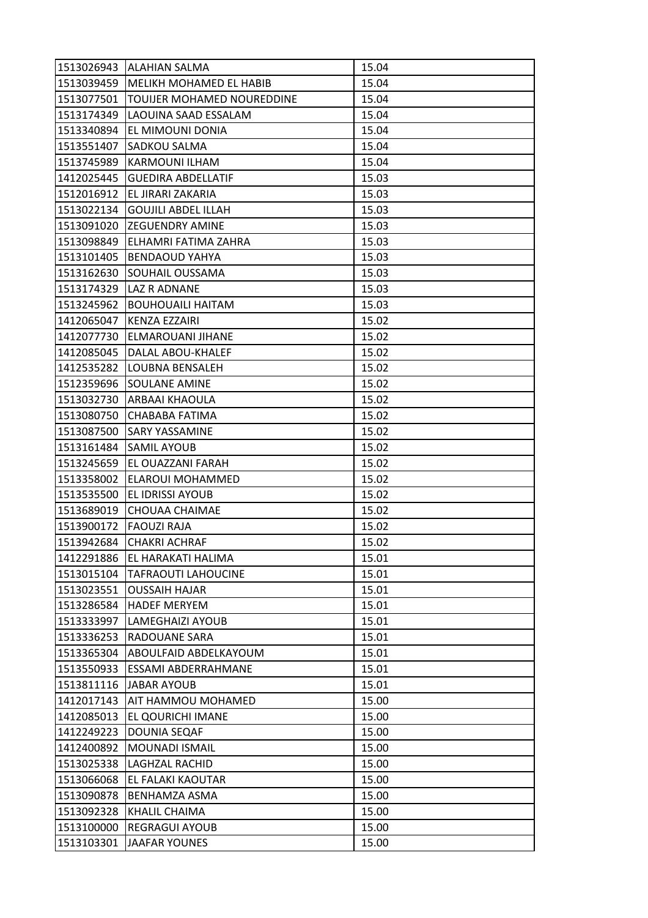| | | |
|---|---|---|
| 1513026943 | ALAHIAN SALMA | 15.04 |
| 1513039459 | MELIKH MOHAMED EL HABIB | 15.04 |
| 1513077501 | TOUIJER MOHAMED NOUREDDINE | 15.04 |
| 1513174349 | LAOUINA SAAD ESSALAM | 15.04 |
| 1513340894 | EL MIMOUNI DONIA | 15.04 |
| 1513551407 | SADKOU SALMA | 15.04 |
| 1513745989 | KARMOUNI ILHAM | 15.04 |
| 1412025445 | GUEDIRA ABDELLATIF | 15.03 |
| 1512016912 | EL JIRARI ZAKARIA | 15.03 |
| 1513022134 | GOUJILI ABDEL ILLAH | 15.03 |
| 1513091020 | ZEGUENDRY AMINE | 15.03 |
| 1513098849 | ELHAMRI FATIMA ZAHRA | 15.03 |
| 1513101405 | BENDAOUD YAHYA | 15.03 |
| 1513162630 | SOUHAIL OUSSAMA | 15.03 |
| 1513174329 | LAZ R ADNANE | 15.03 |
| 1513245962 | BOUHOUAILI HAITAM | 15.03 |
| 1412065047 | KENZA EZZAIRI | 15.02 |
| 1412077730 | ELMAROUANI JIHANE | 15.02 |
| 1412085045 | DALAL ABOU-KHALEF | 15.02 |
| 1412535282 | LOUBNA BENSALEH | 15.02 |
| 1512359696 | SOULANE AMINE | 15.02 |
| 1513032730 | ARBAAI KHAOULA | 15.02 |
| 1513080750 | CHABABA FATIMA | 15.02 |
| 1513087500 | SARY YASSAMINE | 15.02 |
| 1513161484 | SAMIL AYOUB | 15.02 |
| 1513245659 | EL OUAZZANI FARAH | 15.02 |
| 1513358002 | ELAROUI MOHAMMED | 15.02 |
| 1513535500 | EL IDRISSI AYOUB | 15.02 |
| 1513689019 | CHOUAA CHAIMAE | 15.02 |
| 1513900172 | FAOUZI RAJA | 15.02 |
| 1513942684 | CHAKRI ACHRAF | 15.02 |
| 1412291886 | EL HARAKATI HALIMA | 15.01 |
| 1513015104 | TAFRAOUTI LAHOUCINE | 15.01 |
| 1513023551 | OUSSAIH HAJAR | 15.01 |
| 1513286584 | HADEF MERYEM | 15.01 |
| 1513333997 | LAMEGHAIZI AYOUB | 15.01 |
| 1513336253 | RADOUANE SARA | 15.01 |
| 1513365304 | ABOULFAID ABDELKAYOUM | 15.01 |
| 1513550933 | ESSAMI ABDERRAHMANE | 15.01 |
| 1513811116 | JABAR AYOUB | 15.01 |
| 1412017143 | AIT HAMMOU MOHAMED | 15.00 |
| 1412085013 | EL QOURICHI IMANE | 15.00 |
| 1412249223 | DOUNIA SEQAF | 15.00 |
| 1412400892 | MOUNADI ISMAIL | 15.00 |
| 1513025338 | LAGHZAL RACHID | 15.00 |
| 1513066068 | EL FALAKI KAOUTAR | 15.00 |
| 1513090878 | BENHAMZA ASMA | 15.00 |
| 1513092328 | KHALIL CHAIMA | 15.00 |
| 1513100000 | REGRAGUI AYOUB | 15.00 |
| 1513103301 | JAAFAR YOUNES | 15.00 |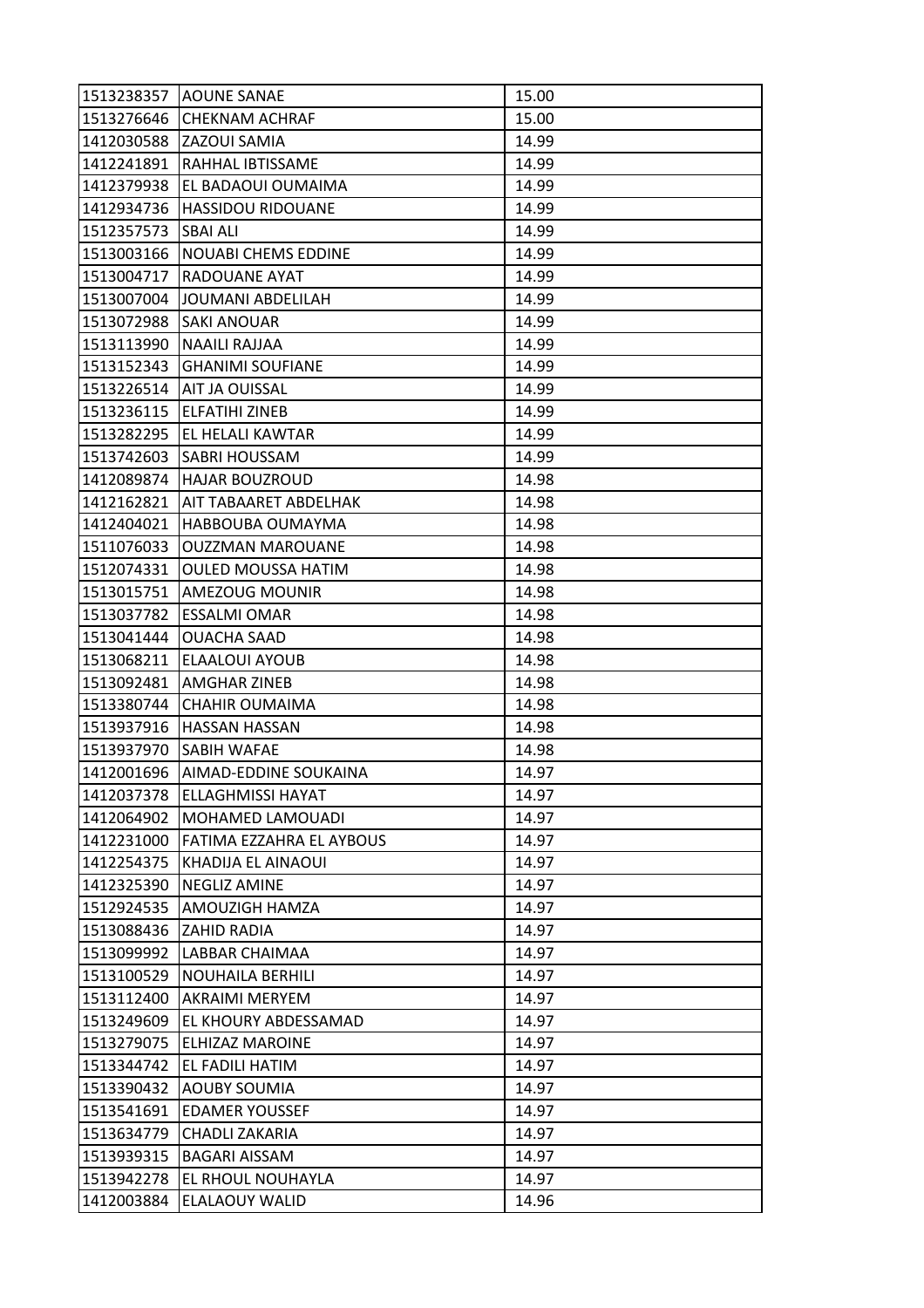| 1513238357 | AOUNE SANAE | 15.00 |
|---|---|---|
| 1513276646 | CHEKNAM ACHRAF | 15.00 |
| 1412030588 | ZAZOUI SAMIA | 14.99 |
| 1412241891 | RAHHAL IBTISSAME | 14.99 |
| 1412379938 | EL BADAOUI OUMAIMA | 14.99 |
| 1412934736 | HASSIDOU RIDOUANE | 14.99 |
| 1512357573 | SBAI ALI | 14.99 |
| 1513003166 | NOUABI CHEMS EDDINE | 14.99 |
| 1513004717 | RADOUANE AYAT | 14.99 |
| 1513007004 | JOUMANI ABDELILAH | 14.99 |
| 1513072988 | SAKI ANOUAR | 14.99 |
| 1513113990 | NAAILI RAJJAA | 14.99 |
| 1513152343 | GHANIMI SOUFIANE | 14.99 |
| 1513226514 | AIT JA OUISSAL | 14.99 |
| 1513236115 | ELFATIHI ZINEB | 14.99 |
| 1513282295 | EL HELALI KAWTAR | 14.99 |
| 1513742603 | SABRI HOUSSAM | 14.99 |
| 1412089874 | HAJAR BOUZROUD | 14.98 |
| 1412162821 | AIT TABAARET ABDELHAK | 14.98 |
| 1412404021 | HABBOUBA OUMAYMA | 14.98 |
| 1511076033 | OUZZMAN MAROUANE | 14.98 |
| 1512074331 | OULED MOUSSA HATIM | 14.98 |
| 1513015751 | AMEZOUG MOUNIR | 14.98 |
| 1513037782 | ESSALMI OMAR | 14.98 |
| 1513041444 | OUACHA SAAD | 14.98 |
| 1513068211 | ELAALOUI AYOUB | 14.98 |
| 1513092481 | AMGHAR ZINEB | 14.98 |
| 1513380744 | CHAHIR OUMAIMA | 14.98 |
| 1513937916 | HASSAN HASSAN | 14.98 |
| 1513937970 | SABIH WAFAE | 14.98 |
| 1412001696 | AIMAD-EDDINE SOUKAINA | 14.97 |
| 1412037378 | ELLAGHMISSI HAYAT | 14.97 |
| 1412064902 | MOHAMED LAMOUADI | 14.97 |
| 1412231000 | FATIMA EZZAHRA EL AYBOUS | 14.97 |
| 1412254375 | KHADIJA EL AINAOUI | 14.97 |
| 1412325390 | NEGLIZ AMINE | 14.97 |
| 1512924535 | AMOUZIGH HAMZA | 14.97 |
| 1513088436 | ZAHID RADIA | 14.97 |
| 1513099992 | LABBAR CHAIMAA | 14.97 |
| 1513100529 | NOUHAILA BERHILI | 14.97 |
| 1513112400 | AKRAIMI MERYEM | 14.97 |
| 1513249609 | EL KHOURY ABDESSAMAD | 14.97 |
| 1513279075 | ELHIZAZ MAROINE | 14.97 |
| 1513344742 | EL FADILI HATIM | 14.97 |
| 1513390432 | AOUBY SOUMIA | 14.97 |
| 1513541691 | EDAMER YOUSSEF | 14.97 |
| 1513634779 | CHADLI ZAKARIA | 14.97 |
| 1513939315 | BAGARI AISSAM | 14.97 |
| 1513942278 | EL RHOUL NOUHAYLA | 14.97 |
| 1412003884 | ELALAOUY WALID | 14.96 |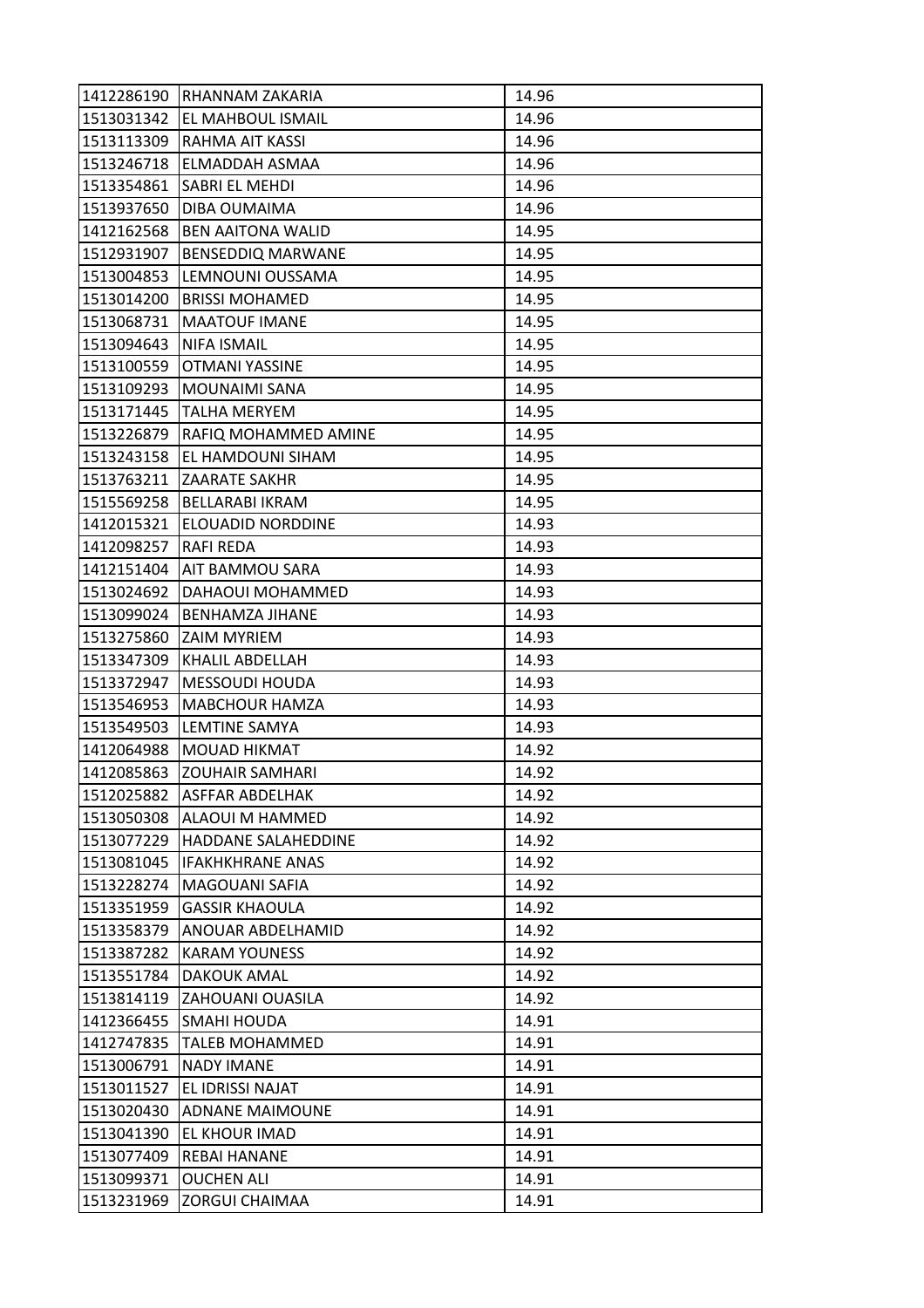| 1412286190 | RHANNAM ZAKARIA | 14.96 |
|---|---|---|
| 1513031342 | EL MAHBOUL ISMAIL | 14.96 |
| 1513113309 | RAHMA AIT KASSI | 14.96 |
| 1513246718 | ELMADDAH ASMAA | 14.96 |
| 1513354861 | SABRI EL MEHDI | 14.96 |
| 1513937650 | DIBA OUMAIMA | 14.96 |
| 1412162568 | BEN AAITONA WALID | 14.95 |
| 1512931907 | BENSEDDIQ MARWANE | 14.95 |
| 1513004853 | LEMNOUNI OUSSAMA | 14.95 |
| 1513014200 | BRISSI MOHAMED | 14.95 |
| 1513068731 | MAATOUF IMANE | 14.95 |
| 1513094643 | NIFA ISMAIL | 14.95 |
| 1513100559 | OTMANI YASSINE | 14.95 |
| 1513109293 | MOUNAIMI SANA | 14.95 |
| 1513171445 | TALHA MERYEM | 14.95 |
| 1513226879 | RAFIQ MOHAMMED AMINE | 14.95 |
| 1513243158 | EL HAMDOUNI SIHAM | 14.95 |
| 1513763211 | ZAARATE SAKHR | 14.95 |
| 1515569258 | BELLARABI IKRAM | 14.95 |
| 1412015321 | ELOUADID NORDDINE | 14.93 |
| 1412098257 | RAFI REDA | 14.93 |
| 1412151404 | AIT BAMMOU SARA | 14.93 |
| 1513024692 | DAHAOUI MOHAMMED | 14.93 |
| 1513099024 | BENHAMZA JIHANE | 14.93 |
| 1513275860 | ZAIM MYRIEM | 14.93 |
| 1513347309 | KHALIL ABDELLAH | 14.93 |
| 1513372947 | MESSOUDI HOUDA | 14.93 |
| 1513546953 | MABCHOUR HAMZA | 14.93 |
| 1513549503 | LEMTINE SAMYA | 14.93 |
| 1412064988 | MOUAD HIKMAT | 14.92 |
| 1412085863 | ZOUHAIR SAMHARI | 14.92 |
| 1512025882 | ASFFAR ABDELHAK | 14.92 |
| 1513050308 | ALAOUI M HAMMED | 14.92 |
| 1513077229 | HADDANE SALAHEDDINE | 14.92 |
| 1513081045 | IFAKHKHRANE ANAS | 14.92 |
| 1513228274 | MAGOUANI SAFIA | 14.92 |
| 1513351959 | GASSIR KHAOULA | 14.92 |
| 1513358379 | ANOUAR ABDELHAMID | 14.92 |
| 1513387282 | KARAM YOUNESS | 14.92 |
| 1513551784 | DAKOUK AMAL | 14.92 |
| 1513814119 | ZAHOUANI OUASILA | 14.92 |
| 1412366455 | SMAHI HOUDA | 14.91 |
| 1412747835 | TALEB MOHAMMED | 14.91 |
| 1513006791 | NADY IMANE | 14.91 |
| 1513011527 | EL IDRISSI NAJAT | 14.91 |
| 1513020430 | ADNANE MAIMOUNE | 14.91 |
| 1513041390 | EL KHOUR IMAD | 14.91 |
| 1513077409 | REBAI HANANE | 14.91 |
| 1513099371 | OUCHEN ALI | 14.91 |
| 1513231969 | ZORGUI CHAIMAA | 14.91 |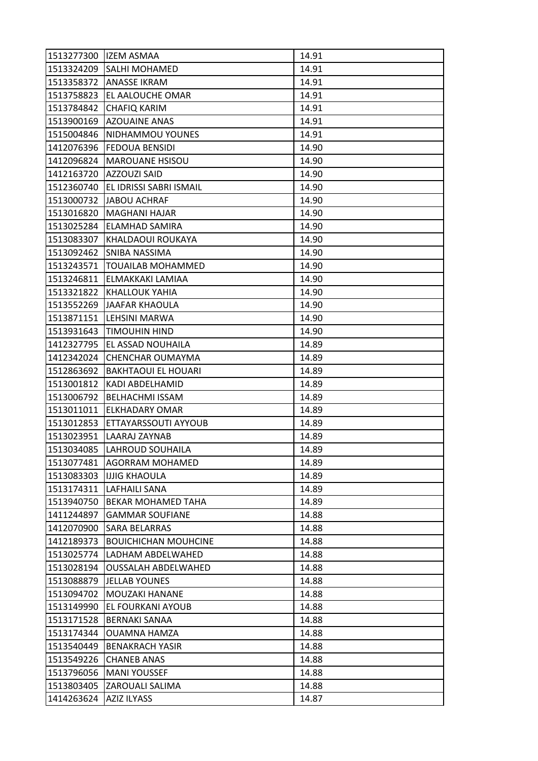| 1513277300 | IZEM ASMAA | 14.91 |
|---|---|---|
| 1513324209 | SALHI MOHAMED | 14.91 |
| 1513358372 | ANASSE IKRAM | 14.91 |
| 1513758823 | EL AALOUCHE OMAR | 14.91 |
| 1513784842 | CHAFIQ KARIM | 14.91 |
| 1513900169 | AZOUAINE ANAS | 14.91 |
| 1515004846 | NIDHAMMOU YOUNES | 14.91 |
| 1412076396 | FEDOUA BENSIDI | 14.90 |
| 1412096824 | MAROUANE HSISOU | 14.90 |
| 1412163720 | AZZOUZI SAID | 14.90 |
| 1512360740 | EL IDRISSI SABRI ISMAIL | 14.90 |
| 1513000732 | JABOU ACHRAF | 14.90 |
| 1513016820 | MAGHANI HAJAR | 14.90 |
| 1513025284 | ELAMHAD SAMIRA | 14.90 |
| 1513083307 | KHALDAOUI ROUKAYA | 14.90 |
| 1513092462 | SNIBA NASSIMA | 14.90 |
| 1513243571 | TOUAILAB MOHAMMED | 14.90 |
| 1513246811 | ELMAKKAKI LAMIAA | 14.90 |
| 1513321822 | KHALLOUK YAHIA | 14.90 |
| 1513552269 | JAAFAR KHAOULA | 14.90 |
| 1513871151 | LEHSINI MARWA | 14.90 |
| 1513931643 | TIMOUHIN HIND | 14.90 |
| 1412327795 | EL ASSAD NOUHAILA | 14.89 |
| 1412342024 | CHENCHAR OUMAYMA | 14.89 |
| 1512863692 | BAKHTAOUI EL HOUARI | 14.89 |
| 1513001812 | KADI ABDELHAMID | 14.89 |
| 1513006792 | BELHACHMI ISSAM | 14.89 |
| 1513011011 | ELKHADARY OMAR | 14.89 |
| 1513012853 | ETTAYARSSOUTI AYYOUB | 14.89 |
| 1513023951 | LAARAJ ZAYNAB | 14.89 |
| 1513034085 | LAHROUD SOUHAILA | 14.89 |
| 1513077481 | AGORRAM MOHAMED | 14.89 |
| 1513083303 | IJJIG KHAOULA | 14.89 |
| 1513174311 | LAFHAILI SANA | 14.89 |
| 1513940750 | BEKAR MOHAMED TAHA | 14.89 |
| 1411244897 | GAMMAR SOUFIANE | 14.88 |
| 1412070900 | SARA BELARRAS | 14.88 |
| 1412189373 | BOUICHICHAN MOUHCINE | 14.88 |
| 1513025774 | LADHAM ABDELWAHED | 14.88 |
| 1513028194 | OUSSALAH ABDELWAHED | 14.88 |
| 1513088879 | JELLAB YOUNES | 14.88 |
| 1513094702 | MOUZAKI HANANE | 14.88 |
| 1513149990 | EL FOURKANI AYOUB | 14.88 |
| 1513171528 | BERNAKI SANAA | 14.88 |
| 1513174344 | OUAMNA HAMZA | 14.88 |
| 1513540449 | BENAKRACH YASIR | 14.88 |
| 1513549226 | CHANEB ANAS | 14.88 |
| 1513796056 | MANI YOUSSEF | 14.88 |
| 1513803405 | ZAROUALI SALIMA | 14.88 |
| 1414263624 | AZIZ ILYASS | 14.87 |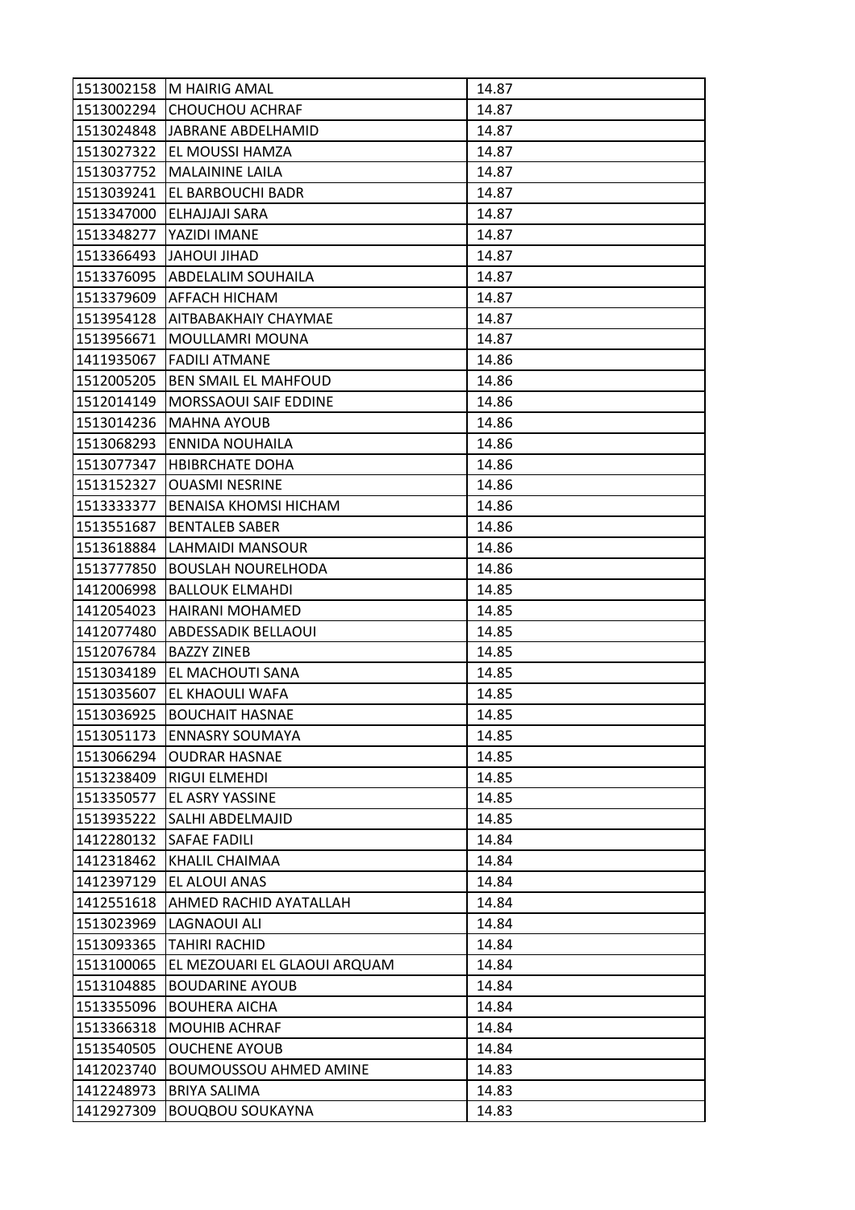| | | |
|---|---|---|
| 1513002158 | M HAIRIG AMAL | 14.87 |
| 1513002294 | CHOUCHOU ACHRAF | 14.87 |
| 1513024848 | JABRANE ABDELHAMID | 14.87 |
| 1513027322 | EL MOUSSI HAMZA | 14.87 |
| 1513037752 | MALAININE LAILA | 14.87 |
| 1513039241 | EL BARBOUCHI BADR | 14.87 |
| 1513347000 | ELHAJJAJI SARA | 14.87 |
| 1513348277 | YAZIDI IMANE | 14.87 |
| 1513366493 | JAHOUI JIHAD | 14.87 |
| 1513376095 | ABDELALIM SOUHAILA | 14.87 |
| 1513379609 | AFFACH HICHAM | 14.87 |
| 1513954128 | AITBABAKHAIY CHAYMAE | 14.87 |
| 1513956671 | MOULLAMRI MOUNA | 14.87 |
| 1411935067 | FADILI ATMANE | 14.86 |
| 1512005205 | BEN SMAIL EL MAHFOUD | 14.86 |
| 1512014149 | MORSSAOUI SAIF EDDINE | 14.86 |
| 1513014236 | MAHNA AYOUB | 14.86 |
| 1513068293 | ENNIDA NOUHAILA | 14.86 |
| 1513077347 | HBIBRCHATE DOHA | 14.86 |
| 1513152327 | OUASMI NESRINE | 14.86 |
| 1513333377 | BENAISA KHOMSI HICHAM | 14.86 |
| 1513551687 | BENTALEB SABER | 14.86 |
| 1513618884 | LAHMAIDI MANSOUR | 14.86 |
| 1513777850 | BOUSLAH NOURELHODA | 14.86 |
| 1412006998 | BALLOUK ELMAHDI | 14.85 |
| 1412054023 | HAIRANI MOHAMED | 14.85 |
| 1412077480 | ABDESSADIK BELLAOUI | 14.85 |
| 1512076784 | BAZZY ZINEB | 14.85 |
| 1513034189 | EL MACHOUTI SANA | 14.85 |
| 1513035607 | EL KHAOULI WAFA | 14.85 |
| 1513036925 | BOUCHAIT HASNAE | 14.85 |
| 1513051173 | ENNASRY SOUMAYA | 14.85 |
| 1513066294 | OUDRAR HASNAE | 14.85 |
| 1513238409 | RIGUI ELMEHDI | 14.85 |
| 1513350577 | EL ASRY YASSINE | 14.85 |
| 1513935222 | SALHI ABDELMAJID | 14.85 |
| 1412280132 | SAFAE FADILI | 14.84 |
| 1412318462 | KHALIL CHAIMAA | 14.84 |
| 1412397129 | EL ALOUI ANAS | 14.84 |
| 1412551618 | AHMED RACHID AYATALLAH | 14.84 |
| 1513023969 | LAGNAOUI ALI | 14.84 |
| 1513093365 | TAHIRI RACHID | 14.84 |
| 1513100065 | EL MEZOUARI EL GLAOUI ARQUAM | 14.84 |
| 1513104885 | BOUDARINE AYOUB | 14.84 |
| 1513355096 | BOUHERA AICHA | 14.84 |
| 1513366318 | MOUHIB ACHRAF | 14.84 |
| 1513540505 | OUCHENE AYOUB | 14.84 |
| 1412023740 | BOUMOUSSOU AHMED AMINE | 14.83 |
| 1412248973 | BRIYA SALIMA | 14.83 |
| 1412927309 | BOUQBOU SOUKAYNA | 14.83 |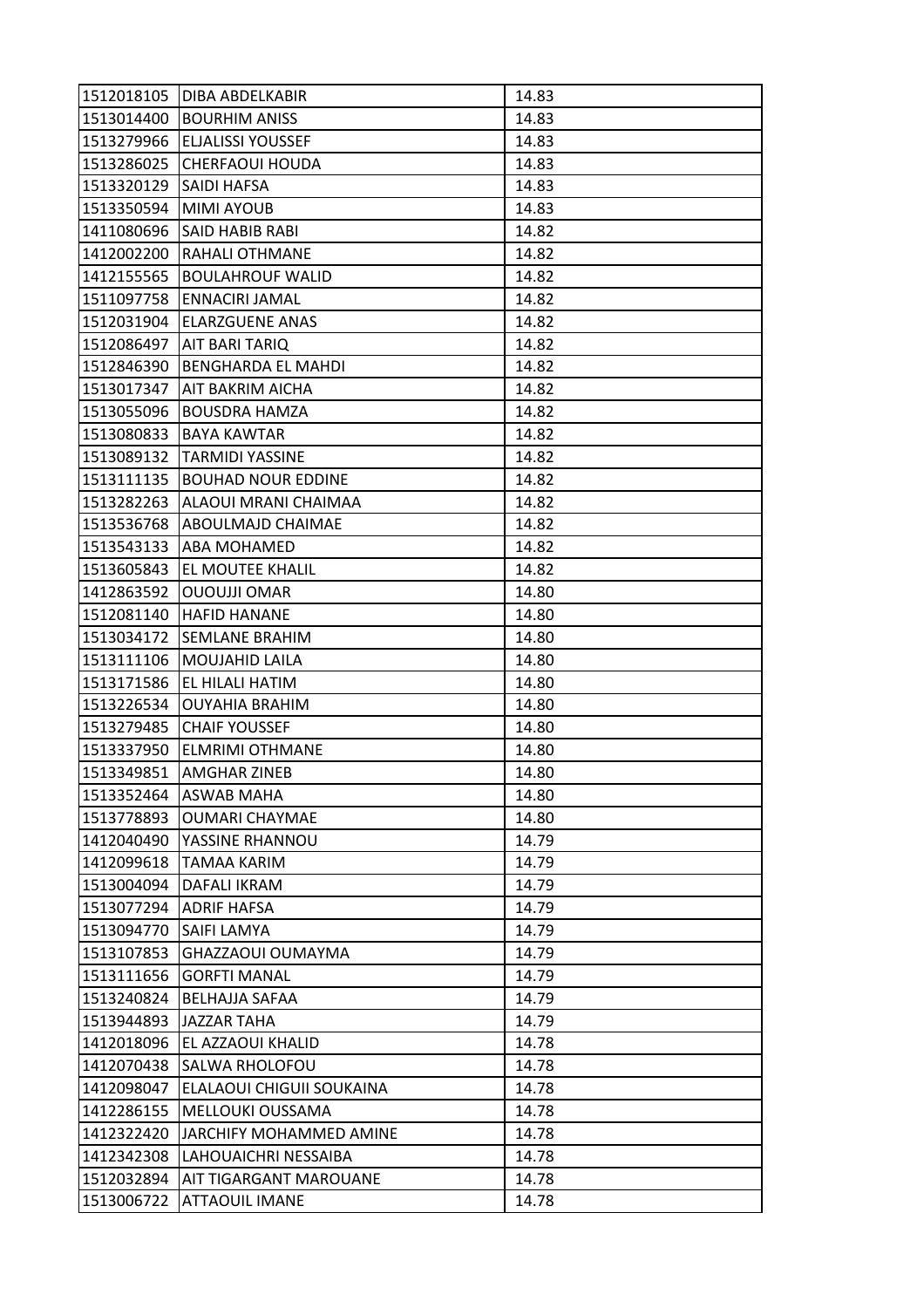| 1512018105 | DIBA ABDELKABIR | 14.83 |
|---|---|---|
| 1513014400 | BOURHIM ANISS | 14.83 |
| 1513279966 | ELJALISSI YOUSSEF | 14.83 |
| 1513286025 | CHERFAOUI HOUDA | 14.83 |
| 1513320129 | SAIDI HAFSA | 14.83 |
| 1513350594 | MIMI AYOUB | 14.83 |
| 1411080696 | SAID HABIB RABI | 14.82 |
| 1412002200 | RAHALI OTHMANE | 14.82 |
| 1412155565 | BOULAHROUF WALID | 14.82 |
| 1511097758 | ENNACIRI JAMAL | 14.82 |
| 1512031904 | ELARZGUENE ANAS | 14.82 |
| 1512086497 | AIT BARI TARIQ | 14.82 |
| 1512846390 | BENGHARDA EL MAHDI | 14.82 |
| 1513017347 | AIT BAKRIM AICHA | 14.82 |
| 1513055096 | BOUSDRA HAMZA | 14.82 |
| 1513080833 | BAYA KAWTAR | 14.82 |
| 1513089132 | TARMIDI YASSINE | 14.82 |
| 1513111135 | BOUHAD NOUR EDDINE | 14.82 |
| 1513282263 | ALAOUI MRANI CHAIMAA | 14.82 |
| 1513536768 | ABOULMAJD CHAIMAE | 14.82 |
| 1513543133 | ABA MOHAMED | 14.82 |
| 1513605843 | EL MOUTEE KHALIL | 14.82 |
| 1412863592 | OUOUJJI OMAR | 14.80 |
| 1512081140 | HAFID HANANE | 14.80 |
| 1513034172 | SEMLANE BRAHIM | 14.80 |
| 1513111106 | MOUJAHID LAILA | 14.80 |
| 1513171586 | EL HILALI HATIM | 14.80 |
| 1513226534 | OUYAHIA BRAHIM | 14.80 |
| 1513279485 | CHAIF YOUSSEF | 14.80 |
| 1513337950 | ELMRIMI OTHMANE | 14.80 |
| 1513349851 | AMGHAR ZINEB | 14.80 |
| 1513352464 | ASWAB MAHA | 14.80 |
| 1513778893 | OUMARI CHAYMAE | 14.80 |
| 1412040490 | YASSINE RHANNOU | 14.79 |
| 1412099618 | TAMAA KARIM | 14.79 |
| 1513004094 | DAFALI IKRAM | 14.79 |
| 1513077294 | ADRIF HAFSA | 14.79 |
| 1513094770 | SAIFI LAMYA | 14.79 |
| 1513107853 | GHAZZAOUI OUMAYMA | 14.79 |
| 1513111656 | GORFTI MANAL | 14.79 |
| 1513240824 | BELHAJJA SAFAA | 14.79 |
| 1513944893 | JAZZAR TAHA | 14.79 |
| 1412018096 | EL AZZAOUI KHALID | 14.78 |
| 1412070438 | SALWA RHOLOFOU | 14.78 |
| 1412098047 | ELALAOUI CHIGUII SOUKAINA | 14.78 |
| 1412286155 | MELLOUKI OUSSAMA | 14.78 |
| 1412322420 | JARCHIFY MOHAMMED AMINE | 14.78 |
| 1412342308 | LAHOUAICHRI NESSAIBA | 14.78 |
| 1512032894 | AIT TIGARGANT MAROUANE | 14.78 |
| 1513006722 | ATTAOUIL IMANE | 14.78 |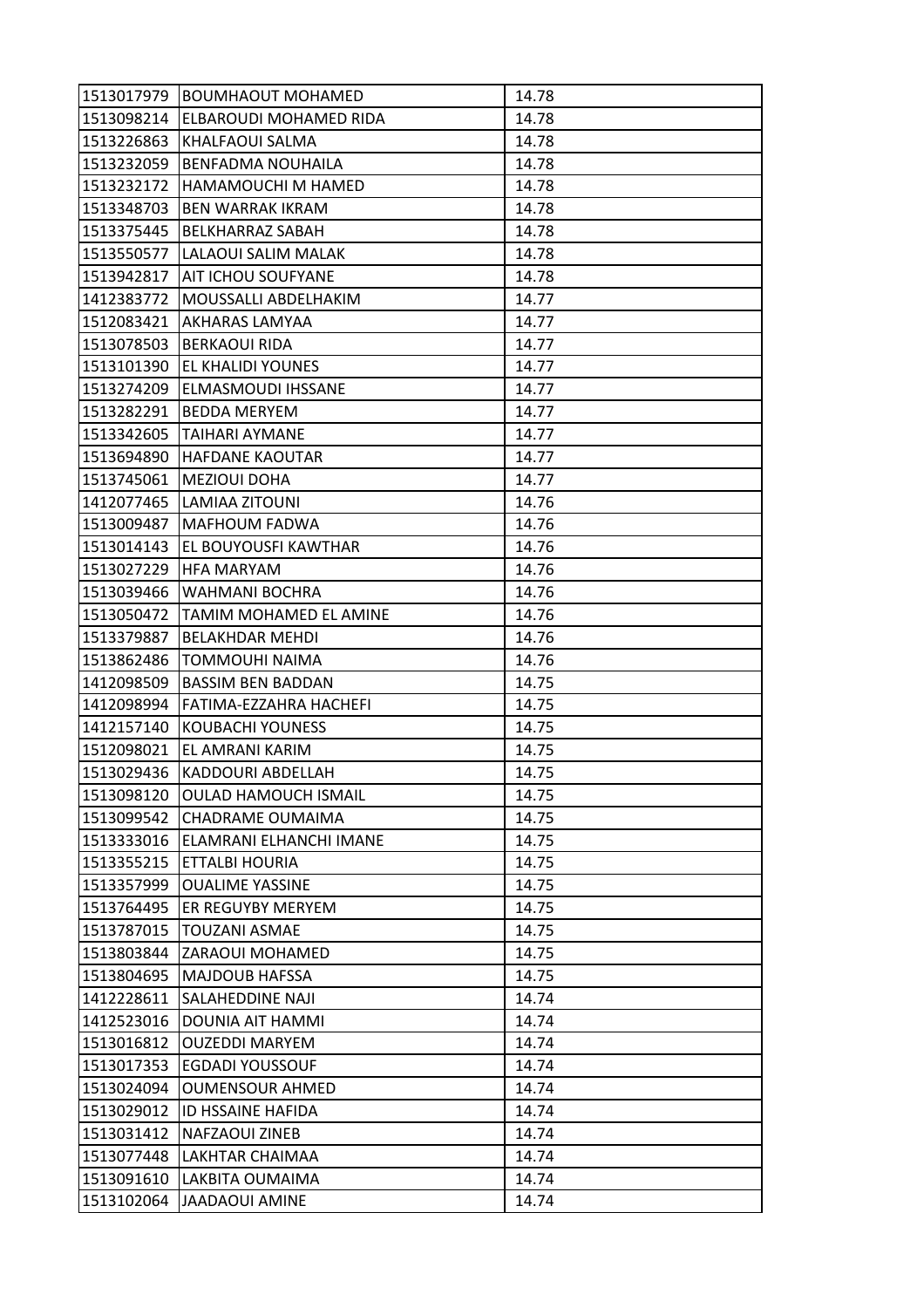| 1513017979 | BOUMHAOUT MOHAMED | 14.78 |
|---|---|---|
| 1513098214 | ELBAROUDI MOHAMED RIDA | 14.78 |
| 1513226863 | KHALFAOUI SALMA | 14.78 |
| 1513232059 | BENFADMA NOUHAILA | 14.78 |
| 1513232172 | HAMAMOUCHI M HAMED | 14.78 |
| 1513348703 | BEN WARRAK IKRAM | 14.78 |
| 1513375445 | BELKHARRAZ SABAH | 14.78 |
| 1513550577 | LALAOUI SALIM MALAK | 14.78 |
| 1513942817 | AIT ICHOU SOUFYANE | 14.78 |
| 1412383772 | MOUSSALLI ABDELHAKIM | 14.77 |
| 1512083421 | AKHARAS LAMYAA | 14.77 |
| 1513078503 | BERKAOUI RIDA | 14.77 |
| 1513101390 | EL KHALIDI YOUNES | 14.77 |
| 1513274209 | ELMASMOUDI IHSSANE | 14.77 |
| 1513282291 | BEDDA MERYEM | 14.77 |
| 1513342605 | TAIHARI AYMANE | 14.77 |
| 1513694890 | HAFDANE KAOUTAR | 14.77 |
| 1513745061 | MEZIOUI DOHA | 14.77 |
| 1412077465 | LAMIAA ZITOUNI | 14.76 |
| 1513009487 | MAFHOUM FADWA | 14.76 |
| 1513014143 | EL BOUYOUSFI KAWTHAR | 14.76 |
| 1513027229 | HFA MARYAM | 14.76 |
| 1513039466 | WAHMANI BOCHRA | 14.76 |
| 1513050472 | TAMIM MOHAMED EL AMINE | 14.76 |
| 1513379887 | BELAKHDAR MEHDI | 14.76 |
| 1513862486 | TOMMOUHI NAIMA | 14.76 |
| 1412098509 | BASSIM BEN BADDAN | 14.75 |
| 1412098994 | FATIMA-EZZAHRA HACHEFI | 14.75 |
| 1412157140 | KOUBACHI YOUNESS | 14.75 |
| 1512098021 | EL AMRANI KARIM | 14.75 |
| 1513029436 | KADDOURI ABDELLAH | 14.75 |
| 1513098120 | OULAD HAMOUCH ISMAIL | 14.75 |
| 1513099542 | CHADRAME OUMAIMA | 14.75 |
| 1513333016 | ELAMRANI ELHANCHI IMANE | 14.75 |
| 1513355215 | ETTALBI HOURIA | 14.75 |
| 1513357999 | OUALIME YASSINE | 14.75 |
| 1513764495 | ER REGUYBY MERYEM | 14.75 |
| 1513787015 | TOUZANI ASMAE | 14.75 |
| 1513803844 | ZARAOUI MOHAMED | 14.75 |
| 1513804695 | MAJDOUB HAFSSA | 14.75 |
| 1412228611 | SALAHEDDINE NAJI | 14.74 |
| 1412523016 | DOUNIA AIT HAMMI | 14.74 |
| 1513016812 | OUZEDDI MARYEM | 14.74 |
| 1513017353 | EGDADI YOUSSOUF | 14.74 |
| 1513024094 | OUMENSOUR AHMED | 14.74 |
| 1513029012 | ID HSSAINE HAFIDA | 14.74 |
| 1513031412 | NAFZAOUI ZINEB | 14.74 |
| 1513077448 | LAKHTAR CHAIMAA | 14.74 |
| 1513091610 | LAKBITA OUMAIMA | 14.74 |
| 1513102064 | JAADAOUI AMINE | 14.74 |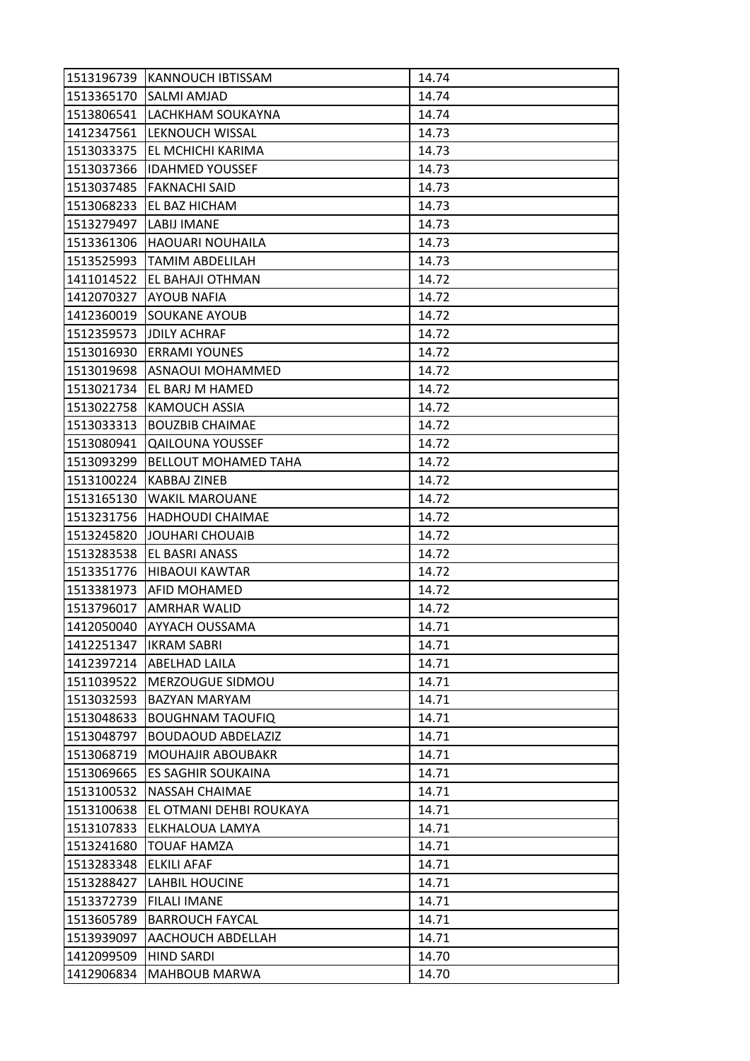| | | |
|---|---|---|
| 1513196739 | KANNOUCH IBTISSAM | 14.74 |
| 1513365170 | SALMI AMJAD | 14.74 |
| 1513806541 | LACHKHAM SOUKAYNA | 14.74 |
| 1412347561 | LEKNOUCH WISSAL | 14.73 |
| 1513033375 | EL MCHICHI KARIMA | 14.73 |
| 1513037366 | IDAHMED YOUSSEF | 14.73 |
| 1513037485 | FAKNACHI SAID | 14.73 |
| 1513068233 | EL BAZ HICHAM | 14.73 |
| 1513279497 | LABIJ IMANE | 14.73 |
| 1513361306 | HAOUARI NOUHAILA | 14.73 |
| 1513525993 | TAMIM ABDELILAH | 14.73 |
| 1411014522 | EL BAHAJI OTHMAN | 14.72 |
| 1412070327 | AYOUB NAFIA | 14.72 |
| 1412360019 | SOUKANE AYOUB | 14.72 |
| 1512359573 | JDILY ACHRAF | 14.72 |
| 1513016930 | ERRAMI YOUNES | 14.72 |
| 1513019698 | ASNAOUI MOHAMMED | 14.72 |
| 1513021734 | EL BARJ M HAMED | 14.72 |
| 1513022758 | KAMOUCH ASSIA | 14.72 |
| 1513033313 | BOUZBIB CHAIMAE | 14.72 |
| 1513080941 | QAILOUNA YOUSSEF | 14.72 |
| 1513093299 | BELLOUT MOHAMED TAHA | 14.72 |
| 1513100224 | KABBAJ ZINEB | 14.72 |
| 1513165130 | WAKIL MAROUANE | 14.72 |
| 1513231756 | HADHOUDI CHAIMAE | 14.72 |
| 1513245820 | JOUHARI CHOUAIB | 14.72 |
| 1513283538 | EL BASRI ANASS | 14.72 |
| 1513351776 | HIBAOUI KAWTAR | 14.72 |
| 1513381973 | AFID MOHAMED | 14.72 |
| 1513796017 | AMRHAR WALID | 14.72 |
| 1412050040 | AYYACH OUSSAMA | 14.71 |
| 1412251347 | IKRAM SABRI | 14.71 |
| 1412397214 | ABELHAD LAILA | 14.71 |
| 1511039522 | MERZOUGUE SIDMOU | 14.71 |
| 1513032593 | BAZYAN MARYAM | 14.71 |
| 1513048633 | BOUGHNAM TAOUFIQ | 14.71 |
| 1513048797 | BOUDAOUD ABDELAZIZ | 14.71 |
| 1513068719 | MOUHAJIR ABOUBAKR | 14.71 |
| 1513069665 | ES SAGHIR SOUKAINA | 14.71 |
| 1513100532 | NASSAH CHAIMAE | 14.71 |
| 1513100638 | EL OTMANI DEHBI ROUKAYA | 14.71 |
| 1513107833 | ELKHALOUA LAMYA | 14.71 |
| 1513241680 | TOUAF HAMZA | 14.71 |
| 1513283348 | ELKILI AFAF | 14.71 |
| 1513288427 | LAHBIL HOUCINE | 14.71 |
| 1513372739 | FILALI IMANE | 14.71 |
| 1513605789 | BARROUCH FAYCAL | 14.71 |
| 1513939097 | AACHOUCH ABDELLAH | 14.71 |
| 1412099509 | HIND SARDI | 14.70 |
| 1412906834 | MAHBOUB MARWA | 14.70 |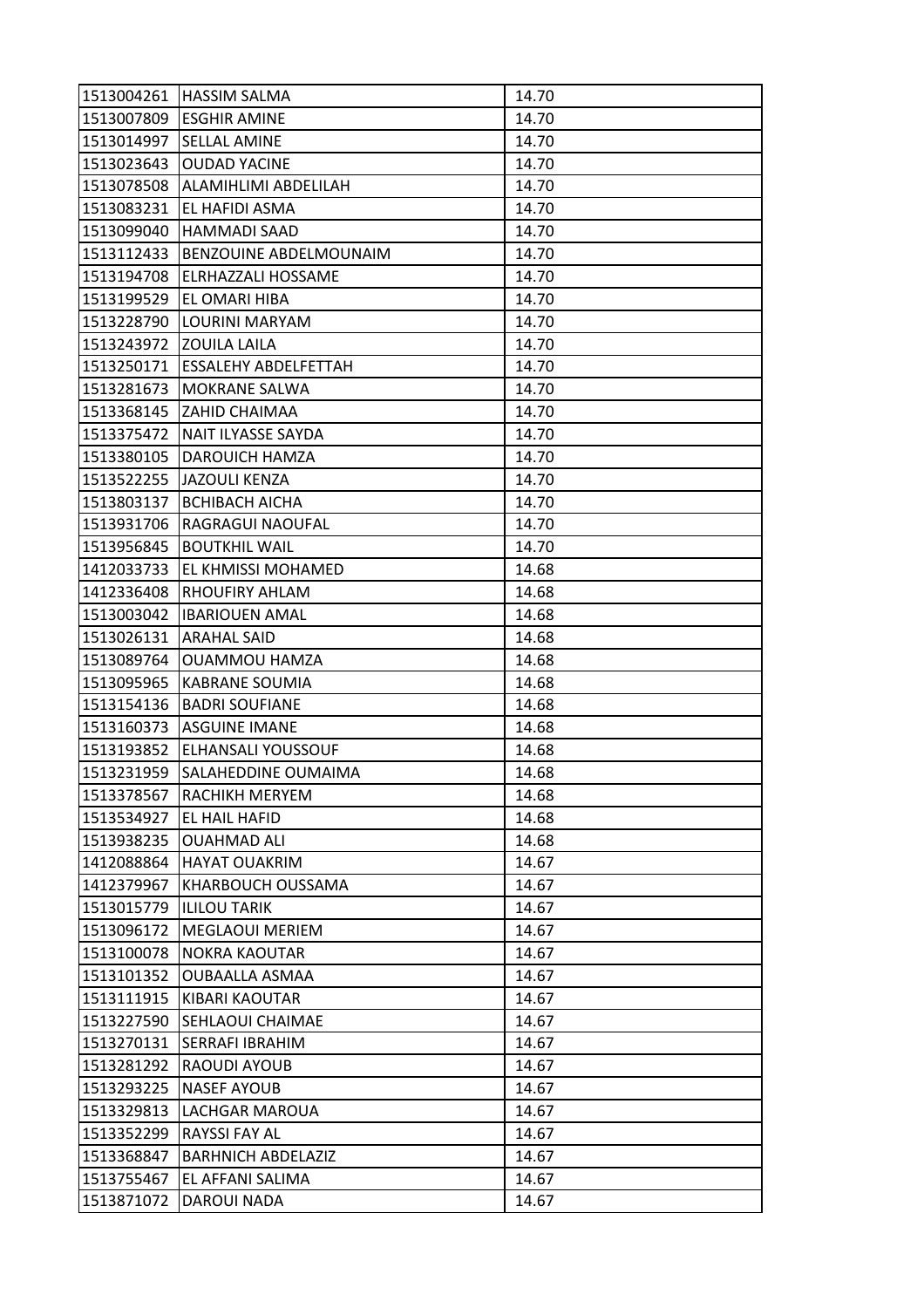| | | |
|---|---|---|
| 1513004261 | HASSIM SALMA | 14.70 |
| 1513007809 | ESGHIR AMINE | 14.70 |
| 1513014997 | SELLAL AMINE | 14.70 |
| 1513023643 | OUDAD YACINE | 14.70 |
| 1513078508 | ALAMIHLIMI ABDELILAH | 14.70 |
| 1513083231 | EL HAFIDI ASMA | 14.70 |
| 1513099040 | HAMMADI SAAD | 14.70 |
| 1513112433 | BENZOUINE ABDELMOUNAIM | 14.70 |
| 1513194708 | ELRHAZZALI HOSSAME | 14.70 |
| 1513199529 | EL OMARI HIBA | 14.70 |
| 1513228790 | LOURINI MARYAM | 14.70 |
| 1513243972 | ZOUILA LAILA | 14.70 |
| 1513250171 | ESSALEHY ABDELFETTAH | 14.70 |
| 1513281673 | MOKRANE SALWA | 14.70 |
| 1513368145 | ZAHID CHAIMAA | 14.70 |
| 1513375472 | NAIT ILYASSE SAYDA | 14.70 |
| 1513380105 | DAROUICH HAMZA | 14.70 |
| 1513522255 | JAZOULI KENZA | 14.70 |
| 1513803137 | BCHIBACH AICHA | 14.70 |
| 1513931706 | RAGRAGUI NAOUFAL | 14.70 |
| 1513956845 | BOUTKHIL WAIL | 14.70 |
| 1412033733 | EL KHMISSI MOHAMED | 14.68 |
| 1412336408 | RHOUFIRY AHLAM | 14.68 |
| 1513003042 | IBARIOUEN AMAL | 14.68 |
| 1513026131 | ARAHAL SAID | 14.68 |
| 1513089764 | OUAMMOU HAMZA | 14.68 |
| 1513095965 | KABRANE SOUMIA | 14.68 |
| 1513154136 | BADRI SOUFIANE | 14.68 |
| 1513160373 | ASGUINE IMANE | 14.68 |
| 1513193852 | ELHANSALI YOUSSOUF | 14.68 |
| 1513231959 | SALAHEDDINE OUMAIMA | 14.68 |
| 1513378567 | RACHIKH MERYEM | 14.68 |
| 1513534927 | EL HAIL HAFID | 14.68 |
| 1513938235 | OUAHMAD ALI | 14.68 |
| 1412088864 | HAYAT OUAKRIM | 14.67 |
| 1412379967 | KHARBOUCH OUSSAMA | 14.67 |
| 1513015779 | ILILOU TARIK | 14.67 |
| 1513096172 | MEGLAOUI MERIEM | 14.67 |
| 1513100078 | NOKRA KAOUTAR | 14.67 |
| 1513101352 | OUBAALLA ASMAA | 14.67 |
| 1513111915 | KIBARI KAOUTAR | 14.67 |
| 1513227590 | SEHLAOUI CHAIMAE | 14.67 |
| 1513270131 | SERRAFI IBRAHIM | 14.67 |
| 1513281292 | RAOUDI AYOUB | 14.67 |
| 1513293225 | NASEF AYOUB | 14.67 |
| 1513329813 | LACHGAR MAROUA | 14.67 |
| 1513352299 | RAYSSI FAY AL | 14.67 |
| 1513368847 | BARHNICH ABDELAZIZ | 14.67 |
| 1513755467 | EL AFFANI SALIMA | 14.67 |
| 1513871072 | DAROUI NADA | 14.67 |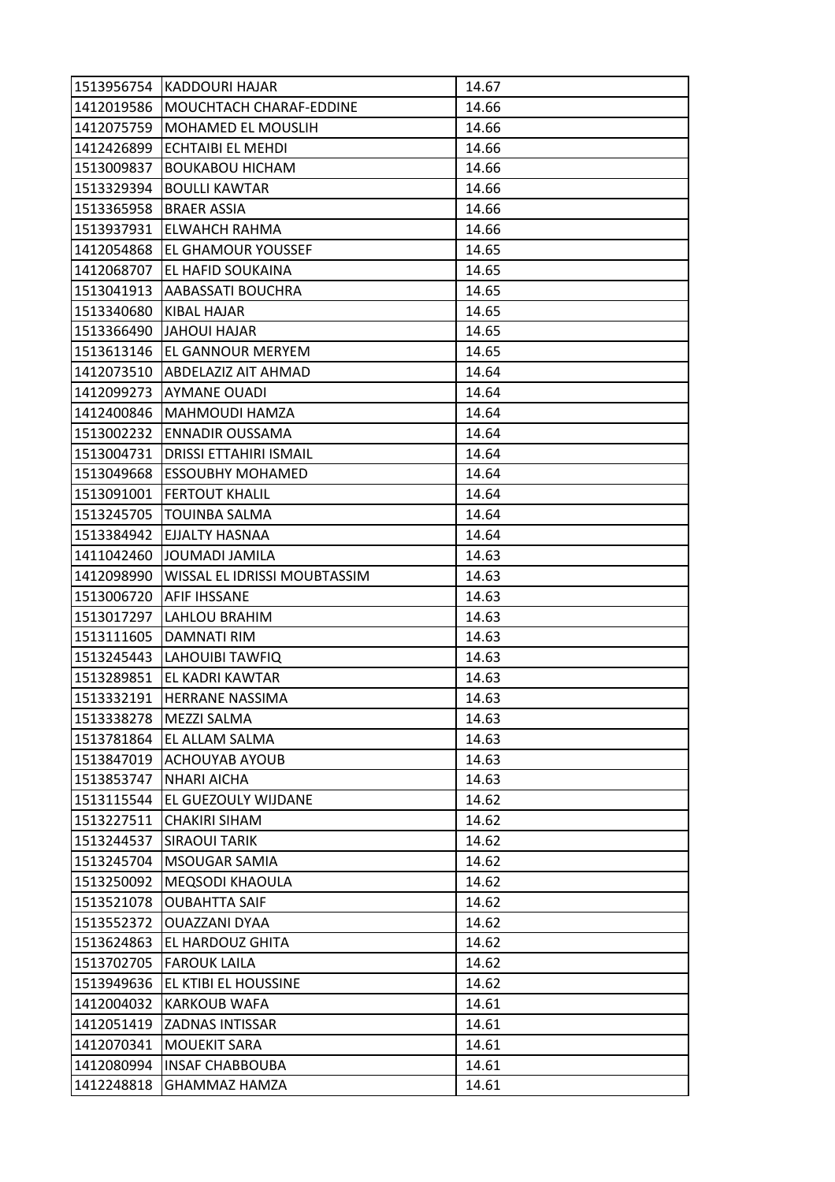| 1513956754 | KADDOURI HAJAR | 14.67 |
|---|---|---|
| 1412019586 | MOUCHTACH CHARAF-EDDINE | 14.66 |
| 1412075759 | MOHAMED EL MOUSLIH | 14.66 |
| 1412426899 | ECHTAIBI EL MEHDI | 14.66 |
| 1513009837 | BOUKABOU HICHAM | 14.66 |
| 1513329394 | BOULLI KAWTAR | 14.66 |
| 1513365958 | BRAER ASSIA | 14.66 |
| 1513937931 | ELWAHCH RAHMA | 14.66 |
| 1412054868 | EL GHAMOUR YOUSSEF | 14.65 |
| 1412068707 | EL HAFID SOUKAINA | 14.65 |
| 1513041913 | AABASSATI BOUCHRA | 14.65 |
| 1513340680 | KIBAL HAJAR | 14.65 |
| 1513366490 | JAHOUI HAJAR | 14.65 |
| 1513613146 | EL GANNOUR MERYEM | 14.65 |
| 1412073510 | ABDELAZIZ AIT AHMAD | 14.64 |
| 1412099273 | AYMANE OUADI | 14.64 |
| 1412400846 | MAHMOUDI HAMZA | 14.64 |
| 1513002232 | ENNADIR OUSSAMA | 14.64 |
| 1513004731 | DRISSI ETTAHIRI ISMAIL | 14.64 |
| 1513049668 | ESSOUBHY MOHAMED | 14.64 |
| 1513091001 | FERTOUT KHALIL | 14.64 |
| 1513245705 | TOUINBA SALMA | 14.64 |
| 1513384942 | EJJALTY HASNAA | 14.64 |
| 1411042460 | JOUMADI JAMILA | 14.63 |
| 1412098990 | WISSAL EL IDRISSI MOUBTASSIM | 14.63 |
| 1513006720 | AFIF IHSSANE | 14.63 |
| 1513017297 | LAHLOU BRAHIM | 14.63 |
| 1513111605 | DAMNATI RIM | 14.63 |
| 1513245443 | LAHOUIBI TAWFIQ | 14.63 |
| 1513289851 | EL KADRI KAWTAR | 14.63 |
| 1513332191 | HERRANE NASSIMA | 14.63 |
| 1513338278 | MEZZI SALMA | 14.63 |
| 1513781864 | EL ALLAM SALMA | 14.63 |
| 1513847019 | ACHOUYAB AYOUB | 14.63 |
| 1513853747 | NHARI AICHA | 14.63 |
| 1513115544 | EL GUEZOULY WIJDANE | 14.62 |
| 1513227511 | CHAKIRI SIHAM | 14.62 |
| 1513244537 | SIRAOUI TARIK | 14.62 |
| 1513245704 | MSOUGAR SAMIA | 14.62 |
| 1513250092 | MEQSODI KHAOULA | 14.62 |
| 1513521078 | OUBAHTTA SAIF | 14.62 |
| 1513552372 | OUAZZANI DYAA | 14.62 |
| 1513624863 | EL HARDOUZ GHITA | 14.62 |
| 1513702705 | FAROUK LAILA | 14.62 |
| 1513949636 | EL KTIBI EL HOUSSINE | 14.62 |
| 1412004032 | KARKOUB WAFA | 14.61 |
| 1412051419 | ZADNAS INTISSAR | 14.61 |
| 1412070341 | MOUEKIT SARA | 14.61 |
| 1412080994 | INSAF CHABBOUBA | 14.61 |
| 1412248818 | GHAMMAZ HAMZA | 14.61 |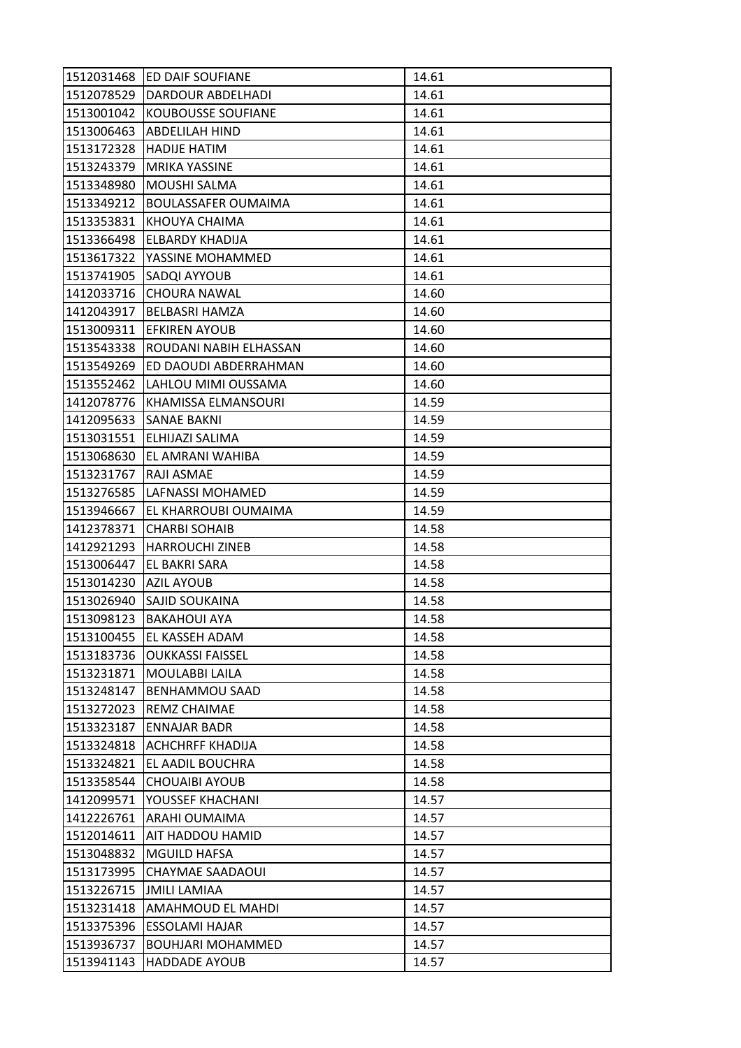| | | |
|---|---|---|
| 1512031468 | ED DAIF SOUFIANE | 14.61 |
| 1512078529 | DARDOUR ABDELHADI | 14.61 |
| 1513001042 | KOUBOUSSE SOUFIANE | 14.61 |
| 1513006463 | ABDELILAH HIND | 14.61 |
| 1513172328 | HADIJE HATIM | 14.61 |
| 1513243379 | MRIKA YASSINE | 14.61 |
| 1513348980 | MOUSHI SALMA | 14.61 |
| 1513349212 | BOULASSAFER OUMAIMA | 14.61 |
| 1513353831 | KHOUYA CHAIMA | 14.61 |
| 1513366498 | ELBARDY KHADIJA | 14.61 |
| 1513617322 | YASSINE MOHAMMED | 14.61 |
| 1513741905 | SADQI AYYOUB | 14.61 |
| 1412033716 | CHOURA NAWAL | 14.60 |
| 1412043917 | BELBASRI HAMZA | 14.60 |
| 1513009311 | EFKIREN AYOUB | 14.60 |
| 1513543338 | ROUDANI NABIH ELHASSAN | 14.60 |
| 1513549269 | ED DAOUDI ABDERRAHMAN | 14.60 |
| 1513552462 | LAHLOU MIMI OUSSAMA | 14.60 |
| 1412078776 | KHAMISSA ELMANSOURI | 14.59 |
| 1412095633 | SANAE BAKNI | 14.59 |
| 1513031551 | ELHIJAZI SALIMA | 14.59 |
| 1513068630 | EL AMRANI WAHIBA | 14.59 |
| 1513231767 | RAJI ASMAE | 14.59 |
| 1513276585 | LAFNASSI MOHAMED | 14.59 |
| 1513946667 | EL KHARROUBI OUMAIMA | 14.59 |
| 1412378371 | CHARBI SOHAIB | 14.58 |
| 1412921293 | HARROUCHI ZINEB | 14.58 |
| 1513006447 | EL BAKRI SARA | 14.58 |
| 1513014230 | AZIL AYOUB | 14.58 |
| 1513026940 | SAJID SOUKAINA | 14.58 |
| 1513098123 | BAKAHOUI AYA | 14.58 |
| 1513100455 | EL KASSEH ADAM | 14.58 |
| 1513183736 | OUKKASSI FAISSEL | 14.58 |
| 1513231871 | MOULABBI LAILA | 14.58 |
| 1513248147 | BENHAMMOU SAAD | 14.58 |
| 1513272023 | REMZ CHAIMAE | 14.58 |
| 1513323187 | ENNAJAR BADR | 14.58 |
| 1513324818 | ACHCHRFF KHADIJA | 14.58 |
| 1513324821 | EL AADIL BOUCHRA | 14.58 |
| 1513358544 | CHOUAIBI AYOUB | 14.58 |
| 1412099571 | YOUSSEF KHACHANI | 14.57 |
| 1412226761 | ARAHI OUMAIMA | 14.57 |
| 1512014611 | AIT HADDOU HAMID | 14.57 |
| 1513048832 | MGUILD HAFSA | 14.57 |
| 1513173995 | CHAYMAE SAADAOUI | 14.57 |
| 1513226715 | JMILI LAMIAA | 14.57 |
| 1513231418 | AMAHMOUD EL MAHDI | 14.57 |
| 1513375396 | ESSOLAMI HAJAR | 14.57 |
| 1513936737 | BOUHJARI MOHAMMED | 14.57 |
| 1513941143 | HADDADE AYOUB | 14.57 |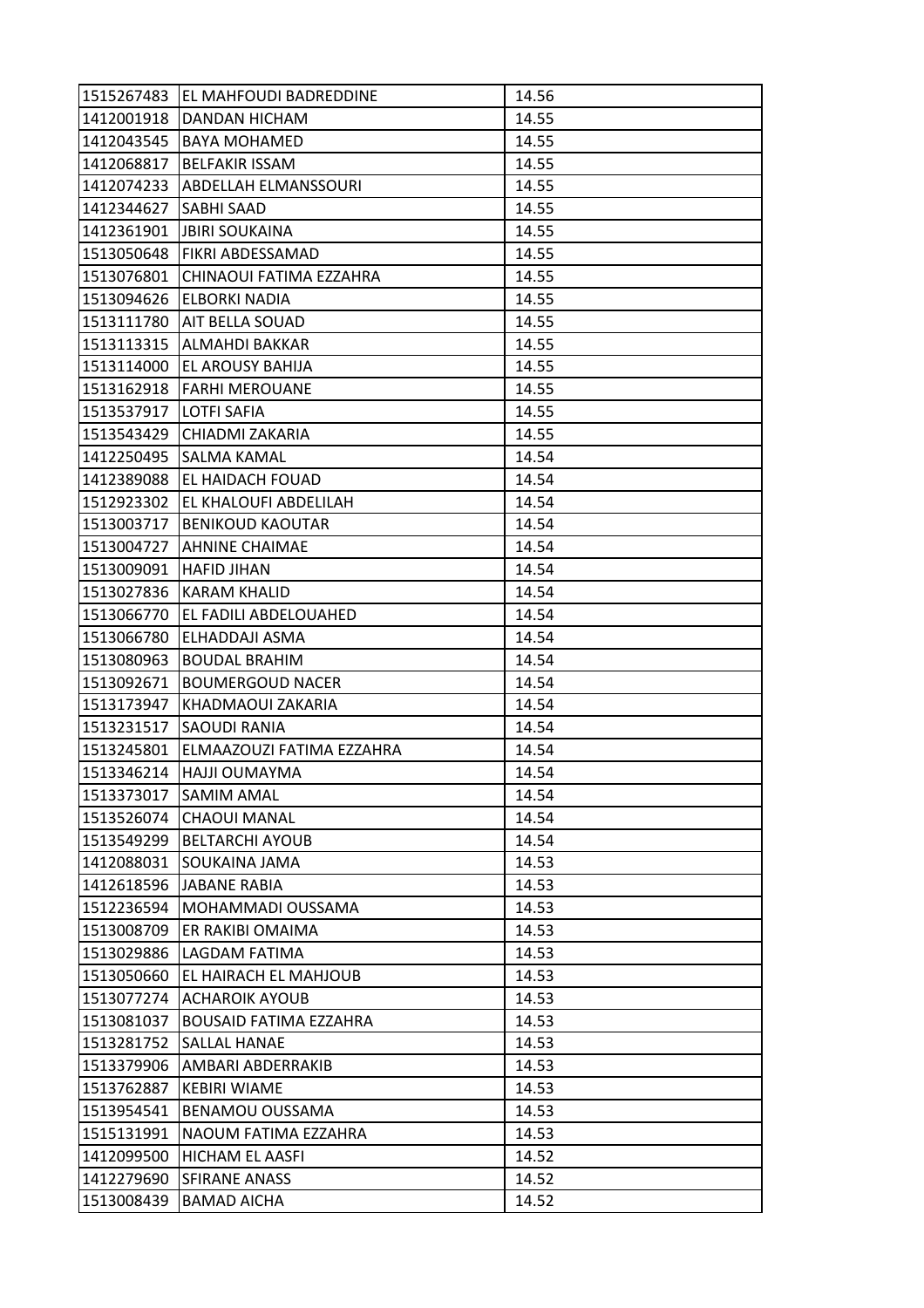| | | |
|---|---|---|
| 1515267483 | EL MAHFOUDI BADREDDINE | 14.56 |
| 1412001918 | DANDAN HICHAM | 14.55 |
| 1412043545 | BAYA MOHAMED | 14.55 |
| 1412068817 | BELFAKIR ISSAM | 14.55 |
| 1412074233 | ABDELLAH ELMANSSOURI | 14.55 |
| 1412344627 | SABHI SAAD | 14.55 |
| 1412361901 | JBIRI SOUKAINA | 14.55 |
| 1513050648 | FIKRI ABDESSAMAD | 14.55 |
| 1513076801 | CHINAOUI FATIMA EZZAHRA | 14.55 |
| 1513094626 | ELBORKI NADIA | 14.55 |
| 1513111780 | AIT BELLA SOUAD | 14.55 |
| 1513113315 | ALMAHDI BAKKAR | 14.55 |
| 1513114000 | EL AROUSY BAHIJA | 14.55 |
| 1513162918 | FARHI MEROUANE | 14.55 |
| 1513537917 | LOTFI SAFIA | 14.55 |
| 1513543429 | CHIADMI ZAKARIA | 14.55 |
| 1412250495 | SALMA KAMAL | 14.54 |
| 1412389088 | EL HAIDACH FOUAD | 14.54 |
| 1512923302 | EL KHALOUFI ABDELILAH | 14.54 |
| 1513003717 | BENIKOUD KAOUTAR | 14.54 |
| 1513004727 | AHNINE CHAIMAE | 14.54 |
| 1513009091 | HAFID JIHAN | 14.54 |
| 1513027836 | KARAM KHALID | 14.54 |
| 1513066770 | EL FADILI ABDELOUAHED | 14.54 |
| 1513066780 | ELHADDAJI ASMA | 14.54 |
| 1513080963 | BOUDAL BRAHIM | 14.54 |
| 1513092671 | BOUMERGOUD NACER | 14.54 |
| 1513173947 | KHADMAOUI ZAKARIA | 14.54 |
| 1513231517 | SAOUDI RANIA | 14.54 |
| 1513245801 | ELMAAZOUZI FATIMA EZZAHRA | 14.54 |
| 1513346214 | HAJJI OUMAYMA | 14.54 |
| 1513373017 | SAMIM AMAL | 14.54 |
| 1513526074 | CHAOUI MANAL | 14.54 |
| 1513549299 | BELTARCHI AYOUB | 14.54 |
| 1412088031 | SOUKAINA JAMA | 14.53 |
| 1412618596 | JABANE RABIA | 14.53 |
| 1512236594 | MOHAMMADI OUSSAMA | 14.53 |
| 1513008709 | ER RAKIBI OMAIMA | 14.53 |
| 1513029886 | LAGDAM FATIMA | 14.53 |
| 1513050660 | EL HAIRACH EL MAHJOUB | 14.53 |
| 1513077274 | ACHAROIK AYOUB | 14.53 |
| 1513081037 | BOUSAID FATIMA EZZAHRA | 14.53 |
| 1513281752 | SALLAL HANAE | 14.53 |
| 1513379906 | AMBARI ABDERRAKIB | 14.53 |
| 1513762887 | KEBIRI WIAME | 14.53 |
| 1513954541 | BENAMOU OUSSAMA | 14.53 |
| 1515131991 | NAOUM FATIMA EZZAHRA | 14.53 |
| 1412099500 | HICHAM EL AASFI | 14.52 |
| 1412279690 | SFIRANE ANASS | 14.52 |
| 1513008439 | BAMAD AICHA | 14.52 |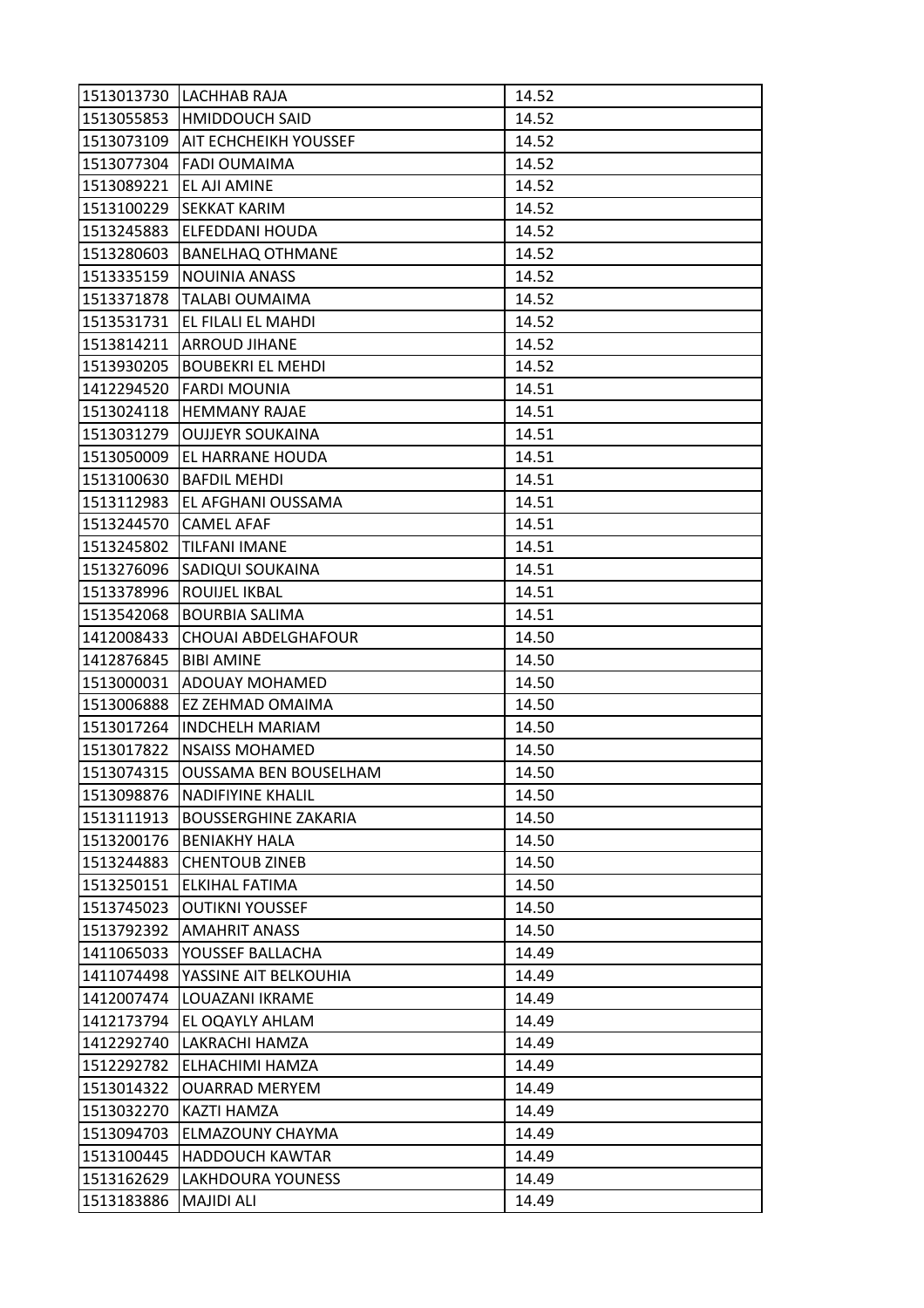| | | |
|---|---|---|
| 1513013730 | LACHHAB RAJA | 14.52 |
| 1513055853 | HMIDDOUCH SAID | 14.52 |
| 1513073109 | AIT ECHCHEIKH YOUSSEF | 14.52 |
| 1513077304 | FADI OUMAIMA | 14.52 |
| 1513089221 | EL AJI AMINE | 14.52 |
| 1513100229 | SEKKAT KARIM | 14.52 |
| 1513245883 | ELFEDDANI HOUDA | 14.52 |
| 1513280603 | BANELHAQ OTHMANE | 14.52 |
| 1513335159 | NOUINIA ANASS | 14.52 |
| 1513371878 | TALABI OUMAIMA | 14.52 |
| 1513531731 | EL FILALI EL MAHDI | 14.52 |
| 1513814211 | ARROUD JIHANE | 14.52 |
| 1513930205 | BOUBEKRI EL MEHDI | 14.52 |
| 1412294520 | FARDI MOUNIA | 14.51 |
| 1513024118 | HEMMANY RAJAE | 14.51 |
| 1513031279 | OUJJEYR SOUKAINA | 14.51 |
| 1513050009 | EL HARRANE HOUDA | 14.51 |
| 1513100630 | BAFDIL MEHDI | 14.51 |
| 1513112983 | EL AFGHANI OUSSAMA | 14.51 |
| 1513244570 | CAMEL AFAF | 14.51 |
| 1513245802 | TILFANI IMANE | 14.51 |
| 1513276096 | SADIQUI SOUKAINA | 14.51 |
| 1513378996 | ROUIJEL IKBAL | 14.51 |
| 1513542068 | BOURBIA SALIMA | 14.51 |
| 1412008433 | CHOUAI ABDELGHAFOUR | 14.50 |
| 1412876845 | BIBI AMINE | 14.50 |
| 1513000031 | ADOUAY MOHAMED | 14.50 |
| 1513006888 | EZ ZEHMAD OMAIMA | 14.50 |
| 1513017264 | INDCHELH MARIAM | 14.50 |
| 1513017822 | NSAISS MOHAMED | 14.50 |
| 1513074315 | OUSSAMA BEN BOUSELHAM | 14.50 |
| 1513098876 | NADIFIYINE KHALIL | 14.50 |
| 1513111913 | BOUSSERGHINE ZAKARIA | 14.50 |
| 1513200176 | BENIAKHY HALA | 14.50 |
| 1513244883 | CHENTOUB ZINEB | 14.50 |
| 1513250151 | ELKIHAL FATIMA | 14.50 |
| 1513745023 | OUTIKNI YOUSSEF | 14.50 |
| 1513792392 | AMAHRIT ANASS | 14.50 |
| 1411065033 | YOUSSEF BALLACHA | 14.49 |
| 1411074498 | YASSINE AIT BELKOUHIA | 14.49 |
| 1412007474 | LOUAZANI IKRAME | 14.49 |
| 1412173794 | EL OQAYLY AHLAM | 14.49 |
| 1412292740 | LAKRACHI HAMZA | 14.49 |
| 1512292782 | ELHACHIMI HAMZA | 14.49 |
| 1513014322 | OUARRAD MERYEM | 14.49 |
| 1513032270 | KAZTI HAMZA | 14.49 |
| 1513094703 | ELMAZOUNY CHAYMA | 14.49 |
| 1513100445 | HADDOUCH KAWTAR | 14.49 |
| 1513162629 | LAKHDOURA YOUNESS | 14.49 |
| 1513183886 | MAJIDI ALI | 14.49 |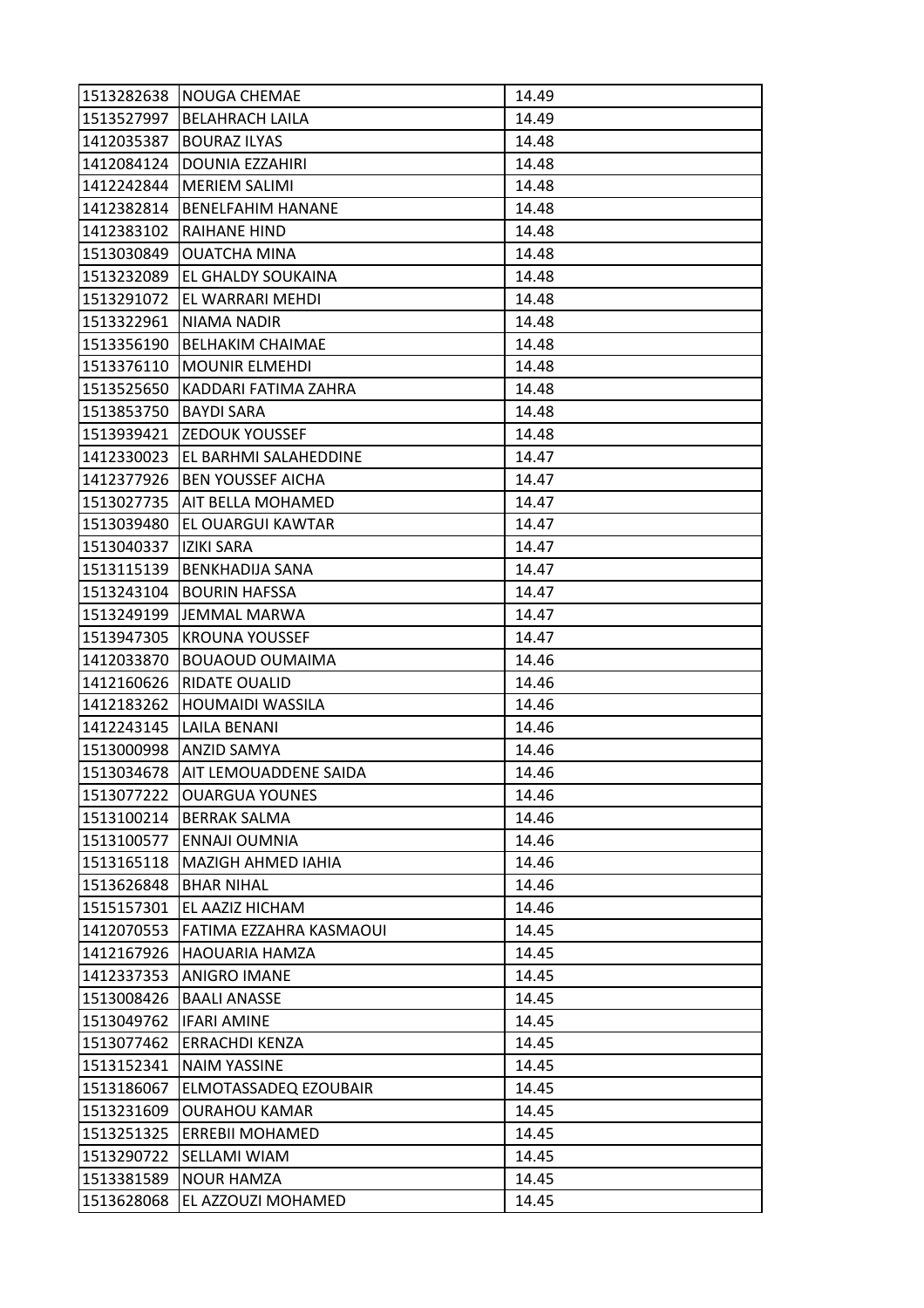| 1513282638 | NOUGA CHEMAE | 14.49 |
|---|---|---|
| 1513527997 | BELAHRACH LAILA | 14.49 |
| 1412035387 | BOURAZ ILYAS | 14.48 |
| 1412084124 | DOUNIA EZZAHIRI | 14.48 |
| 1412242844 | MERIEM SALIMI | 14.48 |
| 1412382814 | BENELFAHIM HANANE | 14.48 |
| 1412383102 | RAIHANE HIND | 14.48 |
| 1513030849 | OUATCHA MINA | 14.48 |
| 1513232089 | EL GHALDY SOUKAINA | 14.48 |
| 1513291072 | EL WARRARI MEHDI | 14.48 |
| 1513322961 | NIAMA NADIR | 14.48 |
| 1513356190 | BELHAKIM CHAIMAE | 14.48 |
| 1513376110 | MOUNIR ELMEHDI | 14.48 |
| 1513525650 | KADDARI FATIMA ZAHRA | 14.48 |
| 1513853750 | BAYDI SARA | 14.48 |
| 1513939421 | ZEDOUK YOUSSEF | 14.48 |
| 1412330023 | EL BARHMI SALAHEDDINE | 14.47 |
| 1412377926 | BEN YOUSSEF AICHA | 14.47 |
| 1513027735 | AIT BELLA MOHAMED | 14.47 |
| 1513039480 | EL OUARGUI KAWTAR | 14.47 |
| 1513040337 | IZIKI SARA | 14.47 |
| 1513115139 | BENKHADIJA SANA | 14.47 |
| 1513243104 | BOURIN HAFSSA | 14.47 |
| 1513249199 | JEMMAL MARWA | 14.47 |
| 1513947305 | KROUNA YOUSSEF | 14.47 |
| 1412033870 | BOUAOUD OUMAIMA | 14.46 |
| 1412160626 | RIDATE OUALID | 14.46 |
| 1412183262 | HOUMAIDI WASSILA | 14.46 |
| 1412243145 | LAILA BENANI | 14.46 |
| 1513000998 | ANZID SAMYA | 14.46 |
| 1513034678 | AIT LEMOUADDENE SAIDA | 14.46 |
| 1513077222 | OUARGUA YOUNES | 14.46 |
| 1513100214 | BERRAK SALMA | 14.46 |
| 1513100577 | ENNAJI OUMNIA | 14.46 |
| 1513165118 | MAZIGH AHMED IAHIA | 14.46 |
| 1513626848 | BHAR NIHAL | 14.46 |
| 1515157301 | EL AAZIZ HICHAM | 14.46 |
| 1412070553 | FATIMA EZZAHRA KASMAOUI | 14.45 |
| 1412167926 | HAOUARIA HAMZA | 14.45 |
| 1412337353 | ANIGRO IMANE | 14.45 |
| 1513008426 | BAALI ANASSE | 14.45 |
| 1513049762 | IFARI AMINE | 14.45 |
| 1513077462 | ERRACHDI KENZA | 14.45 |
| 1513152341 | NAIM YASSINE | 14.45 |
| 1513186067 | ELMOTASSADEQ EZOUBAIR | 14.45 |
| 1513231609 | OURAHOU KAMAR | 14.45 |
| 1513251325 | ERREBII MOHAMED | 14.45 |
| 1513290722 | SELLAMI WIAM | 14.45 |
| 1513381589 | NOUR HAMZA | 14.45 |
| 1513628068 | EL AZZOUZI MOHAMED | 14.45 |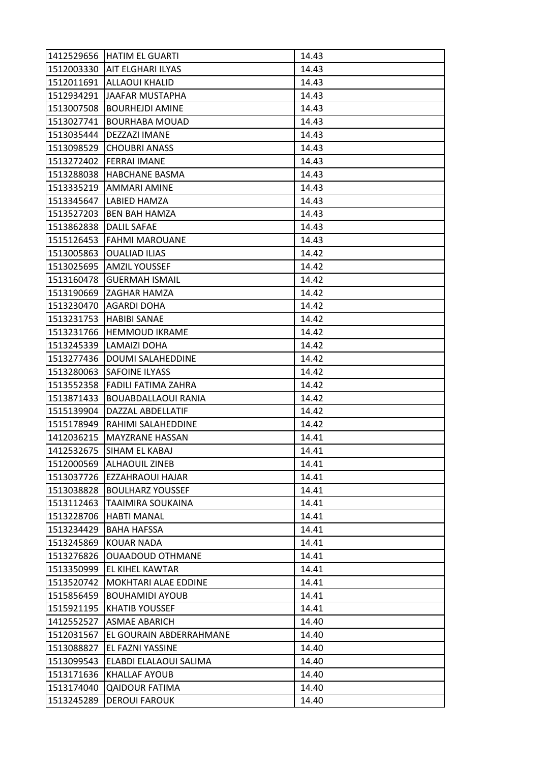| 1412529656 | HATIM EL GUARTI | 14.43 |
|---|---|---|
| 1512003330 | AIT ELGHARI ILYAS | 14.43 |
| 1512011691 | ALLAOUI KHALID | 14.43 |
| 1512934291 | JAAFAR MUSTAPHA | 14.43 |
| 1513007508 | BOURHEJDI AMINE | 14.43 |
| 1513027741 | BOURHABA MOUAD | 14.43 |
| 1513035444 | DEZZAZI IMANE | 14.43 |
| 1513098529 | CHOUBRI ANASS | 14.43 |
| 1513272402 | FERRAI IMANE | 14.43 |
| 1513288038 | HABCHANE BASMA | 14.43 |
| 1513335219 | AMMARI AMINE | 14.43 |
| 1513345647 | LABIED HAMZA | 14.43 |
| 1513527203 | BEN BAH HAMZA | 14.43 |
| 1513862838 | DALIL SAFAE | 14.43 |
| 1515126453 | FAHMI MAROUANE | 14.43 |
| 1513005863 | OUALIAD ILIAS | 14.42 |
| 1513025695 | AMZIL YOUSSEF | 14.42 |
| 1513160478 | GUERMAH ISMAIL | 14.42 |
| 1513190669 | ZAGHAR HAMZA | 14.42 |
| 1513230470 | AGARDI DOHA | 14.42 |
| 1513231753 | HABIBI SANAE | 14.42 |
| 1513231766 | HEMMOUD IKRAME | 14.42 |
| 1513245339 | LAMAIZI DOHA | 14.42 |
| 1513277436 | DOUMI SALAHEDDINE | 14.42 |
| 1513280063 | SAFOINE ILYASS | 14.42 |
| 1513552358 | FADILI FATIMA ZAHRA | 14.42 |
| 1513871433 | BOUABDALLAOUI RANIA | 14.42 |
| 1515139904 | DAZZAL ABDELLATIF | 14.42 |
| 1515178949 | RAHIMI SALAHEDDINE | 14.42 |
| 1412036215 | MAYZRANE HASSAN | 14.41 |
| 1412532675 | SIHAM EL KABAJ | 14.41 |
| 1512000569 | ALHAOUIL ZINEB | 14.41 |
| 1513037726 | EZZAHRAOUI HAJAR | 14.41 |
| 1513038828 | BOULHARZ YOUSSEF | 14.41 |
| 1513112463 | TAAIMIRA SOUKAINA | 14.41 |
| 1513228706 | HABTI MANAL | 14.41 |
| 1513234429 | BAHA HAFSSA | 14.41 |
| 1513245869 | KOUAR NADA | 14.41 |
| 1513276826 | OUAADOUD OTHMANE | 14.41 |
| 1513350999 | EL KIHEL KAWTAR | 14.41 |
| 1513520742 | MOKHTARI ALAE EDDINE | 14.41 |
| 1515856459 | BOUHAMIDI AYOUB | 14.41 |
| 1515921195 | KHATIB YOUSSEF | 14.41 |
| 1412552527 | ASMAE ABARICH | 14.40 |
| 1512031567 | EL GOURAIN ABDERRAHMANE | 14.40 |
| 1513088827 | EL FAZNI YASSINE | 14.40 |
| 1513099543 | ELABDI ELALAOUI SALIMA | 14.40 |
| 1513171636 | KHALLAF AYOUB | 14.40 |
| 1513174040 | QAIDOUR FATIMA | 14.40 |
| 1513245289 | DEROUI FAROUK | 14.40 |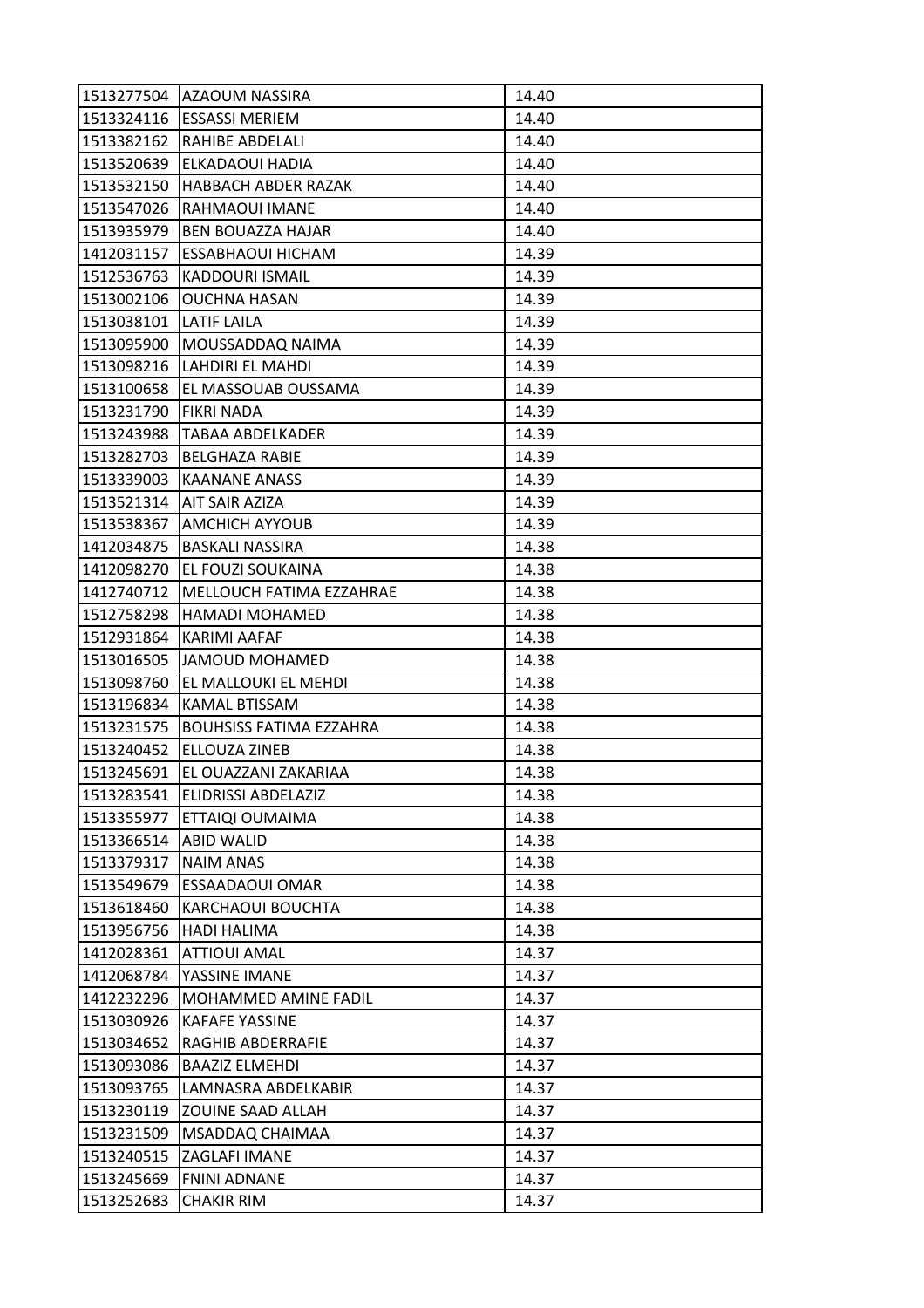| 1513277504 | AZAOUM NASSIRA | 14.40 |
|---|---|---|
| 1513324116 | ESSASSI MERIEM | 14.40 |
| 1513382162 | RAHIBE ABDELALI | 14.40 |
| 1513520639 | ELKADAOUI HADIA | 14.40 |
| 1513532150 | HABBACH ABDER RAZAK | 14.40 |
| 1513547026 | RAHMAOUI IMANE | 14.40 |
| 1513935979 | BEN BOUAZZA HAJAR | 14.40 |
| 1412031157 | ESSABHAOUI HICHAM | 14.39 |
| 1512536763 | KADDOURI ISMAIL | 14.39 |
| 1513002106 | OUCHNA HASAN | 14.39 |
| 1513038101 | LATIF LAILA | 14.39 |
| 1513095900 | MOUSSADDAQ NAIMA | 14.39 |
| 1513098216 | LAHDIRI EL MAHDI | 14.39 |
| 1513100658 | EL MASSOUAB OUSSAMA | 14.39 |
| 1513231790 | FIKRI NADA | 14.39 |
| 1513243988 | TABAA ABDELKADER | 14.39 |
| 1513282703 | BELGHAZA RABIE | 14.39 |
| 1513339003 | KAANANE ANASS | 14.39 |
| 1513521314 | AIT SAIR AZIZA | 14.39 |
| 1513538367 | AMCHICH AYYOUB | 14.39 |
| 1412034875 | BASKALI NASSIRA | 14.38 |
| 1412098270 | EL FOUZI SOUKAINA | 14.38 |
| 1412740712 | MELLOUCH FATIMA EZZAHRAE | 14.38 |
| 1512758298 | HAMADI MOHAMED | 14.38 |
| 1512931864 | KARIMI AAFAF | 14.38 |
| 1513016505 | JAMOUD MOHAMED | 14.38 |
| 1513098760 | EL MALLOUKI EL MEHDI | 14.38 |
| 1513196834 | KAMAL BTISSAM | 14.38 |
| 1513231575 | BOUHSISS FATIMA EZZAHRA | 14.38 |
| 1513240452 | ELLOUZA ZINEB | 14.38 |
| 1513245691 | EL OUAZZANI ZAKARIAA | 14.38 |
| 1513283541 | ELIDRISSI ABDELAZIZ | 14.38 |
| 1513355977 | ETTAIQI OUMAIMA | 14.38 |
| 1513366514 | ABID WALID | 14.38 |
| 1513379317 | NAIM ANAS | 14.38 |
| 1513549679 | ESSAADAOUI OMAR | 14.38 |
| 1513618460 | KARCHAOUI BOUCHTA | 14.38 |
| 1513956756 | HADI HALIMA | 14.38 |
| 1412028361 | ATTIOUI AMAL | 14.37 |
| 1412068784 | YASSINE IMANE | 14.37 |
| 1412232296 | MOHAMMED AMINE FADIL | 14.37 |
| 1513030926 | KAFAFE YASSINE | 14.37 |
| 1513034652 | RAGHIB ABDERRAFIE | 14.37 |
| 1513093086 | BAAZIZ ELMEHDI | 14.37 |
| 1513093765 | LAMNASRA ABDELKABIR | 14.37 |
| 1513230119 | ZOUINE SAAD ALLAH | 14.37 |
| 1513231509 | MSADDAQ CHAIMAA | 14.37 |
| 1513240515 | ZAGLAFI IMANE | 14.37 |
| 1513245669 | FNINI ADNANE | 14.37 |
| 1513252683 | CHAKIR RIM | 14.37 |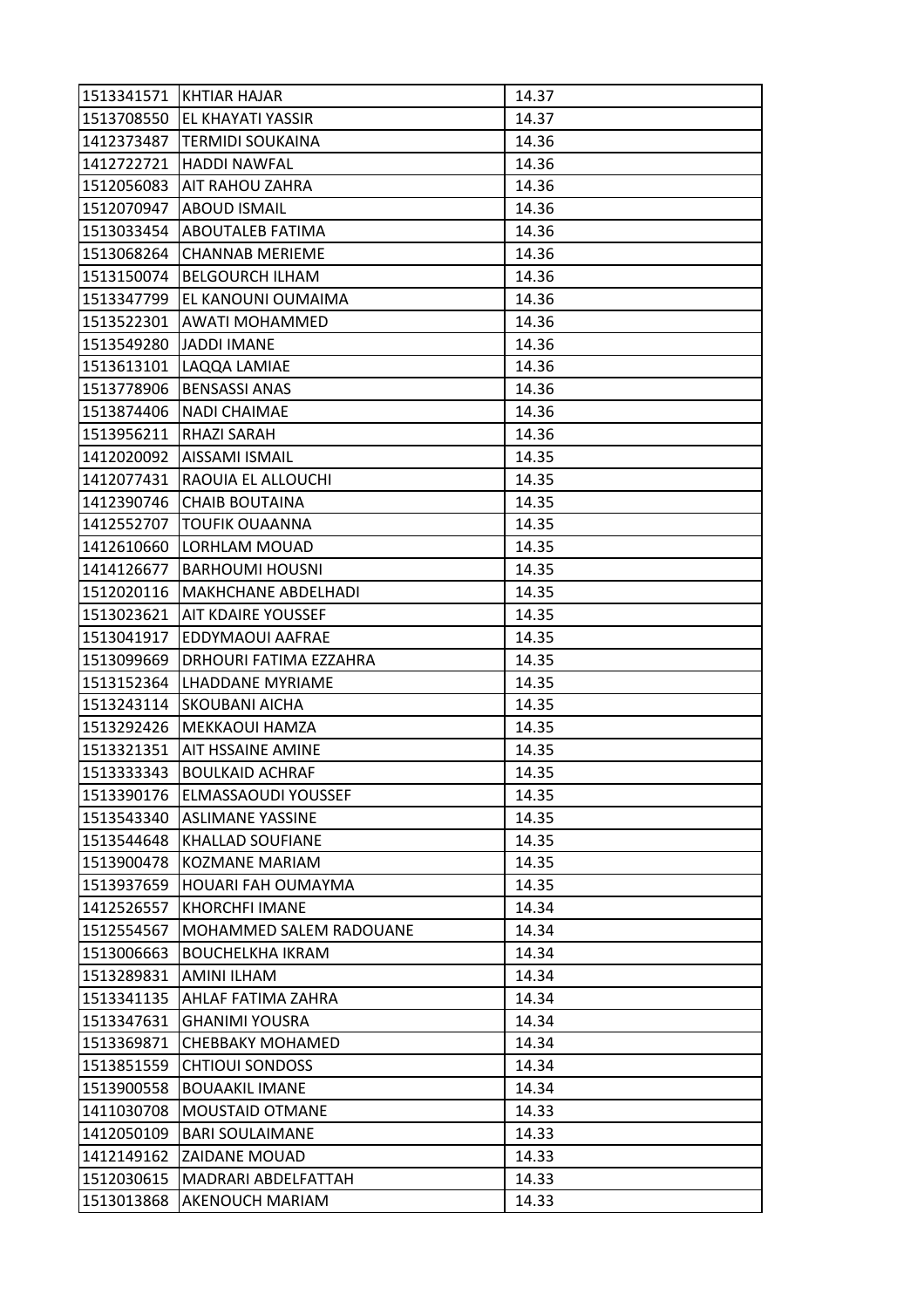| | | |
|---|---|---|
| 1513341571 | KHTIAR HAJAR | 14.37 |
| 1513708550 | EL KHAYATI YASSIR | 14.37 |
| 1412373487 | TERMIDI SOUKAINA | 14.36 |
| 1412722721 | HADDI NAWFAL | 14.36 |
| 1512056083 | AIT RAHOU ZAHRA | 14.36 |
| 1512070947 | ABOUD ISMAIL | 14.36 |
| 1513033454 | ABOUTALEB FATIMA | 14.36 |
| 1513068264 | CHANNAB MERIEME | 14.36 |
| 1513150074 | BELGOURCH ILHAM | 14.36 |
| 1513347799 | EL KANOUNI OUMAIMA | 14.36 |
| 1513522301 | AWATI MOHAMMED | 14.36 |
| 1513549280 | JADDI IMANE | 14.36 |
| 1513613101 | LAQQA LAMIAE | 14.36 |
| 1513778906 | BENSASSI ANAS | 14.36 |
| 1513874406 | NADI CHAIMAE | 14.36 |
| 1513956211 | RHAZI SARAH | 14.36 |
| 1412020092 | AISSAMI ISMAIL | 14.35 |
| 1412077431 | RAOUIA EL ALLOUCHI | 14.35 |
| 1412390746 | CHAIB BOUTAINA | 14.35 |
| 1412552707 | TOUFIK OUAANNA | 14.35 |
| 1412610660 | LORHLAM MOUAD | 14.35 |
| 1414126677 | BARHOUMI HOUSNI | 14.35 |
| 1512020116 | MAKHCHANE ABDELHADI | 14.35 |
| 1513023621 | AIT KDAIRE YOUSSEF | 14.35 |
| 1513041917 | EDDYMAOUI AAFRAE | 14.35 |
| 1513099669 | DRHOURI FATIMA EZZAHRA | 14.35 |
| 1513152364 | LHADDANE MYRIAME | 14.35 |
| 1513243114 | SKOUBANI AICHA | 14.35 |
| 1513292426 | MEKKAOUI HAMZA | 14.35 |
| 1513321351 | AIT HSSAINE AMINE | 14.35 |
| 1513333343 | BOULKAID ACHRAF | 14.35 |
| 1513390176 | ELMASSAOUDI YOUSSEF | 14.35 |
| 1513543340 | ASLIMANE YASSINE | 14.35 |
| 1513544648 | KHALLAD SOUFIANE | 14.35 |
| 1513900478 | KOZMANE MARIAM | 14.35 |
| 1513937659 | HOUARI FAH OUMAYMA | 14.35 |
| 1412526557 | KHORCHFI IMANE | 14.34 |
| 1512554567 | MOHAMMED SALEM RADOUANE | 14.34 |
| 1513006663 | BOUCHELKHA IKRAM | 14.34 |
| 1513289831 | AMINI ILHAM | 14.34 |
| 1513341135 | AHLAF FATIMA ZAHRA | 14.34 |
| 1513347631 | GHANIMI YOUSRA | 14.34 |
| 1513369871 | CHEBBAKY MOHAMED | 14.34 |
| 1513851559 | CHTIOUI SONDOSS | 14.34 |
| 1513900558 | BOUAAKIL IMANE | 14.34 |
| 1411030708 | MOUSTAID OTMANE | 14.33 |
| 1412050109 | BARI SOULAIMANE | 14.33 |
| 1412149162 | ZAIDANE MOUAD | 14.33 |
| 1512030615 | MADRARI ABDELFATTAH | 14.33 |
| 1513013868 | AKENOUCH MARIAM | 14.33 |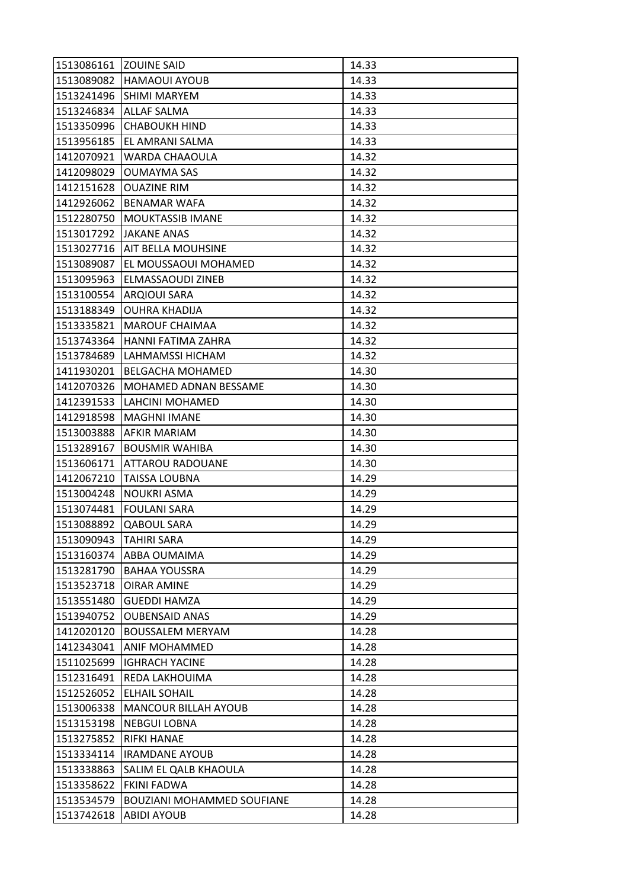| | | |
|---|---|---|
| 1513086161 | ZOUINE SAID | 14.33 |
| 1513089082 | HAMAOUI AYOUB | 14.33 |
| 1513241496 | SHIMI MARYEM | 14.33 |
| 1513246834 | ALLAF SALMA | 14.33 |
| 1513350996 | CHABOUKH HIND | 14.33 |
| 1513956185 | EL AMRANI SALMA | 14.33 |
| 1412070921 | WARDA CHAAOULA | 14.32 |
| 1412098029 | OUMAYMA SAS | 14.32 |
| 1412151628 | OUAZINE RIM | 14.32 |
| 1412926062 | BENAMAR WAFA | 14.32 |
| 1512280750 | MOUKTASSIB IMANE | 14.32 |
| 1513017292 | JAKANE ANAS | 14.32 |
| 1513027716 | AIT BELLA MOUHSINE | 14.32 |
| 1513089087 | EL MOUSSAOUI MOHAMED | 14.32 |
| 1513095963 | ELMASSAOUDI ZINEB | 14.32 |
| 1513100554 | ARQIOUI SARA | 14.32 |
| 1513188349 | OUHRA KHADIJA | 14.32 |
| 1513335821 | MAROUF CHAIMAA | 14.32 |
| 1513743364 | HANNI FATIMA ZAHRA | 14.32 |
| 1513784689 | LAHMAMSSI HICHAM | 14.32 |
| 1411930201 | BELGACHA MOHAMED | 14.30 |
| 1412070326 | MOHAMED ADNAN BESSAME | 14.30 |
| 1412391533 | LAHCINI MOHAMED | 14.30 |
| 1412918598 | MAGHNI IMANE | 14.30 |
| 1513003888 | AFKIR MARIAM | 14.30 |
| 1513289167 | BOUSMIR WAHIBA | 14.30 |
| 1513606171 | ATTAROU RADOUANE | 14.30 |
| 1412067210 | TAISSA LOUBNA | 14.29 |
| 1513004248 | NOUKRI ASMA | 14.29 |
| 1513074481 | FOULANI SARA | 14.29 |
| 1513088892 | QABOUL SARA | 14.29 |
| 1513090943 | TAHIRI SARA | 14.29 |
| 1513160374 | ABBA OUMAIMA | 14.29 |
| 1513281790 | BAHAA YOUSSRA | 14.29 |
| 1513523718 | OIRAR AMINE | 14.29 |
| 1513551480 | GUEDDI HAMZA | 14.29 |
| 1513940752 | OUBENSAID ANAS | 14.29 |
| 1412020120 | BOUSSALEM MERYAM | 14.28 |
| 1412343041 | ANIF MOHAMMED | 14.28 |
| 1511025699 | IGHRACH YACINE | 14.28 |
| 1512316491 | REDA LAKHOUIMA | 14.28 |
| 1512526052 | ELHAIL SOHAIL | 14.28 |
| 1513006338 | MANCOUR BILLAH AYOUB | 14.28 |
| 1513153198 | NEBGUI LOBNA | 14.28 |
| 1513275852 | RIFKI HANAE | 14.28 |
| 1513334114 | IRAMDANE AYOUB | 14.28 |
| 1513338863 | SALIM EL QALB KHAOULA | 14.28 |
| 1513358622 | FKINI FADWA | 14.28 |
| 1513534579 | BOUZIANI MOHAMMED SOUFIANE | 14.28 |
| 1513742618 | ABIDI AYOUB | 14.28 |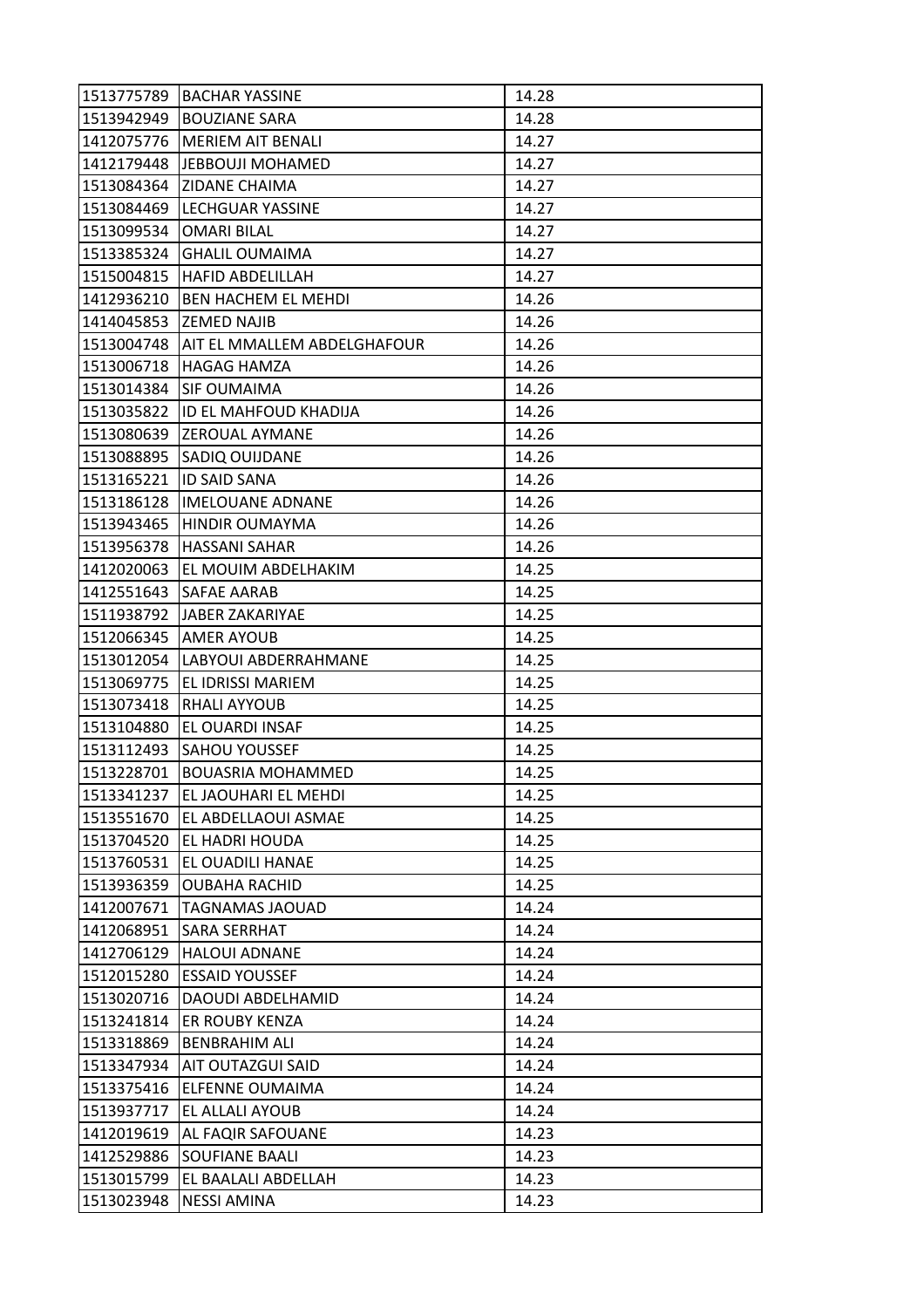| | | |
|---|---|---|
| 1513775789 | BACHAR YASSINE | 14.28 |
| 1513942949 | BOUZIANE SARA | 14.28 |
| 1412075776 | MERIEM AIT BENALI | 14.27 |
| 1412179448 | JEBBOUJI MOHAMED | 14.27 |
| 1513084364 | ZIDANE CHAIMA | 14.27 |
| 1513084469 | LECHGUAR YASSINE | 14.27 |
| 1513099534 | OMARI BILAL | 14.27 |
| 1513385324 | GHALIL OUMAIMA | 14.27 |
| 1515004815 | HAFID ABDELILLAH | 14.27 |
| 1412936210 | BEN HACHEM EL MEHDI | 14.26 |
| 1414045853 | ZEMED NAJIB | 14.26 |
| 1513004748 | AIT EL MMALLEM ABDELGHAFOUR | 14.26 |
| 1513006718 | HAGAG HAMZA | 14.26 |
| 1513014384 | SIF OUMAIMA | 14.26 |
| 1513035822 | ID EL MAHFOUD KHADIJA | 14.26 |
| 1513080639 | ZEROUAL AYMANE | 14.26 |
| 1513088895 | SADIQ OUIJDANE | 14.26 |
| 1513165221 | ID SAID SANA | 14.26 |
| 1513186128 | IMELOUANE ADNANE | 14.26 |
| 1513943465 | HINDIR OUMAYMA | 14.26 |
| 1513956378 | HASSANI SAHAR | 14.26 |
| 1412020063 | EL MOUIM ABDELHAKIM | 14.25 |
| 1412551643 | SAFAE AARAB | 14.25 |
| 1511938792 | JABER ZAKARIYAE | 14.25 |
| 1512066345 | AMER AYOUB | 14.25 |
| 1513012054 | LABYOUI ABDERRAHMANE | 14.25 |
| 1513069775 | EL IDRISSI MARIEM | 14.25 |
| 1513073418 | RHALI AYYOUB | 14.25 |
| 1513104880 | EL OUARDI INSAF | 14.25 |
| 1513112493 | SAHOU YOUSSEF | 14.25 |
| 1513228701 | BOUASRIA MOHAMMED | 14.25 |
| 1513341237 | EL JAOUHARI EL MEHDI | 14.25 |
| 1513551670 | EL ABDELLAOUI ASMAE | 14.25 |
| 1513704520 | EL HADRI HOUDA | 14.25 |
| 1513760531 | EL OUADILI HANAE | 14.25 |
| 1513936359 | OUBAHA RACHID | 14.25 |
| 1412007671 | TAGNAMAS JAOUAD | 14.24 |
| 1412068951 | SARA SERRHAT | 14.24 |
| 1412706129 | HALOUI ADNANE | 14.24 |
| 1512015280 | ESSAID YOUSSEF | 14.24 |
| 1513020716 | DAOUDI ABDELHAMID | 14.24 |
| 1513241814 | ER ROUBY KENZA | 14.24 |
| 1513318869 | BENBRAHIM ALI | 14.24 |
| 1513347934 | AIT OUTAZGUI SAID | 14.24 |
| 1513375416 | ELFENNE OUMAIMA | 14.24 |
| 1513937717 | EL ALLALI AYOUB | 14.24 |
| 1412019619 | AL FAQIR SAFOUANE | 14.23 |
| 1412529886 | SOUFIANE BAALI | 14.23 |
| 1513015799 | EL BAALALI ABDELLAH | 14.23 |
| 1513023948 | NESSI AMINA | 14.23 |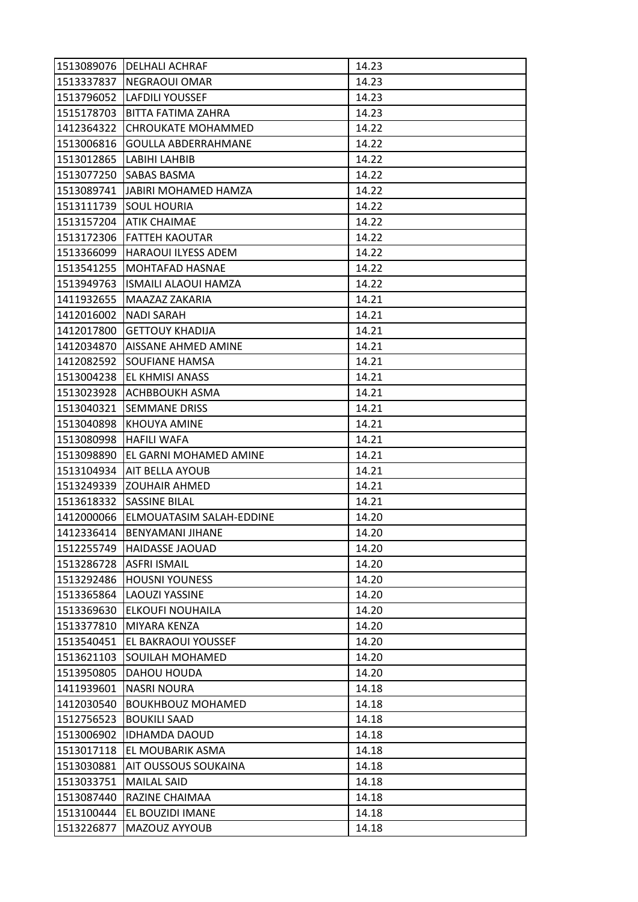| 1513089076 | DELHALI ACHRAF | 14.23 |
|---|---|---|
| 1513337837 | NEGRAOUI OMAR | 14.23 |
| 1513796052 | LAFDILI YOUSSEF | 14.23 |
| 1515178703 | BITTA FATIMA ZAHRA | 14.23 |
| 1412364322 | CHROUKATE MOHAMMED | 14.22 |
| 1513006816 | GOULLA ABDERRAHMANE | 14.22 |
| 1513012865 | LABIHI LAHBIB | 14.22 |
| 1513077250 | SABAS BASMA | 14.22 |
| 1513089741 | JABIRI MOHAMED HAMZA | 14.22 |
| 1513111739 | SOUL HOURIA | 14.22 |
| 1513157204 | ATIK CHAIMAE | 14.22 |
| 1513172306 | FATTEH KAOUTAR | 14.22 |
| 1513366099 | HARAOUI ILYESS ADEM | 14.22 |
| 1513541255 | MOHTAFAD HASNAE | 14.22 |
| 1513949763 | ISMAILI ALAOUI HAMZA | 14.22 |
| 1411932655 | MAAZAZ ZAKARIA | 14.21 |
| 1412016002 | NADI SARAH | 14.21 |
| 1412017800 | GETTOUY KHADIJA | 14.21 |
| 1412034870 | AISSANE AHMED AMINE | 14.21 |
| 1412082592 | SOUFIANE HAMSA | 14.21 |
| 1513004238 | EL KHMISI ANASS | 14.21 |
| 1513023928 | ACHBBOUKH ASMA | 14.21 |
| 1513040321 | SEMMANE DRISS | 14.21 |
| 1513040898 | KHOUYA AMINE | 14.21 |
| 1513080998 | HAFILI WAFA | 14.21 |
| 1513098890 | EL GARNI MOHAMED AMINE | 14.21 |
| 1513104934 | AIT BELLA AYOUB | 14.21 |
| 1513249339 | ZOUHAIR AHMED | 14.21 |
| 1513618332 | SASSINE BILAL | 14.21 |
| 1412000066 | ELMOUATASIM SALAH-EDDINE | 14.20 |
| 1412336414 | BENYAMANI JIHANE | 14.20 |
| 1512255749 | HAIDASSE JAOUAD | 14.20 |
| 1513286728 | ASFRI ISMAIL | 14.20 |
| 1513292486 | HOUSNI YOUNESS | 14.20 |
| 1513365864 | LAOUZI YASSINE | 14.20 |
| 1513369630 | ELKOUFI NOUHAILA | 14.20 |
| 1513377810 | MIYARA KENZA | 14.20 |
| 1513540451 | EL BAKRAOUI YOUSSEF | 14.20 |
| 1513621103 | SOUILAH MOHAMED | 14.20 |
| 1513950805 | DAHOU HOUDA | 14.20 |
| 1411939601 | NASRI NOURA | 14.18 |
| 1412030540 | BOUKHBOUZ MOHAMED | 14.18 |
| 1512756523 | BOUKILI SAAD | 14.18 |
| 1513006902 | IDHAMDA DAOUD | 14.18 |
| 1513017118 | EL MOUBARIK ASMA | 14.18 |
| 1513030881 | AIT OUSSOUS SOUKAINA | 14.18 |
| 1513033751 | MAILAL SAID | 14.18 |
| 1513087440 | RAZINE CHAIMAA | 14.18 |
| 1513100444 | EL BOUZIDI IMANE | 14.18 |
| 1513226877 | MAZOUZ AYYOUB | 14.18 |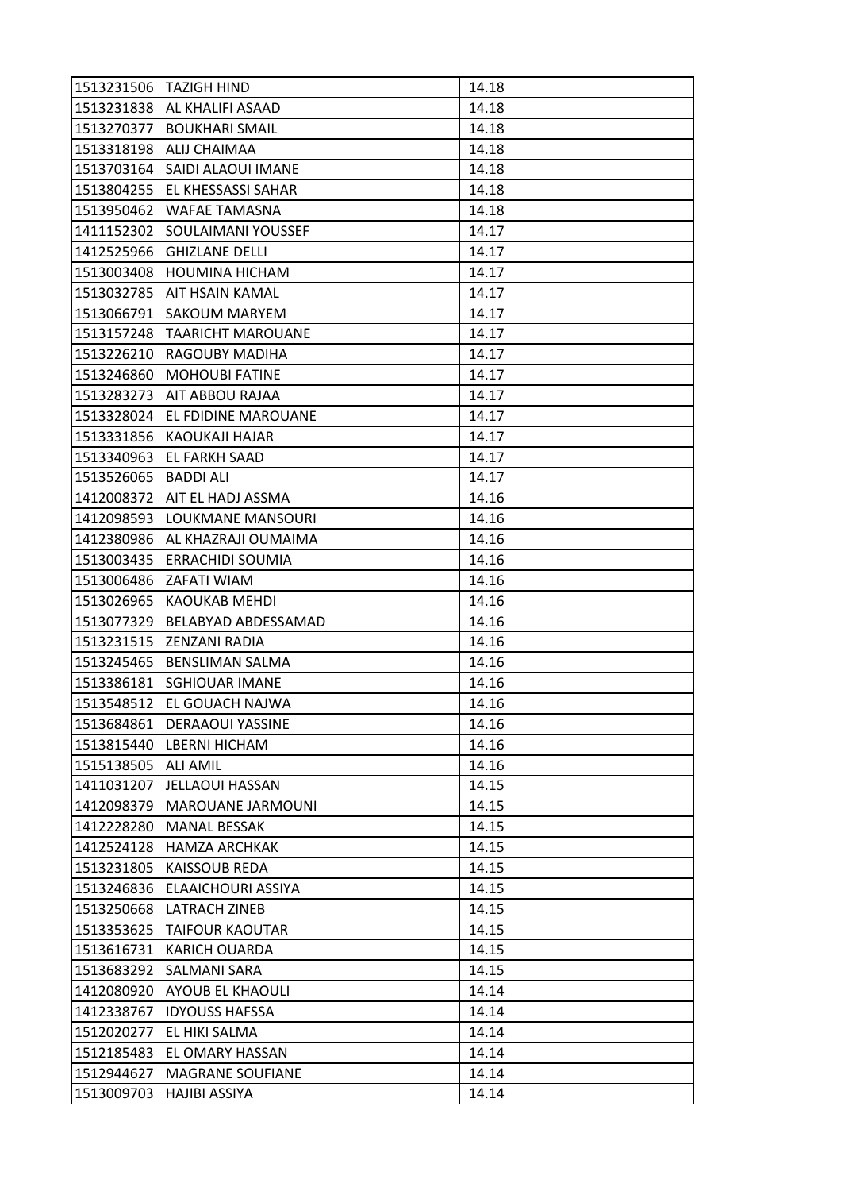| 1513231506 | TAZIGH HIND | 14.18 |
|---|---|---|
| 1513231838 | AL KHALIFI ASAAD | 14.18 |
| 1513270377 | BOUKHARI SMAIL | 14.18 |
| 1513318198 | ALIJ CHAIMAA | 14.18 |
| 1513703164 | SAIDI ALAOUI IMANE | 14.18 |
| 1513804255 | EL KHESSASSI SAHAR | 14.18 |
| 1513950462 | WAFAE TAMASNA | 14.18 |
| 1411152302 | SOULAIMANI YOUSSEF | 14.17 |
| 1412525966 | GHIZLANE DELLI | 14.17 |
| 1513003408 | HOUMINA HICHAM | 14.17 |
| 1513032785 | AIT HSAIN KAMAL | 14.17 |
| 1513066791 | SAKOUM MARYEM | 14.17 |
| 1513157248 | TAARICHT MAROUANE | 14.17 |
| 1513226210 | RAGOUBY MADIHA | 14.17 |
| 1513246860 | MOHOUBI FATINE | 14.17 |
| 1513283273 | AIT ABBOU RAJAA | 14.17 |
| 1513328024 | EL FDIDINE MAROUANE | 14.17 |
| 1513331856 | KAOUKAJI HAJAR | 14.17 |
| 1513340963 | EL FARKH SAAD | 14.17 |
| 1513526065 | BADDI ALI | 14.17 |
| 1412008372 | AIT EL HADJ ASSMA | 14.16 |
| 1412098593 | LOUKMANE MANSOURI | 14.16 |
| 1412380986 | AL KHAZRAJI OUMAIMA | 14.16 |
| 1513003435 | ERRACHIDI SOUMIA | 14.16 |
| 1513006486 | ZAFATI WIAM | 14.16 |
| 1513026965 | KAOUKAB MEHDI | 14.16 |
| 1513077329 | BELABYAD ABDESSAMAD | 14.16 |
| 1513231515 | ZENZANI RADIA | 14.16 |
| 1513245465 | BENSLIMAN SALMA | 14.16 |
| 1513386181 | SGHIOUAR IMANE | 14.16 |
| 1513548512 | EL GOUACH NAJWA | 14.16 |
| 1513684861 | DERAAOUI YASSINE | 14.16 |
| 1513815440 | LBERNI HICHAM | 14.16 |
| 1515138505 | ALI AMIL | 14.16 |
| 1411031207 | JELLAOUI HASSAN | 14.15 |
| 1412098379 | MAROUANE JARMOUNI | 14.15 |
| 1412228280 | MANAL BESSAK | 14.15 |
| 1412524128 | HAMZA ARCHKAK | 14.15 |
| 1513231805 | KAISSOUB REDA | 14.15 |
| 1513246836 | ELAAICHOURI ASSIYA | 14.15 |
| 1513250668 | LATRACH ZINEB | 14.15 |
| 1513353625 | TAIFOUR KAOUTAR | 14.15 |
| 1513616731 | KARICH OUARDA | 14.15 |
| 1513683292 | SALMANI SARA | 14.15 |
| 1412080920 | AYOUB EL KHAOULI | 14.14 |
| 1412338767 | IDYOUSS HAFSSA | 14.14 |
| 1512020277 | EL HIKI SALMA | 14.14 |
| 1512185483 | EL OMARY HASSAN | 14.14 |
| 1512944627 | MAGRANE SOUFIANE | 14.14 |
| 1513009703 | HAJIBI ASSIYA | 14.14 |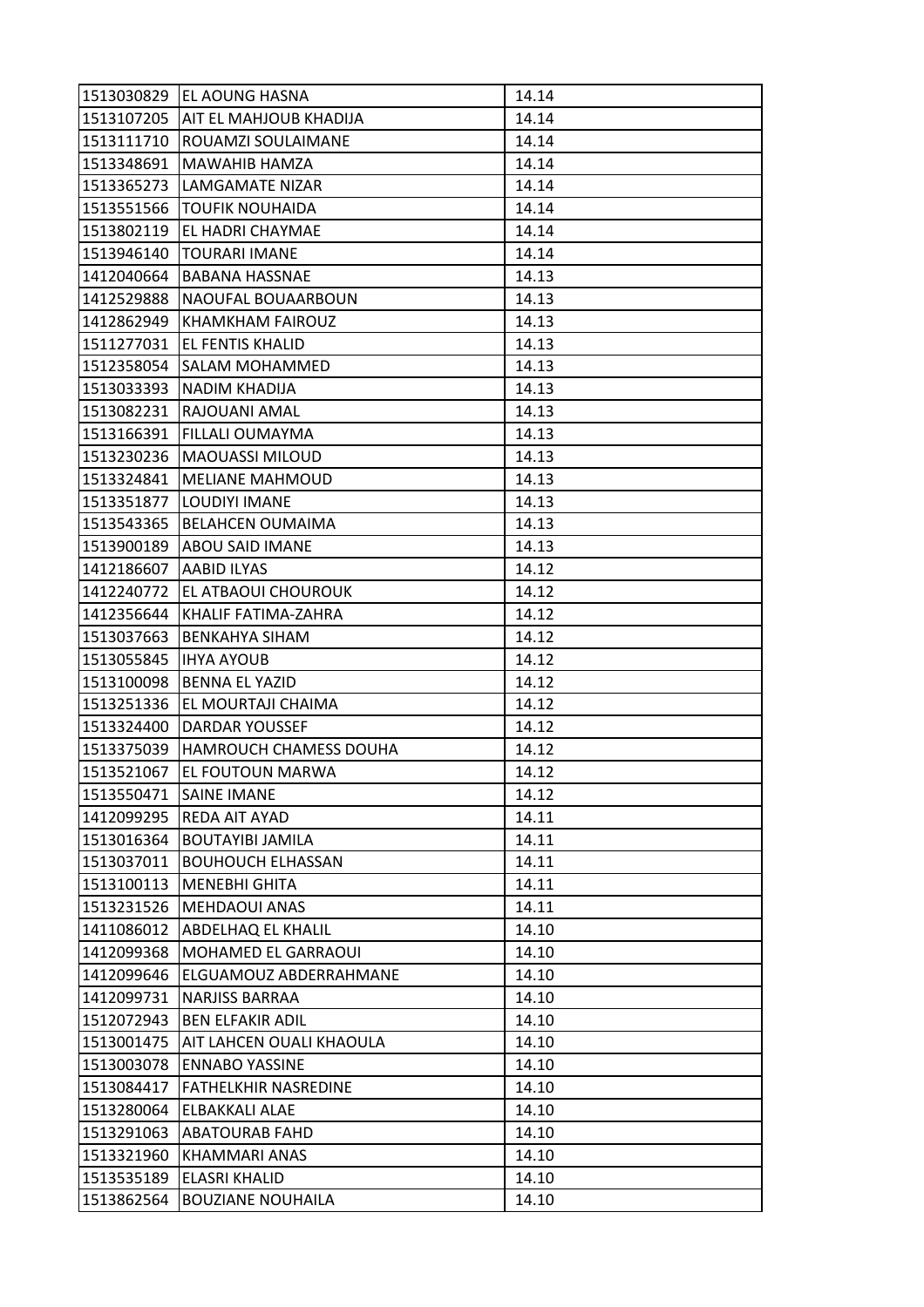| | | |
|---|---|---|
| 1513030829 | EL AOUNG HASNA | 14.14 |
| 1513107205 | AIT EL MAHJOUB KHADIJA | 14.14 |
| 1513111710 | ROUAMZI SOULAIMANE | 14.14 |
| 1513348691 | MAWAHIB HAMZA | 14.14 |
| 1513365273 | LAMGAMATE NIZAR | 14.14 |
| 1513551566 | TOUFIK NOUHAIDA | 14.14 |
| 1513802119 | EL HADRI CHAYMAE | 14.14 |
| 1513946140 | TOURARI IMANE | 14.14 |
| 1412040664 | BABANA HASSNAE | 14.13 |
| 1412529888 | NAOUFAL BOUAARBOUN | 14.13 |
| 1412862949 | KHAMKHAM FAIROUZ | 14.13 |
| 1511277031 | EL FENTIS KHALID | 14.13 |
| 1512358054 | SALAM MOHAMMED | 14.13 |
| 1513033393 | NADIM KHADIJA | 14.13 |
| 1513082231 | RAJOUANI AMAL | 14.13 |
| 1513166391 | FILLALI OUMAYMA | 14.13 |
| 1513230236 | MAOUASSI MILOUD | 14.13 |
| 1513324841 | MELIANE MAHMOUD | 14.13 |
| 1513351877 | LOUDIYI IMANE | 14.13 |
| 1513543365 | BELAHCEN OUMAIMA | 14.13 |
| 1513900189 | ABOU SAID IMANE | 14.13 |
| 1412186607 | AABID ILYAS | 14.12 |
| 1412240772 | EL ATBAOUI CHOUROUK | 14.12 |
| 1412356644 | KHALIF FATIMA-ZAHRA | 14.12 |
| 1513037663 | BENKAHYA SIHAM | 14.12 |
| 1513055845 | IHYA AYOUB | 14.12 |
| 1513100098 | BENNA EL YAZID | 14.12 |
| 1513251336 | EL MOURTAJI CHAIMA | 14.12 |
| 1513324400 | DARDAR YOUSSEF | 14.12 |
| 1513375039 | HAMROUCH CHAMESS DOUHA | 14.12 |
| 1513521067 | EL FOUTOUN MARWA | 14.12 |
| 1513550471 | SAINE IMANE | 14.12 |
| 1412099295 | REDA AIT AYAD | 14.11 |
| 1513016364 | BOUTAYIBI JAMILA | 14.11 |
| 1513037011 | BOUHOUCH ELHASSAN | 14.11 |
| 1513100113 | MENEBHI GHITA | 14.11 |
| 1513231526 | MEHDAOUI ANAS | 14.11 |
| 1411086012 | ABDELHAQ EL KHALIL | 14.10 |
| 1412099368 | MOHAMED EL GARRAOUI | 14.10 |
| 1412099646 | ELGUAMOUZ ABDERRAHMANE | 14.10 |
| 1412099731 | NARJISS BARRAA | 14.10 |
| 1512072943 | BEN ELFAKIR ADIL | 14.10 |
| 1513001475 | AIT LAHCEN OUALI KHAOULA | 14.10 |
| 1513003078 | ENNABO YASSINE | 14.10 |
| 1513084417 | FATHELKHIR NASREDINE | 14.10 |
| 1513280064 | ELBAKKALI ALAE | 14.10 |
| 1513291063 | ABATOURAB FAHD | 14.10 |
| 1513321960 | KHAMMARI ANAS | 14.10 |
| 1513535189 | ELASRI KHALID | 14.10 |
| 1513862564 | BOUZIANE NOUHAILA | 14.10 |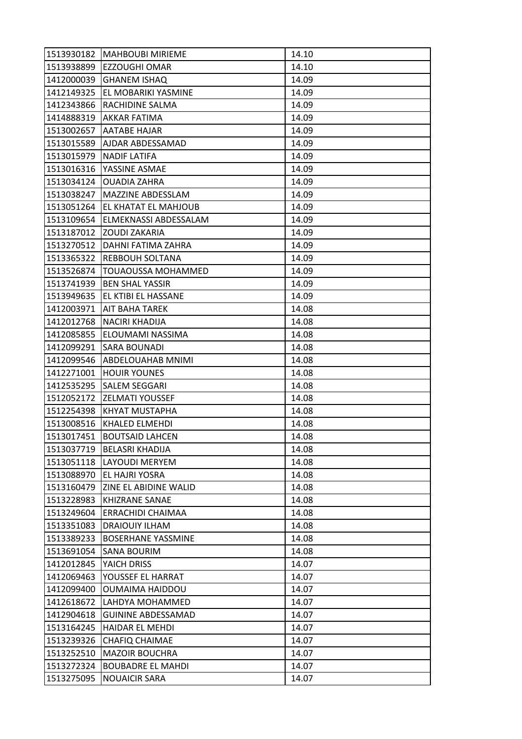| 1513930182 | MAHBOUBI MIRIEME | 14.10 |
|---|---|---|
| 1513938899 | EZZOUGHI OMAR | 14.10 |
| 1412000039 | GHANEM ISHAQ | 14.09 |
| 1412149325 | EL MOBARIKI YASMINE | 14.09 |
| 1412343866 | RACHIDINE SALMA | 14.09 |
| 1414888319 | AKKAR FATIMA | 14.09 |
| 1513002657 | AATABE HAJAR | 14.09 |
| 1513015589 | AJDAR ABDESSAMAD | 14.09 |
| 1513015979 | NADIF LATIFA | 14.09 |
| 1513016316 | YASSINE ASMAE | 14.09 |
| 1513034124 | OUADIA ZAHRA | 14.09 |
| 1513038247 | MAZZINE ABDESSLAM | 14.09 |
| 1513051264 | EL KHATAT EL MAHJOUB | 14.09 |
| 1513109654 | ELMEKNASSI ABDESSALAM | 14.09 |
| 1513187012 | ZOUDI ZAKARIA | 14.09 |
| 1513270512 | DAHNI FATIMA ZAHRA | 14.09 |
| 1513365322 | REBBOUH SOLTANA | 14.09 |
| 1513526874 | TOUAOUSSA MOHAMMED | 14.09 |
| 1513741939 | BEN SHAL YASSIR | 14.09 |
| 1513949635 | EL KTIBI EL HASSANE | 14.09 |
| 1412003971 | AIT BAHA TAREK | 14.08 |
| 1412012768 | NACIRI KHADIJA | 14.08 |
| 1412085855 | ELOUMAMI NASSIMA | 14.08 |
| 1412099291 | SARA BOUNADI | 14.08 |
| 1412099546 | ABDELOUAHAB MNIMI | 14.08 |
| 1412271001 | HOUIR YOUNES | 14.08 |
| 1412535295 | SALEM SEGGARI | 14.08 |
| 1512052172 | ZELMATI YOUSSEF | 14.08 |
| 1512254398 | KHYAT MUSTAPHA | 14.08 |
| 1513008516 | KHALED ELMEHDI | 14.08 |
| 1513017451 | BOUTSAID LAHCEN | 14.08 |
| 1513037719 | BELASRI KHADIJA | 14.08 |
| 1513051118 | LAYOUDI MERYEM | 14.08 |
| 1513088970 | EL HAJRI YOSRA | 14.08 |
| 1513160479 | ZINE EL ABIDINE WALID | 14.08 |
| 1513228983 | KHIZRANE SANAE | 14.08 |
| 1513249604 | ERRACHIDI CHAIMAA | 14.08 |
| 1513351083 | DRAIOUIY ILHAM | 14.08 |
| 1513389233 | BOSERHANE YASSMINE | 14.08 |
| 1513691054 | SANA BOURIM | 14.08 |
| 1412012845 | YAICH DRISS | 14.07 |
| 1412069463 | YOUSSEF EL HARRAT | 14.07 |
| 1412099400 | OUMAIMA HAIDDOU | 14.07 |
| 1412618672 | LAHDYA MOHAMMED | 14.07 |
| 1412904618 | GUININE ABDESSAMAD | 14.07 |
| 1513164245 | HAIDAR EL MEHDI | 14.07 |
| 1513239326 | CHAFIQ CHAIMAE | 14.07 |
| 1513252510 | MAZOIR BOUCHRA | 14.07 |
| 1513272324 | BOUBADRE EL MAHDI | 14.07 |
| 1513275095 | NOUAICIR SARA | 14.07 |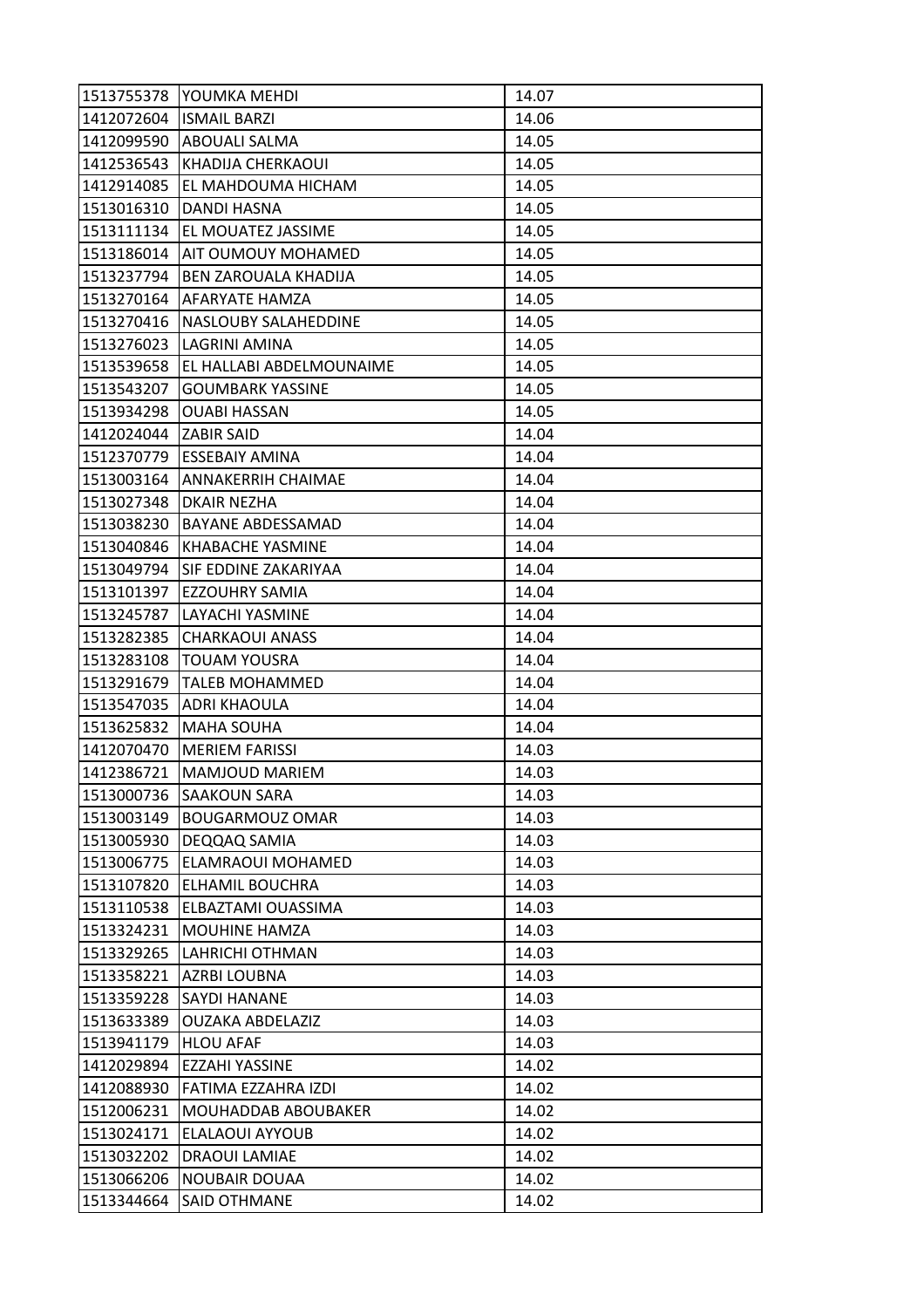| | | |
|---|---|---|
| 1513755378 | YOUMKA MEHDI | 14.07 |
| 1412072604 | ISMAIL BARZI | 14.06 |
| 1412099590 | ABOUALI SALMA | 14.05 |
| 1412536543 | KHADIJA CHERKAOUI | 14.05 |
| 1412914085 | EL MAHDOUMA HICHAM | 14.05 |
| 1513016310 | DANDI HASNA | 14.05 |
| 1513111134 | EL MOUATEZ JASSIME | 14.05 |
| 1513186014 | AIT OUMOUY MOHAMED | 14.05 |
| 1513237794 | BEN ZAROUALA KHADIJA | 14.05 |
| 1513270164 | AFARYATE HAMZA | 14.05 |
| 1513270416 | NASLOUBY SALAHEDDINE | 14.05 |
| 1513276023 | LAGRINI AMINA | 14.05 |
| 1513539658 | EL HALLABI ABDELMOUNAIME | 14.05 |
| 1513543207 | GOUMBARK YASSINE | 14.05 |
| 1513934298 | OUABI HASSAN | 14.05 |
| 1412024044 | ZABIR SAID | 14.04 |
| 1512370779 | ESSEBAIY AMINA | 14.04 |
| 1513003164 | ANNAKERRIH CHAIMAE | 14.04 |
| 1513027348 | DKAIR NEZHA | 14.04 |
| 1513038230 | BAYANE ABDESSAMAD | 14.04 |
| 1513040846 | KHABACHE YASMINE | 14.04 |
| 1513049794 | SIF EDDINE ZAKARIYAA | 14.04 |
| 1513101397 | EZZOUHRY SAMIA | 14.04 |
| 1513245787 | LAYACHI YASMINE | 14.04 |
| 1513282385 | CHARKAOUI ANASS | 14.04 |
| 1513283108 | TOUAM YOUSRA | 14.04 |
| 1513291679 | TALEB MOHAMMED | 14.04 |
| 1513547035 | ADRI KHAOULA | 14.04 |
| 1513625832 | MAHA SOUHA | 14.04 |
| 1412070470 | MERIEM FARISSI | 14.03 |
| 1412386721 | MAMJOUD MARIEM | 14.03 |
| 1513000736 | SAAKOUN SARA | 14.03 |
| 1513003149 | BOUGARMOUZ OMAR | 14.03 |
| 1513005930 | DEQQAQ SAMIA | 14.03 |
| 1513006775 | ELAMRAOUI MOHAMED | 14.03 |
| 1513107820 | ELHAMIL BOUCHRA | 14.03 |
| 1513110538 | ELBAZTAMI OUASSIMA | 14.03 |
| 1513324231 | MOUHINE HAMZA | 14.03 |
| 1513329265 | LAHRICHI OTHMAN | 14.03 |
| 1513358221 | AZRBI LOUBNA | 14.03 |
| 1513359228 | SAYDI HANANE | 14.03 |
| 1513633389 | OUZAKA ABDELAZIZ | 14.03 |
| 1513941179 | HLOU AFAF | 14.03 |
| 1412029894 | EZZAHI YASSINE | 14.02 |
| 1412088930 | FATIMA EZZAHRA IZDI | 14.02 |
| 1512006231 | MOUHADDAB ABOUBAKER | 14.02 |
| 1513024171 | ELALAOUI AYYOUB | 14.02 |
| 1513032202 | DRAOUI LAMIAE | 14.02 |
| 1513066206 | NOUBAIR DOUAA | 14.02 |
| 1513344664 | SAID OTHMANE | 14.02 |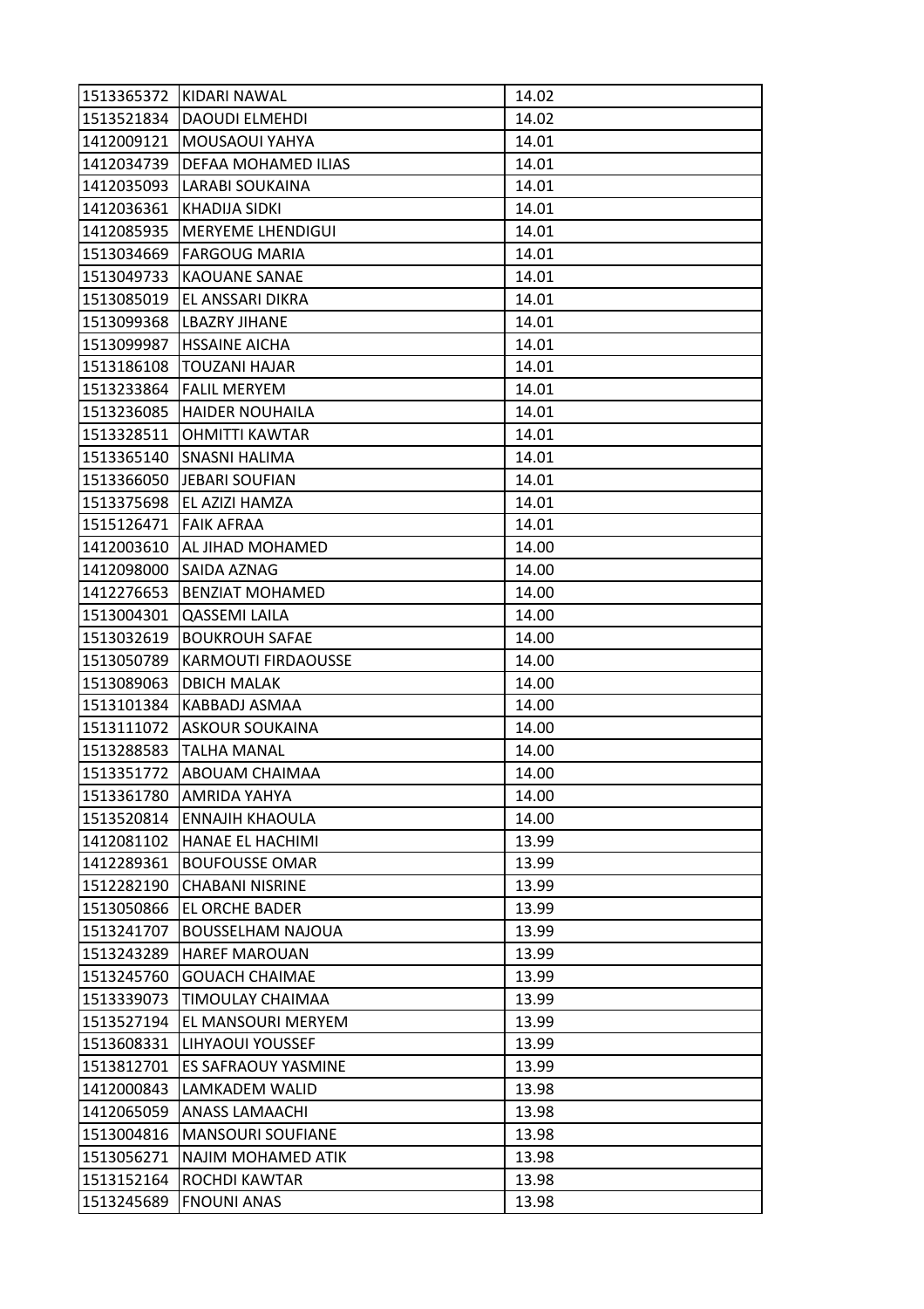| 1513365372 | KIDARI NAWAL | 14.02 |
|---|---|---|
| 1513521834 | DAOUDI ELMEHDI | 14.02 |
| 1412009121 | MOUSAOUI YAHYA | 14.01 |
| 1412034739 | DEFAA MOHAMED ILIAS | 14.01 |
| 1412035093 | LARABI SOUKAINA | 14.01 |
| 1412036361 | KHADIJA SIDKI | 14.01 |
| 1412085935 | MERYEME LHENDIGUI | 14.01 |
| 1513034669 | FARGOUG MARIA | 14.01 |
| 1513049733 | KAOUANE SANAE | 14.01 |
| 1513085019 | EL ANSSARI DIKRA | 14.01 |
| 1513099368 | LBAZRY JIHANE | 14.01 |
| 1513099987 | HSSAINE AICHA | 14.01 |
| 1513186108 | TOUZANI HAJAR | 14.01 |
| 1513233864 | FALIL MERYEM | 14.01 |
| 1513236085 | HAIDER NOUHAILA | 14.01 |
| 1513328511 | OHMITTI KAWTAR | 14.01 |
| 1513365140 | SNASNI HALIMA | 14.01 |
| 1513366050 | JEBARI SOUFIAN | 14.01 |
| 1513375698 | EL AZIZI HAMZA | 14.01 |
| 1515126471 | FAIK AFRAA | 14.01 |
| 1412003610 | AL JIHAD MOHAMED | 14.00 |
| 1412098000 | SAIDA AZNAG | 14.00 |
| 1412276653 | BENZIAT MOHAMED | 14.00 |
| 1513004301 | QASSEMI LAILA | 14.00 |
| 1513032619 | BOUKROUH SAFAE | 14.00 |
| 1513050789 | KARMOUTI FIRDAOUSSE | 14.00 |
| 1513089063 | DBICH MALAK | 14.00 |
| 1513101384 | KABBADJ ASMAA | 14.00 |
| 1513111072 | ASKOUR SOUKAINA | 14.00 |
| 1513288583 | TALHA MANAL | 14.00 |
| 1513351772 | ABOUAM CHAIMAA | 14.00 |
| 1513361780 | AMRIDA YAHYA | 14.00 |
| 1513520814 | ENNAJIH KHAOULA | 14.00 |
| 1412081102 | HANAE EL HACHIMI | 13.99 |
| 1412289361 | BOUFOUSSE OMAR | 13.99 |
| 1512282190 | CHABANI NISRINE | 13.99 |
| 1513050866 | EL ORCHE BADER | 13.99 |
| 1513241707 | BOUSSELHAM NAJOUA | 13.99 |
| 1513243289 | HAREF MAROUAN | 13.99 |
| 1513245760 | GOUACH CHAIMAE | 13.99 |
| 1513339073 | TIMOULAY CHAIMAA | 13.99 |
| 1513527194 | EL MANSOURI MERYEM | 13.99 |
| 1513608331 | LIHYAOUI YOUSSEF | 13.99 |
| 1513812701 | ES SAFRAOUY YASMINE | 13.99 |
| 1412000843 | LAMKADEM WALID | 13.98 |
| 1412065059 | ANASS LAMAACHI | 13.98 |
| 1513004816 | MANSOURI SOUFIANE | 13.98 |
| 1513056271 | NAJIM MOHAMED ATIK | 13.98 |
| 1513152164 | ROCHDI KAWTAR | 13.98 |
| 1513245689 | FNOUNI ANAS | 13.98 |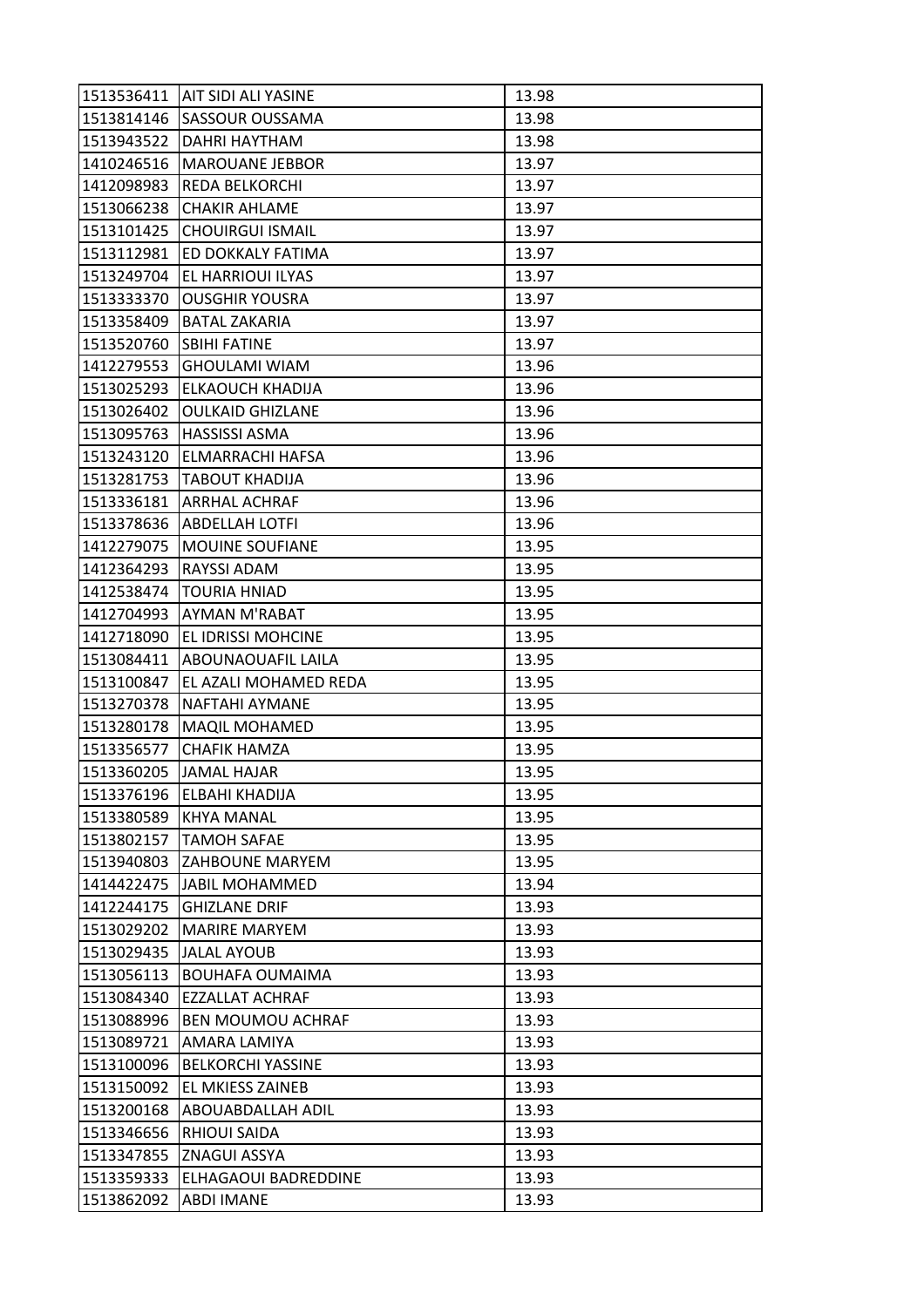| 1513536411 | AIT SIDI ALI YASINE | 13.98 |
|---|---|---|
| 1513814146 | SASSOUR OUSSAMA | 13.98 |
| 1513943522 | DAHRI HAYTHAM | 13.98 |
| 1410246516 | MAROUANE JEBBOR | 13.97 |
| 1412098983 | REDA BELKORCHI | 13.97 |
| 1513066238 | CHAKIR AHLAME | 13.97 |
| 1513101425 | CHOUIRGUI ISMAIL | 13.97 |
| 1513112981 | ED DOKKALY FATIMA | 13.97 |
| 1513249704 | EL HARRIOUI ILYAS | 13.97 |
| 1513333370 | OUSGHIR YOUSRA | 13.97 |
| 1513358409 | BATAL ZAKARIA | 13.97 |
| 1513520760 | SBIHI FATINE | 13.97 |
| 1412279553 | GHOULAMI WIAM | 13.96 |
| 1513025293 | ELKAOUCH KHADIJA | 13.96 |
| 1513026402 | OULKAID GHIZLANE | 13.96 |
| 1513095763 | HASSISSI ASMA | 13.96 |
| 1513243120 | ELMARRACHI HAFSA | 13.96 |
| 1513281753 | TABOUT KHADIJA | 13.96 |
| 1513336181 | ARRHAL ACHRAF | 13.96 |
| 1513378636 | ABDELLAH LOTFI | 13.96 |
| 1412279075 | MOUINE SOUFIANE | 13.95 |
| 1412364293 | RAYSSI ADAM | 13.95 |
| 1412538474 | TOURIA HNIAD | 13.95 |
| 1412704993 | AYMAN M'RABAT | 13.95 |
| 1412718090 | EL IDRISSI MOHCINE | 13.95 |
| 1513084411 | ABOUNAOUAFIL LAILA | 13.95 |
| 1513100847 | EL AZALI MOHAMED REDA | 13.95 |
| 1513270378 | NAFTAHI AYMANE | 13.95 |
| 1513280178 | MAQIL MOHAMED | 13.95 |
| 1513356577 | CHAFIK HAMZA | 13.95 |
| 1513360205 | JAMAL HAJAR | 13.95 |
| 1513376196 | ELBAHI KHADIJA | 13.95 |
| 1513380589 | KHYA MANAL | 13.95 |
| 1513802157 | TAMOH SAFAE | 13.95 |
| 1513940803 | ZAHBOUNE MARYEM | 13.95 |
| 1414422475 | JABIL MOHAMMED | 13.94 |
| 1412244175 | GHIZLANE DRIF | 13.93 |
| 1513029202 | MARIRE MARYEM | 13.93 |
| 1513029435 | JALAL AYOUB | 13.93 |
| 1513056113 | BOUHAFA OUMAIMA | 13.93 |
| 1513084340 | EZZALLAT ACHRAF | 13.93 |
| 1513088996 | BEN MOUMOU ACHRAF | 13.93 |
| 1513089721 | AMARA LAMIYA | 13.93 |
| 1513100096 | BELKORCHI YASSINE | 13.93 |
| 1513150092 | EL MKIESS ZAINEB | 13.93 |
| 1513200168 | ABOUABDALLAH ADIL | 13.93 |
| 1513346656 | RHIOUI SAIDA | 13.93 |
| 1513347855 | ZNAGUI ASSYA | 13.93 |
| 1513359333 | ELHAGAOUI BADREDDINE | 13.93 |
| 1513862092 | ABDI IMANE | 13.93 |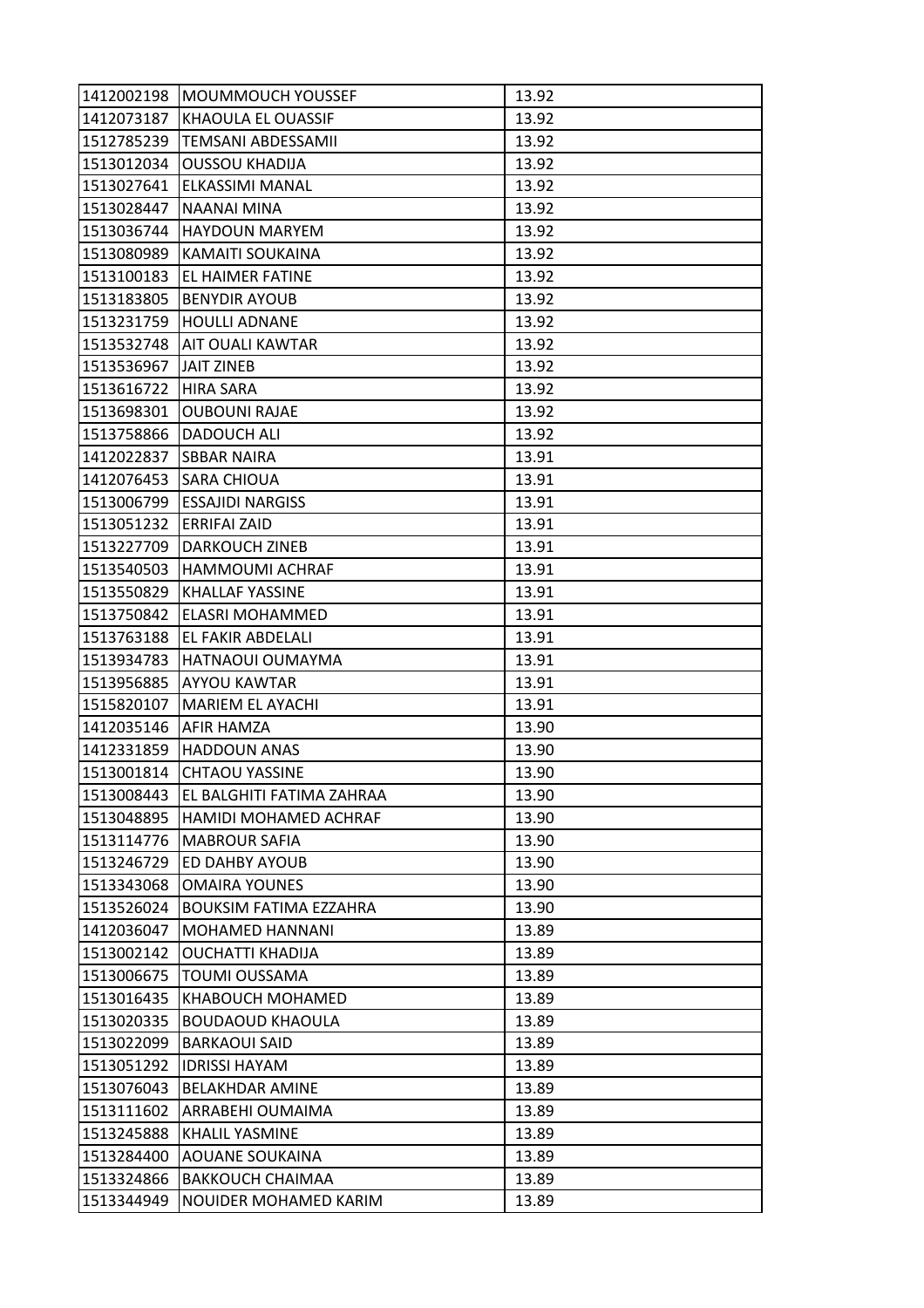| 1412002198 | MOUMMOUCH YOUSSEF | 13.92 |
|---|---|---|
| 1412073187 | KHAOULA EL OUASSIF | 13.92 |
| 1512785239 | TEMSANI ABDESSAMII | 13.92 |
| 1513012034 | OUSSOU KHADIJA | 13.92 |
| 1513027641 | ELKASSIMI MANAL | 13.92 |
| 1513028447 | NAANAI MINA | 13.92 |
| 1513036744 | HAYDOUN MARYEM | 13.92 |
| 1513080989 | KAMAITI SOUKAINA | 13.92 |
| 1513100183 | EL HAIMER FATINE | 13.92 |
| 1513183805 | BENYDIR AYOUB | 13.92 |
| 1513231759 | HOULLI ADNANE | 13.92 |
| 1513532748 | AIT OUALI KAWTAR | 13.92 |
| 1513536967 | JAIT ZINEB | 13.92 |
| 1513616722 | HIRA SARA | 13.92 |
| 1513698301 | OUBOUNI RAJAE | 13.92 |
| 1513758866 | DADOUCH ALI | 13.92 |
| 1412022837 | SBBAR NAIRA | 13.91 |
| 1412076453 | SARA CHIOUA | 13.91 |
| 1513006799 | ESSAJIDI NARGISS | 13.91 |
| 1513051232 | ERRIFAI ZAID | 13.91 |
| 1513227709 | DARKOUCH ZINEB | 13.91 |
| 1513540503 | HAMMOUMI ACHRAF | 13.91 |
| 1513550829 | KHALLAF YASSINE | 13.91 |
| 1513750842 | ELASRI MOHAMMED | 13.91 |
| 1513763188 | EL FAKIR ABDELALI | 13.91 |
| 1513934783 | HATNAOUI OUMAYMA | 13.91 |
| 1513956885 | AYYOU KAWTAR | 13.91 |
| 1515820107 | MARIEM EL AYACHI | 13.91 |
| 1412035146 | AFIR HAMZA | 13.90 |
| 1412331859 | HADDOUN ANAS | 13.90 |
| 1513001814 | CHTAOU YASSINE | 13.90 |
| 1513008443 | EL BALGHITI FATIMA ZAHRAA | 13.90 |
| 1513048895 | HAMIDI MOHAMED ACHRAF | 13.90 |
| 1513114776 | MABROUR SAFIA | 13.90 |
| 1513246729 | ED DAHBY AYOUB | 13.90 |
| 1513343068 | OMAIRA YOUNES | 13.90 |
| 1513526024 | BOUKSIM FATIMA EZZAHRA | 13.90 |
| 1412036047 | MOHAMED HANNANI | 13.89 |
| 1513002142 | OUCHATTI KHADIJA | 13.89 |
| 1513006675 | TOUMI OUSSAMA | 13.89 |
| 1513016435 | KHABOUCH MOHAMED | 13.89 |
| 1513020335 | BOUDAOUD KHAOULA | 13.89 |
| 1513022099 | BARKAOUI SAID | 13.89 |
| 1513051292 | IDRISSI HAYAM | 13.89 |
| 1513076043 | BELAKHDAR AMINE | 13.89 |
| 1513111602 | ARRABEHI OUMAIMA | 13.89 |
| 1513245888 | KHALIL YASMINE | 13.89 |
| 1513284400 | AOUANE SOUKAINA | 13.89 |
| 1513324866 | BAKKOUCH CHAIMAA | 13.89 |
| 1513344949 | NOUIDER MOHAMED KARIM | 13.89 |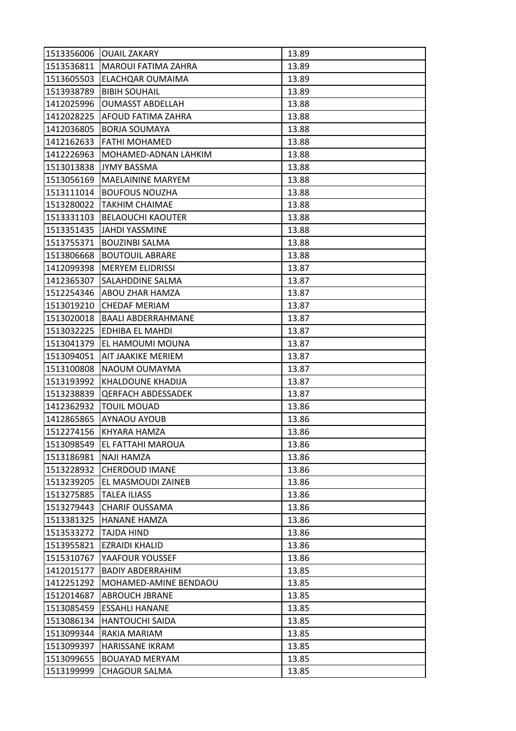| 1513356006 | OUAIL ZAKARY | 13.89 |
|---|---|---|
| 1513536811 | MAROUI FATIMA ZAHRA | 13.89 |
| 1513605503 | ELACHQAR OUMAIMA | 13.89 |
| 1513938789 | BIBIH SOUHAIL | 13.89 |
| 1412025996 | OUMASST ABDELLAH | 13.88 |
| 1412028225 | AFOUD FATIMA ZAHRA | 13.88 |
| 1412036805 | BORJA SOUMAYA | 13.88 |
| 1412162633 | FATHI MOHAMED | 13.88 |
| 1412226963 | MOHAMED-ADNAN LAHKIM | 13.88 |
| 1513013838 | JYMY BASSMA | 13.88 |
| 1513056169 | MAELAININE MARYEM | 13.88 |
| 1513111014 | BOUFOUS NOUZHA | 13.88 |
| 1513280022 | TAKHIM CHAIMAE | 13.88 |
| 1513331103 | BELAOUCHI KAOUTER | 13.88 |
| 1513351435 | JAHDI YASSMINE | 13.88 |
| 1513755371 | BOUZINBI SALMA | 13.88 |
| 1513806668 | BOUTOUIL ABRARE | 13.88 |
| 1412099398 | MERYEM ELIDRISSI | 13.87 |
| 1412365307 | SALAHDDINE SALMA | 13.87 |
| 1512254346 | ABOU ZHAR HAMZA | 13.87 |
| 1513019210 | CHEDAF MERIAM | 13.87 |
| 1513020018 | BAALI ABDERRAHMANE | 13.87 |
| 1513032225 | EDHIBA EL MAHDI | 13.87 |
| 1513041379 | EL HAMOUMI MOUNA | 13.87 |
| 1513094051 | AIT JAAKIKE MERIEM | 13.87 |
| 1513100808 | NAOUM OUMAYMA | 13.87 |
| 1513193992 | KHALDOUNE KHADIJA | 13.87 |
| 1513238839 | QERFACH ABDESSADEK | 13.87 |
| 1412362932 | TOUIL MOUAD | 13.86 |
| 1412865865 | AYNAOU AYOUB | 13.86 |
| 1512274156 | KHYARA HAMZA | 13.86 |
| 1513098549 | EL FATTAHI MAROUA | 13.86 |
| 1513186981 | NAJI HAMZA | 13.86 |
| 1513228932 | CHERDOUD IMANE | 13.86 |
| 1513239205 | EL MASMOUDI ZAINEB | 13.86 |
| 1513275885 | TALEA ILIASS | 13.86 |
| 1513279443 | CHARIF OUSSAMA | 13.86 |
| 1513381325 | HANANE HAMZA | 13.86 |
| 1513533272 | TAJDA HIND | 13.86 |
| 1513955821 | EZRAIDI KHALID | 13.86 |
| 1515310767 | YAAFOUR YOUSSEF | 13.86 |
| 1412015177 | BADIY ABDERRAHIM | 13.85 |
| 1412251292 | MOHAMED-AMINE BENDAOU | 13.85 |
| 1512014687 | ABROUCH JBRANE | 13.85 |
| 1513085459 | ESSAHLI HANANE | 13.85 |
| 1513086134 | HANTOUCHI SAIDA | 13.85 |
| 1513099344 | RAKIA MARIAM | 13.85 |
| 1513099397 | HARISSANE IKRAM | 13.85 |
| 1513099655 | BOUAYAD MERYAM | 13.85 |
| 1513199999 | CHAGOUR SALMA | 13.85 |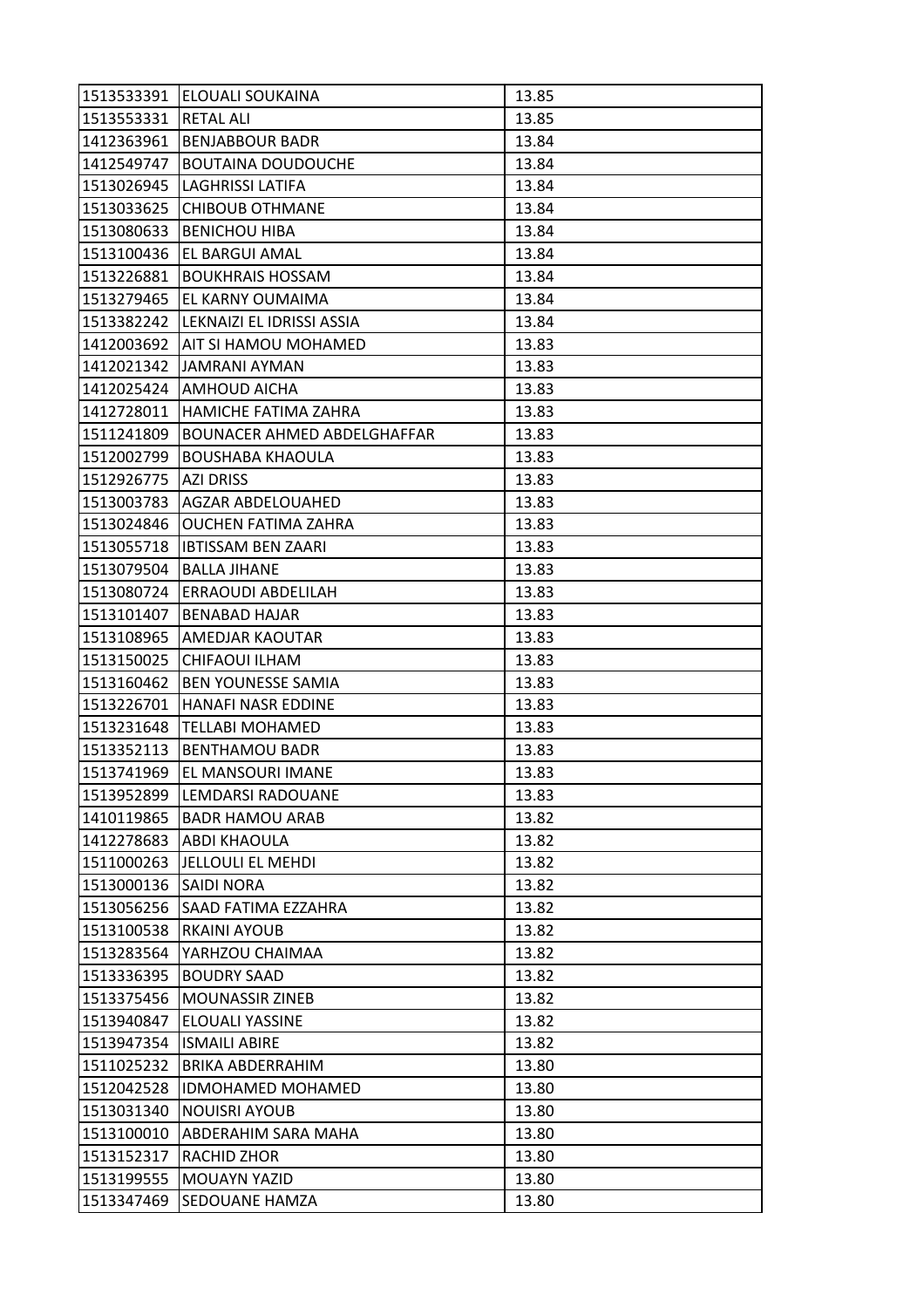| | | |
|---|---|---|
| 1513533391 | ELOUALI SOUKAINA | 13.85 |
| 1513553331 | RETAL ALI | 13.85 |
| 1412363961 | BENJABBOUR BADR | 13.84 |
| 1412549747 | BOUTAINA DOUDOUCHE | 13.84 |
| 1513026945 | LAGHRISSI LATIFA | 13.84 |
| 1513033625 | CHIBOUB OTHMANE | 13.84 |
| 1513080633 | BENICHOU HIBA | 13.84 |
| 1513100436 | EL BARGUI AMAL | 13.84 |
| 1513226881 | BOUKHRAIS HOSSAM | 13.84 |
| 1513279465 | EL KARNY OUMAIMA | 13.84 |
| 1513382242 | LEKNAIZI EL IDRISSI ASSIA | 13.84 |
| 1412003692 | AIT SI HAMOU MOHAMED | 13.83 |
| 1412021342 | JAMRANI AYMAN | 13.83 |
| 1412025424 | AMHOUD AICHA | 13.83 |
| 1412728011 | HAMICHE FATIMA ZAHRA | 13.83 |
| 1511241809 | BOUNACER AHMED ABDELGHAFFAR | 13.83 |
| 1512002799 | BOUSHABA KHAOULA | 13.83 |
| 1512926775 | AZI DRISS | 13.83 |
| 1513003783 | AGZAR ABDELOUAHED | 13.83 |
| 1513024846 | OUCHEN FATIMA ZAHRA | 13.83 |
| 1513055718 | IBTISSAM BEN ZAARI | 13.83 |
| 1513079504 | BALLA JIHANE | 13.83 |
| 1513080724 | ERRAOUDI ABDELILAH | 13.83 |
| 1513101407 | BENABAD HAJAR | 13.83 |
| 1513108965 | AMEDJAR KAOUTAR | 13.83 |
| 1513150025 | CHIFAOUI ILHAM | 13.83 |
| 1513160462 | BEN YOUNESSE SAMIA | 13.83 |
| 1513226701 | HANAFI NASR EDDINE | 13.83 |
| 1513231648 | TELLABI MOHAMED | 13.83 |
| 1513352113 | BENTHAMOU BADR | 13.83 |
| 1513741969 | EL MANSOURI IMANE | 13.83 |
| 1513952899 | LEMDARSI RADOUANE | 13.83 |
| 1410119865 | BADR HAMOU ARAB | 13.82 |
| 1412278683 | ABDI KHAOULA | 13.82 |
| 1511000263 | JELLOULI EL MEHDI | 13.82 |
| 1513000136 | SAIDI NORA | 13.82 |
| 1513056256 | SAAD FATIMA EZZAHRA | 13.82 |
| 1513100538 | RKAINI AYOUB | 13.82 |
| 1513283564 | YARHZOU CHAIMAA | 13.82 |
| 1513336395 | BOUDRY SAAD | 13.82 |
| 1513375456 | MOUNASSIR ZINEB | 13.82 |
| 1513940847 | ELOUALI YASSINE | 13.82 |
| 1513947354 | ISMAILI ABIRE | 13.82 |
| 1511025232 | BRIKA ABDERRAHIM | 13.80 |
| 1512042528 | IDMOHAMED MOHAMED | 13.80 |
| 1513031340 | NOUISRI AYOUB | 13.80 |
| 1513100010 | ABDERAHIM SARA MAHA | 13.80 |
| 1513152317 | RACHID ZHOR | 13.80 |
| 1513199555 | MOUAYN YAZID | 13.80 |
| 1513347469 | SEDOUANE HAMZA | 13.80 |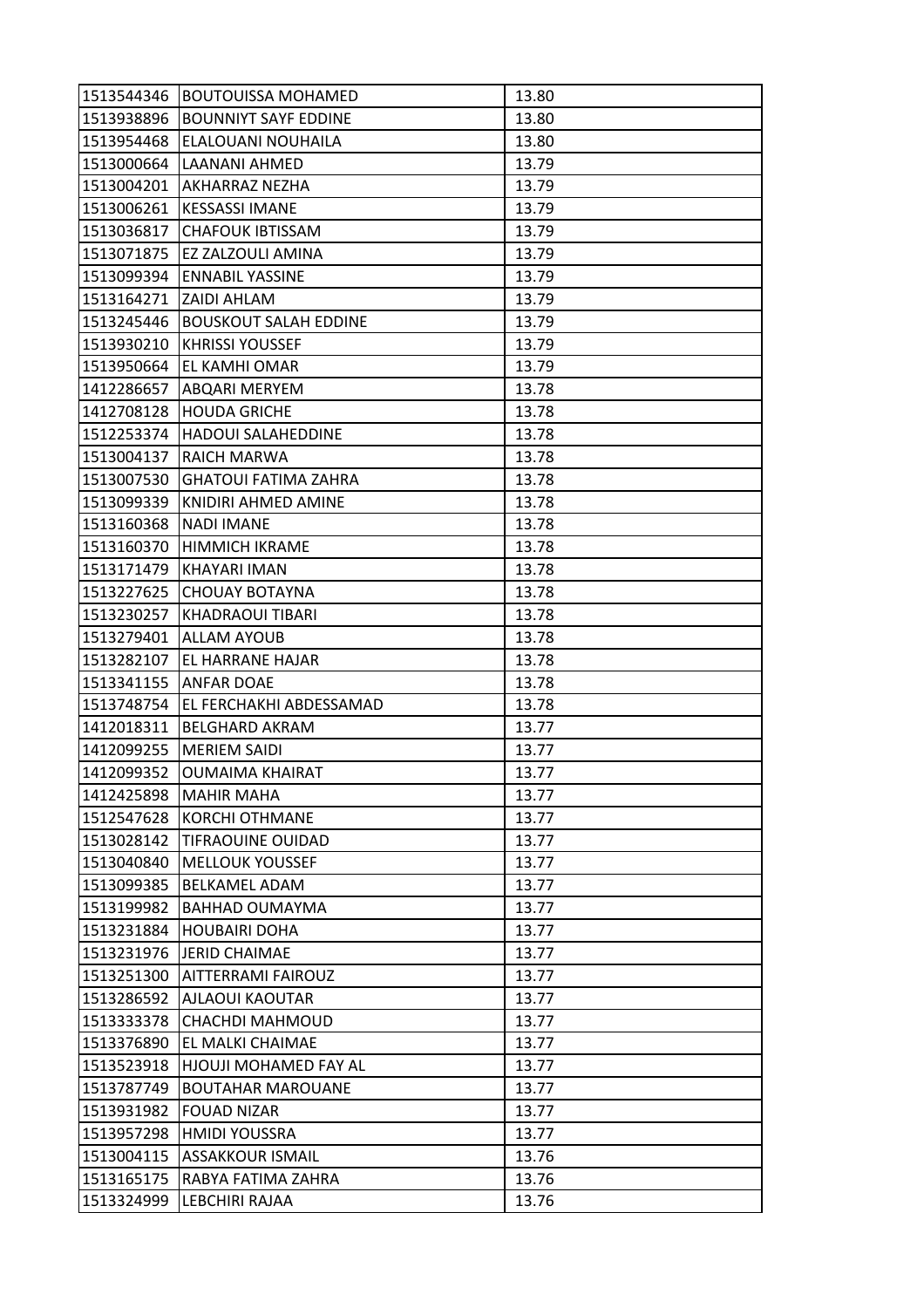| | | |
|---|---|---|
| 1513544346 | BOUTOUISSA MOHAMED | 13.80 |
| 1513938896 | BOUNNIYT SAYF EDDINE | 13.80 |
| 1513954468 | ELALOUANI NOUHAILA | 13.80 |
| 1513000664 | LAANANI AHMED | 13.79 |
| 1513004201 | AKHARRAZ NEZHA | 13.79 |
| 1513006261 | KESSASSI IMANE | 13.79 |
| 1513036817 | CHAFOUK IBTISSAM | 13.79 |
| 1513071875 | EZ ZALZOULI AMINA | 13.79 |
| 1513099394 | ENNABIL YASSINE | 13.79 |
| 1513164271 | ZAIDI AHLAM | 13.79 |
| 1513245446 | BOUSKOUT SALAH EDDINE | 13.79 |
| 1513930210 | KHRISSI YOUSSEF | 13.79 |
| 1513950664 | EL KAMHI OMAR | 13.79 |
| 1412286657 | ABQARI MERYEM | 13.78 |
| 1412708128 | HOUDA GRICHE | 13.78 |
| 1512253374 | HADOUI SALAHEDDINE | 13.78 |
| 1513004137 | RAICH MARWA | 13.78 |
| 1513007530 | GHATOUI FATIMA ZAHRA | 13.78 |
| 1513099339 | KNIDIRI AHMED AMINE | 13.78 |
| 1513160368 | NADI IMANE | 13.78 |
| 1513160370 | HIMMICH IKRAME | 13.78 |
| 1513171479 | KHAYARI IMAN | 13.78 |
| 1513227625 | CHOUAY BOTAYNA | 13.78 |
| 1513230257 | KHADRAOUI TIBARI | 13.78 |
| 1513279401 | ALLAM AYOUB | 13.78 |
| 1513282107 | EL HARRANE HAJAR | 13.78 |
| 1513341155 | ANFAR DOAE | 13.78 |
| 1513748754 | EL FERCHAKHI ABDESSAMAD | 13.78 |
| 1412018311 | BELGHARD AKRAM | 13.77 |
| 1412099255 | MERIEM SAIDI | 13.77 |
| 1412099352 | OUMAIMA KHAIRAT | 13.77 |
| 1412425898 | MAHIR MAHA | 13.77 |
| 1512547628 | KORCHI OTHMANE | 13.77 |
| 1513028142 | TIFRAOUINE OUIDAD | 13.77 |
| 1513040840 | MELLOUK YOUSSEF | 13.77 |
| 1513099385 | BELKAMEL ADAM | 13.77 |
| 1513199982 | BAHHAD OUMAYMA | 13.77 |
| 1513231884 | HOUBAIRI DOHA | 13.77 |
| 1513231976 | JERID CHAIMAE | 13.77 |
| 1513251300 | AITTERRAMI FAIROUZ | 13.77 |
| 1513286592 | AJLAOUI KAOUTAR | 13.77 |
| 1513333378 | CHACHDI MAHMOUD | 13.77 |
| 1513376890 | EL MALKI CHAIMAE | 13.77 |
| 1513523918 | HJOUJI MOHAMED FAY AL | 13.77 |
| 1513787749 | BOUTAHAR MAROUANE | 13.77 |
| 1513931982 | FOUAD NIZAR | 13.77 |
| 1513957298 | HMIDI YOUSSRA | 13.77 |
| 1513004115 | ASSAKKOUR ISMAIL | 13.76 |
| 1513165175 | RABYA FATIMA ZAHRA | 13.76 |
| 1513324999 | LEBCHIRI RAJAA | 13.76 |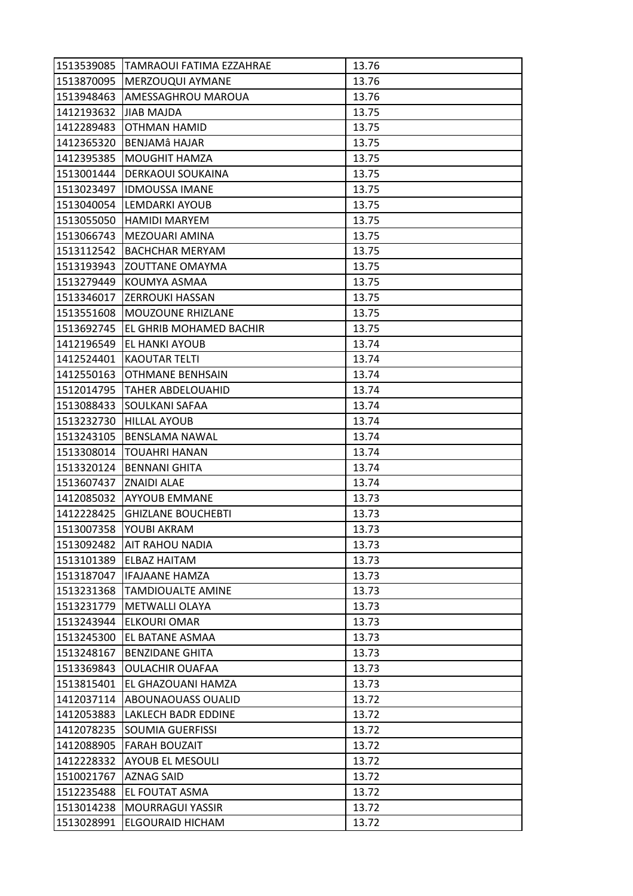| 1513539085 | TAMRAOUI FATIMA EZZAHRAE | 13.76 |
|---|---|---|
| 1513870095 | MERZOUQUI AYMANE | 13.76 |
| 1513948463 | AMESSAGHROU MAROUA | 13.76 |
| 1412193632 | JIAB MAJDA | 13.75 |
| 1412289483 | OTHMAN HAMID | 13.75 |
| 1412365320 | BENJAMâ HAJAR | 13.75 |
| 1412395385 | MOUGHIT HAMZA | 13.75 |
| 1513001444 | DERKAOUI SOUKAINA | 13.75 |
| 1513023497 | IDMOUSSA IMANE | 13.75 |
| 1513040054 | LEMDARKI AYOUB | 13.75 |
| 1513055050 | HAMIDI MARYEM | 13.75 |
| 1513066743 | MEZOUARI AMINA | 13.75 |
| 1513112542 | BACHCHAR MERYAM | 13.75 |
| 1513193943 | ZOUTTANE OMAYMA | 13.75 |
| 1513279449 | KOUMYA ASMAA | 13.75 |
| 1513346017 | ZERROUKI HASSAN | 13.75 |
| 1513551608 | MOUZOUNE RHIZLANE | 13.75 |
| 1513692745 | EL GHRIB MOHAMED BACHIR | 13.75 |
| 1412196549 | EL HANKI AYOUB | 13.74 |
| 1412524401 | KAOUTAR TELTI | 13.74 |
| 1412550163 | OTHMANE BENHSAIN | 13.74 |
| 1512014795 | TAHER ABDELOUAHID | 13.74 |
| 1513088433 | SOULKANI SAFAA | 13.74 |
| 1513232730 | HILLAL AYOUB | 13.74 |
| 1513243105 | BENSLAMA NAWAL | 13.74 |
| 1513308014 | TOUAHRI HANAN | 13.74 |
| 1513320124 | BENNANI GHITA | 13.74 |
| 1513607437 | ZNAIDI ALAE | 13.74 |
| 1412085032 | AYYOUB EMMANE | 13.73 |
| 1412228425 | GHIZLANE BOUCHEBTI | 13.73 |
| 1513007358 | YOUBI AKRAM | 13.73 |
| 1513092482 | AIT RAHOU NADIA | 13.73 |
| 1513101389 | ELBAZ HAITAM | 13.73 |
| 1513187047 | IFAJAANE HAMZA | 13.73 |
| 1513231368 | TAMDIOUALTE AMINE | 13.73 |
| 1513231779 | METWALLI OLAYA | 13.73 |
| 1513243944 | ELKOURI OMAR | 13.73 |
| 1513245300 | EL BATANE ASMAA | 13.73 |
| 1513248167 | BENZIDANE GHITA | 13.73 |
| 1513369843 | OULACHIR OUAFAA | 13.73 |
| 1513815401 | EL GHAZOUANI HAMZA | 13.73 |
| 1412037114 | ABOUNAOUASS OUALID | 13.72 |
| 1412053883 | LAKLECH BADR EDDINE | 13.72 |
| 1412078235 | SOUMIA GUERFISSI | 13.72 |
| 1412088905 | FARAH BOUZAIT | 13.72 |
| 1412228332 | AYOUB EL MESOULI | 13.72 |
| 1510021767 | AZNAG SAID | 13.72 |
| 1512235488 | EL FOUTAT ASMA | 13.72 |
| 1513014238 | MOURRAGUI YASSIR | 13.72 |
| 1513028991 | ELGOURAID HICHAM | 13.72 |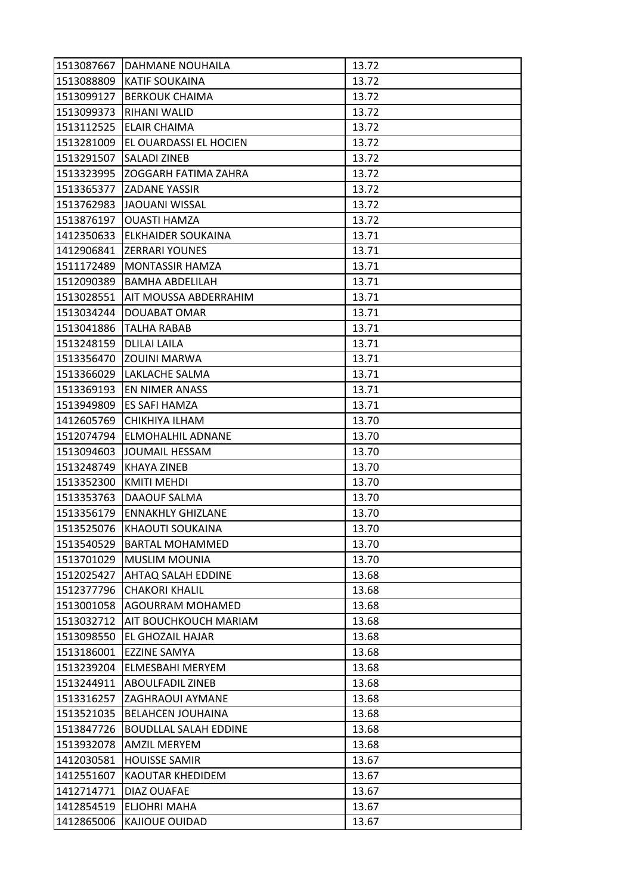| | | |
|---|---|---|
| 1513087667 | DAHMANE NOUHAILA | 13.72 |
| 1513088809 | KATIF SOUKAINA | 13.72 |
| 1513099127 | BERKOUK CHAIMA | 13.72 |
| 1513099373 | RIHANI WALID | 13.72 |
| 1513112525 | ELAIR CHAIMA | 13.72 |
| 1513281009 | EL OUARDASSI EL HOCIEN | 13.72 |
| 1513291507 | SALADI ZINEB | 13.72 |
| 1513323995 | ZOGGARH FATIMA ZAHRA | 13.72 |
| 1513365377 | ZADANE YASSIR | 13.72 |
| 1513762983 | JAOUANI WISSAL | 13.72 |
| 1513876197 | OUASTI HAMZA | 13.72 |
| 1412350633 | ELKHAIDER SOUKAINA | 13.71 |
| 1412906841 | ZERRARI YOUNES | 13.71 |
| 1511172489 | MONTASSIR HAMZA | 13.71 |
| 1512090389 | BAMHA ABDELILAH | 13.71 |
| 1513028551 | AIT MOUSSA ABDERRAHIM | 13.71 |
| 1513034244 | DOUABAT OMAR | 13.71 |
| 1513041886 | TALHA RABAB | 13.71 |
| 1513248159 | DLILAI LAILA | 13.71 |
| 1513356470 | ZOUINI MARWA | 13.71 |
| 1513366029 | LAKLACHE SALMA | 13.71 |
| 1513369193 | EN NIMER ANASS | 13.71 |
| 1513949809 | ES SAFI HAMZA | 13.71 |
| 1412605769 | CHIKHIYA ILHAM | 13.70 |
| 1512074794 | ELMOHALHIL ADNANE | 13.70 |
| 1513094603 | JOUMAIL HESSAM | 13.70 |
| 1513248749 | KHAYA ZINEB | 13.70 |
| 1513352300 | KMITI MEHDI | 13.70 |
| 1513353763 | DAAOUF SALMA | 13.70 |
| 1513356179 | ENNAKHLY GHIZLANE | 13.70 |
| 1513525076 | KHAOUTI SOUKAINA | 13.70 |
| 1513540529 | BARTAL MOHAMMED | 13.70 |
| 1513701029 | MUSLIM MOUNIA | 13.70 |
| 1512025427 | AHTAQ SALAH EDDINE | 13.68 |
| 1512377796 | CHAKORI KHALIL | 13.68 |
| 1513001058 | AGOURRAM MOHAMED | 13.68 |
| 1513032712 | AIT BOUCHKOUCH MARIAM | 13.68 |
| 1513098550 | EL GHOZAIL HAJAR | 13.68 |
| 1513186001 | EZZINE SAMYA | 13.68 |
| 1513239204 | ELMESBAHI MERYEM | 13.68 |
| 1513244911 | ABOULFADIL ZINEB | 13.68 |
| 1513316257 | ZAGHRAOUI AYMANE | 13.68 |
| 1513521035 | BELAHCEN JOUHAINA | 13.68 |
| 1513847726 | BOUDLLAL SALAH EDDINE | 13.68 |
| 1513932078 | AMZIL MERYEM | 13.68 |
| 1412030581 | HOUISSE SAMIR | 13.67 |
| 1412551607 | KAOUTAR KHEDIDEM | 13.67 |
| 1412714771 | DIAZ OUAFAE | 13.67 |
| 1412854519 | ELJOHRI MAHA | 13.67 |
| 1412865006 | KAJIOUE OUIDAD | 13.67 |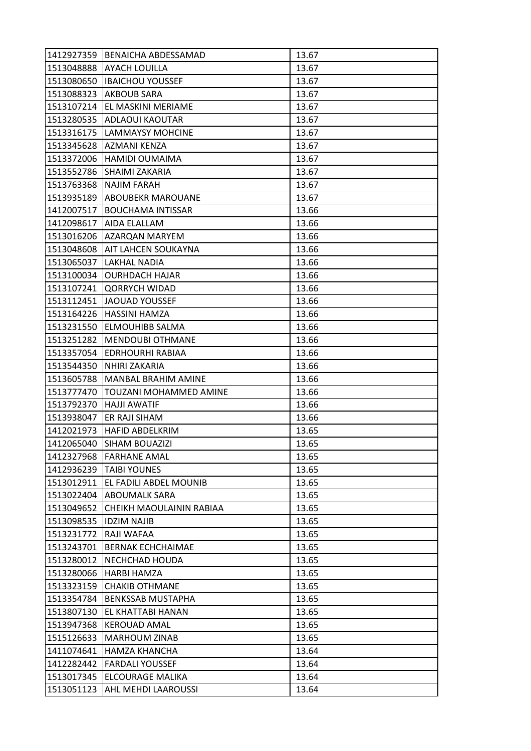| | | |
|---|---|---|
| 1412927359 | BENAICHA ABDESSAMAD | 13.67 |
| 1513048888 | AYACH LOUILLA | 13.67 |
| 1513080650 | IBAICHOU YOUSSEF | 13.67 |
| 1513088323 | AKBOUB SARA | 13.67 |
| 1513107214 | EL MASKINI MERIAME | 13.67 |
| 1513280535 | ADLAOUI KAOUTAR | 13.67 |
| 1513316175 | LAMMAYSY MOHCINE | 13.67 |
| 1513345628 | AZMANI KENZA | 13.67 |
| 1513372006 | HAMIDI OUMAIMA | 13.67 |
| 1513552786 | SHAIMI ZAKARIA | 13.67 |
| 1513763368 | NAJIM FARAH | 13.67 |
| 1513935189 | ABOUBEKR MAROUANE | 13.67 |
| 1412007517 | BOUCHAMA INTISSAR | 13.66 |
| 1412098617 | AIDA ELALLAM | 13.66 |
| 1513016206 | AZARQAN MARYEM | 13.66 |
| 1513048608 | AIT LAHCEN SOUKAYNA | 13.66 |
| 1513065037 | LAKHAL NADIA | 13.66 |
| 1513100034 | OURHDACH HAJAR | 13.66 |
| 1513107241 | QORRYCH WIDAD | 13.66 |
| 1513112451 | JAOUAD YOUSSEF | 13.66 |
| 1513164226 | HASSINI HAMZA | 13.66 |
| 1513231550 | ELMOUHIBB SALMA | 13.66 |
| 1513251282 | MENDOUBI OTHMANE | 13.66 |
| 1513357054 | EDRHOURHI RABIAA | 13.66 |
| 1513544350 | NHIRI ZAKARIA | 13.66 |
| 1513605788 | MANBAL BRAHIM AMINE | 13.66 |
| 1513777470 | TOUZANI MOHAMMED AMINE | 13.66 |
| 1513792370 | HAJJI AWATIF | 13.66 |
| 1513938047 | ER RAJI SIHAM | 13.66 |
| 1412021973 | HAFID ABDELKRIM | 13.65 |
| 1412065040 | SIHAM BOUAZIZI | 13.65 |
| 1412327968 | FARHANE AMAL | 13.65 |
| 1412936239 | TAIBI YOUNES | 13.65 |
| 1513012911 | EL FADILI ABDEL MOUNIB | 13.65 |
| 1513022404 | ABOUMALK SARA | 13.65 |
| 1513049652 | CHEIKH MAOULAININ RABIAA | 13.65 |
| 1513098535 | IDZIM NAJIB | 13.65 |
| 1513231772 | RAJI WAFAA | 13.65 |
| 1513243701 | BERNAK ECHCHAIMAE | 13.65 |
| 1513280012 | NECHCHAD HOUDA | 13.65 |
| 1513280066 | HARBI HAMZA | 13.65 |
| 1513323159 | CHAKIB OTHMANE | 13.65 |
| 1513354784 | BENKSSAB MUSTAPHA | 13.65 |
| 1513807130 | EL KHATTABI HANAN | 13.65 |
| 1513947368 | KEROUAD AMAL | 13.65 |
| 1515126633 | MARHOUM ZINAB | 13.65 |
| 1411074641 | HAMZA KHANCHA | 13.64 |
| 1412282442 | FARDALI YOUSSEF | 13.64 |
| 1513017345 | ELCOURAGE MALIKA | 13.64 |
| 1513051123 | AHL MEHDI LAAROUSSI | 13.64 |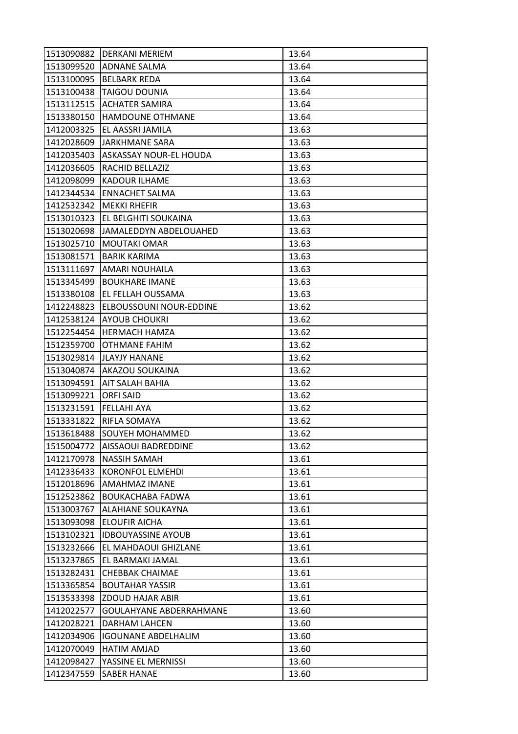| 1513090882 | DERKANI MERIEM | 13.64 |
|---|---|---|
| 1513099520 | ADNANE SALMA | 13.64 |
| 1513100095 | BELBARK REDA | 13.64 |
| 1513100438 | TAIGOU DOUNIA | 13.64 |
| 1513112515 | ACHATER SAMIRA | 13.64 |
| 1513380150 | HAMDOUNE OTHMANE | 13.64 |
| 1412003325 | EL AASSRI JAMILA | 13.63 |
| 1412028609 | JARKHMANE SARA | 13.63 |
| 1412035403 | ASKASSAY NOUR-EL HOUDA | 13.63 |
| 1412036605 | RACHID BELLAZIZ | 13.63 |
| 1412098099 | KADOUR ILHAME | 13.63 |
| 1412344534 | ENNACHET SALMA | 13.63 |
| 1412532342 | MEKKI RHEFIR | 13.63 |
| 1513010323 | EL BELGHITI SOUKAINA | 13.63 |
| 1513020698 | JAMALEDDYN ABDELOUAHED | 13.63 |
| 1513025710 | MOUTAKI OMAR | 13.63 |
| 1513081571 | BARIK KARIMA | 13.63 |
| 1513111697 | AMARI NOUHAILA | 13.63 |
| 1513345499 | BOUKHARE IMANE | 13.63 |
| 1513380108 | EL FELLAH OUSSAMA | 13.63 |
| 1412248823 | ELBOUSSOUNI NOUR-EDDINE | 13.62 |
| 1412538124 | AYOUB CHOUKRI | 13.62 |
| 1512254454 | HERMACH HAMZA | 13.62 |
| 1512359700 | OTHMANE FAHIM | 13.62 |
| 1513029814 | JLAYJY HANANE | 13.62 |
| 1513040874 | AKAZOU SOUKAINA | 13.62 |
| 1513094591 | AIT SALAH BAHIA | 13.62 |
| 1513099221 | ORFI SAID | 13.62 |
| 1513231591 | FELLAHI AYA | 13.62 |
| 1513331822 | RIFLA SOMAYA | 13.62 |
| 1513618488 | SOUYEH MOHAMMED | 13.62 |
| 1515004772 | AISSAOUI BADREDDINE | 13.62 |
| 1412170978 | NASSIH SAMAH | 13.61 |
| 1412336433 | KORONFOL ELMEHDI | 13.61 |
| 1512018696 | AMAHMAZ IMANE | 13.61 |
| 1512523862 | BOUKACHABA FADWA | 13.61 |
| 1513003767 | ALAHIANE SOUKAYNA | 13.61 |
| 1513093098 | ELOUFIR AICHA | 13.61 |
| 1513102321 | IDBOUYASSINE AYOUB | 13.61 |
| 1513232666 | EL MAHDAOUI GHIZLANE | 13.61 |
| 1513237865 | EL BARMAKI JAMAL | 13.61 |
| 1513282431 | CHEBBAK CHAIMAE | 13.61 |
| 1513365854 | BOUTAHAR YASSIR | 13.61 |
| 1513533398 | ZDOUD HAJAR ABIR | 13.61 |
| 1412022577 | GOULAHYANE ABDERRAHMANE | 13.60 |
| 1412028221 | DARHAM LAHCEN | 13.60 |
| 1412034906 | IGOUNANE ABDELHALIM | 13.60 |
| 1412070049 | HATIM AMJAD | 13.60 |
| 1412098427 | YASSINE EL MERNISSI | 13.60 |
| 1412347559 | SABER HANAE | 13.60 |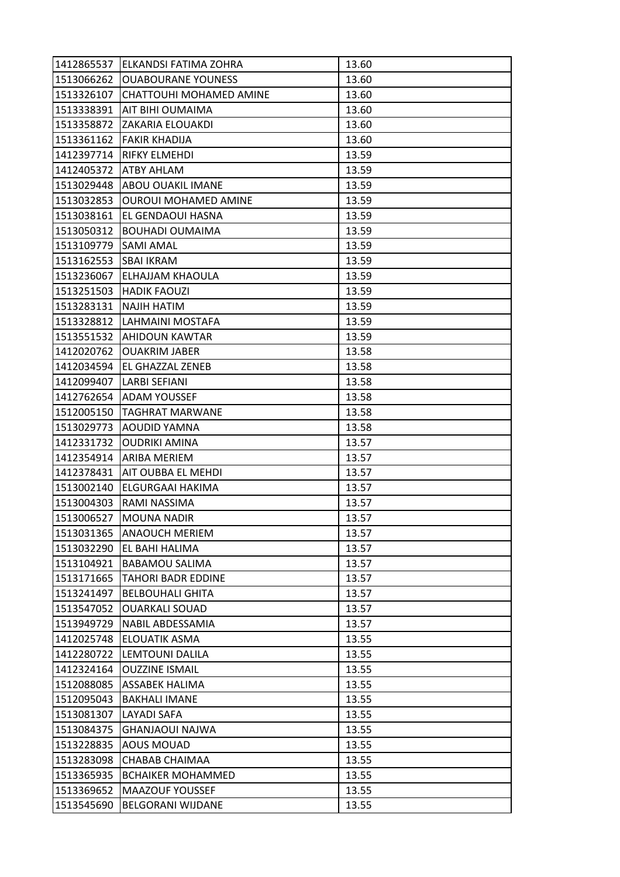| 1412865537 | ELKANDSI FATIMA ZOHRA | 13.60 |
|---|---|---|
| 1513066262 | OUABOURANE YOUNESS | 13.60 |
| 1513326107 | CHATTOUHI MOHAMED AMINE | 13.60 |
| 1513338391 | AIT BIHI OUMAIMA | 13.60 |
| 1513358872 | ZAKARIA ELOUAKDI | 13.60 |
| 1513361162 | FAKIR KHADIJA | 13.60 |
| 1412397714 | RIFKY ELMEHDI | 13.59 |
| 1412405372 | ATBY AHLAM | 13.59 |
| 1513029448 | ABOU OUAKIL IMANE | 13.59 |
| 1513032853 | OUROUI MOHAMED AMINE | 13.59 |
| 1513038161 | EL GENDAOUI HASNA | 13.59 |
| 1513050312 | BOUHADI OUMAIMA | 13.59 |
| 1513109779 | SAMI AMAL | 13.59 |
| 1513162553 | SBAI IKRAM | 13.59 |
| 1513236067 | ELHAJJAM KHAOULA | 13.59 |
| 1513251503 | HADIK FAOUZI | 13.59 |
| 1513283131 | NAJIH HATIM | 13.59 |
| 1513328812 | LAHMAINI MOSTAFA | 13.59 |
| 1513551532 | AHIDOUN KAWTAR | 13.59 |
| 1412020762 | OUAKRIM JABER | 13.58 |
| 1412034594 | EL GHAZZAL ZENEB | 13.58 |
| 1412099407 | LARBI SEFIANI | 13.58 |
| 1412762654 | ADAM YOUSSEF | 13.58 |
| 1512005150 | TAGHRAT MARWANE | 13.58 |
| 1513029773 | AOUDID YAMNA | 13.58 |
| 1412331732 | OUDRIKI AMINA | 13.57 |
| 1412354914 | ARIBA MERIEM | 13.57 |
| 1412378431 | AIT OUBBA EL MEHDI | 13.57 |
| 1513002140 | ELGURGAAI HAKIMA | 13.57 |
| 1513004303 | RAMI NASSIMA | 13.57 |
| 1513006527 | MOUNA NADIR | 13.57 |
| 1513031365 | ANAOUCH MERIEM | 13.57 |
| 1513032290 | EL BAHI HALIMA | 13.57 |
| 1513104921 | BABAMOU SALIMA | 13.57 |
| 1513171665 | TAHORI BADR EDDINE | 13.57 |
| 1513241497 | BELBOUHALI GHITA | 13.57 |
| 1513547052 | OUARKALI SOUAD | 13.57 |
| 1513949729 | NABIL ABDESSAMIA | 13.57 |
| 1412025748 | ELOUATIK ASMA | 13.55 |
| 1412280722 | LEMTOUNI DALILA | 13.55 |
| 1412324164 | OUZZINE ISMAIL | 13.55 |
| 1512088085 | ASSABEK HALIMA | 13.55 |
| 1512095043 | BAKHALI IMANE | 13.55 |
| 1513081307 | LAYADI SAFA | 13.55 |
| 1513084375 | GHANJAOUI NAJWA | 13.55 |
| 1513228835 | AOUS MOUAD | 13.55 |
| 1513283098 | CHABAB CHAIMAA | 13.55 |
| 1513365935 | BCHAIKER MOHAMMED | 13.55 |
| 1513369652 | MAAZOUF YOUSSEF | 13.55 |
| 1513545690 | BELGORANI WIJDANE | 13.55 |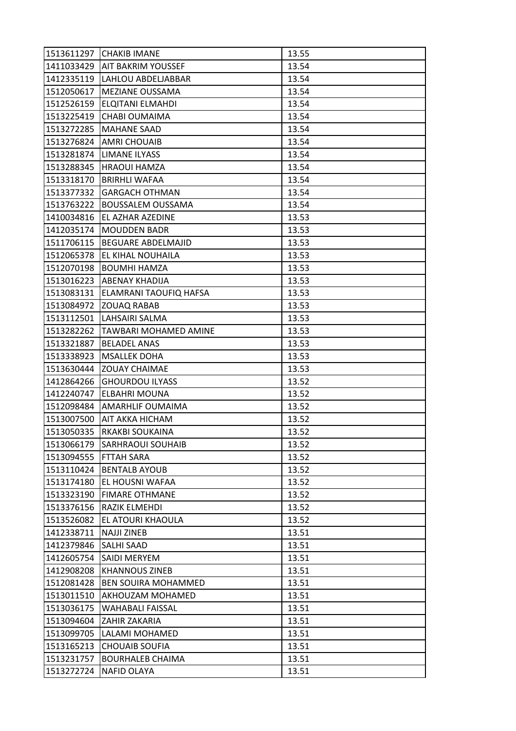| 1513611297 | CHAKIB IMANE | 13.55 |
| --- | --- | --- |
| 1411033429 | AIT BAKRIM YOUSSEF | 13.54 |
| 1412335119 | LAHLOU ABDELJABBAR | 13.54 |
| 1512050617 | MEZIANE OUSSAMA | 13.54 |
| 1512526159 | ELQITANI ELMAHDI | 13.54 |
| 1513225419 | CHABI OUMAIMA | 13.54 |
| 1513272285 | MAHANE SAAD | 13.54 |
| 1513276824 | AMRI CHOUAIB | 13.54 |
| 1513281874 | LIMANE ILYASS | 13.54 |
| 1513288345 | HRAOUI HAMZA | 13.54 |
| 1513318170 | BRIRHLI WAFAA | 13.54 |
| 1513377332 | GARGACH OTHMAN | 13.54 |
| 1513763222 | BOUSSALEM OUSSAMA | 13.54 |
| 1410034816 | EL AZHAR AZEDINE | 13.53 |
| 1412035174 | MOUDDEN BADR | 13.53 |
| 1511706115 | BEGUARE ABDELMAJID | 13.53 |
| 1512065378 | EL KIHAL NOUHAILA | 13.53 |
| 1512070198 | BOUMHI HAMZA | 13.53 |
| 1513016223 | ABENAY KHADIJA | 13.53 |
| 1513083131 | ELAMRANI TAOUFIQ HAFSA | 13.53 |
| 1513084972 | ZOUAQ RABAB | 13.53 |
| 1513112501 | LAHSAIRI SALMA | 13.53 |
| 1513282262 | TAWBARI MOHAMED AMINE | 13.53 |
| 1513321887 | BELADEL ANAS | 13.53 |
| 1513338923 | MSALLEK DOHA | 13.53 |
| 1513630444 | ZOUAY CHAIMAE | 13.53 |
| 1412864266 | GHOURDOU ILYASS | 13.52 |
| 1412240747 | ELBAHRI MOUNA | 13.52 |
| 1512098484 | AMARHLIF OUMAIMA | 13.52 |
| 1513007500 | AIT AKKA HICHAM | 13.52 |
| 1513050335 | RKAKBI SOUKAINA | 13.52 |
| 1513066179 | SARHRAOUI SOUHAIB | 13.52 |
| 1513094555 | FTTAH SARA | 13.52 |
| 1513110424 | BENTALB AYOUB | 13.52 |
| 1513174180 | EL HOUSNI WAFAA | 13.52 |
| 1513323190 | FIMARE OTHMANE | 13.52 |
| 1513376156 | RAZIK ELMEHDI | 13.52 |
| 1513526082 | EL ATOURI KHAOULA | 13.52 |
| 1412338711 | NAJJI ZINEB | 13.51 |
| 1412379846 | SALHI SAAD | 13.51 |
| 1412605754 | SAIDI MERYEM | 13.51 |
| 1412908208 | KHANNOUS ZINEB | 13.51 |
| 1512081428 | BEN SOUIRA MOHAMMED | 13.51 |
| 1513011510 | AKHOUZAM MOHAMED | 13.51 |
| 1513036175 | WAHABALI FAISSAL | 13.51 |
| 1513094604 | ZAHIR ZAKARIA | 13.51 |
| 1513099705 | LALAMI MOHAMED | 13.51 |
| 1513165213 | CHOUAIB SOUFIA | 13.51 |
| 1513231757 | BOURHALEB CHAIMA | 13.51 |
| 1513272724 | NAFID OLAYA | 13.51 |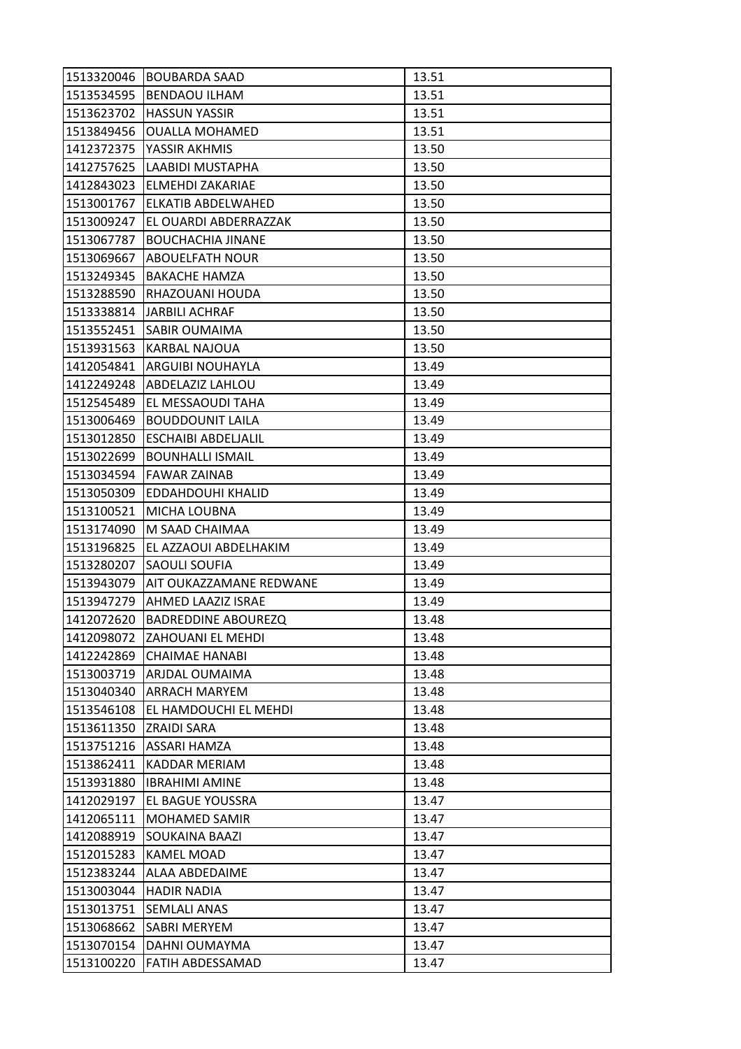| 1513320046 | BOUBARDA SAAD | 13.51 |
|---|---|---|
| 1513534595 | BENDAOU ILHAM | 13.51 |
| 1513623702 | HASSUN YASSIR | 13.51 |
| 1513849456 | OUALLA MOHAMED | 13.51 |
| 1412372375 | YASSIR AKHMIS | 13.50 |
| 1412757625 | LAABIDI MUSTAPHA | 13.50 |
| 1412843023 | ELMEHDI ZAKARIAE | 13.50 |
| 1513001767 | ELKATIB ABDELWAHED | 13.50 |
| 1513009247 | EL OUARDI ABDERRAZZAK | 13.50 |
| 1513067787 | BOUCHACHIA JINANE | 13.50 |
| 1513069667 | ABOUELFATH NOUR | 13.50 |
| 1513249345 | BAKACHE HAMZA | 13.50 |
| 1513288590 | RHAZOUANI HOUDA | 13.50 |
| 1513338814 | JARBILI ACHRAF | 13.50 |
| 1513552451 | SABIR OUMAIMA | 13.50 |
| 1513931563 | KARBAL NAJOUA | 13.50 |
| 1412054841 | ARGUIBI NOUHAYLA | 13.49 |
| 1412249248 | ABDELAZIZ LAHLOU | 13.49 |
| 1512545489 | EL MESSAOUDI TAHA | 13.49 |
| 1513006469 | BOUDDOUNIT LAILA | 13.49 |
| 1513012850 | ESCHAIBI ABDELJALIL | 13.49 |
| 1513022699 | BOUNHALLI ISMAIL | 13.49 |
| 1513034594 | FAWAR ZAINAB | 13.49 |
| 1513050309 | EDDAHDOUHI KHALID | 13.49 |
| 1513100521 | MICHA LOUBNA | 13.49 |
| 1513174090 | M SAAD CHAIMAA | 13.49 |
| 1513196825 | EL AZZAOUI ABDELHAKIM | 13.49 |
| 1513280207 | SAOULI SOUFIA | 13.49 |
| 1513943079 | AIT OUKAZZAMANE REDWANE | 13.49 |
| 1513947279 | AHMED LAAZIZ ISRAE | 13.49 |
| 1412072620 | BADREDDINE ABOUREZQ | 13.48 |
| 1412098072 | ZAHOUANI EL MEHDI | 13.48 |
| 1412242869 | CHAIMAE HANABI | 13.48 |
| 1513003719 | ARJDAL OUMAIMA | 13.48 |
| 1513040340 | ARRACH MARYEM | 13.48 |
| 1513546108 | EL HAMDOUCHI EL MEHDI | 13.48 |
| 1513611350 | ZRAIDI SARA | 13.48 |
| 1513751216 | ASSARI HAMZA | 13.48 |
| 1513862411 | KADDAR MERIAM | 13.48 |
| 1513931880 | IBRAHIMI AMINE | 13.48 |
| 1412029197 | EL BAGUE YOUSSRA | 13.47 |
| 1412065111 | MOHAMED SAMIR | 13.47 |
| 1412088919 | SOUKAINA BAAZI | 13.47 |
| 1512015283 | KAMEL MOAD | 13.47 |
| 1512383244 | ALAA ABDEDAIME | 13.47 |
| 1513003044 | HADIR NADIA | 13.47 |
| 1513013751 | SEMLALI ANAS | 13.47 |
| 1513068662 | SABRI MERYEM | 13.47 |
| 1513070154 | DAHNI OUMAYMA | 13.47 |
| 1513100220 | FATIH ABDESSAMAD | 13.47 |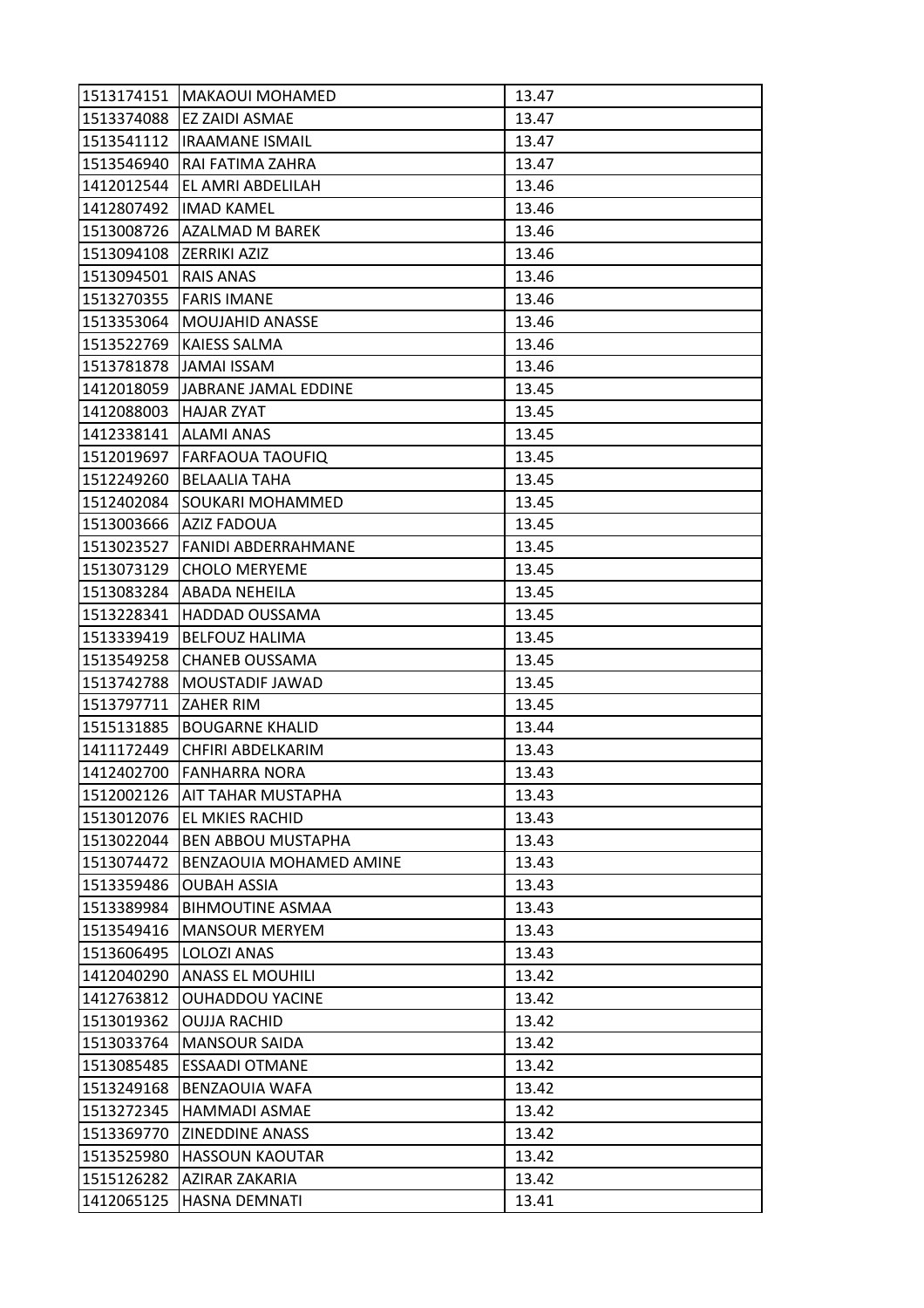| | | |
|---|---|---|
| 1513174151 | MAKAOUI MOHAMED | 13.47 |
| 1513374088 | EZ ZAIDI ASMAE | 13.47 |
| 1513541112 | IRAAMANE ISMAIL | 13.47 |
| 1513546940 | RAI FATIMA ZAHRA | 13.47 |
| 1412012544 | EL AMRI ABDELILAH | 13.46 |
| 1412807492 | IMAD KAMEL | 13.46 |
| 1513008726 | AZALMAD M BAREK | 13.46 |
| 1513094108 | ZERRIKI AZIZ | 13.46 |
| 1513094501 | RAIS ANAS | 13.46 |
| 1513270355 | FARIS IMANE | 13.46 |
| 1513353064 | MOUJAHID ANASSE | 13.46 |
| 1513522769 | KAIESS SALMA | 13.46 |
| 1513781878 | JAMAI ISSAM | 13.46 |
| 1412018059 | JABRANE JAMAL EDDINE | 13.45 |
| 1412088003 | HAJAR ZYAT | 13.45 |
| 1412338141 | ALAMI ANAS | 13.45 |
| 1512019697 | FARFAOUA TAOUFIQ | 13.45 |
| 1512249260 | BELAALIA TAHA | 13.45 |
| 1512402084 | SOUKARI MOHAMMED | 13.45 |
| 1513003666 | AZIZ FADOUA | 13.45 |
| 1513023527 | FANIDI ABDERRAHMANE | 13.45 |
| 1513073129 | CHOLO MERYEME | 13.45 |
| 1513083284 | ABADA NEHEILA | 13.45 |
| 1513228341 | HADDAD OUSSAMA | 13.45 |
| 1513339419 | BELFOUZ HALIMA | 13.45 |
| 1513549258 | CHANEB OUSSAMA | 13.45 |
| 1513742788 | MOUSTADIF JAWAD | 13.45 |
| 1513797711 | ZAHER RIM | 13.45 |
| 1515131885 | BOUGARNE KHALID | 13.44 |
| 1411172449 | CHFIRI ABDELKARIM | 13.43 |
| 1412402700 | FANHARRA NORA | 13.43 |
| 1512002126 | AIT TAHAR MUSTAPHA | 13.43 |
| 1513012076 | EL MKIES RACHID | 13.43 |
| 1513022044 | BEN ABBOU MUSTAPHA | 13.43 |
| 1513074472 | BENZAOUIA MOHAMED AMINE | 13.43 |
| 1513359486 | OUBAH ASSIA | 13.43 |
| 1513389984 | BIHMOUTINE ASMAA | 13.43 |
| 1513549416 | MANSOUR MERYEM | 13.43 |
| 1513606495 | LOLOZI ANAS | 13.43 |
| 1412040290 | ANASS EL MOUHILI | 13.42 |
| 1412763812 | OUHADDOU YACINE | 13.42 |
| 1513019362 | OUJJA RACHID | 13.42 |
| 1513033764 | MANSOUR SAIDA | 13.42 |
| 1513085485 | ESSAADI OTMANE | 13.42 |
| 1513249168 | BENZAOUIA WAFA | 13.42 |
| 1513272345 | HAMMADI ASMAE | 13.42 |
| 1513369770 | ZINEDDINE ANASS | 13.42 |
| 1513525980 | HASSOUN KAOUTAR | 13.42 |
| 1515126282 | AZIRAR ZAKARIA | 13.42 |
| 1412065125 | HASNA DEMNATI | 13.41 |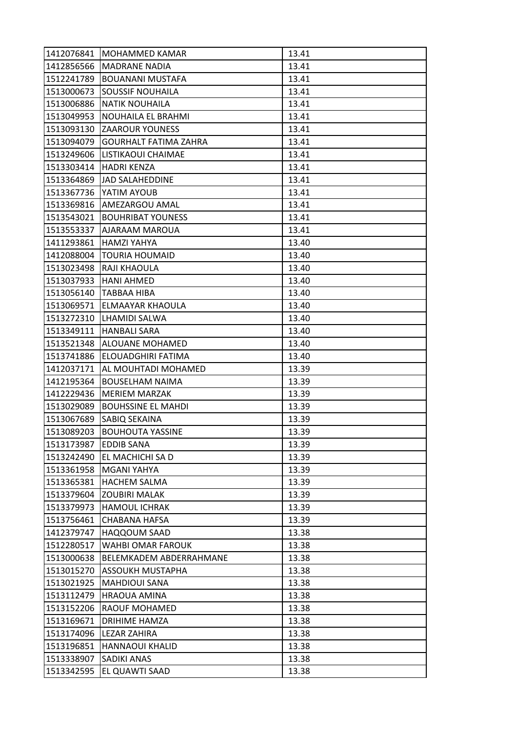| | | |
|---|---|---|
| 1412076841 | MOHAMMED KAMAR | 13.41 |
| 1412856566 | MADRANE NADIA | 13.41 |
| 1512241789 | BOUANANI MUSTAFA | 13.41 |
| 1513000673 | SOUSSIF NOUHAILA | 13.41 |
| 1513006886 | NATIK NOUHAILA | 13.41 |
| 1513049953 | NOUHAILA EL BRAHMI | 13.41 |
| 1513093130 | ZAAROUR YOUNESS | 13.41 |
| 1513094079 | GOURHALT FATIMA ZAHRA | 13.41 |
| 1513249606 | LISTIKAOUI CHAIMAE | 13.41 |
| 1513303414 | HADRI KENZA | 13.41 |
| 1513364869 | JAD SALAHEDDINE | 13.41 |
| 1513367736 | YATIM AYOUB | 13.41 |
| 1513369816 | AMEZARGOU AMAL | 13.41 |
| 1513543021 | BOUHRIBAT YOUNESS | 13.41 |
| 1513553337 | AJARAAM MAROUA | 13.41 |
| 1411293861 | HAMZI YAHYA | 13.40 |
| 1412088004 | TOURIA HOUMAID | 13.40 |
| 1513023498 | RAJI KHAOULA | 13.40 |
| 1513037933 | HANI AHMED | 13.40 |
| 1513056140 | TABBAA HIBA | 13.40 |
| 1513069571 | ELMAAYAR KHAOULA | 13.40 |
| 1513272310 | LHAMIDI SALWA | 13.40 |
| 1513349111 | HANBALI SARA | 13.40 |
| 1513521348 | ALOUANE MOHAMED | 13.40 |
| 1513741886 | ELOUADGHIRI FATIMA | 13.40 |
| 1412037171 | AL MOUHTADI MOHAMED | 13.39 |
| 1412195364 | BOUSELHAM NAIMA | 13.39 |
| 1412229436 | MERIEM MARZAK | 13.39 |
| 1513029089 | BOUHSSINE EL MAHDI | 13.39 |
| 1513067689 | SABIQ SEKAINA | 13.39 |
| 1513089203 | BOUHOUTA YASSINE | 13.39 |
| 1513173987 | EDDIB SANA | 13.39 |
| 1513242490 | EL MACHICHI SA D | 13.39 |
| 1513361958 | MGANI YAHYA | 13.39 |
| 1513365381 | HACHEM SALMA | 13.39 |
| 1513379604 | ZOUBIRI MALAK | 13.39 |
| 1513379973 | HAMOUL ICHRAK | 13.39 |
| 1513756461 | CHABANA HAFSA | 13.39 |
| 1412379747 | HAQQOUM SAAD | 13.38 |
| 1512280517 | WAHBI OMAR FAROUK | 13.38 |
| 1513000638 | BELEMKADEM ABDERRAHMANE | 13.38 |
| 1513015270 | ASSOUKH MUSTAPHA | 13.38 |
| 1513021925 | MAHDIOUI SANA | 13.38 |
| 1513112479 | HRAOUA AMINA | 13.38 |
| 1513152206 | RAOUF MOHAMED | 13.38 |
| 1513169671 | DRIHIME HAMZA | 13.38 |
| 1513174096 | LEZAR ZAHIRA | 13.38 |
| 1513196851 | HANNAOUI KHALID | 13.38 |
| 1513338907 | SADIKI ANAS | 13.38 |
| 1513342595 | EL QUAWTI SAAD | 13.38 |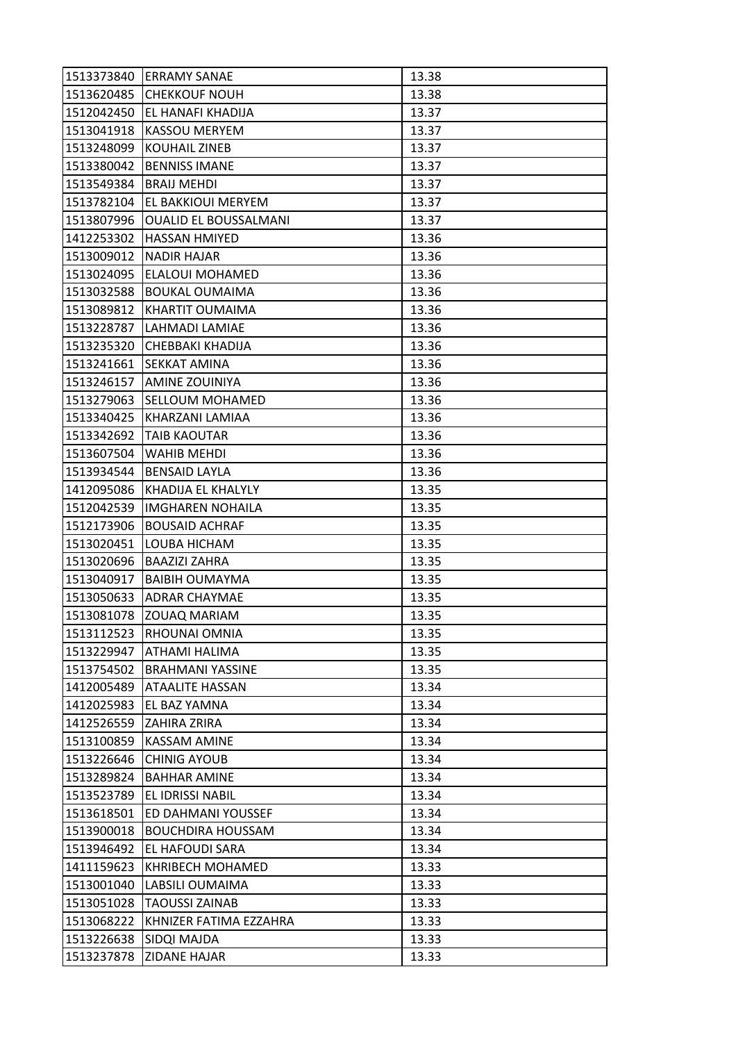| | | |
|---|---|---|
| 1513373840 | ERRAMY SANAE | 13.38 |
| 1513620485 | CHEKKOUF NOUH | 13.38 |
| 1512042450 | EL HANAFI KHADIJA | 13.37 |
| 1513041918 | KASSOU MERYEM | 13.37 |
| 1513248099 | KOUHAIL ZINEB | 13.37 |
| 1513380042 | BENNISS IMANE | 13.37 |
| 1513549384 | BRAIJ MEHDI | 13.37 |
| 1513782104 | EL BAKKIOUI MERYEM | 13.37 |
| 1513807996 | OUALID EL BOUSSALMANI | 13.37 |
| 1412253302 | HASSAN HMIYED | 13.36 |
| 1513009012 | NADIR HAJAR | 13.36 |
| 1513024095 | ELALOUI MOHAMED | 13.36 |
| 1513032588 | BOUKAL OUMAIMA | 13.36 |
| 1513089812 | KHARTIT OUMAIMA | 13.36 |
| 1513228787 | LAHMADI LAMIAE | 13.36 |
| 1513235320 | CHEBBAKI KHADIJA | 13.36 |
| 1513241661 | SEKKAT AMINA | 13.36 |
| 1513246157 | AMINE ZOUINIYA | 13.36 |
| 1513279063 | SELLOUM MOHAMED | 13.36 |
| 1513340425 | KHARZANI LAMIAA | 13.36 |
| 1513342692 | TAIB KAOUTAR | 13.36 |
| 1513607504 | WAHIB MEHDI | 13.36 |
| 1513934544 | BENSAID LAYLA | 13.36 |
| 1412095086 | KHADIJA EL KHALYLY | 13.35 |
| 1512042539 | IMGHAREN NOHAILA | 13.35 |
| 1512173906 | BOUSAID ACHRAF | 13.35 |
| 1513020451 | LOUBA HICHAM | 13.35 |
| 1513020696 | BAAZIZI ZAHRA | 13.35 |
| 1513040917 | BAIBIH OUMAYMA | 13.35 |
| 1513050633 | ADRAR CHAYMAE | 13.35 |
| 1513081078 | ZOUAQ MARIAM | 13.35 |
| 1513112523 | RHOUNAI OMNIA | 13.35 |
| 1513229947 | ATHAMI HALIMA | 13.35 |
| 1513754502 | BRAHMANI YASSINE | 13.35 |
| 1412005489 | ATAALITE HASSAN | 13.34 |
| 1412025983 | EL BAZ YAMNA | 13.34 |
| 1412526559 | ZAHIRA ZRIRA | 13.34 |
| 1513100859 | KASSAM AMINE | 13.34 |
| 1513226646 | CHINIG AYOUB | 13.34 |
| 1513289824 | BAHHAR AMINE | 13.34 |
| 1513523789 | EL IDRISSI NABIL | 13.34 |
| 1513618501 | ED DAHMANI YOUSSEF | 13.34 |
| 1513900018 | BOUCHDIRA HOUSSAM | 13.34 |
| 1513946492 | EL HAFOUDI SARA | 13.34 |
| 1411159623 | KHRIBECH MOHAMED | 13.33 |
| 1513001040 | LABSILI OUMAIMA | 13.33 |
| 1513051028 | TAOUSSI ZAINAB | 13.33 |
| 1513068222 | KHNIZER FATIMA EZZAHRA | 13.33 |
| 1513226638 | SIDQI MAJDA | 13.33 |
| 1513237878 | ZIDANE HAJAR | 13.33 |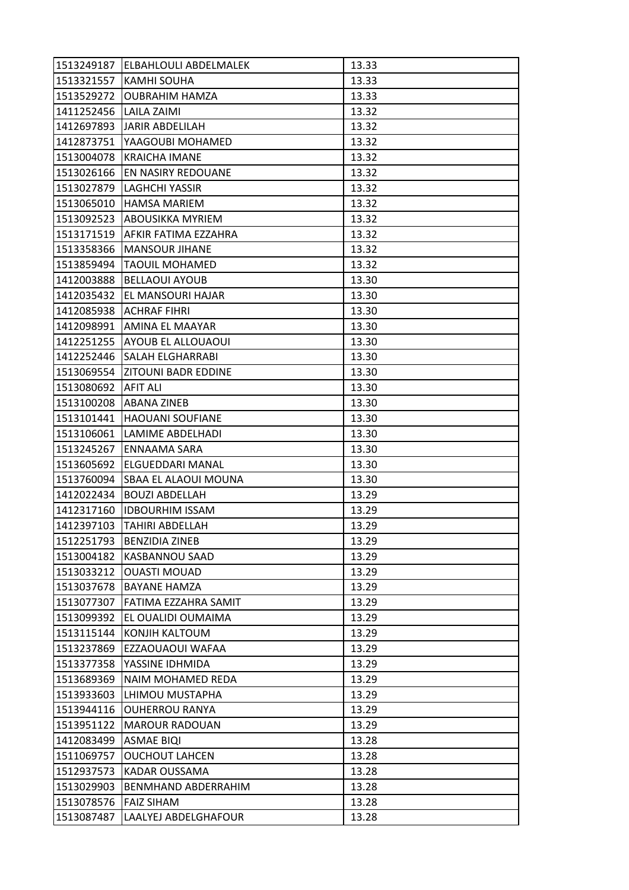| | | |
|---|---|---|
| 1513249187 | ELBAHLOULI ABDELMALEK | 13.33 |
| 1513321557 | KAMHI SOUHA | 13.33 |
| 1513529272 | OUBRAHIM HAMZA | 13.33 |
| 1411252456 | LAILA ZAIMI | 13.32 |
| 1412697893 | JARIR ABDELILAH | 13.32 |
| 1412873751 | YAAGOUBI MOHAMED | 13.32 |
| 1513004078 | KRAICHA IMANE | 13.32 |
| 1513026166 | EN NASIRY REDOUANE | 13.32 |
| 1513027879 | LAGHCHI YASSIR | 13.32 |
| 1513065010 | HAMSA MARIEM | 13.32 |
| 1513092523 | ABOUSIKKA MYRIEM | 13.32 |
| 1513171519 | AFKIR FATIMA EZZAHRA | 13.32 |
| 1513358366 | MANSOUR JIHANE | 13.32 |
| 1513859494 | TAOUIL MOHAMED | 13.32 |
| 1412003888 | BELLAOUI AYOUB | 13.30 |
| 1412035432 | EL MANSOURI HAJAR | 13.30 |
| 1412085938 | ACHRAF FIHRI | 13.30 |
| 1412098991 | AMINA EL MAAYAR | 13.30 |
| 1412251255 | AYOUB EL ALLOUAOUI | 13.30 |
| 1412252446 | SALAH ELGHARRABI | 13.30 |
| 1513069554 | ZITOUNI BADR EDDINE | 13.30 |
| 1513080692 | AFIT ALI | 13.30 |
| 1513100208 | ABANA ZINEB | 13.30 |
| 1513101441 | HAOUANI SOUFIANE | 13.30 |
| 1513106061 | LAMIME ABDELHADI | 13.30 |
| 1513245267 | ENNAAMA SARA | 13.30 |
| 1513605692 | ELGUEDDARI MANAL | 13.30 |
| 1513760094 | SBAA EL ALAOUI MOUNA | 13.30 |
| 1412022434 | BOUZI ABDELLAH | 13.29 |
| 1412317160 | IDBOURHIM ISSAM | 13.29 |
| 1412397103 | TAHIRI ABDELLAH | 13.29 |
| 1512251793 | BENZIDIA ZINEB | 13.29 |
| 1513004182 | KASBANNOU SAAD | 13.29 |
| 1513033212 | OUASTI MOUAD | 13.29 |
| 1513037678 | BAYANE HAMZA | 13.29 |
| 1513077307 | FATIMA EZZAHRA SAMIT | 13.29 |
| 1513099392 | EL OUALIDI OUMAIMA | 13.29 |
| 1513115144 | KONJIH KALTOUM | 13.29 |
| 1513237869 | EZZAOUAOUI WAFAA | 13.29 |
| 1513377358 | YASSINE IDHMIDA | 13.29 |
| 1513689369 | NAIM MOHAMED REDA | 13.29 |
| 1513933603 | LHIMOU MUSTAPHA | 13.29 |
| 1513944116 | OUHERROU RANYA | 13.29 |
| 1513951122 | MAROUR RADOUAN | 13.29 |
| 1412083499 | ASMAE BIQI | 13.28 |
| 1511069757 | OUCHOUT LAHCEN | 13.28 |
| 1512937573 | KADAR OUSSAMA | 13.28 |
| 1513029903 | BENMHAND ABDERRAHIM | 13.28 |
| 1513078576 | FAIZ SIHAM | 13.28 |
| 1513087487 | LAALYEJ ABDELGHAFOUR | 13.28 |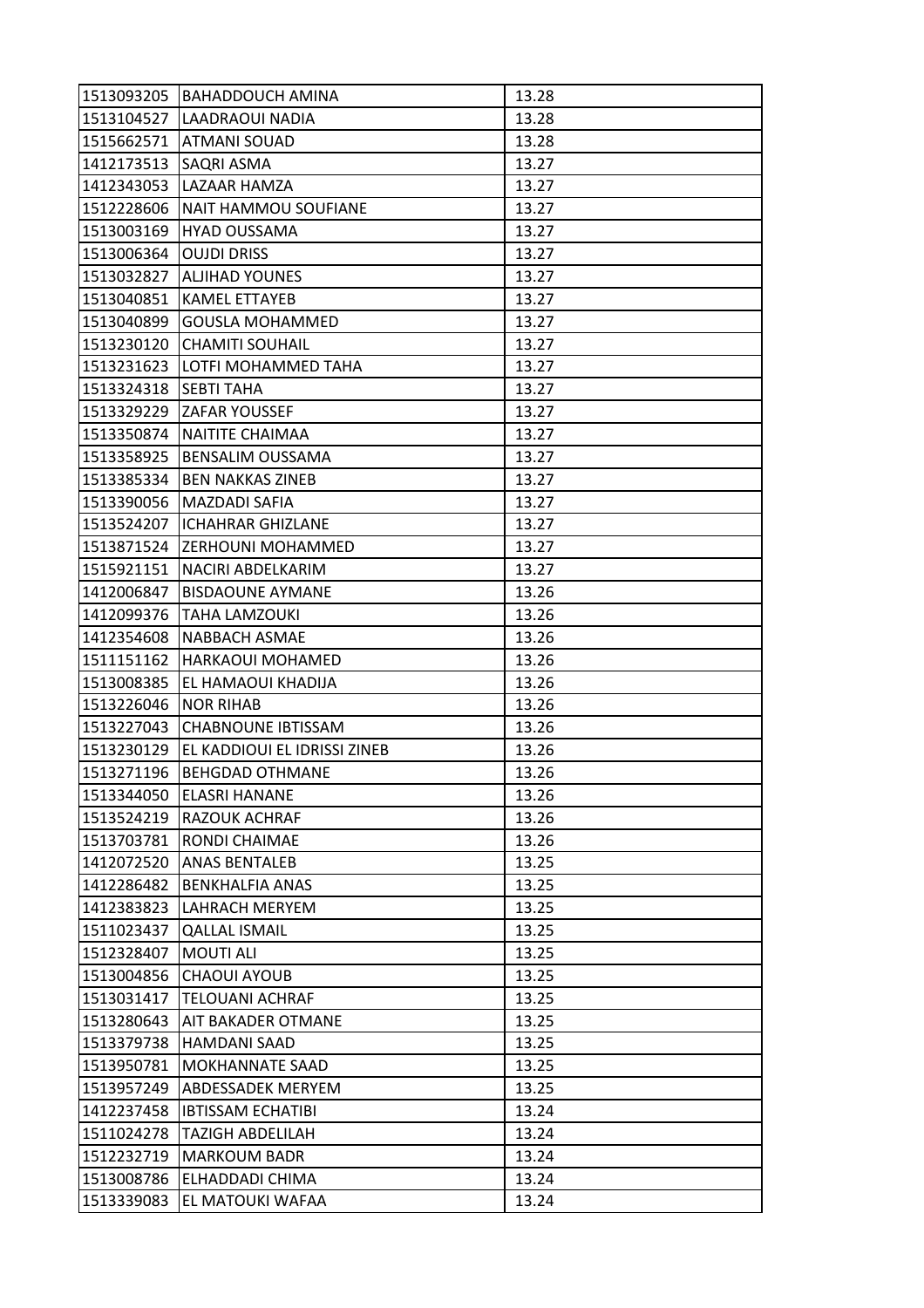| 1513093205 | BAHADDOUCH AMINA | 13.28 |
|---|---|---|
| 1513104527 | LAADRAOUI NADIA | 13.28 |
| 1515662571 | ATMANI SOUAD | 13.28 |
| 1412173513 | SAQRI ASMA | 13.27 |
| 1412343053 | LAZAAR HAMZA | 13.27 |
| 1512228606 | NAIT HAMMOU SOUFIANE | 13.27 |
| 1513003169 | HYAD OUSSAMA | 13.27 |
| 1513006364 | OUJDI DRISS | 13.27 |
| 1513032827 | ALJIHAD YOUNES | 13.27 |
| 1513040851 | KAMEL ETTAYEB | 13.27 |
| 1513040899 | GOUSLA MOHAMMED | 13.27 |
| 1513230120 | CHAMITI SOUHAIL | 13.27 |
| 1513231623 | LOTFI MOHAMMED TAHA | 13.27 |
| 1513324318 | SEBTI TAHA | 13.27 |
| 1513329229 | ZAFAR YOUSSEF | 13.27 |
| 1513350874 | NAITITE CHAIMAA | 13.27 |
| 1513358925 | BENSALIM OUSSAMA | 13.27 |
| 1513385334 | BEN NAKKAS ZINEB | 13.27 |
| 1513390056 | MAZDADI SAFIA | 13.27 |
| 1513524207 | ICHAHRAR GHIZLANE | 13.27 |
| 1513871524 | ZERHOUNI MOHAMMED | 13.27 |
| 1515921151 | NACIRI ABDELKARIM | 13.27 |
| 1412006847 | BISDAOUNE AYMANE | 13.26 |
| 1412099376 | TAHA LAMZOUKI | 13.26 |
| 1412354608 | NABBACH ASMAE | 13.26 |
| 1511151162 | HARKAOUI MOHAMED | 13.26 |
| 1513008385 | EL HAMAOUI KHADIJA | 13.26 |
| 1513226046 | NOR RIHAB | 13.26 |
| 1513227043 | CHABNOUNE IBTISSAM | 13.26 |
| 1513230129 | EL KADDIOUI EL IDRISSI ZINEB | 13.26 |
| 1513271196 | BEHGDAD OTHMANE | 13.26 |
| 1513344050 | ELASRI HANANE | 13.26 |
| 1513524219 | RAZOUK ACHRAF | 13.26 |
| 1513703781 | RONDI CHAIMAE | 13.26 |
| 1412072520 | ANAS BENTALEB | 13.25 |
| 1412286482 | BENKHALFIA ANAS | 13.25 |
| 1412383823 | LAHRACH MERYEM | 13.25 |
| 1511023437 | QALLAL ISMAIL | 13.25 |
| 1512328407 | MOUTI ALI | 13.25 |
| 1513004856 | CHAOUI AYOUB | 13.25 |
| 1513031417 | TELOUANI ACHRAF | 13.25 |
| 1513280643 | AIT BAKADER OTMANE | 13.25 |
| 1513379738 | HAMDANI SAAD | 13.25 |
| 1513950781 | MOKHANNATE SAAD | 13.25 |
| 1513957249 | ABDESSADEK MERYEM | 13.25 |
| 1412237458 | IBTISSAM ECHATIBI | 13.24 |
| 1511024278 | TAZIGH ABDELILAH | 13.24 |
| 1512232719 | MARKOUM BADR | 13.24 |
| 1513008786 | ELHADDADI CHIMA | 13.24 |
| 1513339083 | EL MATOUKI WAFAA | 13.24 |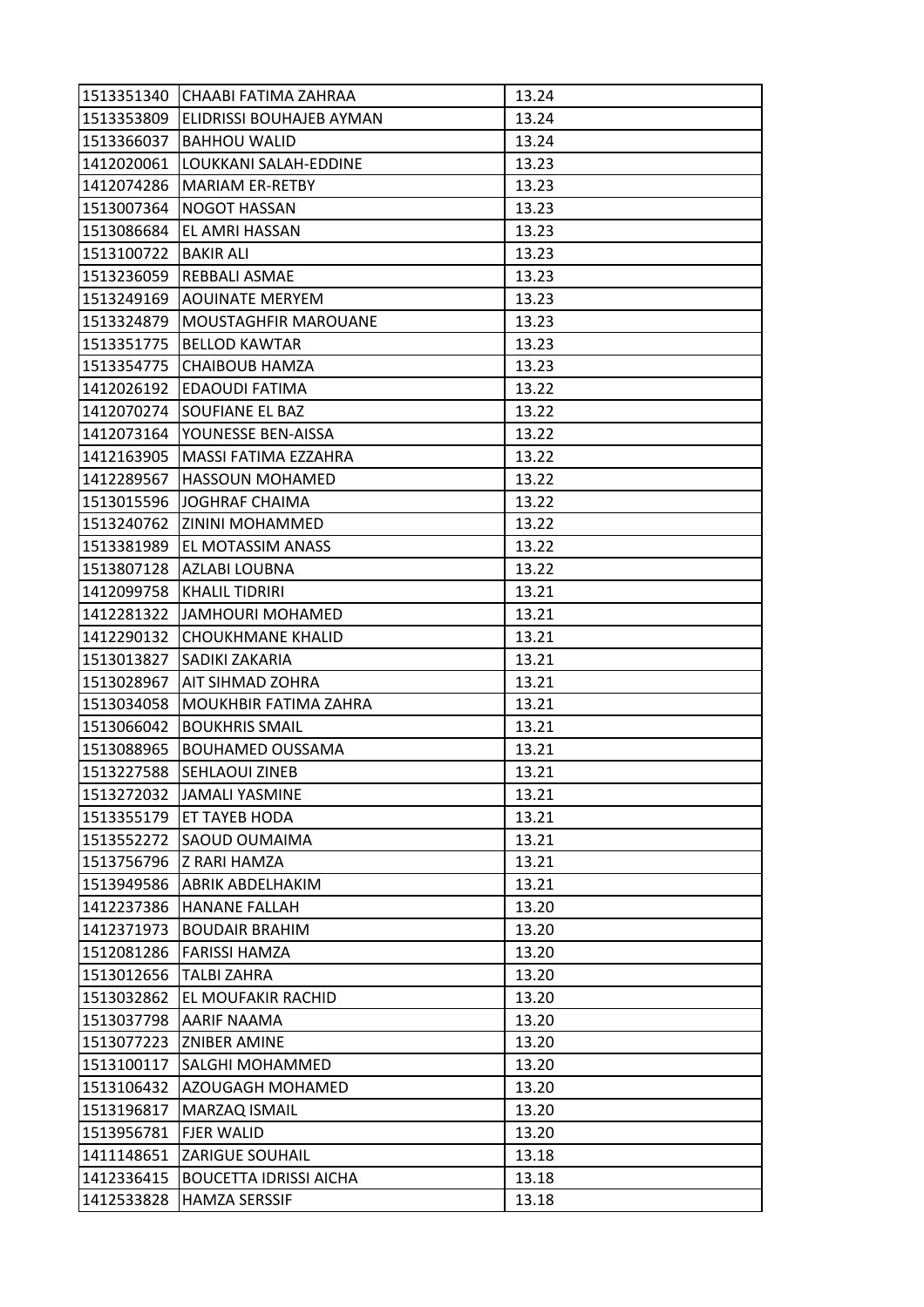| | | |
|---|---|---|
| 1513351340 | CHAABI FATIMA ZAHRAA | 13.24 |
| 1513353809 | ELIDRISSI BOUHAJEB AYMAN | 13.24 |
| 1513366037 | BAHHOU WALID | 13.24 |
| 1412020061 | LOUKKANI SALAH-EDDINE | 13.23 |
| 1412074286 | MARIAM ER-RETBY | 13.23 |
| 1513007364 | NOGOT HASSAN | 13.23 |
| 1513086684 | EL AMRI HASSAN | 13.23 |
| 1513100722 | BAKIR ALI | 13.23 |
| 1513236059 | REBBALI ASMAE | 13.23 |
| 1513249169 | AOUINATE MERYEM | 13.23 |
| 1513324879 | MOUSTAGHFIR MAROUANE | 13.23 |
| 1513351775 | BELLOD KAWTAR | 13.23 |
| 1513354775 | CHAIBOUB HAMZA | 13.23 |
| 1412026192 | EDAOUDI FATIMA | 13.22 |
| 1412070274 | SOUFIANE EL BAZ | 13.22 |
| 1412073164 | YOUNESSE BEN-AISSA | 13.22 |
| 1412163905 | MASSI FATIMA EZZAHRA | 13.22 |
| 1412289567 | HASSOUN MOHAMED | 13.22 |
| 1513015596 | JOGHRAF CHAIMA | 13.22 |
| 1513240762 | ZININI MOHAMMED | 13.22 |
| 1513381989 | EL MOTASSIM ANASS | 13.22 |
| 1513807128 | AZLABI LOUBNA | 13.22 |
| 1412099758 | KHALIL TIDRIRI | 13.21 |
| 1412281322 | JAMHOURI MOHAMED | 13.21 |
| 1412290132 | CHOUKHMANE KHALID | 13.21 |
| 1513013827 | SADIKI ZAKARIA | 13.21 |
| 1513028967 | AIT SIHMAD ZOHRA | 13.21 |
| 1513034058 | MOUKHBIR FATIMA ZAHRA | 13.21 |
| 1513066042 | BOUKHRIS SMAIL | 13.21 |
| 1513088965 | BOUHAMED OUSSAMA | 13.21 |
| 1513227588 | SEHLAOUI ZINEB | 13.21 |
| 1513272032 | JAMALI YASMINE | 13.21 |
| 1513355179 | ET TAYEB HODA | 13.21 |
| 1513552272 | SAOUD OUMAIMA | 13.21 |
| 1513756796 | Z RARI HAMZA | 13.21 |
| 1513949586 | ABRIK ABDELHAKIM | 13.21 |
| 1412237386 | HANANE FALLAH | 13.20 |
| 1412371973 | BOUDAIR BRAHIM | 13.20 |
| 1512081286 | FARISSI HAMZA | 13.20 |
| 1513012656 | TALBI ZAHRA | 13.20 |
| 1513032862 | EL MOUFAKIR RACHID | 13.20 |
| 1513037798 | AARIF NAAMA | 13.20 |
| 1513077223 | ZNIBER AMINE | 13.20 |
| 1513100117 | SALGHI MOHAMMED | 13.20 |
| 1513106432 | AZOUGAGH MOHAMED | 13.20 |
| 1513196817 | MARZAQ ISMAIL | 13.20 |
| 1513956781 | FJER WALID | 13.20 |
| 1411148651 | ZARIGUE SOUHAIL | 13.18 |
| 1412336415 | BOUCETTA IDRISSI AICHA | 13.18 |
| 1412533828 | HAMZA SERSSIF | 13.18 |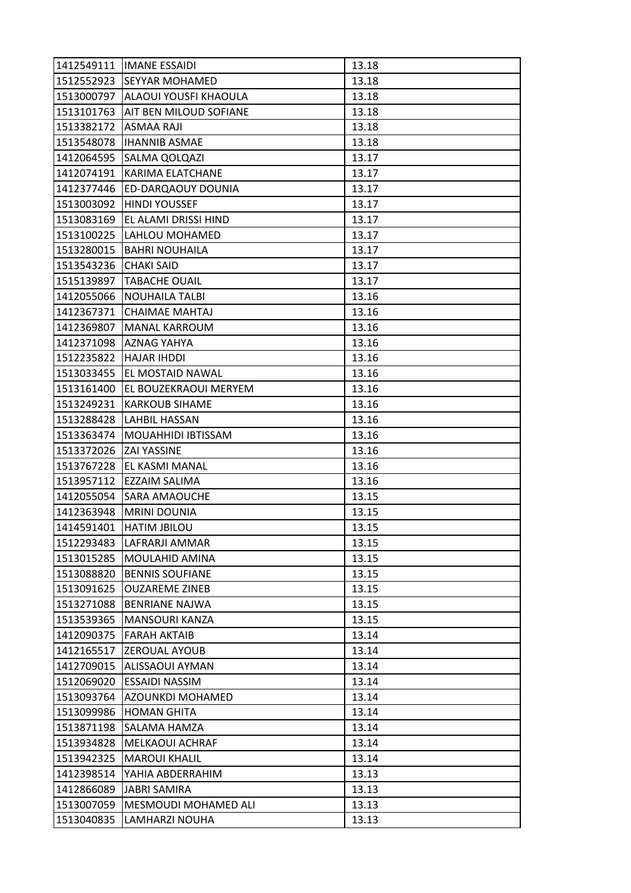| 1412549111 | IMANE ESSAIDI | 13.18 |
|---|---|---|
| 1512552923 | SEYYAR MOHAMED | 13.18 |
| 1513000797 | ALAOUI YOUSFI KHAOULA | 13.18 |
| 1513101763 | AIT BEN MILOUD SOFIANE | 13.18 |
| 1513382172 | ASMAA RAJI | 13.18 |
| 1513548078 | IHANNIB ASMAE | 13.18 |
| 1412064595 | SALMA QOLQAZI | 13.17 |
| 1412074191 | KARIMA ELATCHANE | 13.17 |
| 1412377446 | ED-DARQAOUY DOUNIA | 13.17 |
| 1513003092 | HINDI YOUSSEF | 13.17 |
| 1513083169 | EL ALAMI DRISSI HIND | 13.17 |
| 1513100225 | LAHLOU MOHAMED | 13.17 |
| 1513280015 | BAHRI NOUHAILA | 13.17 |
| 1513543236 | CHAKI SAID | 13.17 |
| 1515139897 | TABACHE OUAIL | 13.17 |
| 1412055066 | NOUHAILA TALBI | 13.16 |
| 1412367371 | CHAIMAE MAHTAJ | 13.16 |
| 1412369807 | MANAL KARROUM | 13.16 |
| 1412371098 | AZNAG YAHYA | 13.16 |
| 1512235822 | HAJAR IHDDI | 13.16 |
| 1513033455 | EL MOSTAID NAWAL | 13.16 |
| 1513161400 | EL BOUZEKRAOUI MERYEM | 13.16 |
| 1513249231 | KARKOUB SIHAME | 13.16 |
| 1513288428 | LAHBIL HASSAN | 13.16 |
| 1513363474 | MOUAHHIDI IBTISSAM | 13.16 |
| 1513372026 | ZAI YASSINE | 13.16 |
| 1513767228 | EL KASMI MANAL | 13.16 |
| 1513957112 | EZZAIM SALIMA | 13.16 |
| 1412055054 | SARA AMAOUCHE | 13.15 |
| 1412363948 | MRINI DOUNIA | 13.15 |
| 1414591401 | HATIM JBILOU | 13.15 |
| 1512293483 | LAFRARJI AMMAR | 13.15 |
| 1513015285 | MOULAHID AMINA | 13.15 |
| 1513088820 | BENNIS SOUFIANE | 13.15 |
| 1513091625 | OUZAREME ZINEB | 13.15 |
| 1513271088 | BENRIANE NAJWA | 13.15 |
| 1513539365 | MANSOURI KANZA | 13.15 |
| 1412090375 | FARAH AKTAIB | 13.14 |
| 1412165517 | ZEROUAL AYOUB | 13.14 |
| 1412709015 | ALISSAOUI AYMAN | 13.14 |
| 1512069020 | ESSAIDI NASSIM | 13.14 |
| 1513093764 | AZOUNKDI MOHAMED | 13.14 |
| 1513099986 | HOMAN GHITA | 13.14 |
| 1513871198 | SALAMA HAMZA | 13.14 |
| 1513934828 | MELKAOUI ACHRAF | 13.14 |
| 1513942325 | MAROUI KHALIL | 13.14 |
| 1412398514 | YAHIA ABDERRAHIM | 13.13 |
| 1412866089 | JABRI SAMIRA | 13.13 |
| 1513007059 | MESMOUDI MOHAMED ALI | 13.13 |
| 1513040835 | LAMHARZI NOUHA | 13.13 |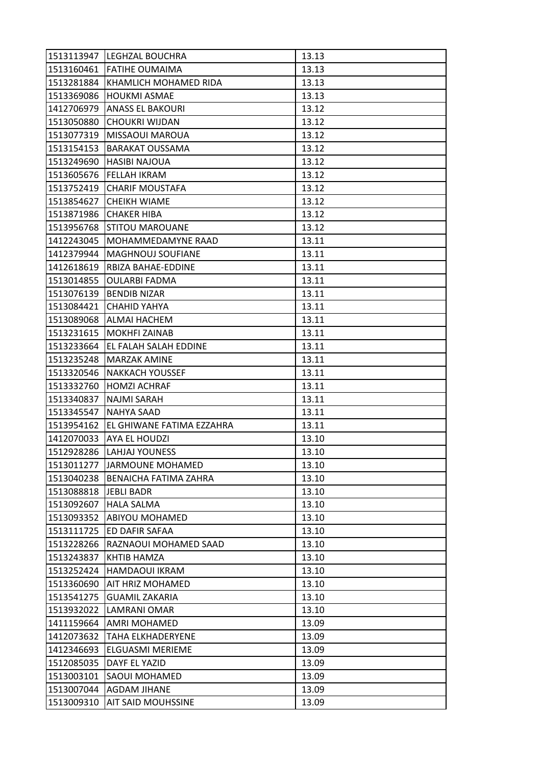| 1513113947 | LEGHZAL BOUCHRA | 13.13 |
|---|---|---|
| 1513160461 | FATIHE OUMAIMA | 13.13 |
| 1513281884 | KHAMLICH MOHAMED RIDA | 13.13 |
| 1513369086 | HOUKMI ASMAE | 13.13 |
| 1412706979 | ANASS EL BAKOURI | 13.12 |
| 1513050880 | CHOUKRI WIJDAN | 13.12 |
| 1513077319 | MISSAOUI MAROUA | 13.12 |
| 1513154153 | BARAKAT OUSSAMA | 13.12 |
| 1513249690 | HASIBI NAJOUA | 13.12 |
| 1513605676 | FELLAH IKRAM | 13.12 |
| 1513752419 | CHARIF MOUSTAFA | 13.12 |
| 1513854627 | CHEIKH WIAME | 13.12 |
| 1513871986 | CHAKER HIBA | 13.12 |
| 1513956768 | STITOU MAROUANE | 13.12 |
| 1412243045 | MOHAMMEDAMYNE RAAD | 13.11 |
| 1412379944 | MAGHNOUJ SOUFIANE | 13.11 |
| 1412618619 | RBIZA BAHAE-EDDINE | 13.11 |
| 1513014855 | OULARBI FADMA | 13.11 |
| 1513076139 | BENDIB NIZAR | 13.11 |
| 1513084421 | CHAHID YAHYA | 13.11 |
| 1513089068 | ALMAI HACHEM | 13.11 |
| 1513231615 | MOKHFI ZAINAB | 13.11 |
| 1513233664 | EL FALAH SALAH EDDINE | 13.11 |
| 1513235248 | MARZAK AMINE | 13.11 |
| 1513320546 | NAKKACH YOUSSEF | 13.11 |
| 1513332760 | HOMZI ACHRAF | 13.11 |
| 1513340837 | NAJMI SARAH | 13.11 |
| 1513345547 | NAHYA SAAD | 13.11 |
| 1513954162 | EL GHIWANE FATIMA EZZAHRA | 13.11 |
| 1412070033 | AYA EL HOUDZI | 13.10 |
| 1512928286 | LAHJAJ YOUNESS | 13.10 |
| 1513011277 | JARMOUNE MOHAMED | 13.10 |
| 1513040238 | BENAICHA FATIMA ZAHRA | 13.10 |
| 1513088818 | JEBLI BADR | 13.10 |
| 1513092607 | HALA SALMA | 13.10 |
| 1513093352 | ABIYOU MOHAMED | 13.10 |
| 1513111725 | ED DAFIR SAFAA | 13.10 |
| 1513228266 | RAZNAOUI MOHAMED SAAD | 13.10 |
| 1513243837 | KHTIB HAMZA | 13.10 |
| 1513252424 | HAMDAOUI IKRAM | 13.10 |
| 1513360690 | AIT HRIZ MOHAMED | 13.10 |
| 1513541275 | GUAMIL ZAKARIA | 13.10 |
| 1513932022 | LAMRANI OMAR | 13.10 |
| 1411159664 | AMRI MOHAMED | 13.09 |
| 1412073632 | TAHA ELKHADERYENE | 13.09 |
| 1412346693 | ELGUASMI MERIEME | 13.09 |
| 1512085035 | DAYF EL YAZID | 13.09 |
| 1513003101 | SAOUI MOHAMED | 13.09 |
| 1513007044 | AGDAM JIHANE | 13.09 |
| 1513009310 | AIT SAID MOUHSSINE | 13.09 |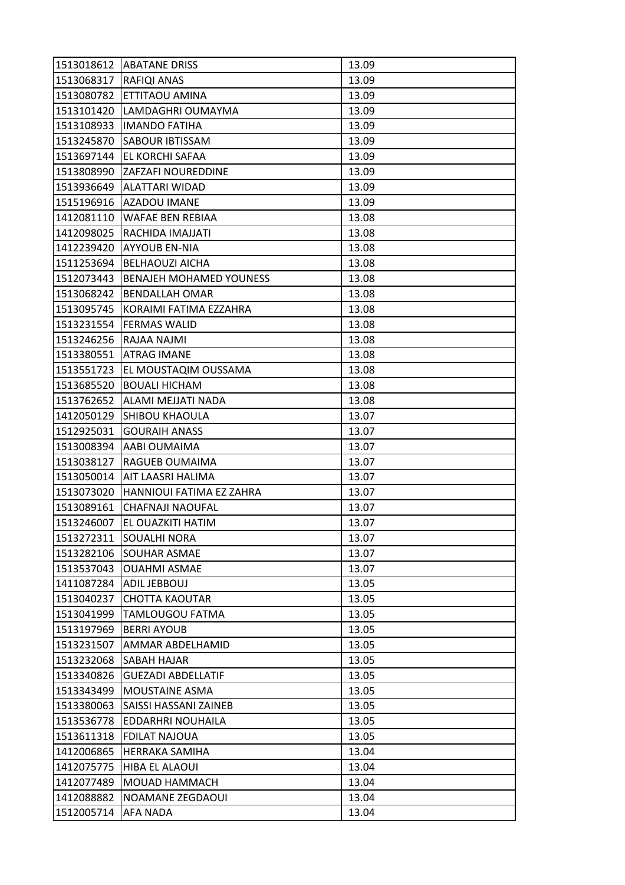| 1513018612 | ABATANE DRISS | 13.09 |
|---|---|---|
| 1513068317 | RAFIQI ANAS | 13.09 |
| 1513080782 | ETTITAOU AMINA | 13.09 |
| 1513101420 | LAMDAGHRI OUMAYMA | 13.09 |
| 1513108933 | IMANDO FATIHA | 13.09 |
| 1513245870 | SABOUR IBTISSAM | 13.09 |
| 1513697144 | EL KORCHI SAFAA | 13.09 |
| 1513808990 | ZAFZAFI NOUREDDINE | 13.09 |
| 1513936649 | ALATTARI WIDAD | 13.09 |
| 1515196916 | AZADOU IMANE | 13.09 |
| 1412081110 | WAFAE BEN REBIAA | 13.08 |
| 1412098025 | RACHIDA IMAJJATI | 13.08 |
| 1412239420 | AYYOUB EN-NIA | 13.08 |
| 1511253694 | BELHAOUZI AICHA | 13.08 |
| 1512073443 | BENAJEH MOHAMED YOUNESS | 13.08 |
| 1513068242 | BENDALLAH OMAR | 13.08 |
| 1513095745 | KORAIMI FATIMA EZZAHRA | 13.08 |
| 1513231554 | FERMAS WALID | 13.08 |
| 1513246256 | RAJAA NAJMI | 13.08 |
| 1513380551 | ATRAG IMANE | 13.08 |
| 1513551723 | EL MOUSTAQIM OUSSAMA | 13.08 |
| 1513685520 | BOUALI HICHAM | 13.08 |
| 1513762652 | ALAMI MEJJATI NADA | 13.08 |
| 1412050129 | SHIBOU KHAOULA | 13.07 |
| 1512925031 | GOURAIH ANASS | 13.07 |
| 1513008394 | AABI OUMAIMA | 13.07 |
| 1513038127 | RAGUEB OUMAIMA | 13.07 |
| 1513050014 | AIT LAASRI HALIMA | 13.07 |
| 1513073020 | HANNIOUI FATIMA EZ ZAHRA | 13.07 |
| 1513089161 | CHAFNAJI NAOUFAL | 13.07 |
| 1513246007 | EL OUAZKITI HATIM | 13.07 |
| 1513272311 | SOUALHI NORA | 13.07 |
| 1513282106 | SOUHAR ASMAE | 13.07 |
| 1513537043 | OUAHMI ASMAE | 13.07 |
| 1411087284 | ADIL JEBBOUJ | 13.05 |
| 1513040237 | CHOTTA KAOUTAR | 13.05 |
| 1513041999 | TAMLOUGOU FATMA | 13.05 |
| 1513197969 | BERRI AYOUB | 13.05 |
| 1513231507 | AMMAR ABDELHAMID | 13.05 |
| 1513232068 | SABAH HAJAR | 13.05 |
| 1513340826 | GUEZADI ABDELLATIF | 13.05 |
| 1513343499 | MOUSTAINE ASMA | 13.05 |
| 1513380063 | SAISSI HASSANI ZAINEB | 13.05 |
| 1513536778 | EDDARHRI NOUHAILA | 13.05 |
| 1513611318 | FDILAT NAJOUA | 13.05 |
| 1412006865 | HERRAKA SAMIHA | 13.04 |
| 1412075775 | HIBA EL ALAOUI | 13.04 |
| 1412077489 | MOUAD HAMMACH | 13.04 |
| 1412088882 | NOAMANE ZEGDAOUI | 13.04 |
| 1512005714 | AFA NADA | 13.04 |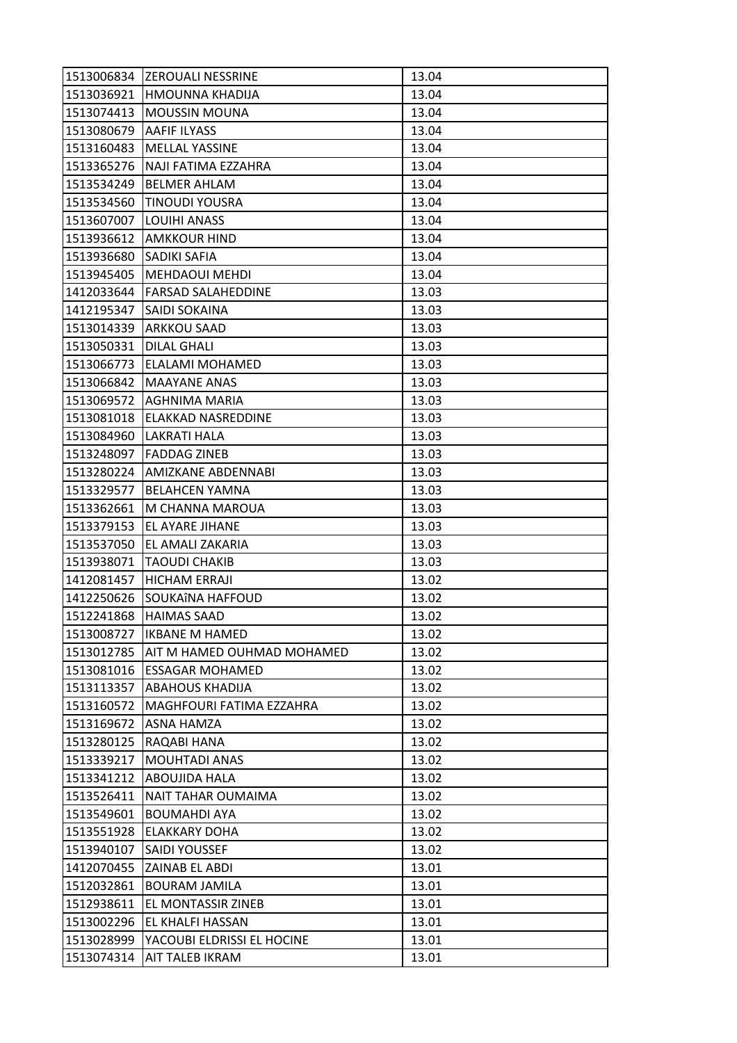| | | |
|---|---|---|
| 1513006834 | ZEROUALI NESSRINE | 13.04 |
| 1513036921 | HMOUNNA KHADIJA | 13.04 |
| 1513074413 | MOUSSIN MOUNA | 13.04 |
| 1513080679 | AAFIF ILYASS | 13.04 |
| 1513160483 | MELLAL YASSINE | 13.04 |
| 1513365276 | NAJI FATIMA EZZAHRA | 13.04 |
| 1513534249 | BELMER AHLAM | 13.04 |
| 1513534560 | TINOUDI YOUSRA | 13.04 |
| 1513607007 | LOUIHI ANASS | 13.04 |
| 1513936612 | AMKKOUR HIND | 13.04 |
| 1513936680 | SADIKI SAFIA | 13.04 |
| 1513945405 | MEHDAOUI MEHDI | 13.04 |
| 1412033644 | FARSAD SALAHEDDINE | 13.03 |
| 1412195347 | SAIDI SOKAINA | 13.03 |
| 1513014339 | ARKKOU SAAD | 13.03 |
| 1513050331 | DILAL GHALI | 13.03 |
| 1513066773 | ELALAMI MOHAMED | 13.03 |
| 1513066842 | MAAYANE ANAS | 13.03 |
| 1513069572 | AGHNIMA MARIA | 13.03 |
| 1513081018 | ELAKKAD NASREDDINE | 13.03 |
| 1513084960 | LAKRATI HALA | 13.03 |
| 1513248097 | FADDAG ZINEB | 13.03 |
| 1513280224 | AMIZKANE ABDENNABI | 13.03 |
| 1513329577 | BELAHCEN YAMNA | 13.03 |
| 1513362661 | M CHANNA MAROUA | 13.03 |
| 1513379153 | EL AYARE JIHANE | 13.03 |
| 1513537050 | EL AMALI ZAKARIA | 13.03 |
| 1513938071 | TAOUDI CHAKIB | 13.03 |
| 1412081457 | HICHAM ERRAJI | 13.02 |
| 1412250626 | SOUKAîNA HAFFOUD | 13.02 |
| 1512241868 | HAIMAS SAAD | 13.02 |
| 1513008727 | IKBANE M HAMED | 13.02 |
| 1513012785 | AIT M HAMED OUHMAD MOHAMED | 13.02 |
| 1513081016 | ESSAGAR MOHAMED | 13.02 |
| 1513113357 | ABAHOUS KHADIJA | 13.02 |
| 1513160572 | MAGHFOURI FATIMA EZZAHRA | 13.02 |
| 1513169672 | ASNA HAMZA | 13.02 |
| 1513280125 | RAQABI HANA | 13.02 |
| 1513339217 | MOUHTADI ANAS | 13.02 |
| 1513341212 | ABOUJIDA HALA | 13.02 |
| 1513526411 | NAIT TAHAR OUMAIMA | 13.02 |
| 1513549601 | BOUMAHDI AYA | 13.02 |
| 1513551928 | ELAKKARY DOHA | 13.02 |
| 1513940107 | SAIDI YOUSSEF | 13.02 |
| 1412070455 | ZAINAB EL ABDI | 13.01 |
| 1512032861 | BOURAM JAMILA | 13.01 |
| 1512938611 | EL MONTASSIR ZINEB | 13.01 |
| 1513002296 | EL KHALFI HASSAN | 13.01 |
| 1513028999 | YACOUBI ELDRISSI EL HOCINE | 13.01 |
| 1513074314 | AIT TALEB IKRAM | 13.01 |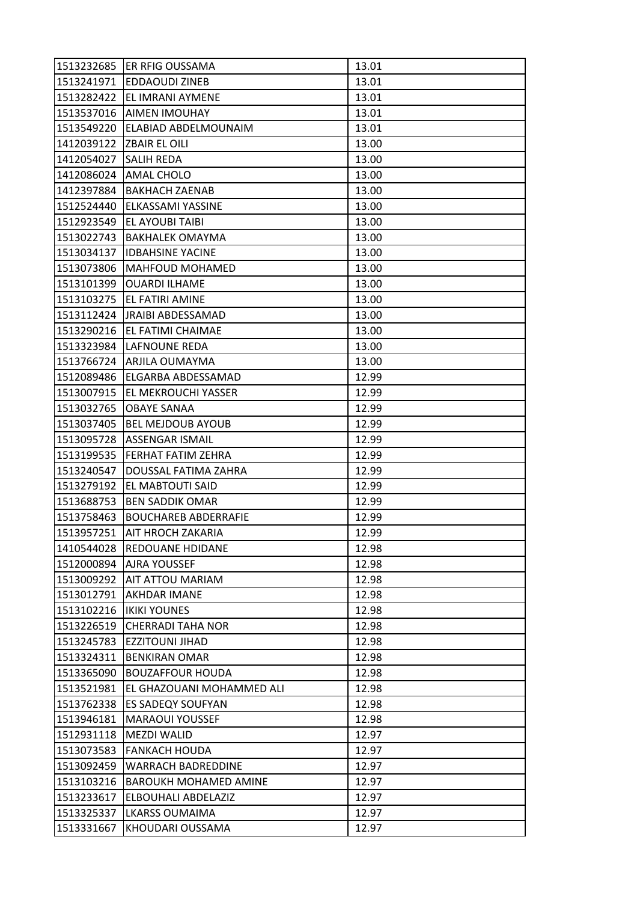| | | |
|---|---|---|
| 1513232685 | ER RFIG OUSSAMA | 13.01 |
| 1513241971 | EDDAOUDI ZINEB | 13.01 |
| 1513282422 | EL IMRANI AYMENE | 13.01 |
| 1513537016 | AIMEN IMOUHAY | 13.01 |
| 1513549220 | ELABIAD ABDELMOUNAIM | 13.01 |
| 1412039122 | ZBAIR EL OILI | 13.00 |
| 1412054027 | SALIH REDA | 13.00 |
| 1412086024 | AMAL CHOLO | 13.00 |
| 1412397884 | BAKHACH ZAENAB | 13.00 |
| 1512524440 | ELKASSAMI YASSINE | 13.00 |
| 1512923549 | EL AYOUBI TAIBI | 13.00 |
| 1513022743 | BAKHALEK OMAYMA | 13.00 |
| 1513034137 | IDBAHSINE YACINE | 13.00 |
| 1513073806 | MAHFOUD MOHAMED | 13.00 |
| 1513101399 | OUARDI ILHAME | 13.00 |
| 1513103275 | EL FATIRI AMINE | 13.00 |
| 1513112424 | JRAIBI ABDESSAMAD | 13.00 |
| 1513290216 | EL FATIMI CHAIMAE | 13.00 |
| 1513323984 | LAFNOUNE REDA | 13.00 |
| 1513766724 | ARJILA OUMAYMA | 13.00 |
| 1512089486 | ELGARBA ABDESSAMAD | 12.99 |
| 1513007915 | EL MEKROUCHI YASSER | 12.99 |
| 1513032765 | OBAYE SANAA | 12.99 |
| 1513037405 | BEL MEJDOUB AYOUB | 12.99 |
| 1513095728 | ASSENGAR ISMAIL | 12.99 |
| 1513199535 | FERHAT FATIM ZEHRA | 12.99 |
| 1513240547 | DOUSSAL FATIMA ZAHRA | 12.99 |
| 1513279192 | EL MABTOUTI SAID | 12.99 |
| 1513688753 | BEN SADDIK OMAR | 12.99 |
| 1513758463 | BOUCHAREB ABDERRAFIE | 12.99 |
| 1513957251 | AIT HROCH ZAKARIA | 12.99 |
| 1410544028 | REDOUANE HDIDANE | 12.98 |
| 1512000894 | AJRA YOUSSEF | 12.98 |
| 1513009292 | AIT ATTOU MARIAM | 12.98 |
| 1513012791 | AKHDAR IMANE | 12.98 |
| 1513102216 | IKIKI YOUNES | 12.98 |
| 1513226519 | CHERRADI TAHA NOR | 12.98 |
| 1513245783 | EZZITOUNI JIHAD | 12.98 |
| 1513324311 | BENKIRAN OMAR | 12.98 |
| 1513365090 | BOUZAFFOUR HOUDA | 12.98 |
| 1513521981 | EL GHAZOUANI MOHAMMED ALI | 12.98 |
| 1513762338 | ES SADEQY SOUFYAN | 12.98 |
| 1513946181 | MARAOUI YOUSSEF | 12.98 |
| 1512931118 | MEZDI WALID | 12.97 |
| 1513073583 | FANKACH HOUDA | 12.97 |
| 1513092459 | WARRACH BADREDDINE | 12.97 |
| 1513103216 | BAROUKH MOHAMED AMINE | 12.97 |
| 1513233617 | ELBOUHALI ABDELAZIZ | 12.97 |
| 1513325337 | LKARSS OUMAIMA | 12.97 |
| 1513331667 | KHOUDARI OUSSAMA | 12.97 |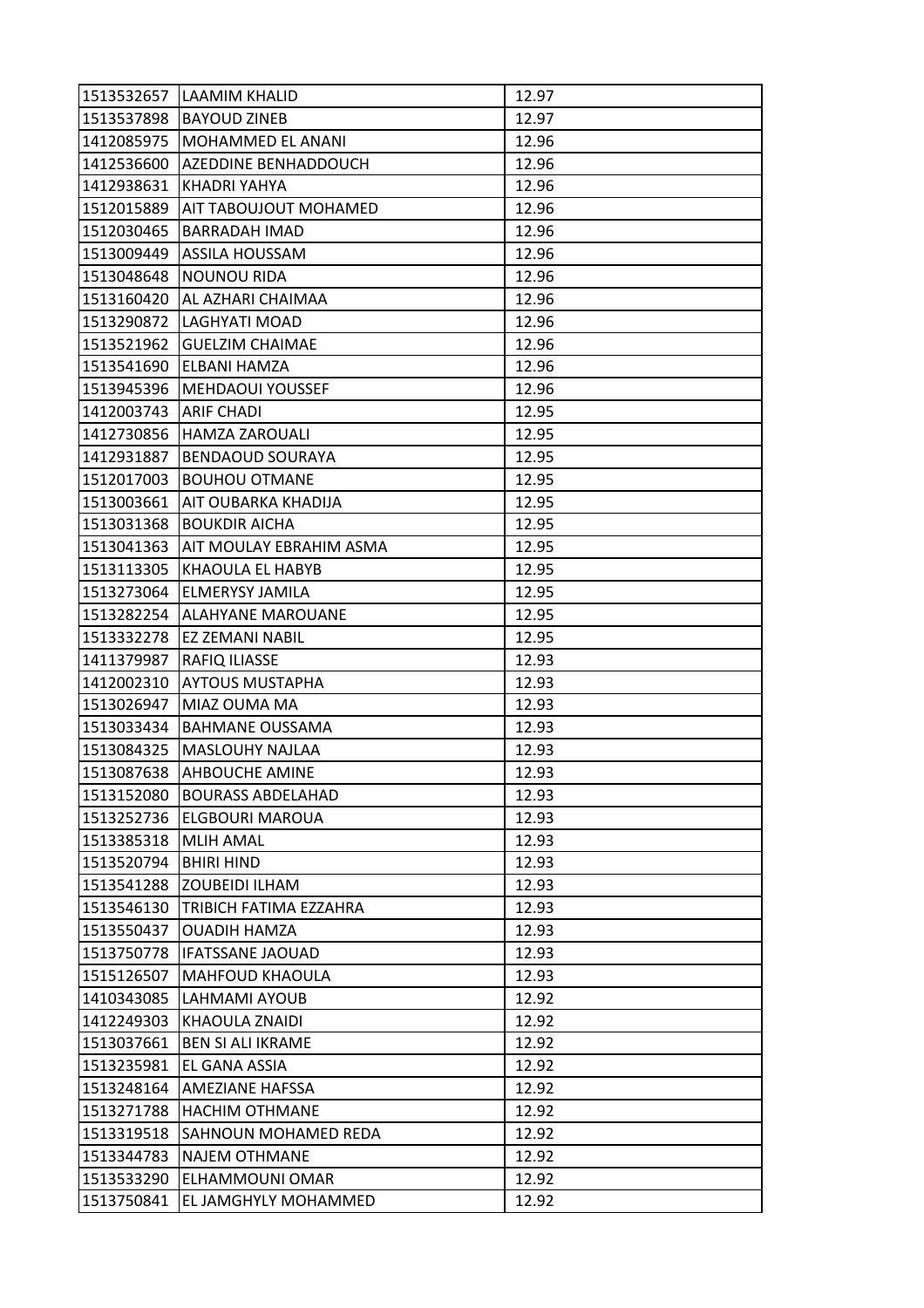| 1513532657 | LAAMIM KHALID | 12.97 |
|---|---|---|
| 1513537898 | BAYOUD ZINEB | 12.97 |
| 1412085975 | MOHAMMED EL ANANI | 12.96 |
| 1412536600 | AZEDDINE BENHADDOUCH | 12.96 |
| 1412938631 | KHADRI YAHYA | 12.96 |
| 1512015889 | AIT TABOUJOUT MOHAMED | 12.96 |
| 1512030465 | BARRADAH IMAD | 12.96 |
| 1513009449 | ASSILA HOUSSAM | 12.96 |
| 1513048648 | NOUNOU RIDA | 12.96 |
| 1513160420 | AL AZHARI CHAIMAA | 12.96 |
| 1513290872 | LAGHYATI MOAD | 12.96 |
| 1513521962 | GUELZIM CHAIMAE | 12.96 |
| 1513541690 | ELBANI HAMZA | 12.96 |
| 1513945396 | MEHDAOUI YOUSSEF | 12.96 |
| 1412003743 | ARIF CHADI | 12.95 |
| 1412730856 | HAMZA ZAROUALI | 12.95 |
| 1412931887 | BENDAOUD SOURAYA | 12.95 |
| 1512017003 | BOUHOU OTMANE | 12.95 |
| 1513003661 | AIT OUBARKA KHADIJA | 12.95 |
| 1513031368 | BOUKDIR AICHA | 12.95 |
| 1513041363 | AIT MOULAY EBRAHIM ASMA | 12.95 |
| 1513113305 | KHAOULA EL HABYB | 12.95 |
| 1513273064 | ELMERYSY JAMILA | 12.95 |
| 1513282254 | ALAHYANE MAROUANE | 12.95 |
| 1513332278 | EZ ZEMANI NABIL | 12.95 |
| 1411379987 | RAFIQ ILIASSE | 12.93 |
| 1412002310 | AYTOUS MUSTAPHA | 12.93 |
| 1513026947 | MIAZ OUMA MA | 12.93 |
| 1513033434 | BAHMANE OUSSAMA | 12.93 |
| 1513084325 | MASLOUHY NAJLAA | 12.93 |
| 1513087638 | AHBOUCHE AMINE | 12.93 |
| 1513152080 | BOURASS ABDELAHAD | 12.93 |
| 1513252736 | ELGBOURI MAROUA | 12.93 |
| 1513385318 | MLIH AMAL | 12.93 |
| 1513520794 | BHIRI HIND | 12.93 |
| 1513541288 | ZOUBEIDI ILHAM | 12.93 |
| 1513546130 | TRIBICH FATIMA EZZAHRA | 12.93 |
| 1513550437 | OUADIH HAMZA | 12.93 |
| 1513750778 | IFATSSANE JAOUAD | 12.93 |
| 1515126507 | MAHFOUD KHAOULA | 12.93 |
| 1410343085 | LAHMAMI AYOUB | 12.92 |
| 1412249303 | KHAOULA ZNAIDI | 12.92 |
| 1513037661 | BEN SI ALI IKRAME | 12.92 |
| 1513235981 | EL GANA ASSIA | 12.92 |
| 1513248164 | AMEZIANE HAFSSA | 12.92 |
| 1513271788 | HACHIM OTHMANE | 12.92 |
| 1513319518 | SAHNOUN MOHAMED REDA | 12.92 |
| 1513344783 | NAJEM OTHMANE | 12.92 |
| 1513533290 | ELHAMMOUNI OMAR | 12.92 |
| 1513750841 | EL JAMGHYLY MOHAMMED | 12.92 |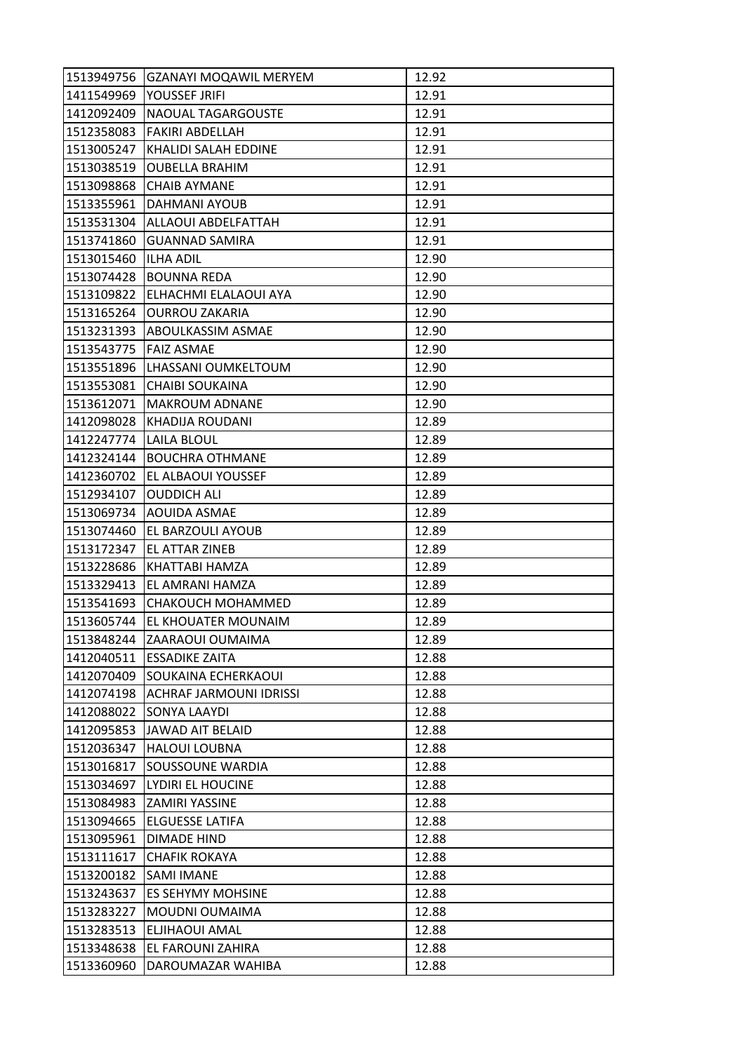| | | |
|---|---|---|
| 1513949756 | GZANAYI MOQAWIL MERYEM | 12.92 |
| 1411549969 | YOUSSEF JRIFI | 12.91 |
| 1412092409 | NAOUAL TAGARGOUSTE | 12.91 |
| 1512358083 | FAKIRI ABDELLAH | 12.91 |
| 1513005247 | KHALIDI SALAH EDDINE | 12.91 |
| 1513038519 | OUBELLA BRAHIM | 12.91 |
| 1513098868 | CHAIB AYMANE | 12.91 |
| 1513355961 | DAHMANI AYOUB | 12.91 |
| 1513531304 | ALLAOUI ABDELFATTAH | 12.91 |
| 1513741860 | GUANNAD SAMIRA | 12.91 |
| 1513015460 | ILHA ADIL | 12.90 |
| 1513074428 | BOUNNA REDA | 12.90 |
| 1513109822 | ELHACHMI ELALAOUI AYA | 12.90 |
| 1513165264 | OURROU ZAKARIA | 12.90 |
| 1513231393 | ABOULKASSIM ASMAE | 12.90 |
| 1513543775 | FAIZ ASMAE | 12.90 |
| 1513551896 | LHASSANI OUMKELTOUM | 12.90 |
| 1513553081 | CHAIBI SOUKAINA | 12.90 |
| 1513612071 | MAKROUM ADNANE | 12.90 |
| 1412098028 | KHADIJA ROUDANI | 12.89 |
| 1412247774 | LAILA BLOUL | 12.89 |
| 1412324144 | BOUCHRA OTHMANE | 12.89 |
| 1412360702 | EL ALBAOUI YOUSSEF | 12.89 |
| 1512934107 | OUDDICH ALI | 12.89 |
| 1513069734 | AOUIDA ASMAE | 12.89 |
| 1513074460 | EL BARZOULI AYOUB | 12.89 |
| 1513172347 | EL ATTAR ZINEB | 12.89 |
| 1513228686 | KHATTABI HAMZA | 12.89 |
| 1513329413 | EL AMRANI HAMZA | 12.89 |
| 1513541693 | CHAKOUCH MOHAMMED | 12.89 |
| 1513605744 | EL KHOUATER MOUNAIM | 12.89 |
| 1513848244 | ZAARAOUI OUMAIMA | 12.89 |
| 1412040511 | ESSADIKE ZAITA | 12.88 |
| 1412070409 | SOUKAINA ECHERKAOUI | 12.88 |
| 1412074198 | ACHRAF JARMOUNI IDRISSI | 12.88 |
| 1412088022 | SONYA LAAYDI | 12.88 |
| 1412095853 | JAWAD AIT BELAID | 12.88 |
| 1512036347 | HALOUI LOUBNA | 12.88 |
| 1513016817 | SOUSSOUNE WARDIA | 12.88 |
| 1513034697 | LYDIRI EL HOUCINE | 12.88 |
| 1513084983 | ZAMIRI YASSINE | 12.88 |
| 1513094665 | ELGUESSE LATIFA | 12.88 |
| 1513095961 | DIMADE HIND | 12.88 |
| 1513111617 | CHAFIK ROKAYA | 12.88 |
| 1513200182 | SAMI IMANE | 12.88 |
| 1513243637 | ES SEHYMY MOHSINE | 12.88 |
| 1513283227 | MOUDNI OUMAIMA | 12.88 |
| 1513283513 | ELJIHAOUI AMAL | 12.88 |
| 1513348638 | EL FAROUNI ZAHIRA | 12.88 |
| 1513360960 | DAROUMAZAR WAHIBA | 12.88 |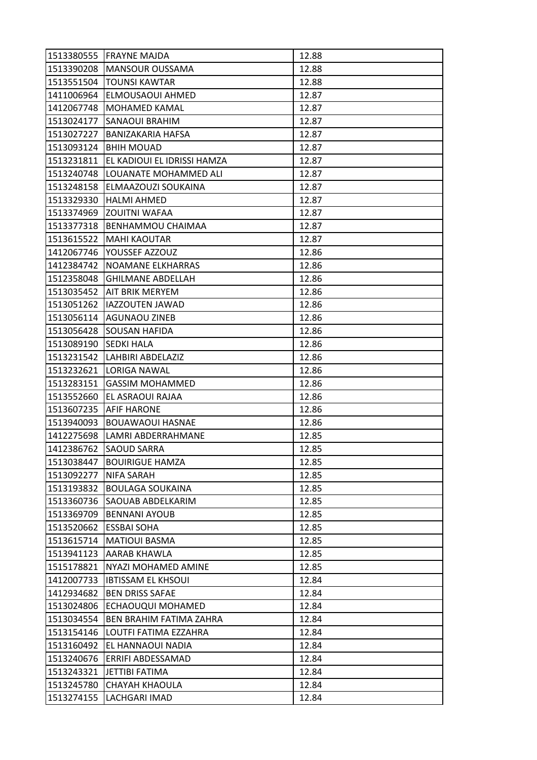| 1513380555 | FRAYNE MAJDA | 12.88 |
|---|---|---|
| 1513390208 | MANSOUR OUSSAMA | 12.88 |
| 1513551504 | TOUNSI KAWTAR | 12.88 |
| 1411006964 | ELMOUSAOUI AHMED | 12.87 |
| 1412067748 | MOHAMED KAMAL | 12.87 |
| 1513024177 | SANAOUI BRAHIM | 12.87 |
| 1513027227 | BANIZAKARIA HAFSA | 12.87 |
| 1513093124 | BHIH MOUAD | 12.87 |
| 1513231811 | EL KADIOUI EL IDRISSI HAMZA | 12.87 |
| 1513240748 | LOUANATE MOHAMMED ALI | 12.87 |
| 1513248158 | ELMAAZOUZI SOUKAINA | 12.87 |
| 1513329330 | HALMI AHMED | 12.87 |
| 1513374969 | ZOUITNI WAFAA | 12.87 |
| 1513377318 | BENHAMMOU CHAIMAA | 12.87 |
| 1513615522 | MAHI KAOUTAR | 12.87 |
| 1412067746 | YOUSSEF AZZOUZ | 12.86 |
| 1412384742 | NOAMANE ELKHARRAS | 12.86 |
| 1512358048 | GHILMANE ABDELLAH | 12.86 |
| 1513035452 | AIT BRIK MERYEM | 12.86 |
| 1513051262 | IAZZOUTEN JAWAD | 12.86 |
| 1513056114 | AGUNAOU ZINEB | 12.86 |
| 1513056428 | SOUSAN HAFIDA | 12.86 |
| 1513089190 | SEDKI HALA | 12.86 |
| 1513231542 | LAHBIRI ABDELAZIZ | 12.86 |
| 1513232621 | LORIGA NAWAL | 12.86 |
| 1513283151 | GASSIM MOHAMMED | 12.86 |
| 1513552660 | EL ASRAOUI RAJAA | 12.86 |
| 1513607235 | AFIF HARONE | 12.86 |
| 1513940093 | BOUAWAOUI HASNAE | 12.86 |
| 1412275698 | LAMRI ABDERRAHMANE | 12.85 |
| 1412386762 | SAOUD SARRA | 12.85 |
| 1513038447 | BOUIRIGUE HAMZA | 12.85 |
| 1513092277 | NIFA SARAH | 12.85 |
| 1513193832 | BOULAGA SOUKAINA | 12.85 |
| 1513360736 | SAOUAB ABDELKARIM | 12.85 |
| 1513369709 | BENNANI AYOUB | 12.85 |
| 1513520662 | ESSBAI SOHA | 12.85 |
| 1513615714 | MATIOUI BASMA | 12.85 |
| 1513941123 | AARAB KHAWLA | 12.85 |
| 1515178821 | NYAZI MOHAMED AMINE | 12.85 |
| 1412007733 | IBTISSAM EL KHSOUI | 12.84 |
| 1412934682 | BEN DRISS SAFAE | 12.84 |
| 1513024806 | ECHAOUQUI MOHAMED | 12.84 |
| 1513034554 | BEN BRAHIM FATIMA ZAHRA | 12.84 |
| 1513154146 | LOUTFI FATIMA EZZAHRA | 12.84 |
| 1513160492 | EL HANNAOUI NADIA | 12.84 |
| 1513240676 | ERRIFI ABDESSAMAD | 12.84 |
| 1513243321 | JETTIBI FATIMA | 12.84 |
| 1513245780 | CHAYAH KHAOULA | 12.84 |
| 1513274155 | LACHGARI IMAD | 12.84 |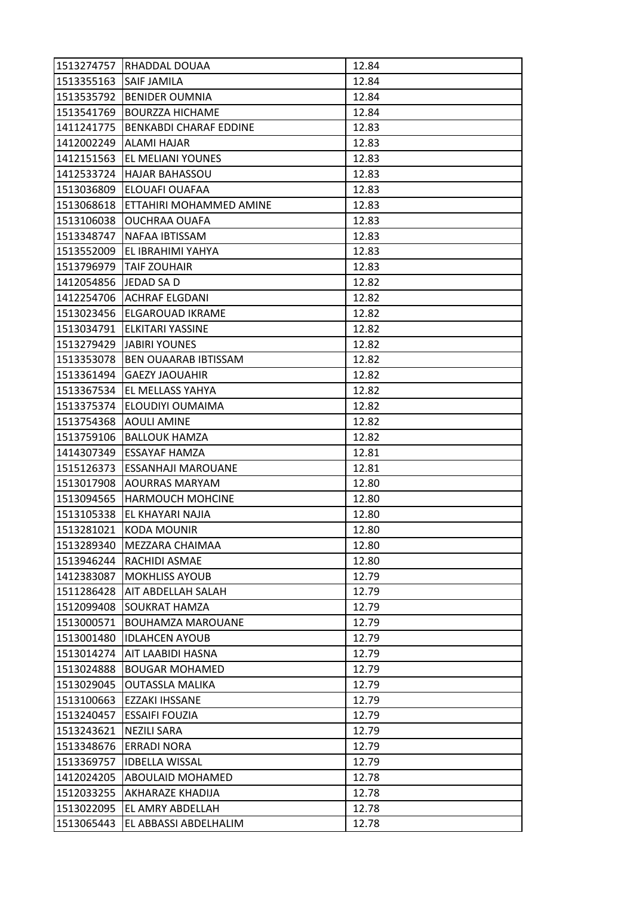| | | |
|---|---|---|
| 1513274757 | RHADDAL DOUAA | 12.84 |
| 1513355163 | SAIF JAMILA | 12.84 |
| 1513535792 | BENIDER OUMNIA | 12.84 |
| 1513541769 | BOURZZA HICHAME | 12.84 |
| 1411241775 | BENKABDI CHARAF EDDINE | 12.83 |
| 1412002249 | ALAMI HAJAR | 12.83 |
| 1412151563 | EL MELIANI YOUNES | 12.83 |
| 1412533724 | HAJAR BAHASSOU | 12.83 |
| 1513036809 | ELOUAFI OUAFAA | 12.83 |
| 1513068618 | ETTAHIRI MOHAMMED AMINE | 12.83 |
| 1513106038 | OUCHRAA OUAFA | 12.83 |
| 1513348747 | NAFAA IBTISSAM | 12.83 |
| 1513552009 | EL IBRAHIMI YAHYA | 12.83 |
| 1513796979 | TAIF ZOUHAIR | 12.83 |
| 1412054856 | JEDAD SA D | 12.82 |
| 1412254706 | ACHRAF ELGDANI | 12.82 |
| 1513023456 | ELGAROUAD IKRAME | 12.82 |
| 1513034791 | ELKITARI YASSINE | 12.82 |
| 1513279429 | JABIRI YOUNES | 12.82 |
| 1513353078 | BEN OUAARAB IBTISSAM | 12.82 |
| 1513361494 | GAEZY JAOUAHIR | 12.82 |
| 1513367534 | EL MELLASS YAHYA | 12.82 |
| 1513375374 | ELOUDIYI OUMAIMA | 12.82 |
| 1513754368 | AOULI AMINE | 12.82 |
| 1513759106 | BALLOUK HAMZA | 12.82 |
| 1414307349 | ESSAYAF HAMZA | 12.81 |
| 1515126373 | ESSANHAJI MAROUANE | 12.81 |
| 1513017908 | AOURRAS MARYAM | 12.80 |
| 1513094565 | HARMOUCH MOHCINE | 12.80 |
| 1513105338 | EL KHAYARI NAJIA | 12.80 |
| 1513281021 | KODA MOUNIR | 12.80 |
| 1513289340 | MEZZARA CHAIMAA | 12.80 |
| 1513946244 | RACHIDI ASMAE | 12.80 |
| 1412383087 | MOKHLISS AYOUB | 12.79 |
| 1511286428 | AIT ABDELLAH SALAH | 12.79 |
| 1512099408 | SOUKRAT HAMZA | 12.79 |
| 1513000571 | BOUHAMZA MAROUANE | 12.79 |
| 1513001480 | IDLAHCEN AYOUB | 12.79 |
| 1513014274 | AIT LAABIDI HASNA | 12.79 |
| 1513024888 | BOUGAR MOHAMED | 12.79 |
| 1513029045 | OUTASSLA MALIKA | 12.79 |
| 1513100663 | EZZAKI IHSSANE | 12.79 |
| 1513240457 | ESSAIFI FOUZIA | 12.79 |
| 1513243621 | NEZILI SARA | 12.79 |
| 1513348676 | ERRADI NORA | 12.79 |
| 1513369757 | IDBELLA WISSAL | 12.79 |
| 1412024205 | ABOULAID MOHAMED | 12.78 |
| 1512033255 | AKHARAZE KHADIJA | 12.78 |
| 1513022095 | EL AMRY ABDELLAH | 12.78 |
| 1513065443 | EL ABBASSI ABDELHALIM | 12.78 |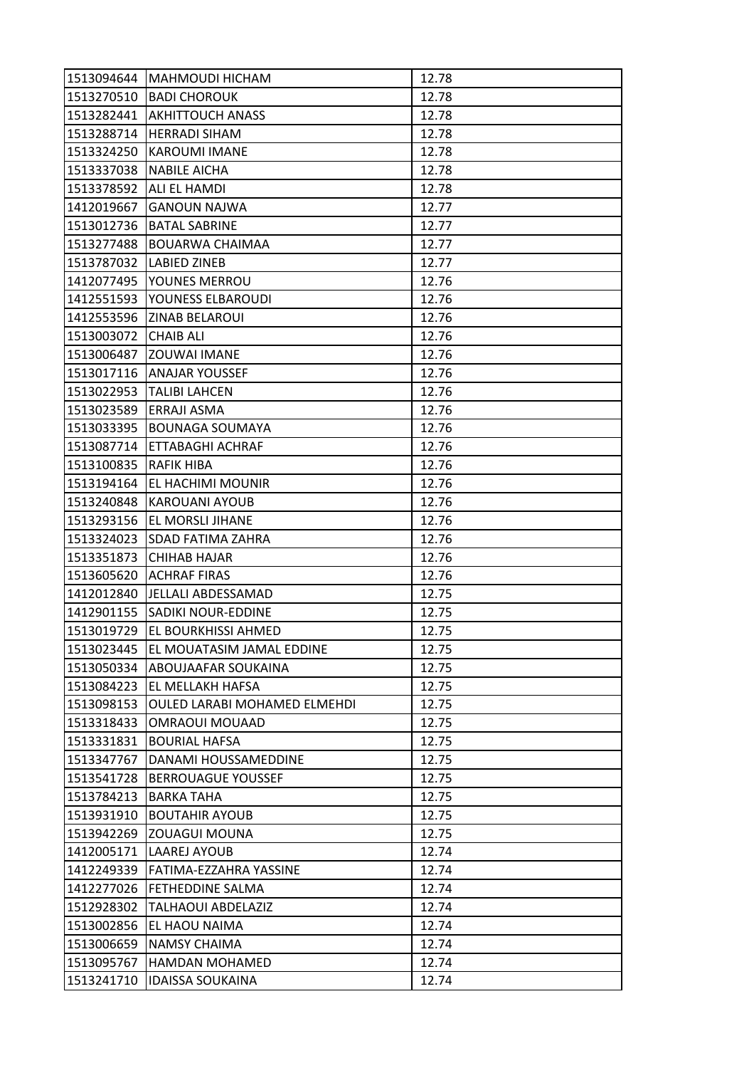| | | |
|---|---|---|
| 1513094644 | MAHMOUDI HICHAM | 12.78 |
| 1513270510 | BADI CHOROUK | 12.78 |
| 1513282441 | AKHITTOUCH ANASS | 12.78 |
| 1513288714 | HERRADI SIHAM | 12.78 |
| 1513324250 | KAROUMI IMANE | 12.78 |
| 1513337038 | NABILE AICHA | 12.78 |
| 1513378592 | ALI EL HAMDI | 12.78 |
| 1412019667 | GANOUN NAJWA | 12.77 |
| 1513012736 | BATAL SABRINE | 12.77 |
| 1513277488 | BOUARWA CHAIMAA | 12.77 |
| 1513787032 | LABIED ZINEB | 12.77 |
| 1412077495 | YOUNES MERROU | 12.76 |
| 1412551593 | YOUNESS ELBAROUDI | 12.76 |
| 1412553596 | ZINAB BELAROUI | 12.76 |
| 1513003072 | CHAIB ALI | 12.76 |
| 1513006487 | ZOUWAI IMANE | 12.76 |
| 1513017116 | ANAJAR YOUSSEF | 12.76 |
| 1513022953 | TALIBI LAHCEN | 12.76 |
| 1513023589 | ERRAJI ASMA | 12.76 |
| 1513033395 | BOUNAGA SOUMAYA | 12.76 |
| 1513087714 | ETTABAGHI ACHRAF | 12.76 |
| 1513100835 | RAFIK HIBA | 12.76 |
| 1513194164 | EL HACHIMI MOUNIR | 12.76 |
| 1513240848 | KAROUANI AYOUB | 12.76 |
| 1513293156 | EL MORSLI JIHANE | 12.76 |
| 1513324023 | SDAD FATIMA ZAHRA | 12.76 |
| 1513351873 | CHIHAB HAJAR | 12.76 |
| 1513605620 | ACHRAF FIRAS | 12.76 |
| 1412012840 | JELLALI ABDESSAMAD | 12.75 |
| 1412901155 | SADIKI NOUR-EDDINE | 12.75 |
| 1513019729 | EL BOURKHISSI AHMED | 12.75 |
| 1513023445 | EL MOUATASIM JAMAL EDDINE | 12.75 |
| 1513050334 | ABOUJAAFAR SOUKAINA | 12.75 |
| 1513084223 | EL MELLAKH HAFSA | 12.75 |
| 1513098153 | OULED LARABI MOHAMED ELMEHDI | 12.75 |
| 1513318433 | OMRAOUI MOUAAD | 12.75 |
| 1513331831 | BOURIAL HAFSA | 12.75 |
| 1513347767 | DANAMI HOUSSAMEDDINE | 12.75 |
| 1513541728 | BERROUAGUE YOUSSEF | 12.75 |
| 1513784213 | BARKA TAHA | 12.75 |
| 1513931910 | BOUTAHIR AYOUB | 12.75 |
| 1513942269 | ZOUAGUI MOUNA | 12.75 |
| 1412005171 | LAAREJ AYOUB | 12.74 |
| 1412249339 | FATIMA-EZZAHRA YASSINE | 12.74 |
| 1412277026 | FETHEDDINE SALMA | 12.74 |
| 1512928302 | TALHAOUI ABDELAZIZ | 12.74 |
| 1513002856 | EL HAOU NAIMA | 12.74 |
| 1513006659 | NAMSY CHAIMA | 12.74 |
| 1513095767 | HAMDAN MOHAMED | 12.74 |
| 1513241710 | IDAISSA SOUKAINA | 12.74 |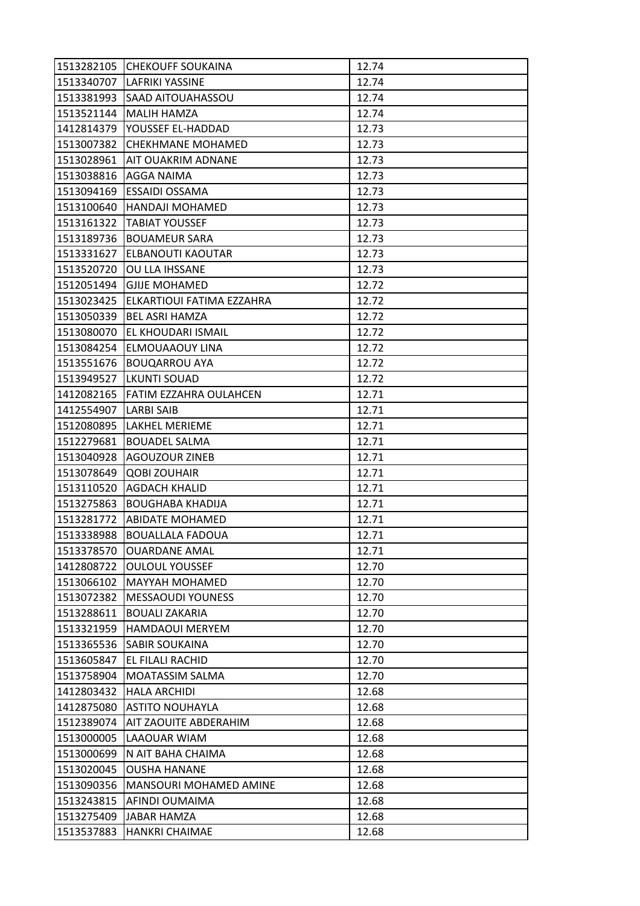| | | |
|---|---|---|
| 1513282105 | CHEKOUFF SOUKAINA | 12.74 |
| 1513340707 | LAFRIKI YASSINE | 12.74 |
| 1513381993 | SAAD AITOUAHASSOU | 12.74 |
| 1513521144 | MALIH HAMZA | 12.74 |
| 1412814379 | YOUSSEF EL-HADDAD | 12.73 |
| 1513007382 | CHEKHMANE MOHAMED | 12.73 |
| 1513028961 | AIT OUAKRIM ADNANE | 12.73 |
| 1513038816 | AGGA NAIMA | 12.73 |
| 1513094169 | ESSAIDI OSSAMA | 12.73 |
| 1513100640 | HANDAJI MOHAMED | 12.73 |
| 1513161322 | TABIAT YOUSSEF | 12.73 |
| 1513189736 | BOUAMEUR SARA | 12.73 |
| 1513331627 | ELBANOUTI KAOUTAR | 12.73 |
| 1513520720 | OU LLA IHSSANE | 12.73 |
| 1512051494 | GJIJE MOHAMED | 12.72 |
| 1513023425 | ELKARTIOUI FATIMA EZZAHRA | 12.72 |
| 1513050339 | BEL ASRI HAMZA | 12.72 |
| 1513080070 | EL KHOUDARI ISMAIL | 12.72 |
| 1513084254 | ELMOUAAOUY LINA | 12.72 |
| 1513551676 | BOUQARROU AYA | 12.72 |
| 1513949527 | LKUNTI SOUAD | 12.72 |
| 1412082165 | FATIM EZZAHRA OULAHCEN | 12.71 |
| 1412554907 | LARBI SAIB | 12.71 |
| 1512080895 | LAKHEL MERIEME | 12.71 |
| 1512279681 | BOUADEL SALMA | 12.71 |
| 1513040928 | AGOUZOUR ZINEB | 12.71 |
| 1513078649 | QOBI ZOUHAIR | 12.71 |
| 1513110520 | AGDACH KHALID | 12.71 |
| 1513275863 | BOUGHABA KHADIJA | 12.71 |
| 1513281772 | ABIDATE MOHAMED | 12.71 |
| 1513338988 | BOUALLALA FADOUA | 12.71 |
| 1513378570 | OUARDANE AMAL | 12.71 |
| 1412808722 | OULOUL YOUSSEF | 12.70 |
| 1513066102 | MAYYAH MOHAMED | 12.70 |
| 1513072382 | MESSAOUDI YOUNESS | 12.70 |
| 1513288611 | BOUALI ZAKARIA | 12.70 |
| 1513321959 | HAMDAOUI MERYEM | 12.70 |
| 1513365536 | SABIR SOUKAINA | 12.70 |
| 1513605847 | EL FILALI RACHID | 12.70 |
| 1513758904 | MOATASSIM SALMA | 12.70 |
| 1412803432 | HALA ARCHIDI | 12.68 |
| 1412875080 | ASTITO NOUHAYLA | 12.68 |
| 1512389074 | AIT ZAOUITE ABDERAHIM | 12.68 |
| 1513000005 | LAAOUAR WIAM | 12.68 |
| 1513000699 | N AIT BAHA CHAIMA | 12.68 |
| 1513020045 | OUSHA HANANE | 12.68 |
| 1513090356 | MANSOURI MOHAMED AMINE | 12.68 |
| 1513243815 | AFINDI OUMAIMA | 12.68 |
| 1513275409 | JABAR HAMZA | 12.68 |
| 1513537883 | HANKRI CHAIMAE | 12.68 |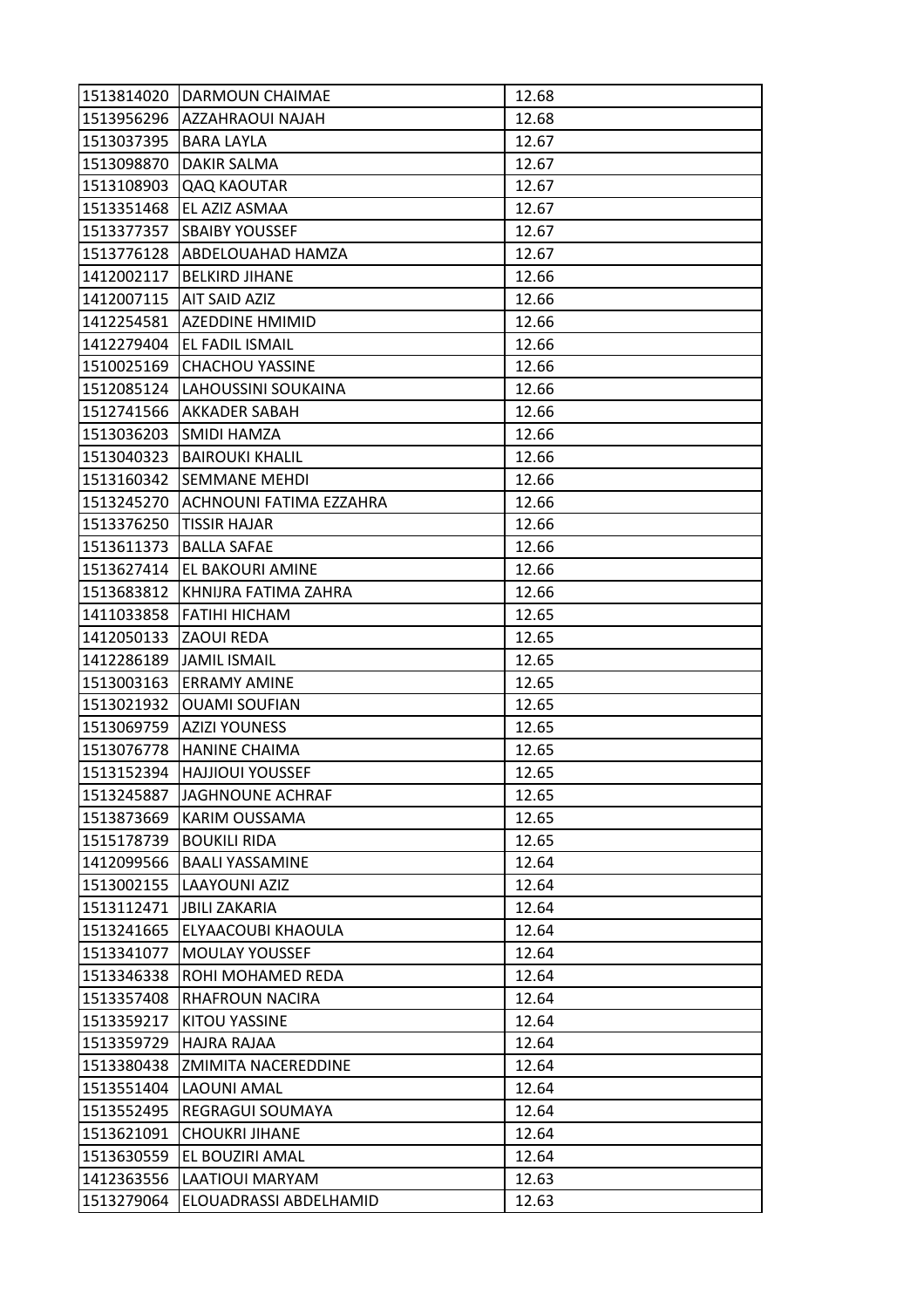| | | |
|---|---|---|
| 1513814020 | DARMOUN CHAIMAE | 12.68 |
| 1513956296 | AZZAHRAOUI NAJAH | 12.68 |
| 1513037395 | BARA LAYLA | 12.67 |
| 1513098870 | DAKIR SALMA | 12.67 |
| 1513108903 | QAQ KAOUTAR | 12.67 |
| 1513351468 | EL AZIZ ASMAA | 12.67 |
| 1513377357 | SBAIBY YOUSSEF | 12.67 |
| 1513776128 | ABDELOUAHAD HAMZA | 12.67 |
| 1412002117 | BELKIRD JIHANE | 12.66 |
| 1412007115 | AIT SAID AZIZ | 12.66 |
| 1412254581 | AZEDDINE HMIMID | 12.66 |
| 1412279404 | EL FADIL ISMAIL | 12.66 |
| 1510025169 | CHACHOU YASSINE | 12.66 |
| 1512085124 | LAHOUSSINI SOUKAINA | 12.66 |
| 1512741566 | AKKADER SABAH | 12.66 |
| 1513036203 | SMIDI HAMZA | 12.66 |
| 1513040323 | BAIROUKI KHALIL | 12.66 |
| 1513160342 | SEMMANE MEHDI | 12.66 |
| 1513245270 | ACHNOUNI FATIMA EZZAHRA | 12.66 |
| 1513376250 | TISSIR HAJAR | 12.66 |
| 1513611373 | BALLA SAFAE | 12.66 |
| 1513627414 | EL BAKOURI AMINE | 12.66 |
| 1513683812 | KHNIJRA FATIMA ZAHRA | 12.66 |
| 1411033858 | FATIHI HICHAM | 12.65 |
| 1412050133 | ZAOUI REDA | 12.65 |
| 1412286189 | JAMIL ISMAIL | 12.65 |
| 1513003163 | ERRAMY AMINE | 12.65 |
| 1513021932 | OUAMI SOUFIAN | 12.65 |
| 1513069759 | AZIZI YOUNESS | 12.65 |
| 1513076778 | HANINE CHAIMA | 12.65 |
| 1513152394 | HAJJIOUI YOUSSEF | 12.65 |
| 1513245887 | JAGHNOUNE ACHRAF | 12.65 |
| 1513873669 | KARIM OUSSAMA | 12.65 |
| 1515178739 | BOUKILI RIDA | 12.65 |
| 1412099566 | BAALI YASSAMINE | 12.64 |
| 1513002155 | LAAYOUNI AZIZ | 12.64 |
| 1513112471 | JBILI ZAKARIA | 12.64 |
| 1513241665 | ELYAACOUBI KHAOULA | 12.64 |
| 1513341077 | MOULAY YOUSSEF | 12.64 |
| 1513346338 | ROHI MOHAMED REDA | 12.64 |
| 1513357408 | RHAFROUN NACIRA | 12.64 |
| 1513359217 | KITOU YASSINE | 12.64 |
| 1513359729 | HAJRA RAJAA | 12.64 |
| 1513380438 | ZMIMITA NACEREDDINE | 12.64 |
| 1513551404 | LAOUNI AMAL | 12.64 |
| 1513552495 | REGRAGUI SOUMAYA | 12.64 |
| 1513621091 | CHOUKRI JIHANE | 12.64 |
| 1513630559 | EL BOUZIRI AMAL | 12.64 |
| 1412363556 | LAATIOUI MARYAM | 12.63 |
| 1513279064 | ELOUADRASSI ABDELHAMID | 12.63 |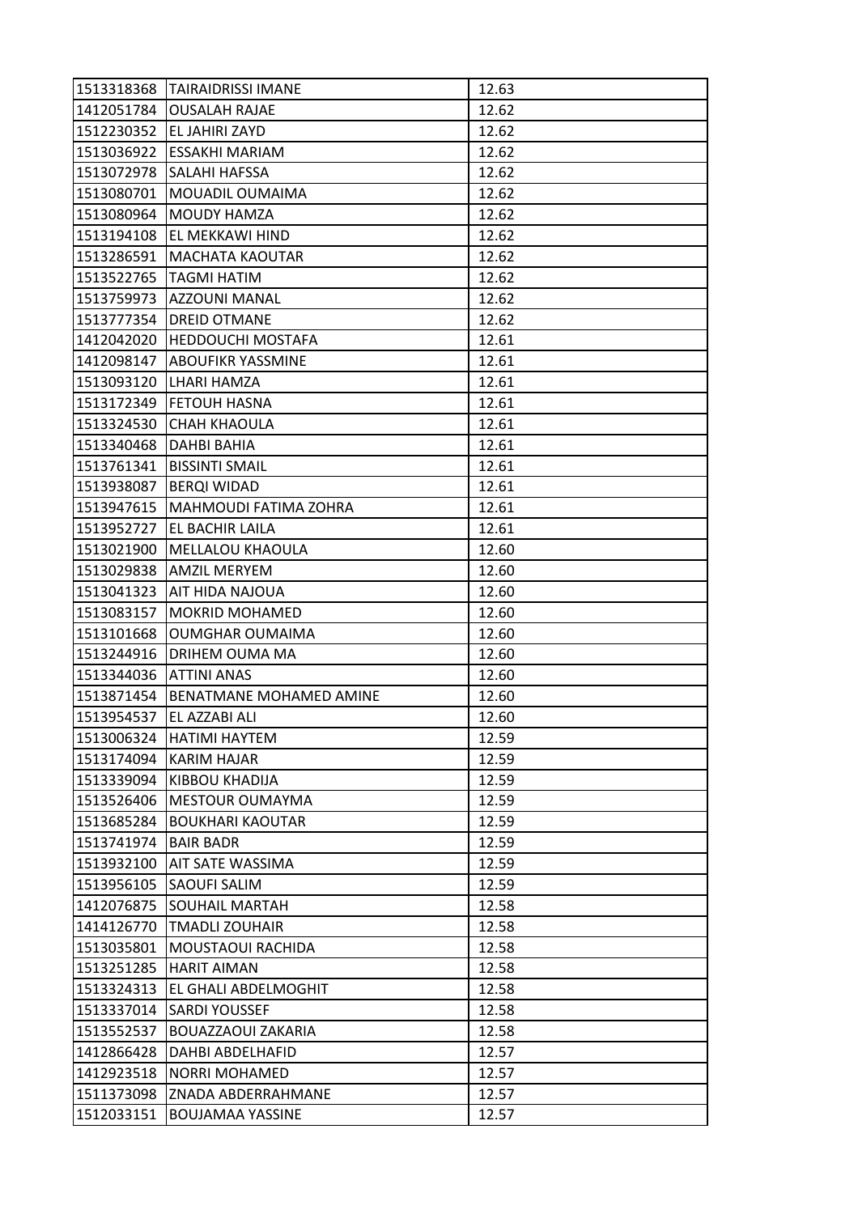| 1513318368 | TAIRAIDRISSI IMANE | 12.63 |
|---|---|---|
| 1412051784 | OUSALAH RAJAE | 12.62 |
| 1512230352 | EL JAHIRI ZAYD | 12.62 |
| 1513036922 | ESSAKHI MARIAM | 12.62 |
| 1513072978 | SALAHI HAFSSA | 12.62 |
| 1513080701 | MOUADIL OUMAIMA | 12.62 |
| 1513080964 | MOUDY HAMZA | 12.62 |
| 1513194108 | EL MEKKAWI HIND | 12.62 |
| 1513286591 | MACHATA KAOUTAR | 12.62 |
| 1513522765 | TAGMI HATIM | 12.62 |
| 1513759973 | AZZOUNI MANAL | 12.62 |
| 1513777354 | DREID OTMANE | 12.62 |
| 1412042020 | HEDDOUCHI MOSTAFA | 12.61 |
| 1412098147 | ABOUFIKR YASSMINE | 12.61 |
| 1513093120 | LHARI HAMZA | 12.61 |
| 1513172349 | FETOUH HASNA | 12.61 |
| 1513324530 | CHAH KHAOULA | 12.61 |
| 1513340468 | DAHBI BAHIA | 12.61 |
| 1513761341 | BISSINTI SMAIL | 12.61 |
| 1513938087 | BERQI WIDAD | 12.61 |
| 1513947615 | MAHMOUDI FATIMA ZOHRA | 12.61 |
| 1513952727 | EL BACHIR LAILA | 12.61 |
| 1513021900 | MELLALOU KHAOULA | 12.60 |
| 1513029838 | AMZIL MERYEM | 12.60 |
| 1513041323 | AIT HIDA NAJOUA | 12.60 |
| 1513083157 | MOKRID MOHAMED | 12.60 |
| 1513101668 | OUMGHAR OUMAIMA | 12.60 |
| 1513244916 | DRIHEM OUMA MA | 12.60 |
| 1513344036 | ATTINI ANAS | 12.60 |
| 1513871454 | BENATMANE MOHAMED AMINE | 12.60 |
| 1513954537 | EL AZZABI ALI | 12.60 |
| 1513006324 | HATIMI HAYTEM | 12.59 |
| 1513174094 | KARIM HAJAR | 12.59 |
| 1513339094 | KIBBOU KHADIJA | 12.59 |
| 1513526406 | MESTOUR OUMAYMA | 12.59 |
| 1513685284 | BOUKHARI KAOUTAR | 12.59 |
| 1513741974 | BAIR BADR | 12.59 |
| 1513932100 | AIT SATE WASSIMA | 12.59 |
| 1513956105 | SAOUFI SALIM | 12.59 |
| 1412076875 | SOUHAIL MARTAH | 12.58 |
| 1414126770 | TMADLI ZOUHAIR | 12.58 |
| 1513035801 | MOUSTAOUI RACHIDA | 12.58 |
| 1513251285 | HARIT AIMAN | 12.58 |
| 1513324313 | EL GHALI ABDELMOGHIT | 12.58 |
| 1513337014 | SARDI YOUSSEF | 12.58 |
| 1513552537 | BOUAZZAOUI ZAKARIA | 12.58 |
| 1412866428 | DAHBI ABDELHAFID | 12.57 |
| 1412923518 | NORRI MOHAMED | 12.57 |
| 1511373098 | ZNADA ABDERRAHMANE | 12.57 |
| 1512033151 | BOUJAMAA YASSINE | 12.57 |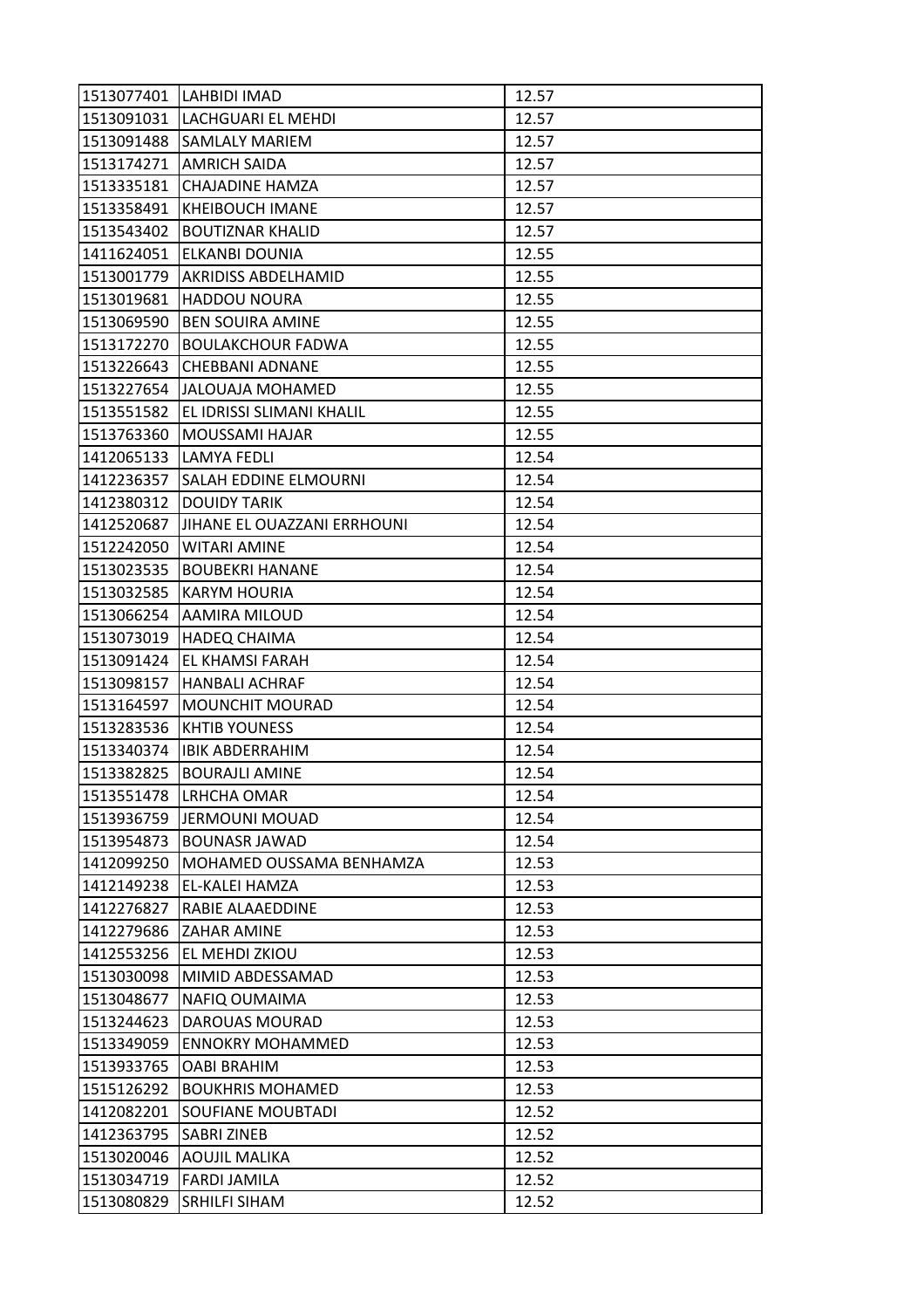| | | |
|---|---|---|
| 1513077401 | LAHBIDI IMAD | 12.57 |
| 1513091031 | LACHGUARI EL MEHDI | 12.57 |
| 1513091488 | SAMLALY MARIEM | 12.57 |
| 1513174271 | AMRICH SAIDA | 12.57 |
| 1513335181 | CHAJADINE HAMZA | 12.57 |
| 1513358491 | KHEIBOUCH IMANE | 12.57 |
| 1513543402 | BOUTIZNAR KHALID | 12.57 |
| 1411624051 | ELKANBI DOUNIA | 12.55 |
| 1513001779 | AKRIDISS ABDELHAMID | 12.55 |
| 1513019681 | HADDOU NOURA | 12.55 |
| 1513069590 | BEN SOUIRA AMINE | 12.55 |
| 1513172270 | BOULAKCHOUR FADWA | 12.55 |
| 1513226643 | CHEBBANI ADNANE | 12.55 |
| 1513227654 | JALOUAJA MOHAMED | 12.55 |
| 1513551582 | EL IDRISSI SLIMANI KHALIL | 12.55 |
| 1513763360 | MOUSSAMI HAJAR | 12.55 |
| 1412065133 | LAMYA FEDLI | 12.54 |
| 1412236357 | SALAH EDDINE ELMOURNI | 12.54 |
| 1412380312 | DOUIDY TARIK | 12.54 |
| 1412520687 | JIHANE EL OUAZZANI ERRHOUNI | 12.54 |
| 1512242050 | WITARI AMINE | 12.54 |
| 1513023535 | BOUBEKRI HANANE | 12.54 |
| 1513032585 | KARYM HOURIA | 12.54 |
| 1513066254 | AAMIRA MILOUD | 12.54 |
| 1513073019 | HADEQ CHAIMA | 12.54 |
| 1513091424 | EL KHAMSI FARAH | 12.54 |
| 1513098157 | HANBALI ACHRAF | 12.54 |
| 1513164597 | MOUNCHIT MOURAD | 12.54 |
| 1513283536 | KHTIB YOUNESS | 12.54 |
| 1513340374 | IBIK ABDERRAHIM | 12.54 |
| 1513382825 | BOURAJLI AMINE | 12.54 |
| 1513551478 | LRHCHA OMAR | 12.54 |
| 1513936759 | JERMOUNI MOUAD | 12.54 |
| 1513954873 | BOUNASR JAWAD | 12.54 |
| 1412099250 | MOHAMED OUSSAMA BENHAMZA | 12.53 |
| 1412149238 | EL-KALEI HAMZA | 12.53 |
| 1412276827 | RABIE ALAAEDDINE | 12.53 |
| 1412279686 | ZAHAR AMINE | 12.53 |
| 1412553256 | EL MEHDI ZKIOU | 12.53 |
| 1513030098 | MIMID ABDESSAMAD | 12.53 |
| 1513048677 | NAFIQ OUMAIMA | 12.53 |
| 1513244623 | DAROUAS MOURAD | 12.53 |
| 1513349059 | ENNOKRY MOHAMMED | 12.53 |
| 1513933765 | OABI BRAHIM | 12.53 |
| 1515126292 | BOUKHRIS MOHAMED | 12.53 |
| 1412082201 | SOUFIANE MOUBTADI | 12.52 |
| 1412363795 | SABRI ZINEB | 12.52 |
| 1513020046 | AOUJIL MALIKA | 12.52 |
| 1513034719 | FARDI JAMILA | 12.52 |
| 1513080829 | SRHILFI SIHAM | 12.52 |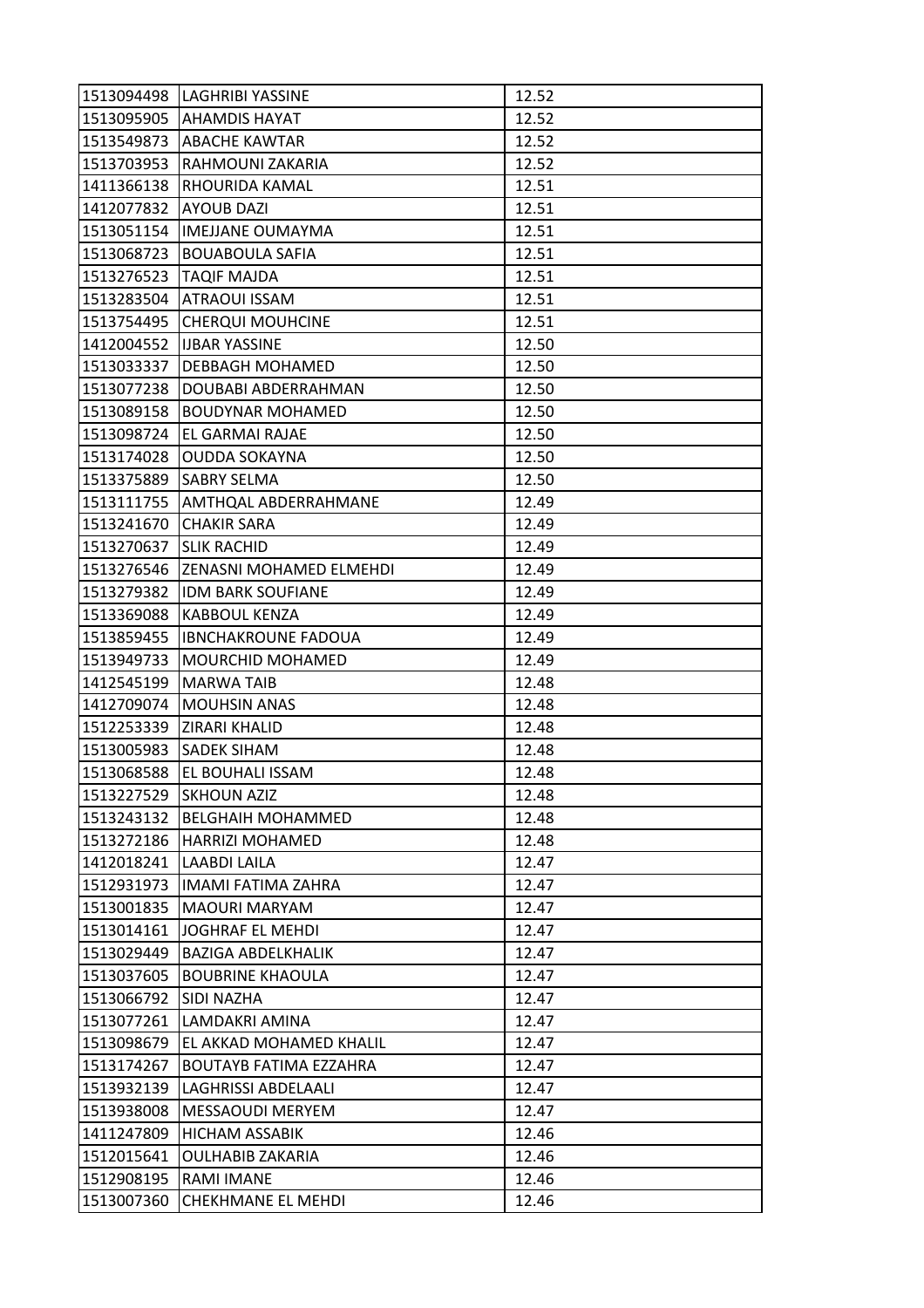| 1513094498 | LAGHRIBI YASSINE | 12.52 |
|---|---|---|
| 1513095905 | AHAMDIS HAYAT | 12.52 |
| 1513549873 | ABACHE KAWTAR | 12.52 |
| 1513703953 | RAHMOUNI ZAKARIA | 12.52 |
| 1411366138 | RHOURIDA KAMAL | 12.51 |
| 1412077832 | AYOUB DAZI | 12.51 |
| 1513051154 | IMEJJANE OUMAYMA | 12.51 |
| 1513068723 | BOUABOULA SAFIA | 12.51 |
| 1513276523 | TAQIF MAJDA | 12.51 |
| 1513283504 | ATRAOUI ISSAM | 12.51 |
| 1513754495 | CHERQUI MOUHCINE | 12.51 |
| 1412004552 | IJBAR YASSINE | 12.50 |
| 1513033337 | DEBBAGH MOHAMED | 12.50 |
| 1513077238 | DOUBABI ABDERRAHMAN | 12.50 |
| 1513089158 | BOUDYNAR MOHAMED | 12.50 |
| 1513098724 | EL GARMAI RAJAE | 12.50 |
| 1513174028 | OUDDA SOKAYNA | 12.50 |
| 1513375889 | SABRY SELMA | 12.50 |
| 1513111755 | AMTHQAL ABDERRAHMANE | 12.49 |
| 1513241670 | CHAKIR SARA | 12.49 |
| 1513270637 | SLIK RACHID | 12.49 |
| 1513276546 | ZENASNI MOHAMED ELMEHDI | 12.49 |
| 1513279382 | IDM BARK SOUFIANE | 12.49 |
| 1513369088 | KABBOUL KENZA | 12.49 |
| 1513859455 | IBNCHAKROUNE FADOUA | 12.49 |
| 1513949733 | MOURCHID MOHAMED | 12.49 |
| 1412545199 | MARWA TAIB | 12.48 |
| 1412709074 | MOUHSIN ANAS | 12.48 |
| 1512253339 | ZIRARI KHALID | 12.48 |
| 1513005983 | SADEK SIHAM | 12.48 |
| 1513068588 | EL BOUHALI ISSAM | 12.48 |
| 1513227529 | SKHOUN AZIZ | 12.48 |
| 1513243132 | BELGHAIH MOHAMMED | 12.48 |
| 1513272186 | HARRIZI MOHAMED | 12.48 |
| 1412018241 | LAABDI LAILA | 12.47 |
| 1512931973 | IMAMI FATIMA ZAHRA | 12.47 |
| 1513001835 | MAOURI MARYAM | 12.47 |
| 1513014161 | JOGHRAF EL MEHDI | 12.47 |
| 1513029449 | BAZIGA ABDELKHALIK | 12.47 |
| 1513037605 | BOUBRINE KHAOULA | 12.47 |
| 1513066792 | SIDI NAZHA | 12.47 |
| 1513077261 | LAMDAKRI AMINA | 12.47 |
| 1513098679 | EL AKKAD MOHAMED KHALIL | 12.47 |
| 1513174267 | BOUTAYB FATIMA EZZAHRA | 12.47 |
| 1513932139 | LAGHRISSI ABDELAALI | 12.47 |
| 1513938008 | MESSAOUDI MERYEM | 12.47 |
| 1411247809 | HICHAM ASSABIK | 12.46 |
| 1512015641 | OULHABIB ZAKARIA | 12.46 |
| 1512908195 | RAMI IMANE | 12.46 |
| 1513007360 | CHEKHMANE EL MEHDI | 12.46 |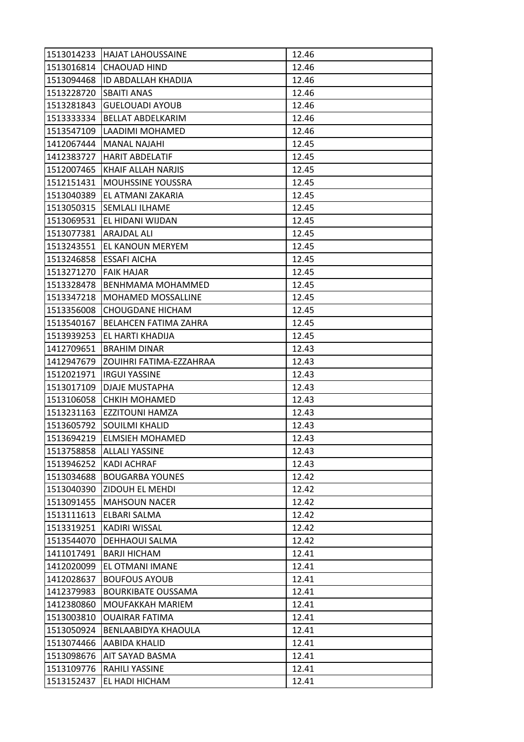| 1513014233 | HAJAT LAHOUSSAINE | 12.46 |
|---|---|---|
| 1513016814 | CHAOUAD HIND | 12.46 |
| 1513094468 | ID ABDALLAH KHADIJA | 12.46 |
| 1513228720 | SBAITI ANAS | 12.46 |
| 1513281843 | GUELOUADI AYOUB | 12.46 |
| 1513333334 | BELLAT ABDELKARIM | 12.46 |
| 1513547109 | LAADIMI MOHAMED | 12.46 |
| 1412067444 | MANAL NAJAHI | 12.45 |
| 1412383727 | HARIT ABDELATIF | 12.45 |
| 1512007465 | KHAIF ALLAH NARJIS | 12.45 |
| 1512151431 | MOUHSSINE YOUSSRA | 12.45 |
| 1513040389 | EL ATMANI ZAKARIA | 12.45 |
| 1513050315 | SEMLALI ILHAME | 12.45 |
| 1513069531 | EL HIDANI WIJDAN | 12.45 |
| 1513077381 | ARAJDAL ALI | 12.45 |
| 1513243551 | EL KANOUN MERYEM | 12.45 |
| 1513246858 | ESSAFI AICHA | 12.45 |
| 1513271270 | FAIK HAJAR | 12.45 |
| 1513328478 | BENHMAMA MOHAMMED | 12.45 |
| 1513347218 | MOHAMED MOSSALLINE | 12.45 |
| 1513356008 | CHOUGDANE HICHAM | 12.45 |
| 1513540167 | BELAHCEN FATIMA ZAHRA | 12.45 |
| 1513939253 | EL HARTI KHADIJA | 12.45 |
| 1412709651 | BRAHIM DINAR | 12.43 |
| 1412947679 | ZOUIHRI FATIMA-EZZAHRAA | 12.43 |
| 1512021971 | IRGUI YASSINE | 12.43 |
| 1513017109 | DJAJE MUSTAPHA | 12.43 |
| 1513106058 | CHKIH MOHAMED | 12.43 |
| 1513231163 | EZZITOUNI HAMZA | 12.43 |
| 1513605792 | SOUILMI KHALID | 12.43 |
| 1513694219 | ELMSIEH MOHAMED | 12.43 |
| 1513758858 | ALLALI YASSINE | 12.43 |
| 1513946252 | KADI ACHRAF | 12.43 |
| 1513034688 | BOUGARBA YOUNES | 12.42 |
| 1513040390 | ZIDOUH EL MEHDI | 12.42 |
| 1513091455 | MAHSOUN NACER | 12.42 |
| 1513111613 | ELBARI SALMA | 12.42 |
| 1513319251 | KADIRI WISSAL | 12.42 |
| 1513544070 | DEHHAOUI SALMA | 12.42 |
| 1411017491 | BARJI HICHAM | 12.41 |
| 1412020099 | EL OTMANI IMANE | 12.41 |
| 1412028637 | BOUFOUS AYOUB | 12.41 |
| 1412379983 | BOURKIBATE OUSSAMA | 12.41 |
| 1412380860 | MOUFAKKAH MARIEM | 12.41 |
| 1513003810 | OUAIRAR FATIMA | 12.41 |
| 1513050924 | BENLAABIDYA KHAOULA | 12.41 |
| 1513074466 | AABIDA KHALID | 12.41 |
| 1513098676 | AIT SAYAD BASMA | 12.41 |
| 1513109776 | RAHILI YASSINE | 12.41 |
| 1513152437 | EL HADI HICHAM | 12.41 |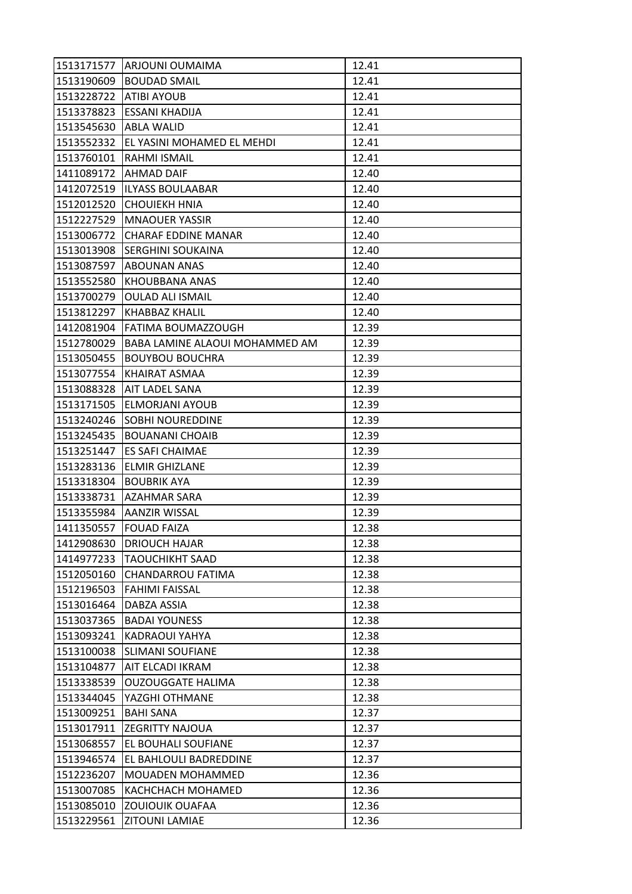| 1513171577 | ARJOUNI OUMAIMA | 12.41 |
|---|---|---|
| 1513190609 | BOUDAD SMAIL | 12.41 |
| 1513228722 | ATIBI AYOUB | 12.41 |
| 1513378823 | ESSANI KHADIJA | 12.41 |
| 1513545630 | ABLA WALID | 12.41 |
| 1513552332 | EL YASINI MOHAMED EL MEHDI | 12.41 |
| 1513760101 | RAHMI ISMAIL | 12.41 |
| 1411089172 | AHMAD DAIF | 12.40 |
| 1412072519 | ILYASS BOULAABAR | 12.40 |
| 1512012520 | CHOUIEKH HNIA | 12.40 |
| 1512227529 | MNAOUER YASSIR | 12.40 |
| 1513006772 | CHARAF EDDINE MANAR | 12.40 |
| 1513013908 | SERGHINI SOUKAINA | 12.40 |
| 1513087597 | ABOUNAN ANAS | 12.40 |
| 1513552580 | KHOUBBANA ANAS | 12.40 |
| 1513700279 | OULAD ALI ISMAIL | 12.40 |
| 1513812297 | KHABBAZ KHALIL | 12.40 |
| 1412081904 | FATIMA BOUMAZZOUGH | 12.39 |
| 1512780029 | BABA LAMINE ALAOUI MOHAMMED AM | 12.39 |
| 1513050455 | BOUYBOU BOUCHRA | 12.39 |
| 1513077554 | KHAIRAT ASMAA | 12.39 |
| 1513088328 | AIT LADEL SANA | 12.39 |
| 1513171505 | ELMORJANI AYOUB | 12.39 |
| 1513240246 | SOBHI NOUREDDINE | 12.39 |
| 1513245435 | BOUANANI CHOAIB | 12.39 |
| 1513251447 | ES SAFI CHAIMAE | 12.39 |
| 1513283136 | ELMIR GHIZLANE | 12.39 |
| 1513318304 | BOUBRIK AYA | 12.39 |
| 1513338731 | AZAHMAR SARA | 12.39 |
| 1513355984 | AANZIR WISSAL | 12.39 |
| 1411350557 | FOUAD FAIZA | 12.38 |
| 1412908630 | DRIOUCH HAJAR | 12.38 |
| 1414977233 | TAOUCHIKHT SAAD | 12.38 |
| 1512050160 | CHANDARROU FATIMA | 12.38 |
| 1512196503 | FAHIMI FAISSAL | 12.38 |
| 1513016464 | DABZA ASSIA | 12.38 |
| 1513037365 | BADAI YOUNESS | 12.38 |
| 1513093241 | KADRAOUI YAHYA | 12.38 |
| 1513100038 | SLIMANI SOUFIANE | 12.38 |
| 1513104877 | AIT ELCADI IKRAM | 12.38 |
| 1513338539 | OUZOUGGATE HALIMA | 12.38 |
| 1513344045 | YAZGHI OTHMANE | 12.38 |
| 1513009251 | BAHI SANA | 12.37 |
| 1513017911 | ZEGRITTY NAJOUA | 12.37 |
| 1513068557 | EL BOUHALI SOUFIANE | 12.37 |
| 1513946574 | EL BAHLOULI BADREDDINE | 12.37 |
| 1512236207 | MOUADEN MOHAMMED | 12.36 |
| 1513007085 | KACHCHACH MOHAMED | 12.36 |
| 1513085010 | ZOUIOUIK OUAFAA | 12.36 |
| 1513229561 | ZITOUNI LAMIAE | 12.36 |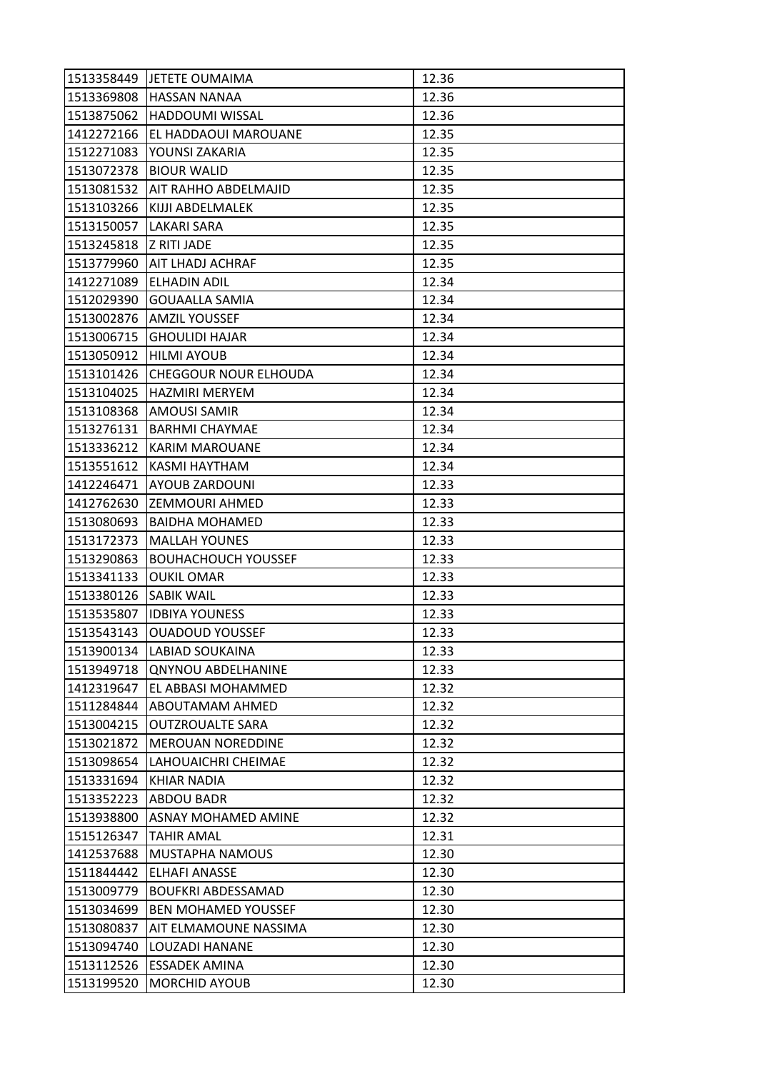| | | |
|---|---|---|
| 1513358449 | JETETE OUMAIMA | 12.36 |
| 1513369808 | HASSAN NANAA | 12.36 |
| 1513875062 | HADDOUMI WISSAL | 12.36 |
| 1412272166 | EL HADDAOUI MAROUANE | 12.35 |
| 1512271083 | YOUNSI ZAKARIA | 12.35 |
| 1513072378 | BIOUR WALID | 12.35 |
| 1513081532 | AIT RAHHO ABDELMAJID | 12.35 |
| 1513103266 | KIJJI ABDELMALEK | 12.35 |
| 1513150057 | LAKARI SARA | 12.35 |
| 1513245818 | Z RITI JADE | 12.35 |
| 1513779960 | AIT LHADJ ACHRAF | 12.35 |
| 1412271089 | ELHADIN ADIL | 12.34 |
| 1512029390 | GOUAALLA SAMIA | 12.34 |
| 1513002876 | AMZIL YOUSSEF | 12.34 |
| 1513006715 | GHOULIDI HAJAR | 12.34 |
| 1513050912 | HILMI AYOUB | 12.34 |
| 1513101426 | CHEGGOUR NOUR ELHOUDA | 12.34 |
| 1513104025 | HAZMIRI MERYEM | 12.34 |
| 1513108368 | AMOUSI SAMIR | 12.34 |
| 1513276131 | BARHMI CHAYMAE | 12.34 |
| 1513336212 | KARIM MAROUANE | 12.34 |
| 1513551612 | KASMI HAYTHAM | 12.34 |
| 1412246471 | AYOUB ZARDOUNI | 12.33 |
| 1412762630 | ZEMMOURI AHMED | 12.33 |
| 1513080693 | BAIDHA MOHAMED | 12.33 |
| 1513172373 | MALLAH YOUNES | 12.33 |
| 1513290863 | BOUHACHOUCH YOUSSEF | 12.33 |
| 1513341133 | OUKIL OMAR | 12.33 |
| 1513380126 | SABIK WAIL | 12.33 |
| 1513535807 | IDBIYA YOUNESS | 12.33 |
| 1513543143 | OUADOUD YOUSSEF | 12.33 |
| 1513900134 | LABIAD SOUKAINA | 12.33 |
| 1513949718 | QNYNOU ABDELHANINE | 12.33 |
| 1412319647 | EL ABBASI MOHAMMED | 12.32 |
| 1511284844 | ABOUTAMAM AHMED | 12.32 |
| 1513004215 | OUTZROUALTE SARA | 12.32 |
| 1513021872 | MEROUAN NOREDDINE | 12.32 |
| 1513098654 | LAHOUAICHRI CHEIMAE | 12.32 |
| 1513331694 | KHIAR NADIA | 12.32 |
| 1513352223 | ABDOU BADR | 12.32 |
| 1513938800 | ASNAY MOHAMED AMINE | 12.32 |
| 1515126347 | TAHIR AMAL | 12.31 |
| 1412537688 | MUSTAPHA NAMOUS | 12.30 |
| 1511844442 | ELHAFI ANASSE | 12.30 |
| 1513009779 | BOUFKRI ABDESSAMAD | 12.30 |
| 1513034699 | BEN MOHAMED YOUSSEF | 12.30 |
| 1513080837 | AIT ELMAMOUNE NASSIMA | 12.30 |
| 1513094740 | LOUZADI HANANE | 12.30 |
| 1513112526 | ESSADEK AMINA | 12.30 |
| 1513199520 | MORCHID AYOUB | 12.30 |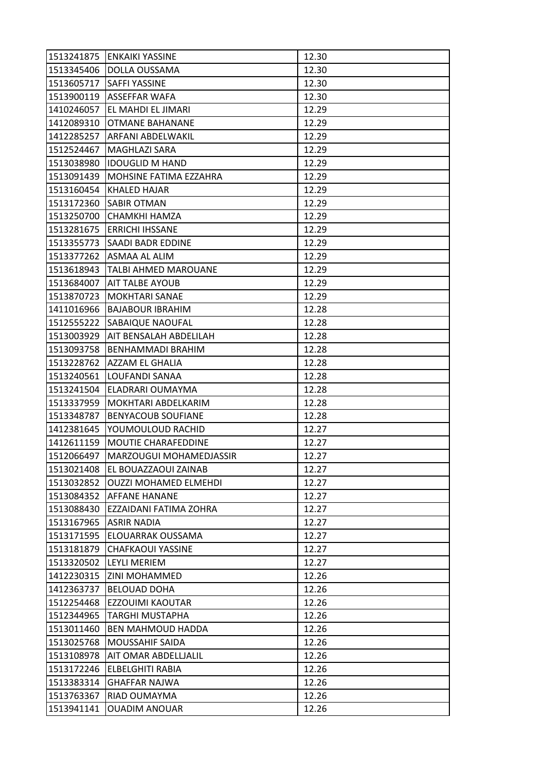| | | |
|---|---|---|
| 1513241875 | ENKAIKI YASSINE | 12.30 |
| 1513345406 | DOLLA OUSSAMA | 12.30 |
| 1513605717 | SAFFI YASSINE | 12.30 |
| 1513900119 | ASSEFFAR WAFA | 12.30 |
| 1410246057 | EL MAHDI EL JIMARI | 12.29 |
| 1412089310 | OTMANE BAHANANE | 12.29 |
| 1412285257 | ARFANI ABDELWAKIL | 12.29 |
| 1512524467 | MAGHLAZI SARA | 12.29 |
| 1513038980 | IDOUGLID M HAND | 12.29 |
| 1513091439 | MOHSINE FATIMA EZZAHRA | 12.29 |
| 1513160454 | KHALED HAJAR | 12.29 |
| 1513172360 | SABIR OTMAN | 12.29 |
| 1513250700 | CHAMKHI HAMZA | 12.29 |
| 1513281675 | ERRICHI IHSSANE | 12.29 |
| 1513355773 | SAADI BADR EDDINE | 12.29 |
| 1513377262 | ASMAA AL ALIM | 12.29 |
| 1513618943 | TALBI AHMED MAROUANE | 12.29 |
| 1513684007 | AIT TALBE AYOUB | 12.29 |
| 1513870723 | MOKHTARI SANAE | 12.29 |
| 1411016966 | BAJABOUR IBRAHIM | 12.28 |
| 1512555222 | SABAIQUE NAOUFAL | 12.28 |
| 1513003929 | AIT BENSALAH ABDELILAH | 12.28 |
| 1513093758 | BENHAMMADI BRAHIM | 12.28 |
| 1513228762 | AZZAM EL GHALIA | 12.28 |
| 1513240561 | LOUFANDI SANAA | 12.28 |
| 1513241504 | ELADRARI OUMAYMA | 12.28 |
| 1513337959 | MOKHTARI ABDELKARIM | 12.28 |
| 1513348787 | BENYACOUB SOUFIANE | 12.28 |
| 1412381645 | YOUMOULOUD RACHID | 12.27 |
| 1412611159 | MOUTIE CHARAFEDDINE | 12.27 |
| 1512066497 | MARZOUGUI MOHAMEDJASSIR | 12.27 |
| 1513021408 | EL BOUAZZAOUI ZAINAB | 12.27 |
| 1513032852 | OUZZI MOHAMED ELMEHDI | 12.27 |
| 1513084352 | AFFANE HANANE | 12.27 |
| 1513088430 | EZZAIDANI FATIMA ZOHRA | 12.27 |
| 1513167965 | ASRIR NADIA | 12.27 |
| 1513171595 | ELOUARRAK OUSSAMA | 12.27 |
| 1513181879 | CHAFKAOUI YASSINE | 12.27 |
| 1513320502 | LEYLI MERIEM | 12.27 |
| 1412230315 | ZINI MOHAMMED | 12.26 |
| 1412363737 | BELOUAD DOHA | 12.26 |
| 1512254468 | EZZOUIMI KAOUTAR | 12.26 |
| 1512344965 | TARGHI MUSTAPHA | 12.26 |
| 1513011460 | BEN MAHMOUD HADDA | 12.26 |
| 1513025768 | MOUSSAHIF SAIDA | 12.26 |
| 1513108978 | AIT OMAR ABDELLJALIL | 12.26 |
| 1513172246 | ELBELGHITI RABIA | 12.26 |
| 1513383314 | GHAFFAR NAJWA | 12.26 |
| 1513763367 | RIAD OUMAYMA | 12.26 |
| 1513941141 | OUADIM ANOUAR | 12.26 |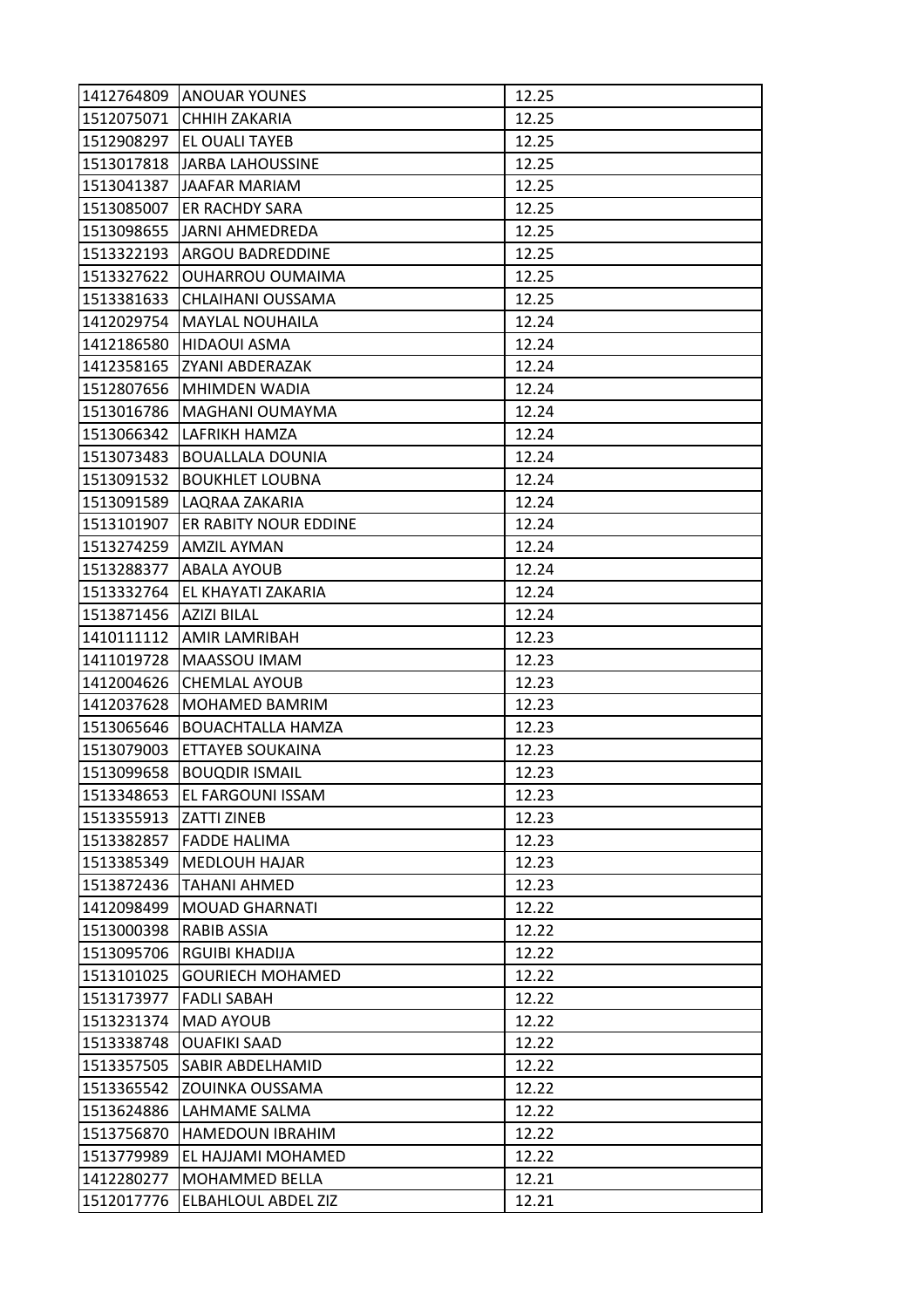| | | |
|---|---|---|
| 1412764809 | ANOUAR YOUNES | 12.25 |
| 1512075071 | CHHIH ZAKARIA | 12.25 |
| 1512908297 | EL OUALI TAYEB | 12.25 |
| 1513017818 | JARBA LAHOUSSINE | 12.25 |
| 1513041387 | JAAFAR MARIAM | 12.25 |
| 1513085007 | ER RACHDY SARA | 12.25 |
| 1513098655 | JARNI AHMEDREDA | 12.25 |
| 1513322193 | ARGOU BADREDDINE | 12.25 |
| 1513327622 | OUHARROU OUMAIMA | 12.25 |
| 1513381633 | CHLAIHANI OUSSAMA | 12.25 |
| 1412029754 | MAYLAL NOUHAILA | 12.24 |
| 1412186580 | HIDAOUI ASMA | 12.24 |
| 1412358165 | ZYANI ABDERAZAK | 12.24 |
| 1512807656 | MHIMDEN WADIA | 12.24 |
| 1513016786 | MAGHANI OUMAYMA | 12.24 |
| 1513066342 | LAFRIKH HAMZA | 12.24 |
| 1513073483 | BOUALLALA DOUNIA | 12.24 |
| 1513091532 | BOUKHLET LOUBNA | 12.24 |
| 1513091589 | LAQRAA ZAKARIA | 12.24 |
| 1513101907 | ER RABITY NOUR EDDINE | 12.24 |
| 1513274259 | AMZIL AYMAN | 12.24 |
| 1513288377 | ABALA AYOUB | 12.24 |
| 1513332764 | EL KHAYATI ZAKARIA | 12.24 |
| 1513871456 | AZIZI BILAL | 12.24 |
| 1410111112 | AMIR LAMRIBAH | 12.23 |
| 1411019728 | MAASSOU IMAM | 12.23 |
| 1412004626 | CHEMLAL AYOUB | 12.23 |
| 1412037628 | MOHAMED BAMRIM | 12.23 |
| 1513065646 | BOUACHTALLA HAMZA | 12.23 |
| 1513079003 | ETTAYEB SOUKAINA | 12.23 |
| 1513099658 | BOUQDIR ISMAIL | 12.23 |
| 1513348653 | EL FARGOUNI ISSAM | 12.23 |
| 1513355913 | ZATTI ZINEB | 12.23 |
| 1513382857 | FADDE HALIMA | 12.23 |
| 1513385349 | MEDLOUH HAJAR | 12.23 |
| 1513872436 | TAHANI AHMED | 12.23 |
| 1412098499 | MOUAD GHARNATI | 12.22 |
| 1513000398 | RABIB ASSIA | 12.22 |
| 1513095706 | RGUIBI KHADIJA | 12.22 |
| 1513101025 | GOURIECH MOHAMED | 12.22 |
| 1513173977 | FADLI SABAH | 12.22 |
| 1513231374 | MAD AYOUB | 12.22 |
| 1513338748 | OUAFIKI SAAD | 12.22 |
| 1513357505 | SABIR ABDELHAMID | 12.22 |
| 1513365542 | ZOUINKA OUSSAMA | 12.22 |
| 1513624886 | LAHMAME SALMA | 12.22 |
| 1513756870 | HAMEDOUN IBRAHIM | 12.22 |
| 1513779989 | EL HAJJAMI MOHAMED | 12.22 |
| 1412280277 | MOHAMMED BELLA | 12.21 |
| 1512017776 | ELBAHLOUL ABDEL ZIZ | 12.21 |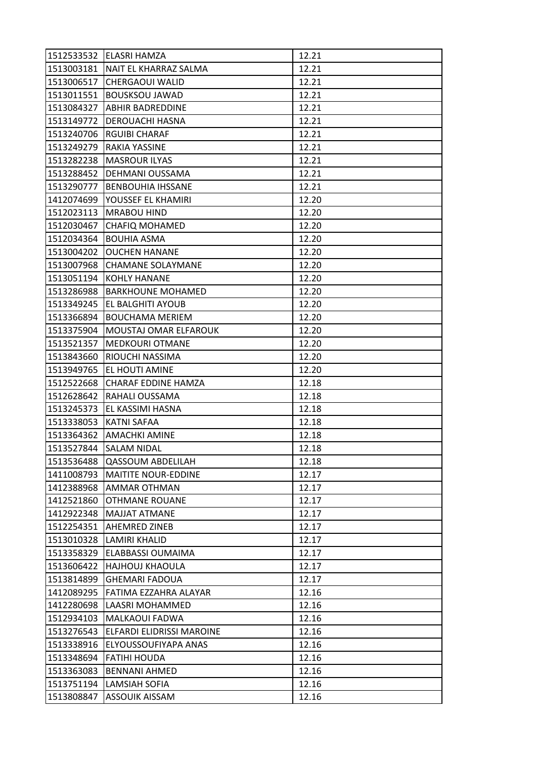| | | |
|---|---|---|
| 1512533532 | ELASRI HAMZA | 12.21 |
| 1513003181 | NAIT EL KHARRAZ SALMA | 12.21 |
| 1513006517 | CHERGAOUI WALID | 12.21 |
| 1513011551 | BOUSKSOU JAWAD | 12.21 |
| 1513084327 | ABHIR BADREDDINE | 12.21 |
| 1513149772 | DEROUACHI HASNA | 12.21 |
| 1513240706 | RGUIBI CHARAF | 12.21 |
| 1513249279 | RAKIA YASSINE | 12.21 |
| 1513282238 | MASROUR ILYAS | 12.21 |
| 1513288452 | DEHMANI OUSSAMA | 12.21 |
| 1513290777 | BENBOUHIA IHSSANE | 12.21 |
| 1412074699 | YOUSSEF EL KHAMIRI | 12.20 |
| 1512023113 | MRABOU HIND | 12.20 |
| 1512030467 | CHAFIQ MOHAMED | 12.20 |
| 1512034364 | BOUHIA ASMA | 12.20 |
| 1513004202 | OUCHEN HANANE | 12.20 |
| 1513007968 | CHAMANE SOLAYMANE | 12.20 |
| 1513051194 | KOHLY HANANE | 12.20 |
| 1513286988 | BARKHOUNE MOHAMED | 12.20 |
| 1513349245 | EL BALGHITI AYOUB | 12.20 |
| 1513366894 | BOUCHAMA MERIEM | 12.20 |
| 1513375904 | MOUSTAJ OMAR ELFAROUK | 12.20 |
| 1513521357 | MEDKOURI OTMANE | 12.20 |
| 1513843660 | RIOUCHI NASSIMA | 12.20 |
| 1513949765 | EL HOUTI AMINE | 12.20 |
| 1512522668 | CHARAF EDDINE HAMZA | 12.18 |
| 1512628642 | RAHALI OUSSAMA | 12.18 |
| 1513245373 | EL KASSIMI HASNA | 12.18 |
| 1513338053 | KATNI SAFAA | 12.18 |
| 1513364362 | AMACHKI AMINE | 12.18 |
| 1513527844 | SALAM NIDAL | 12.18 |
| 1513536488 | QASSOUM ABDELILAH | 12.18 |
| 1411008793 | MAITITE NOUR-EDDINE | 12.17 |
| 1412388968 | AMMAR OTHMAN | 12.17 |
| 1412521860 | OTHMANE ROUANE | 12.17 |
| 1412922348 | MAJJAT ATMANE | 12.17 |
| 1512254351 | AHEMRED ZINEB | 12.17 |
| 1513010328 | LAMIRI KHALID | 12.17 |
| 1513358329 | ELABBASSI OUMAIMA | 12.17 |
| 1513606422 | HAJHOUJ KHAOULA | 12.17 |
| 1513814899 | GHEMARI FADOUA | 12.17 |
| 1412089295 | FATIMA EZZAHRA ALAYAR | 12.16 |
| 1412280698 | LAASRI MOHAMMED | 12.16 |
| 1512934103 | MALKAOUI FADWA | 12.16 |
| 1513276543 | ELFARDI ELIDRISSI MAROINE | 12.16 |
| 1513338916 | ELYOUSSOUFIYAPA ANAS | 12.16 |
| 1513348694 | FATIHI HOUDA | 12.16 |
| 1513363083 | BENNANI AHMED | 12.16 |
| 1513751194 | LAMSIAH SOFIA | 12.16 |
| 1513808847 | ASSOUIK AISSAM | 12.16 |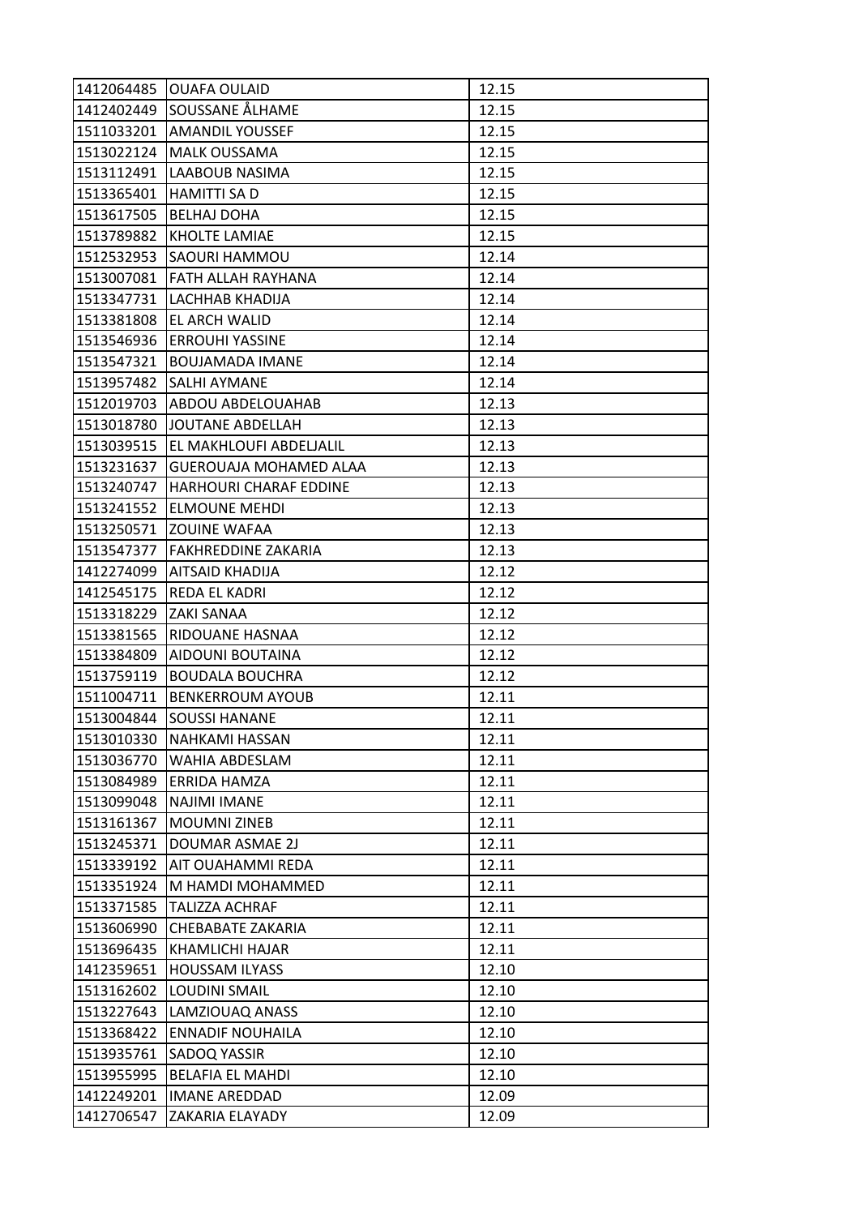| | | |
|---|---|---|
| 1412064485 | OUAFA OULAID | 12.15 |
| 1412402449 | SOUSSANE ÅLHAME | 12.15 |
| 1511033201 | AMANDIL YOUSSEF | 12.15 |
| 1513022124 | MALK OUSSAMA | 12.15 |
| 1513112491 | LAABOUB NASIMA | 12.15 |
| 1513365401 | HAMITTI SA D | 12.15 |
| 1513617505 | BELHAJ DOHA | 12.15 |
| 1513789882 | KHOLTE LAMIAE | 12.15 |
| 1512532953 | SAOURI HAMMOU | 12.14 |
| 1513007081 | FATH ALLAH RAYHANA | 12.14 |
| 1513347731 | LACHHAB KHADIJA | 12.14 |
| 1513381808 | EL ARCH WALID | 12.14 |
| 1513546936 | ERROUHI YASSINE | 12.14 |
| 1513547321 | BOUJAMADA IMANE | 12.14 |
| 1513957482 | SALHI AYMANE | 12.14 |
| 1512019703 | ABDOU ABDELOUAHAB | 12.13 |
| 1513018780 | JOUTANE ABDELLAH | 12.13 |
| 1513039515 | EL MAKHLOUFI ABDELJALIL | 12.13 |
| 1513231637 | GUEROUAJA MOHAMED ALAA | 12.13 |
| 1513240747 | HARHOURI CHARAF EDDINE | 12.13 |
| 1513241552 | ELMOUNE MEHDI | 12.13 |
| 1513250571 | ZOUINE WAFAA | 12.13 |
| 1513547377 | FAKHREDDINE ZAKARIA | 12.13 |
| 1412274099 | AITSAID KHADIJA | 12.12 |
| 1412545175 | REDA EL KADRI | 12.12 |
| 1513318229 | ZAKI SANAA | 12.12 |
| 1513381565 | RIDOUANE HASNAA | 12.12 |
| 1513384809 | AIDOUNI BOUTAINA | 12.12 |
| 1513759119 | BOUDALA BOUCHRA | 12.12 |
| 1511004711 | BENKERROUM AYOUB | 12.11 |
| 1513004844 | SOUSSI HANANE | 12.11 |
| 1513010330 | NAHKAMI HASSAN | 12.11 |
| 1513036770 | WAHIA ABDESLAM | 12.11 |
| 1513084989 | ERRIDA HAMZA | 12.11 |
| 1513099048 | NAJIMI IMANE | 12.11 |
| 1513161367 | MOUMNI ZINEB | 12.11 |
| 1513245371 | DOUMAR ASMAE 2J | 12.11 |
| 1513339192 | AIT OUAHAMMI REDA | 12.11 |
| 1513351924 | M HAMDI MOHAMMED | 12.11 |
| 1513371585 | TALIZZA ACHRAF | 12.11 |
| 1513606990 | CHEBABATE ZAKARIA | 12.11 |
| 1513696435 | KHAMLICHI HAJAR | 12.11 |
| 1412359651 | HOUSSAM ILYASS | 12.10 |
| 1513162602 | LOUDINI SMAIL | 12.10 |
| 1513227643 | LAMZIOUAQ ANASS | 12.10 |
| 1513368422 | ENNADIF NOUHAILA | 12.10 |
| 1513935761 | SADOQ YASSIR | 12.10 |
| 1513955995 | BELAFIA EL MAHDI | 12.10 |
| 1412249201 | IMANE AREDDAD | 12.09 |
| 1412706547 | ZAKARIA ELAYADY | 12.09 |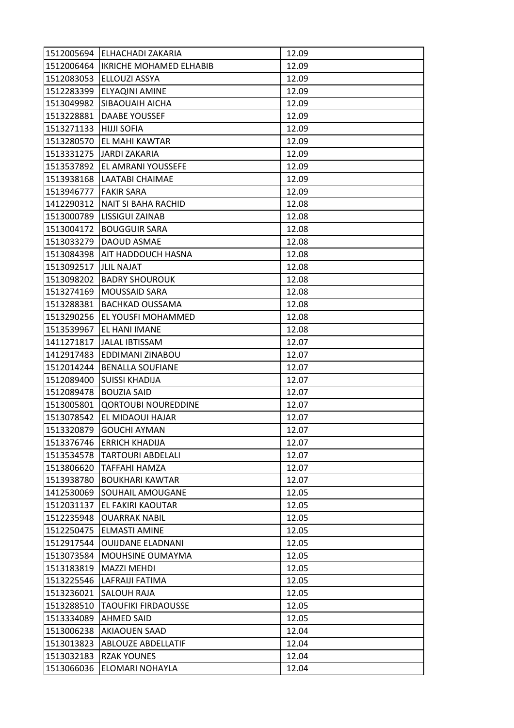| | | |
|---|---|---|
| 1512005694 | ELHACHADI ZAKARIA | 12.09 |
| 1512006464 | IKRICHE MOHAMED ELHABIB | 12.09 |
| 1512083053 | ELLOUZI ASSYA | 12.09 |
| 1512283399 | ELYAQINI AMINE | 12.09 |
| 1513049982 | SIBAOUAIH AICHA | 12.09 |
| 1513228881 | DAABE YOUSSEF | 12.09 |
| 1513271133 | HIJJI SOFIA | 12.09 |
| 1513280570 | EL MAHI KAWTAR | 12.09 |
| 1513331275 | JARDI ZAKARIA | 12.09 |
| 1513537892 | EL AMRANI YOUSSEFE | 12.09 |
| 1513938168 | LAATABI CHAIMAE | 12.09 |
| 1513946777 | FAKIR SARA | 12.09 |
| 1412290312 | NAIT SI BAHA RACHID | 12.08 |
| 1513000789 | LISSIGUI ZAINAB | 12.08 |
| 1513004172 | BOUGGUIR SARA | 12.08 |
| 1513033279 | DAOUD ASMAE | 12.08 |
| 1513084398 | AIT HADDOUCH HASNA | 12.08 |
| 1513092517 | JLIL NAJAT | 12.08 |
| 1513098202 | BADRY SHOUROUK | 12.08 |
| 1513274169 | MOUSSAID SARA | 12.08 |
| 1513288381 | BACHKAD OUSSAMA | 12.08 |
| 1513290256 | EL YOUSFI MOHAMMED | 12.08 |
| 1513539967 | EL HANI IMANE | 12.08 |
| 1411271817 | JALAL IBTISSAM | 12.07 |
| 1412917483 | EDDIMANI ZINABOU | 12.07 |
| 1512014244 | BENALLA SOUFIANE | 12.07 |
| 1512089400 | SUISSI KHADIJA | 12.07 |
| 1512089478 | BOUZIA SAID | 12.07 |
| 1513005801 | QORTOUBI NOUREDDINE | 12.07 |
| 1513078542 | EL MIDAOUI HAJAR | 12.07 |
| 1513320879 | GOUCHI AYMAN | 12.07 |
| 1513376746 | ERRICH KHADIJA | 12.07 |
| 1513534578 | TARTOURI ABDELALI | 12.07 |
| 1513806620 | TAFFAHI HAMZA | 12.07 |
| 1513938780 | BOUKHARI KAWTAR | 12.07 |
| 1412530069 | SOUHAIL AMOUGANE | 12.05 |
| 1512031137 | EL FAKIRI KAOUTAR | 12.05 |
| 1512235948 | OUARRAK NABIL | 12.05 |
| 1512250475 | ELMASTI AMINE | 12.05 |
| 1512917544 | OUIJDANE ELADNANI | 12.05 |
| 1513073584 | MOUHSINE OUMAYMA | 12.05 |
| 1513183819 | MAZZI MEHDI | 12.05 |
| 1513225546 | LAFRAIJI FATIMA | 12.05 |
| 1513236021 | SALOUH RAJA | 12.05 |
| 1513288510 | TAOUFIKI FIRDAOUSSE | 12.05 |
| 1513334089 | AHMED SAID | 12.05 |
| 1513006238 | AKIAOUEN SAAD | 12.04 |
| 1513013823 | ABLOUZE ABDELLATIF | 12.04 |
| 1513032183 | RZAK YOUNES | 12.04 |
| 1513066036 | ELOMARI NOHAYLA | 12.04 |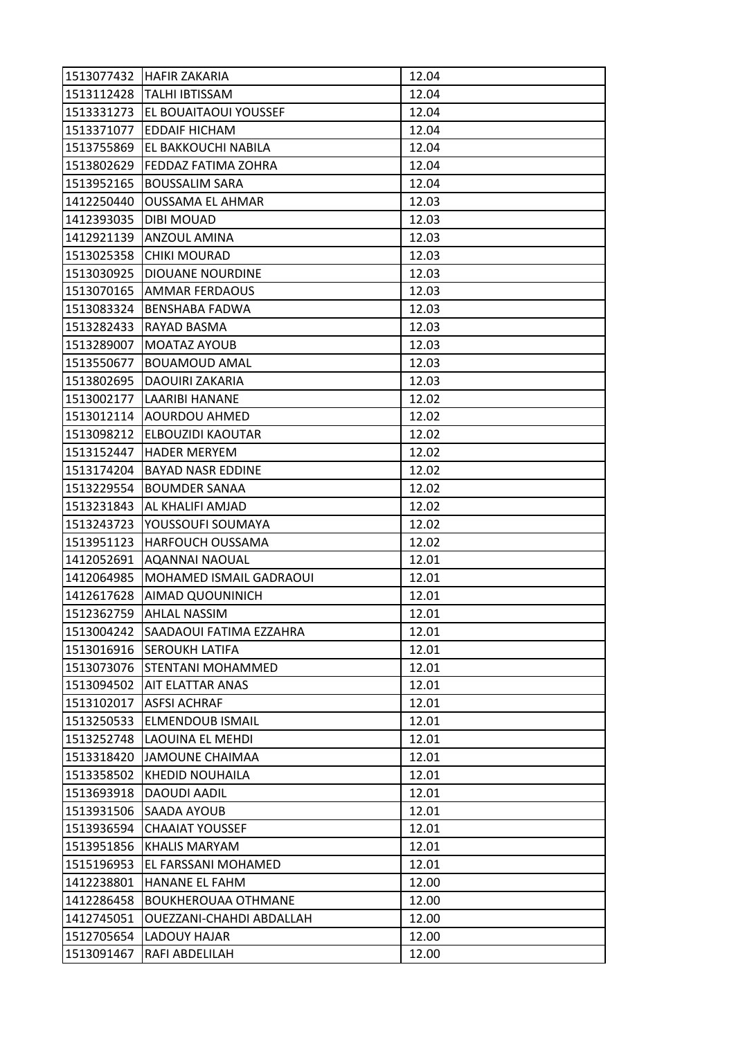| | | |
|---|---|---|
| 1513077432 | HAFIR ZAKARIA | 12.04 |
| 1513112428 | TALHI IBTISSAM | 12.04 |
| 1513331273 | EL BOUAITAOUI YOUSSEF | 12.04 |
| 1513371077 | EDDAIF HICHAM | 12.04 |
| 1513755869 | EL BAKKOUCHI NABILA | 12.04 |
| 1513802629 | FEDDAZ FATIMA ZOHRA | 12.04 |
| 1513952165 | BOUSSALIM SARA | 12.04 |
| 1412250440 | OUSSAMA EL AHMAR | 12.03 |
| 1412393035 | DIBI MOUAD | 12.03 |
| 1412921139 | ANZOUL AMINA | 12.03 |
| 1513025358 | CHIKI MOURAD | 12.03 |
| 1513030925 | DIOUANE NOURDINE | 12.03 |
| 1513070165 | AMMAR FERDAOUS | 12.03 |
| 1513083324 | BENSHABA FADWA | 12.03 |
| 1513282433 | RAYAD BASMA | 12.03 |
| 1513289007 | MOATAZ AYOUB | 12.03 |
| 1513550677 | BOUAMOUD AMAL | 12.03 |
| 1513802695 | DAOUIRI ZAKARIA | 12.03 |
| 1513002177 | LAARIBI HANANE | 12.02 |
| 1513012114 | AOURDOU AHMED | 12.02 |
| 1513098212 | ELBOUZIDI KAOUTAR | 12.02 |
| 1513152447 | HADER MERYEM | 12.02 |
| 1513174204 | BAYAD NASR EDDINE | 12.02 |
| 1513229554 | BOUMDER SANAA | 12.02 |
| 1513231843 | AL KHALIFI AMJAD | 12.02 |
| 1513243723 | YOUSSOUFI SOUMAYA | 12.02 |
| 1513951123 | HARFOUCH OUSSAMA | 12.02 |
| 1412052691 | AQANNAI NAOUAL | 12.01 |
| 1412064985 | MOHAMED ISMAIL GADRAOUI | 12.01 |
| 1412617628 | AIMAD QUOUNINICH | 12.01 |
| 1512362759 | AHLAL NASSIM | 12.01 |
| 1513004242 | SAADAOUI FATIMA EZZAHRA | 12.01 |
| 1513016916 | SEROUKH LATIFA | 12.01 |
| 1513073076 | STENTANI MOHAMMED | 12.01 |
| 1513094502 | AIT ELATTAR ANAS | 12.01 |
| 1513102017 | ASFSI ACHRAF | 12.01 |
| 1513250533 | ELMENDOUB ISMAIL | 12.01 |
| 1513252748 | LAOUINA EL MEHDI | 12.01 |
| 1513318420 | JAMOUNE CHAIMAA | 12.01 |
| 1513358502 | KHEDID NOUHAILA | 12.01 |
| 1513693918 | DAOUDI AADIL | 12.01 |
| 1513931506 | SAADA AYOUB | 12.01 |
| 1513936594 | CHAAIAT YOUSSEF | 12.01 |
| 1513951856 | KHALIS MARYAM | 12.01 |
| 1515196953 | EL FARSSANI MOHAMED | 12.01 |
| 1412238801 | HANANE EL FAHM | 12.00 |
| 1412286458 | BOUKHEROUAA OTHMANE | 12.00 |
| 1412745051 | OUEZZANI-CHAHDI ABDALLAH | 12.00 |
| 1512705654 | LADOUY HAJAR | 12.00 |
| 1513091467 | RAFI ABDELILAH | 12.00 |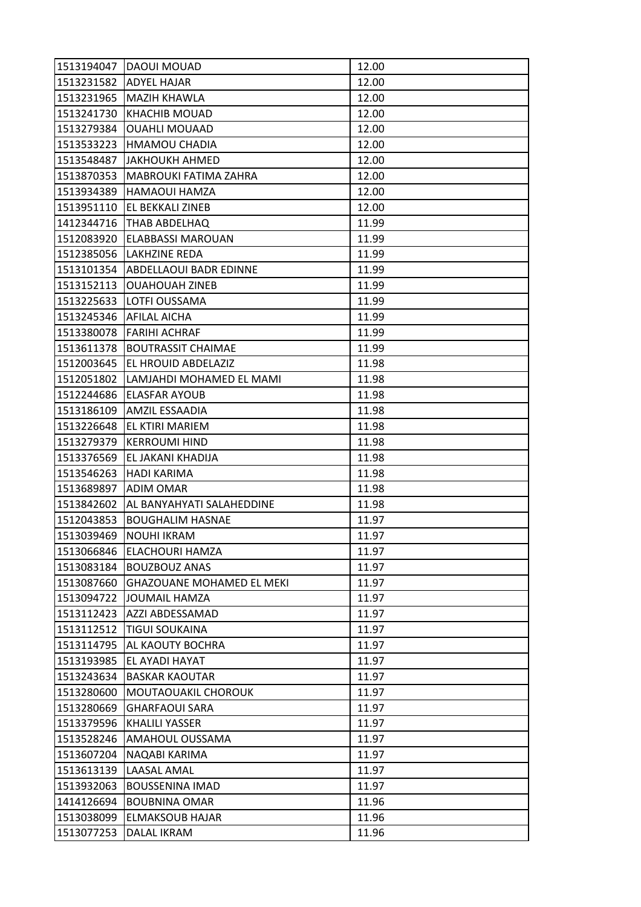| | | |
|---|---|---|
| 1513194047 | DAOUI MOUAD | 12.00 |
| 1513231582 | ADYEL HAJAR | 12.00 |
| 1513231965 | MAZIH KHAWLA | 12.00 |
| 1513241730 | KHACHIB MOUAD | 12.00 |
| 1513279384 | OUAHLI MOUAAD | 12.00 |
| 1513533223 | HMAMOU CHADIA | 12.00 |
| 1513548487 | JAKHOUKH AHMED | 12.00 |
| 1513870353 | MABROUKI FATIMA ZAHRA | 12.00 |
| 1513934389 | HAMAOUI HAMZA | 12.00 |
| 1513951110 | EL BEKKALI ZINEB | 12.00 |
| 1412344716 | THAB ABDELHAQ | 11.99 |
| 1512083920 | ELABBASSI MAROUAN | 11.99 |
| 1512385056 | LAKHZINE REDA | 11.99 |
| 1513101354 | ABDELLAOUI BADR EDINNE | 11.99 |
| 1513152113 | OUAHOUAH ZINEB | 11.99 |
| 1513225633 | LOTFI OUSSAMA | 11.99 |
| 1513245346 | AFILAL AICHA | 11.99 |
| 1513380078 | FARIHI ACHRAF | 11.99 |
| 1513611378 | BOUTRASSIT CHAIMAE | 11.99 |
| 1512003645 | EL HROUID ABDELAZIZ | 11.98 |
| 1512051802 | LAMJAHDI MOHAMED EL MAMI | 11.98 |
| 1512244686 | ELASFAR AYOUB | 11.98 |
| 1513186109 | AMZIL ESSAADIA | 11.98 |
| 1513226648 | EL KTIRI MARIEM | 11.98 |
| 1513279379 | KERROUMI HIND | 11.98 |
| 1513376569 | EL JAKANI KHADIJA | 11.98 |
| 1513546263 | HADI KARIMA | 11.98 |
| 1513689897 | ADIM OMAR | 11.98 |
| 1513842602 | AL BANYAHYATI SALAHEDDINE | 11.98 |
| 1512043853 | BOUGHALIM HASNAE | 11.97 |
| 1513039469 | NOUHI IKRAM | 11.97 |
| 1513066846 | ELACHOURI HAMZA | 11.97 |
| 1513083184 | BOUZBOUZ ANAS | 11.97 |
| 1513087660 | GHAZOUANE MOHAMED EL MEKI | 11.97 |
| 1513094722 | JOUMAIL HAMZA | 11.97 |
| 1513112423 | AZZI ABDESSAMAD | 11.97 |
| 1513112512 | TIGUI SOUKAINA | 11.97 |
| 1513114795 | AL KAOUTY BOCHRA | 11.97 |
| 1513193985 | EL AYADI HAYAT | 11.97 |
| 1513243634 | BASKAR KAOUTAR | 11.97 |
| 1513280600 | MOUTAOUAKIL CHOROUK | 11.97 |
| 1513280669 | GHARFAOUI SARA | 11.97 |
| 1513379596 | KHALILI YASSER | 11.97 |
| 1513528246 | AMAHOUL OUSSAMA | 11.97 |
| 1513607204 | NAQABI KARIMA | 11.97 |
| 1513613139 | LAASAL AMAL | 11.97 |
| 1513932063 | BOUSSENINA IMAD | 11.97 |
| 1414126694 | BOUBNINA OMAR | 11.96 |
| 1513038099 | ELMAKSOUB HAJAR | 11.96 |
| 1513077253 | DALAL IKRAM | 11.96 |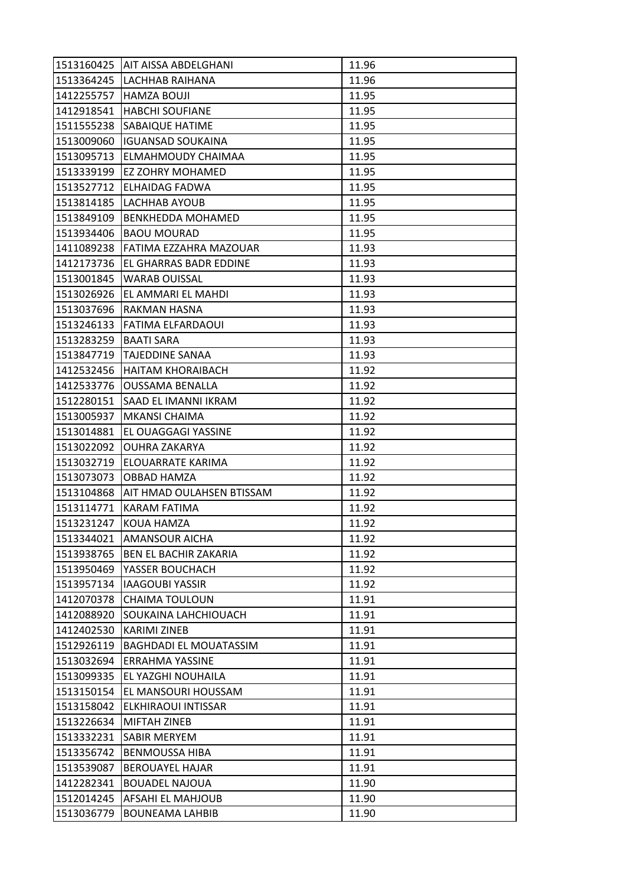| | | |
|---|---|---|
| 1513160425 | AIT AISSA ABDELGHANI | 11.96 |
| 1513364245 | LACHHAB RAIHANA | 11.96 |
| 1412255757 | HAMZA BOUJI | 11.95 |
| 1412918541 | HABCHI SOUFIANE | 11.95 |
| 1511555238 | SABAIQUE HATIME | 11.95 |
| 1513009060 | IGUANSAD SOUKAINA | 11.95 |
| 1513095713 | ELMAHMOUDY CHAIMAA | 11.95 |
| 1513339199 | EZ ZOHRY MOHAMED | 11.95 |
| 1513527712 | ELHAIDAG FADWA | 11.95 |
| 1513814185 | LACHHAB AYOUB | 11.95 |
| 1513849109 | BENKHEDDA MOHAMED | 11.95 |
| 1513934406 | BAOU MOURAD | 11.95 |
| 1411089238 | FATIMA EZZAHRA MAZOUAR | 11.93 |
| 1412173736 | EL GHARRAS BADR EDDINE | 11.93 |
| 1513001845 | WARAB OUISSAL | 11.93 |
| 1513026926 | EL AMMARI EL MAHDI | 11.93 |
| 1513037696 | RAKMAN HASNA | 11.93 |
| 1513246133 | FATIMA ELFARDAOUI | 11.93 |
| 1513283259 | BAATI SARA | 11.93 |
| 1513847719 | TAJEDDINE SANAA | 11.93 |
| 1412532456 | HAITAM KHORAIBACH | 11.92 |
| 1412533776 | OUSSAMA BENALLA | 11.92 |
| 1512280151 | SAAD EL IMANNI IKRAM | 11.92 |
| 1513005937 | MKANSI CHAIMA | 11.92 |
| 1513014881 | EL OUAGGAGI YASSINE | 11.92 |
| 1513022092 | OUHRA ZAKARYA | 11.92 |
| 1513032719 | ELOUARRATE KARIMA | 11.92 |
| 1513073073 | OBBAD HAMZA | 11.92 |
| 1513104868 | AIT HMAD OULAHSEN BTISSAM | 11.92 |
| 1513114771 | KARAM FATIMA | 11.92 |
| 1513231247 | KOUA HAMZA | 11.92 |
| 1513344021 | AMANSOUR AICHA | 11.92 |
| 1513938765 | BEN EL BACHIR ZAKARIA | 11.92 |
| 1513950469 | YASSER BOUCHACH | 11.92 |
| 1513957134 | IAAGOUBI YASSIR | 11.92 |
| 1412070378 | CHAIMA TOULOUN | 11.91 |
| 1412088920 | SOUKAINA LAHCHIOUACH | 11.91 |
| 1412402530 | KARIMI ZINEB | 11.91 |
| 1512926119 | BAGHDADI EL MOUATASSIM | 11.91 |
| 1513032694 | ERRAHMA YASSINE | 11.91 |
| 1513099335 | EL YAZGHI NOUHAILA | 11.91 |
| 1513150154 | EL MANSOURI HOUSSAM | 11.91 |
| 1513158042 | ELKHIRAOUI INTISSAR | 11.91 |
| 1513226634 | MIFTAH ZINEB | 11.91 |
| 1513332231 | SABIR MERYEM | 11.91 |
| 1513356742 | BENMOUSSA HIBA | 11.91 |
| 1513539087 | BEROUAYEL HAJAR | 11.91 |
| 1412282341 | BOUADEL NAJOUA | 11.90 |
| 1512014245 | AFSAHI EL MAHJOUB | 11.90 |
| 1513036779 | BOUNEAMA LAHBIB | 11.90 |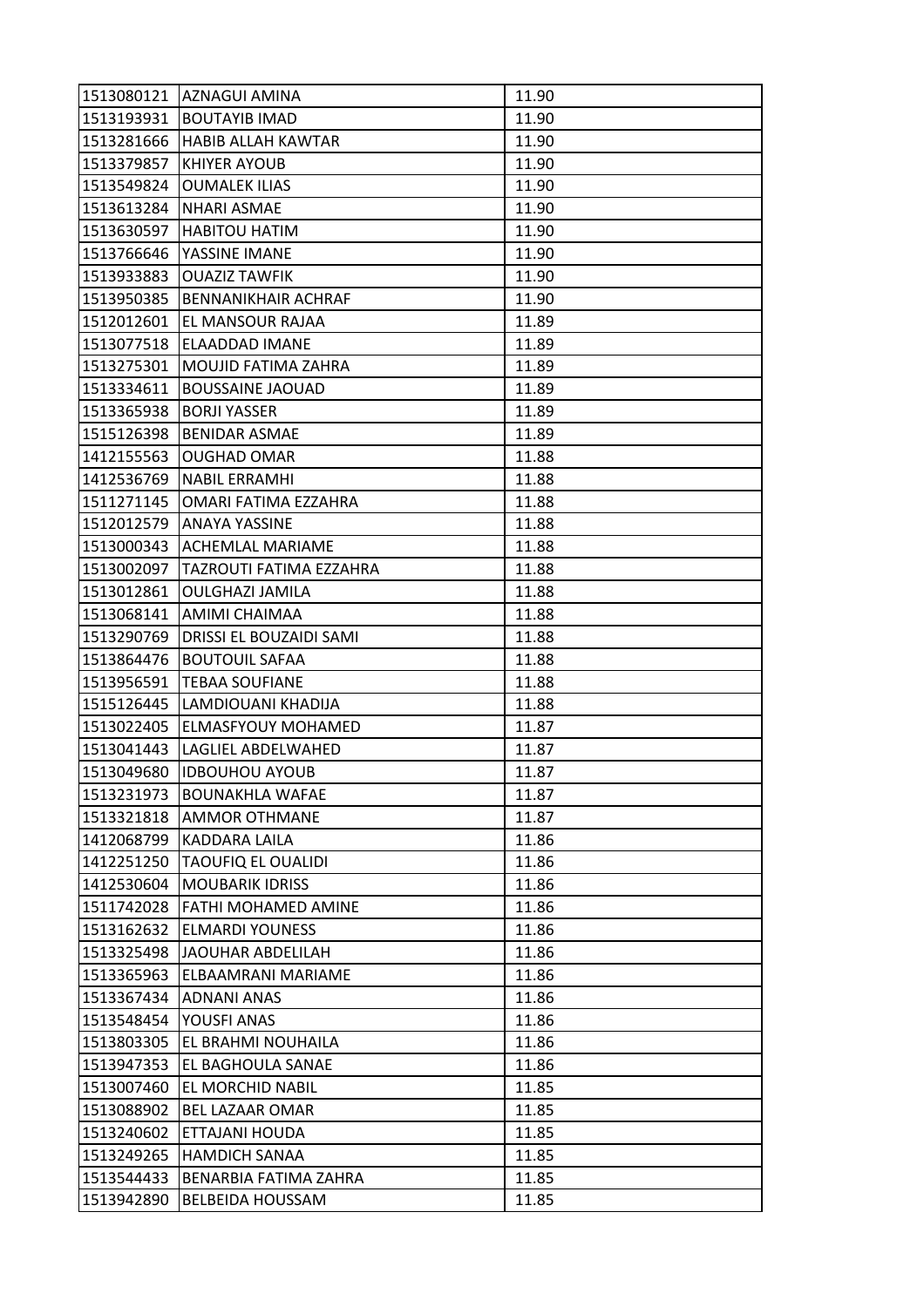| 1513080121 | AZNAGUI AMINA | 11.90 |
|---|---|---|
| 1513193931 | BOUTAYIB IMAD | 11.90 |
| 1513281666 | HABIB ALLAH KAWTAR | 11.90 |
| 1513379857 | KHIYER AYOUB | 11.90 |
| 1513549824 | OUMALEK ILIAS | 11.90 |
| 1513613284 | NHARI ASMAE | 11.90 |
| 1513630597 | HABITOU HATIM | 11.90 |
| 1513766646 | YASSINE IMANE | 11.90 |
| 1513933883 | OUAZIZ TAWFIK | 11.90 |
| 1513950385 | BENNANIKHAIR ACHRAF | 11.90 |
| 1512012601 | EL MANSOUR RAJAA | 11.89 |
| 1513077518 | ELAADDAD IMANE | 11.89 |
| 1513275301 | MOUJID FATIMA ZAHRA | 11.89 |
| 1513334611 | BOUSSAINE JAOUAD | 11.89 |
| 1513365938 | BORJI YASSER | 11.89 |
| 1515126398 | BENIDAR ASMAE | 11.89 |
| 1412155563 | OUGHAD OMAR | 11.88 |
| 1412536769 | NABIL ERRAMHI | 11.88 |
| 1511271145 | OMARI FATIMA EZZAHRA | 11.88 |
| 1512012579 | ANAYA YASSINE | 11.88 |
| 1513000343 | ACHEMLAL MARIAME | 11.88 |
| 1513002097 | TAZROUTI FATIMA EZZAHRA | 11.88 |
| 1513012861 | OULGHAZI JAMILA | 11.88 |
| 1513068141 | AMIMI CHAIMAA | 11.88 |
| 1513290769 | DRISSI EL BOUZAIDI SAMI | 11.88 |
| 1513864476 | BOUTOUIL SAFAA | 11.88 |
| 1513956591 | TEBAA SOUFIANE | 11.88 |
| 1515126445 | LAMDIOUANI KHADIJA | 11.88 |
| 1513022405 | ELMASFYOUY MOHAMED | 11.87 |
| 1513041443 | LAGLIEL ABDELWAHED | 11.87 |
| 1513049680 | IDBOUHOU AYOUB | 11.87 |
| 1513231973 | BOUNAKHLA WAFAE | 11.87 |
| 1513321818 | AMMOR OTHMANE | 11.87 |
| 1412068799 | KADDARA LAILA | 11.86 |
| 1412251250 | TAOUFIQ EL OUALIDI | 11.86 |
| 1412530604 | MOUBARIK IDRISS | 11.86 |
| 1511742028 | FATHI MOHAMED AMINE | 11.86 |
| 1513162632 | ELMARDI YOUNESS | 11.86 |
| 1513325498 | JAOUHAR ABDELILAH | 11.86 |
| 1513365963 | ELBAAMRANI MARIAME | 11.86 |
| 1513367434 | ADNANI ANAS | 11.86 |
| 1513548454 | YOUSFI ANAS | 11.86 |
| 1513803305 | EL BRAHMI NOUHAILA | 11.86 |
| 1513947353 | EL BAGHOULA SANAE | 11.86 |
| 1513007460 | EL MORCHID NABIL | 11.85 |
| 1513088902 | BEL LAZAAR OMAR | 11.85 |
| 1513240602 | ETTAJANI HOUDA | 11.85 |
| 1513249265 | HAMDICH SANAA | 11.85 |
| 1513544433 | BENARBIA FATIMA ZAHRA | 11.85 |
| 1513942890 | BELBEIDA HOUSSAM | 11.85 |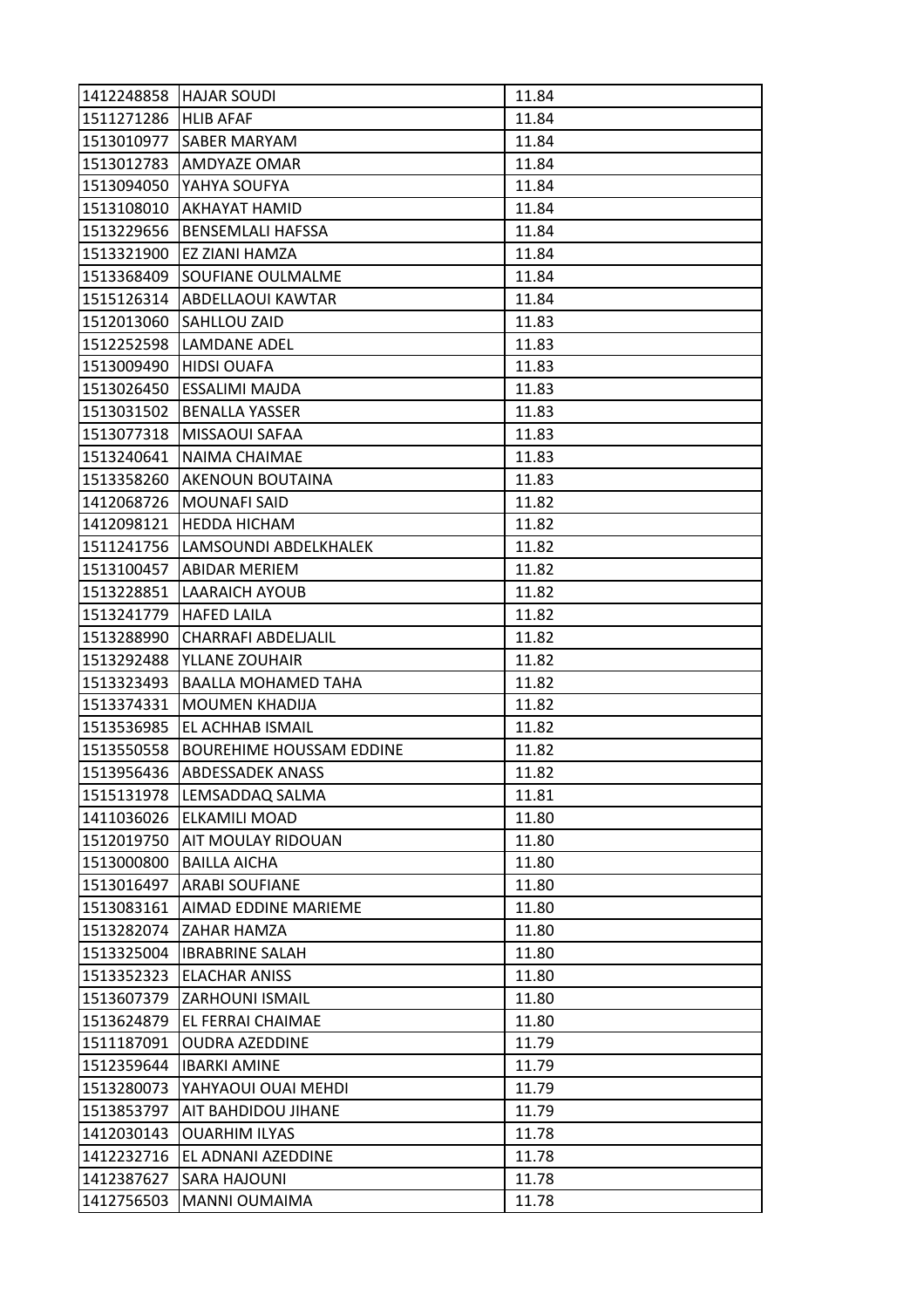| 1412248858 | HAJAR SOUDI | 11.84 |
|---|---|---|
| 1511271286 | HLIB AFAF | 11.84 |
| 1513010977 | SABER MARYAM | 11.84 |
| 1513012783 | AMDYAZE OMAR | 11.84 |
| 1513094050 | YAHYA SOUFYA | 11.84 |
| 1513108010 | AKHAYAT HAMID | 11.84 |
| 1513229656 | BENSEMLALI HAFSSA | 11.84 |
| 1513321900 | EZ ZIANI HAMZA | 11.84 |
| 1513368409 | SOUFIANE OULMALME | 11.84 |
| 1515126314 | ABDELLAOUI KAWTAR | 11.84 |
| 1512013060 | SAHLLOU ZAID | 11.83 |
| 1512252598 | LAMDANE ADEL | 11.83 |
| 1513009490 | HIDSI OUAFA | 11.83 |
| 1513026450 | ESSALIMI MAJDA | 11.83 |
| 1513031502 | BENALLA YASSER | 11.83 |
| 1513077318 | MISSAOUI SAFAA | 11.83 |
| 1513240641 | NAIMA CHAIMAE | 11.83 |
| 1513358260 | AKENOUN BOUTAINA | 11.83 |
| 1412068726 | MOUNAFI SAID | 11.82 |
| 1412098121 | HEDDA HICHAM | 11.82 |
| 1511241756 | LAMSOUNDI ABDELKHALEK | 11.82 |
| 1513100457 | ABIDAR MERIEM | 11.82 |
| 1513228851 | LAARAICH AYOUB | 11.82 |
| 1513241779 | HAFED LAILA | 11.82 |
| 1513288990 | CHARRAFI ABDELJALIL | 11.82 |
| 1513292488 | YLLANE ZOUHAIR | 11.82 |
| 1513323493 | BAALLA MOHAMED TAHA | 11.82 |
| 1513374331 | MOUMEN KHADIJA | 11.82 |
| 1513536985 | EL ACHHAB ISMAIL | 11.82 |
| 1513550558 | BOUREHIME HOUSSAM EDDINE | 11.82 |
| 1513956436 | ABDESSADEK ANASS | 11.82 |
| 1515131978 | LEMSADDAQ SALMA | 11.81 |
| 1411036026 | ELKAMILI MOAD | 11.80 |
| 1512019750 | AIT MOULAY RIDOUAN | 11.80 |
| 1513000800 | BAILLA AICHA | 11.80 |
| 1513016497 | ARABI SOUFIANE | 11.80 |
| 1513083161 | AIMAD EDDINE MARIEME | 11.80 |
| 1513282074 | ZAHAR HAMZA | 11.80 |
| 1513325004 | IBRABRINE SALAH | 11.80 |
| 1513352323 | ELACHAR ANISS | 11.80 |
| 1513607379 | ZARHOUNI ISMAIL | 11.80 |
| 1513624879 | EL FERRAI CHAIMAE | 11.80 |
| 1511187091 | OUDRA AZEDDINE | 11.79 |
| 1512359644 | IBARKI AMINE | 11.79 |
| 1513280073 | YAHYAOUI OUAI MEHDI | 11.79 |
| 1513853797 | AIT BAHDIDOU JIHANE | 11.79 |
| 1412030143 | OUARHIM ILYAS | 11.78 |
| 1412232716 | EL ADNANI AZEDDINE | 11.78 |
| 1412387627 | SARA HAJOUNI | 11.78 |
| 1412756503 | MANNI OUMAIMA | 11.78 |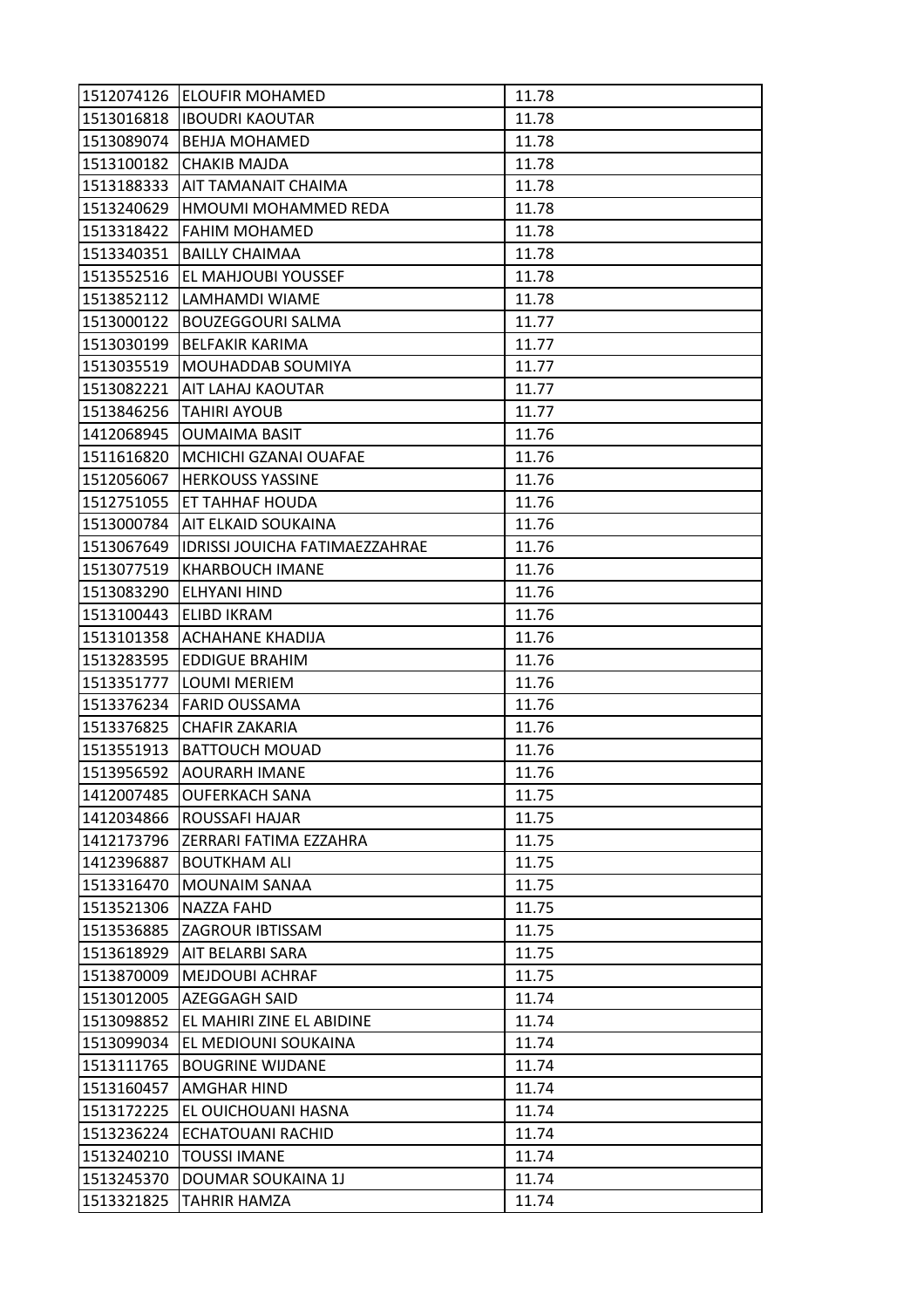| 1512074126 | ELOUFIR MOHAMED | 11.78 |
|---|---|---|
| 1513016818 | IBOUDRI KAOUTAR | 11.78 |
| 1513089074 | BEHJA MOHAMED | 11.78 |
| 1513100182 | CHAKIB MAJDA | 11.78 |
| 1513188333 | AIT TAMANAIT CHAIMA | 11.78 |
| 1513240629 | HMOUMI MOHAMMED REDA | 11.78 |
| 1513318422 | FAHIM MOHAMED | 11.78 |
| 1513340351 | BAILLY CHAIMAA | 11.78 |
| 1513552516 | EL MAHJOUBI YOUSSEF | 11.78 |
| 1513852112 | LAMHAMDI WIAME | 11.78 |
| 1513000122 | BOUZEGGOURI SALMA | 11.77 |
| 1513030199 | BELFAKIR KARIMA | 11.77 |
| 1513035519 | MOUHADDAB SOUMIYA | 11.77 |
| 1513082221 | AIT LAHAJ KAOUTAR | 11.77 |
| 1513846256 | TAHIRI AYOUB | 11.77 |
| 1412068945 | OUMAIMA BASIT | 11.76 |
| 1511616820 | MCHICHI GZANAI OUAFAE | 11.76 |
| 1512056067 | HERKOUSS YASSINE | 11.76 |
| 1512751055 | ET TAHHAF HOUDA | 11.76 |
| 1513000784 | AIT ELKAID SOUKAINA | 11.76 |
| 1513067649 | IDRISSI JOUICHA FATIMAEZZAHRAE | 11.76 |
| 1513077519 | KHARBOUCH IMANE | 11.76 |
| 1513083290 | ELHYANI HIND | 11.76 |
| 1513100443 | ELIBD IKRAM | 11.76 |
| 1513101358 | ACHAHANE KHADIJA | 11.76 |
| 1513283595 | EDDIGUE BRAHIM | 11.76 |
| 1513351777 | LOUMI MERIEM | 11.76 |
| 1513376234 | FARID OUSSAMA | 11.76 |
| 1513376825 | CHAFIR ZAKARIA | 11.76 |
| 1513551913 | BATTOUCH MOUAD | 11.76 |
| 1513956592 | AOURARH IMANE | 11.76 |
| 1412007485 | OUFERKACH SANA | 11.75 |
| 1412034866 | ROUSSAFI HAJAR | 11.75 |
| 1412173796 | ZERRARI FATIMA EZZAHRA | 11.75 |
| 1412396887 | BOUTKHAM ALI | 11.75 |
| 1513316470 | MOUNAIM SANAA | 11.75 |
| 1513521306 | NAZZA FAHD | 11.75 |
| 1513536885 | ZAGROUR IBTISSAM | 11.75 |
| 1513618929 | AIT BELARBI SARA | 11.75 |
| 1513870009 | MEJDOUBI ACHRAF | 11.75 |
| 1513012005 | AZEGGAGH SAID | 11.74 |
| 1513098852 | EL MAHIRI ZINE EL ABIDINE | 11.74 |
| 1513099034 | EL MEDIOUNI SOUKAINA | 11.74 |
| 1513111765 | BOUGRINE WIJDANE | 11.74 |
| 1513160457 | AMGHAR HIND | 11.74 |
| 1513172225 | EL OUICHOUANI HASNA | 11.74 |
| 1513236224 | ECHATOUANI RACHID | 11.74 |
| 1513240210 | TOUSSI IMANE | 11.74 |
| 1513245370 | DOUMAR SOUKAINA 1J | 11.74 |
| 1513321825 | TAHRIR HAMZA | 11.74 |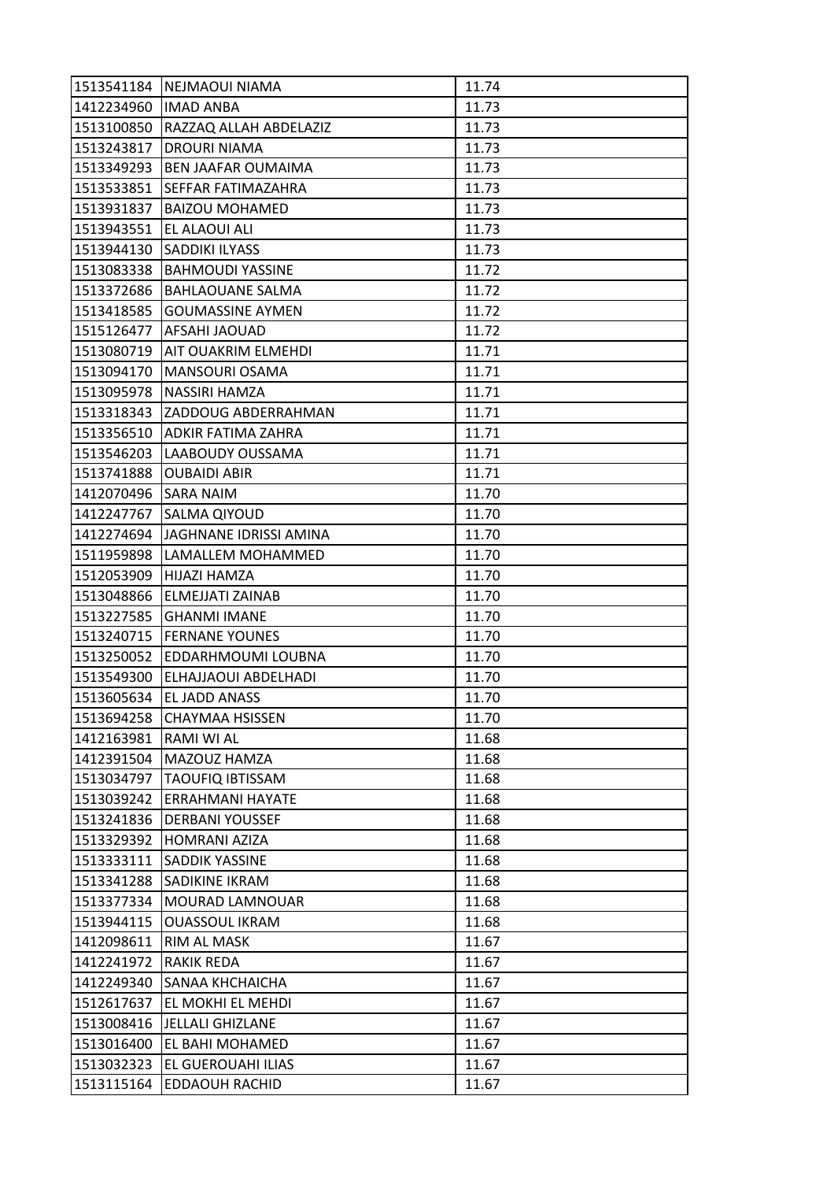| 1513541184 | NEJMAOUI NIAMA | 11.74 |
|---|---|---|
| 1412234960 | IMAD ANBA | 11.73 |
| 1513100850 | RAZZAQ ALLAH ABDELAZIZ | 11.73 |
| 1513243817 | DROURI NIAMA | 11.73 |
| 1513349293 | BEN JAAFAR OUMAIMA | 11.73 |
| 1513533851 | SEFFAR FATIMAZAHRA | 11.73 |
| 1513931837 | BAIZOU MOHAMED | 11.73 |
| 1513943551 | EL ALAOUI ALI | 11.73 |
| 1513944130 | SADDIKI ILYASS | 11.73 |
| 1513083338 | BAHMOUDI YASSINE | 11.72 |
| 1513372686 | BAHLAOUANE SALMA | 11.72 |
| 1513418585 | GOUMASSINE AYMEN | 11.72 |
| 1515126477 | AFSAHI JAOUAD | 11.72 |
| 1513080719 | AIT OUAKRIM ELMEHDI | 11.71 |
| 1513094170 | MANSOURI OSAMA | 11.71 |
| 1513095978 | NASSIRI HAMZA | 11.71 |
| 1513318343 | ZADDOUG ABDERRAHMAN | 11.71 |
| 1513356510 | ADKIR FATIMA ZAHRA | 11.71 |
| 1513546203 | LAABOUDY OUSSAMA | 11.71 |
| 1513741888 | OUBAIDI ABIR | 11.71 |
| 1412070496 | SARA NAIM | 11.70 |
| 1412247767 | SALMA QIYOUD | 11.70 |
| 1412274694 | JAGHNANE IDRISSI AMINA | 11.70 |
| 1511959898 | LAMALLEM MOHAMMED | 11.70 |
| 1512053909 | HIJAZI HAMZA | 11.70 |
| 1513048866 | ELMEJJATI ZAINAB | 11.70 |
| 1513227585 | GHANMI IMANE | 11.70 |
| 1513240715 | FERNANE YOUNES | 11.70 |
| 1513250052 | EDDARHMOUMI LOUBNA | 11.70 |
| 1513549300 | ELHAJJAOUI ABDELHADI | 11.70 |
| 1513605634 | EL JADD ANASS | 11.70 |
| 1513694258 | CHAYMAA HSISSEN | 11.70 |
| 1412163981 | RAMI WI AL | 11.68 |
| 1412391504 | MAZOUZ HAMZA | 11.68 |
| 1513034797 | TAOUFIQ IBTISSAM | 11.68 |
| 1513039242 | ERRAHMANI HAYATE | 11.68 |
| 1513241836 | DERBANI YOUSSEF | 11.68 |
| 1513329392 | HOMRANI AZIZA | 11.68 |
| 1513333111 | SADDIK YASSINE | 11.68 |
| 1513341288 | SADIKINE IKRAM | 11.68 |
| 1513377334 | MOURAD LAMNOUAR | 11.68 |
| 1513944115 | OUASSOUL IKRAM | 11.68 |
| 1412098611 | RIM AL MASK | 11.67 |
| 1412241972 | RAKIK REDA | 11.67 |
| 1412249340 | SANAA KHCHAICHA | 11.67 |
| 1512617637 | EL MOKHI EL MEHDI | 11.67 |
| 1513008416 | JELLALI GHIZLANE | 11.67 |
| 1513016400 | EL BAHI MOHAMED | 11.67 |
| 1513032323 | EL GUEROUAHI ILIAS | 11.67 |
| 1513115164 | EDDAOUH RACHID | 11.67 |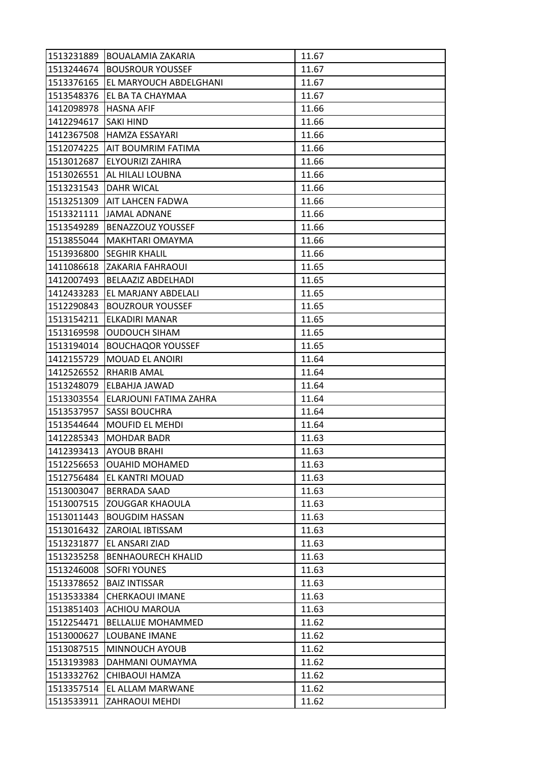| 1513231889 | BOUALAMIA ZAKARIA | 11.67 |
|---|---|---|
| 1513244674 | BOUSROUR YOUSSEF | 11.67 |
| 1513376165 | EL MARYOUCH ABDELGHANI | 11.67 |
| 1513548376 | EL BA TA CHAYMAA | 11.67 |
| 1412098978 | HASNA AFIF | 11.66 |
| 1412294617 | SAKI HIND | 11.66 |
| 1412367508 | HAMZA ESSAYARI | 11.66 |
| 1512074225 | AIT BOUMRIM FATIMA | 11.66 |
| 1513012687 | ELYOURIZI ZAHIRA | 11.66 |
| 1513026551 | AL HILALI LOUBNA | 11.66 |
| 1513231543 | DAHR WICAL | 11.66 |
| 1513251309 | AIT LAHCEN FADWA | 11.66 |
| 1513321111 | JAMAL ADNANE | 11.66 |
| 1513549289 | BENAZZOUZ YOUSSEF | 11.66 |
| 1513855044 | MAKHTARI OMAYMA | 11.66 |
| 1513936800 | SEGHIR KHALIL | 11.66 |
| 1411086618 | ZAKARIA FAHRAOUI | 11.65 |
| 1412007493 | BELAAZIZ ABDELHADI | 11.65 |
| 1412433283 | EL MARJANY ABDELALI | 11.65 |
| 1512290843 | BOUZROUR YOUSSEF | 11.65 |
| 1513154211 | ELKADIRI MANAR | 11.65 |
| 1513169598 | OUDOUCH SIHAM | 11.65 |
| 1513194014 | BOUCHAQOR YOUSSEF | 11.65 |
| 1412155729 | MOUAD EL ANOIRI | 11.64 |
| 1412526552 | RHARIB AMAL | 11.64 |
| 1513248079 | ELBAHJA JAWAD | 11.64 |
| 1513303554 | ELARJOUNI FATIMA ZAHRA | 11.64 |
| 1513537957 | SASSI BOUCHRA | 11.64 |
| 1513544644 | MOUFID EL MEHDI | 11.64 |
| 1412285343 | MOHDAR BADR | 11.63 |
| 1412393413 | AYOUB BRAHI | 11.63 |
| 1512256653 | OUAHID MOHAMED | 11.63 |
| 1512756484 | EL KANTRI MOUAD | 11.63 |
| 1513003047 | BERRADA SAAD | 11.63 |
| 1513007515 | ZOUGGAR KHAOULA | 11.63 |
| 1513011443 | BOUGDIM HASSAN | 11.63 |
| 1513016432 | ZAROIAL IBTISSAM | 11.63 |
| 1513231877 | EL ANSARI ZIAD | 11.63 |
| 1513235258 | BENHAOURECH KHALID | 11.63 |
| 1513246008 | SOFRI YOUNES | 11.63 |
| 1513378652 | BAIZ INTISSAR | 11.63 |
| 1513533384 | CHERKAOUI IMANE | 11.63 |
| 1513851403 | ACHIOU MAROUA | 11.63 |
| 1512254471 | BELLALIJE MOHAMMED | 11.62 |
| 1513000627 | LOUBANE IMANE | 11.62 |
| 1513087515 | MINNOUCH AYOUB | 11.62 |
| 1513193983 | DAHMANI OUMAYMA | 11.62 |
| 1513332762 | CHIBAOUI HAMZA | 11.62 |
| 1513357514 | EL ALLAM MARWANE | 11.62 |
| 1513533911 | ZAHRAOUI MEHDI | 11.62 |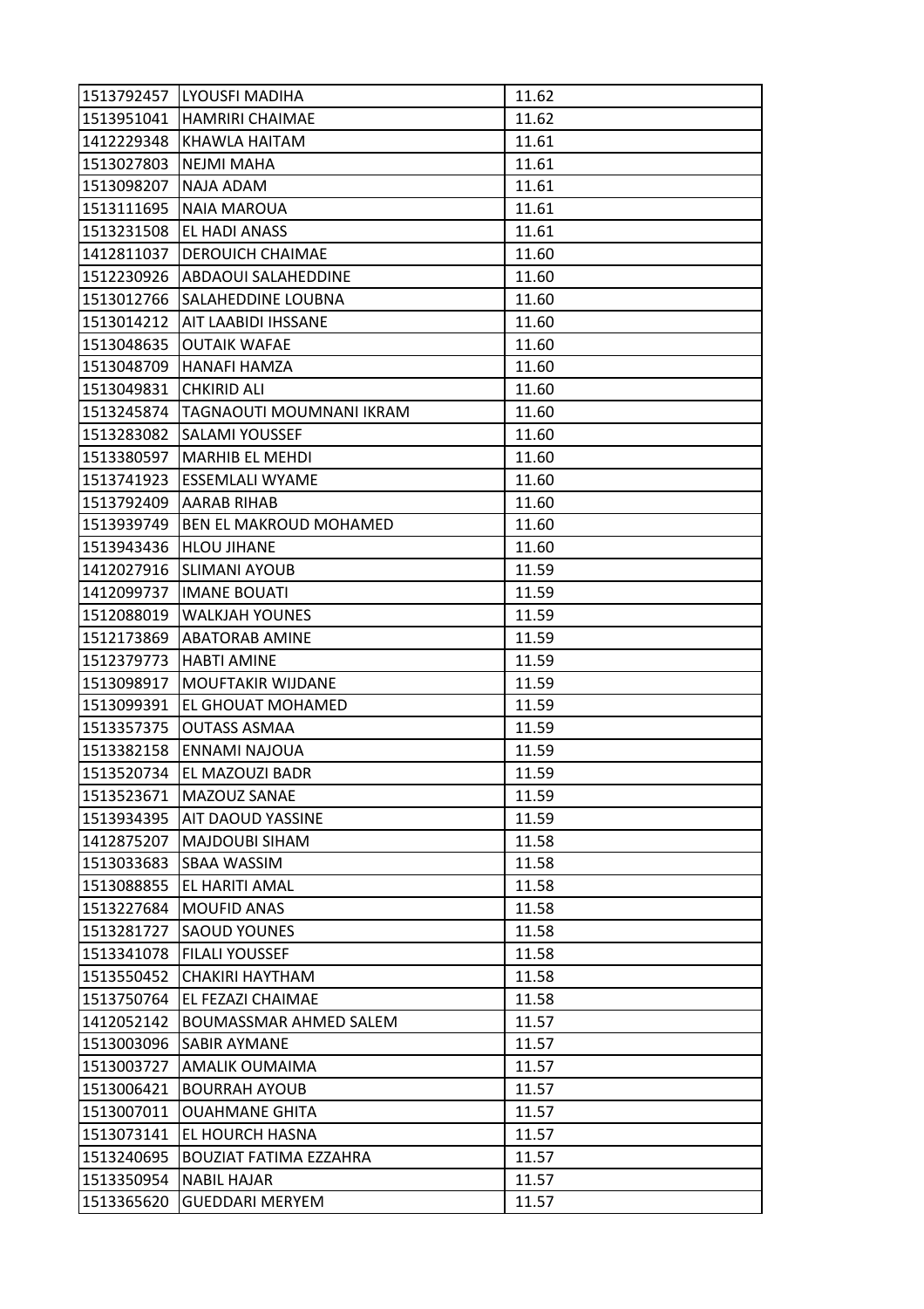| | | |
|---|---|---|
| 1513792457 | LYOUSFI MADIHA | 11.62 |
| 1513951041 | HAMRIRI CHAIMAE | 11.62 |
| 1412229348 | KHAWLA HAITAM | 11.61 |
| 1513027803 | NEJMI MAHA | 11.61 |
| 1513098207 | NAJA ADAM | 11.61 |
| 1513111695 | NAIA MAROUA | 11.61 |
| 1513231508 | EL HADI ANASS | 11.61 |
| 1412811037 | DEROUICH CHAIMAE | 11.60 |
| 1512230926 | ABDAOUI SALAHEDDINE | 11.60 |
| 1513012766 | SALAHEDDINE LOUBNA | 11.60 |
| 1513014212 | AIT LAABIDI IHSSANE | 11.60 |
| 1513048635 | OUTAIK WAFAE | 11.60 |
| 1513048709 | HANAFI HAMZA | 11.60 |
| 1513049831 | CHKIRID ALI | 11.60 |
| 1513245874 | TAGNAOUTI MOUMNANI IKRAM | 11.60 |
| 1513283082 | SALAMI YOUSSEF | 11.60 |
| 1513380597 | MARHIB EL MEHDI | 11.60 |
| 1513741923 | ESSEMLALI WYAME | 11.60 |
| 1513792409 | AARAB RIHAB | 11.60 |
| 1513939749 | BEN EL MAKROUD MOHAMED | 11.60 |
| 1513943436 | HLOU JIHANE | 11.60 |
| 1412027916 | SLIMANI AYOUB | 11.59 |
| 1412099737 | IMANE BOUATI | 11.59 |
| 1512088019 | WALKJAH YOUNES | 11.59 |
| 1512173869 | ABATORAB AMINE | 11.59 |
| 1512379773 | HABTI AMINE | 11.59 |
| 1513098917 | MOUFTAKIR WIJDANE | 11.59 |
| 1513099391 | EL GHOUAT MOHAMED | 11.59 |
| 1513357375 | OUTASS ASMAA | 11.59 |
| 1513382158 | ENNAMI NAJOUA | 11.59 |
| 1513520734 | EL MAZOUZI BADR | 11.59 |
| 1513523671 | MAZOUZ SANAE | 11.59 |
| 1513934395 | AIT DAOUD YASSINE | 11.59 |
| 1412875207 | MAJDOUBI SIHAM | 11.58 |
| 1513033683 | SBAA WASSIM | 11.58 |
| 1513088855 | EL HARITI AMAL | 11.58 |
| 1513227684 | MOUFID ANAS | 11.58 |
| 1513281727 | SAOUD YOUNES | 11.58 |
| 1513341078 | FILALI YOUSSEF | 11.58 |
| 1513550452 | CHAKIRI HAYTHAM | 11.58 |
| 1513750764 | EL FEZAZI CHAIMAE | 11.58 |
| 1412052142 | BOUMASSMAR AHMED SALEM | 11.57 |
| 1513003096 | SABIR AYMANE | 11.57 |
| 1513003727 | AMALIK OUMAIMA | 11.57 |
| 1513006421 | BOURRAH AYOUB | 11.57 |
| 1513007011 | OUAHMANE GHITA | 11.57 |
| 1513073141 | EL HOURCH HASNA | 11.57 |
| 1513240695 | BOUZIAT FATIMA EZZAHRA | 11.57 |
| 1513350954 | NABIL HAJAR | 11.57 |
| 1513365620 | GUEDDARI MERYEM | 11.57 |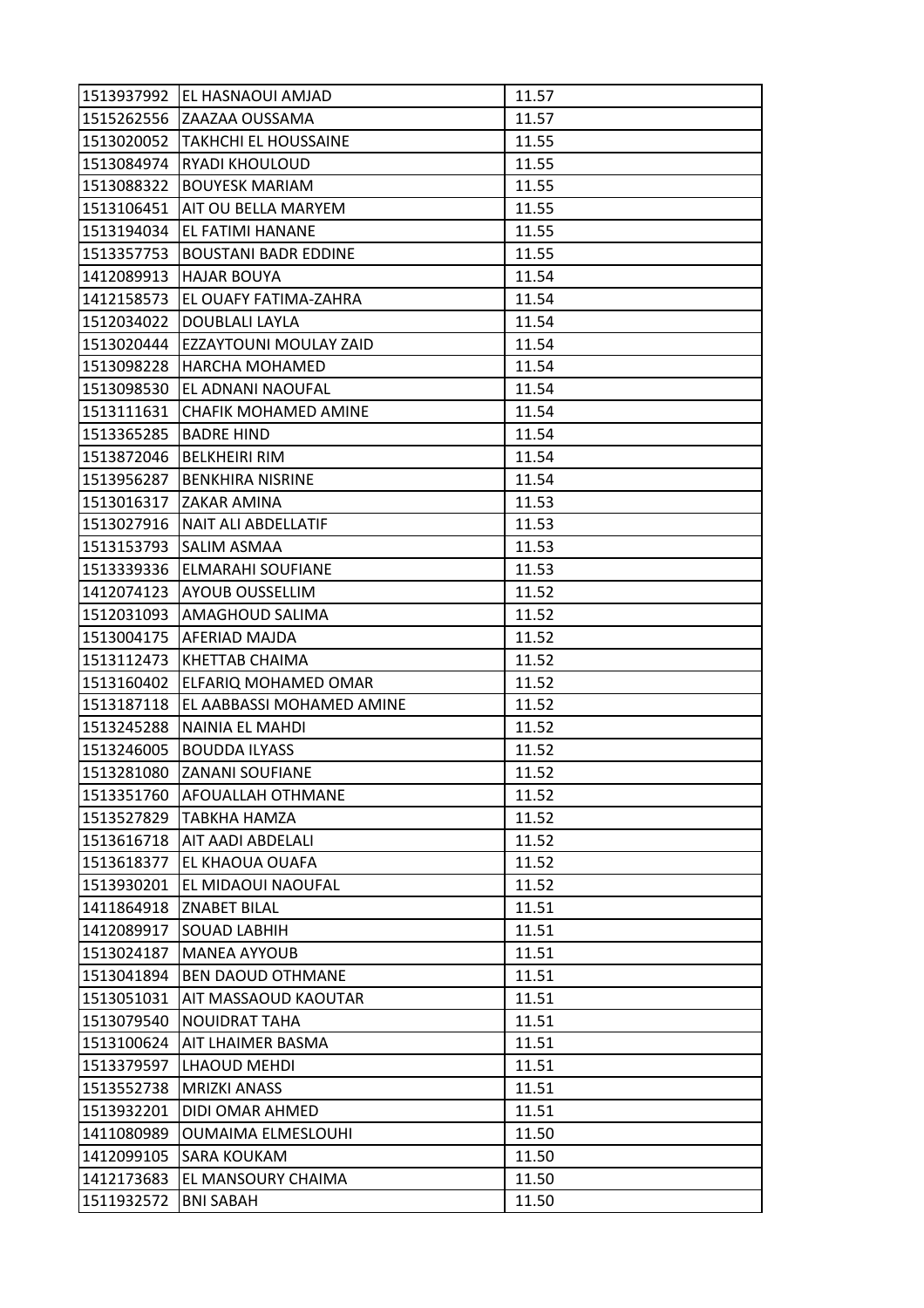| 1513937992 | EL HASNAOUI AMJAD | 11.57 |
|---|---|---|
| 1515262556 | ZAAZAA OUSSAMA | 11.57 |
| 1513020052 | TAKHCHI EL HOUSSAINE | 11.55 |
| 1513084974 | RYADI KHOULOUD | 11.55 |
| 1513088322 | BOUYESK MARIAM | 11.55 |
| 1513106451 | AIT OU BELLA MARYEM | 11.55 |
| 1513194034 | EL FATIMI HANANE | 11.55 |
| 1513357753 | BOUSTANI BADR EDDINE | 11.55 |
| 1412089913 | HAJAR BOUYA | 11.54 |
| 1412158573 | EL OUAFY FATIMA-ZAHRA | 11.54 |
| 1512034022 | DOUBLALI LAYLA | 11.54 |
| 1513020444 | EZZAYTOUNI MOULAY ZAID | 11.54 |
| 1513098228 | HARCHA MOHAMED | 11.54 |
| 1513098530 | EL ADNANI NAOUFAL | 11.54 |
| 1513111631 | CHAFIK MOHAMED AMINE | 11.54 |
| 1513365285 | BADRE HIND | 11.54 |
| 1513872046 | BELKHEIRI RIM | 11.54 |
| 1513956287 | BENKHIRA NISRINE | 11.54 |
| 1513016317 | ZAKAR AMINA | 11.53 |
| 1513027916 | NAIT ALI ABDELLATIF | 11.53 |
| 1513153793 | SALIM ASMAA | 11.53 |
| 1513339336 | ELMARAHI SOUFIANE | 11.53 |
| 1412074123 | AYOUB OUSSELLIM | 11.52 |
| 1512031093 | AMAGHOUD SALIMA | 11.52 |
| 1513004175 | AFERIAD MAJDA | 11.52 |
| 1513112473 | KHETTAB CHAIMA | 11.52 |
| 1513160402 | ELFARIQ MOHAMED OMAR | 11.52 |
| 1513187118 | EL AABBASSI MOHAMED AMINE | 11.52 |
| 1513245288 | NAINIA EL MAHDI | 11.52 |
| 1513246005 | BOUDDA ILYASS | 11.52 |
| 1513281080 | ZANANI SOUFIANE | 11.52 |
| 1513351760 | AFOUALLAH OTHMANE | 11.52 |
| 1513527829 | TABKHA HAMZA | 11.52 |
| 1513616718 | AIT AADI ABDELALI | 11.52 |
| 1513618377 | EL KHAOUA OUAFA | 11.52 |
| 1513930201 | EL MIDAOUI NAOUFAL | 11.52 |
| 1411864918 | ZNABET BILAL | 11.51 |
| 1412089917 | SOUAD LABHIH | 11.51 |
| 1513024187 | MANEA AYYOUB | 11.51 |
| 1513041894 | BEN DAOUD OTHMANE | 11.51 |
| 1513051031 | AIT MASSAOUD KAOUTAR | 11.51 |
| 1513079540 | NOUIDRAT TAHA | 11.51 |
| 1513100624 | AIT LHAIMER BASMA | 11.51 |
| 1513379597 | LHAOUD MEHDI | 11.51 |
| 1513552738 | MRIZKI ANASS | 11.51 |
| 1513932201 | DIDI OMAR AHMED | 11.51 |
| 1411080989 | OUMAIMA ELMESLOUHI | 11.50 |
| 1412099105 | SARA KOUKAM | 11.50 |
| 1412173683 | EL MANSOURY CHAIMA | 11.50 |
| 1511932572 | BNI SABAH | 11.50 |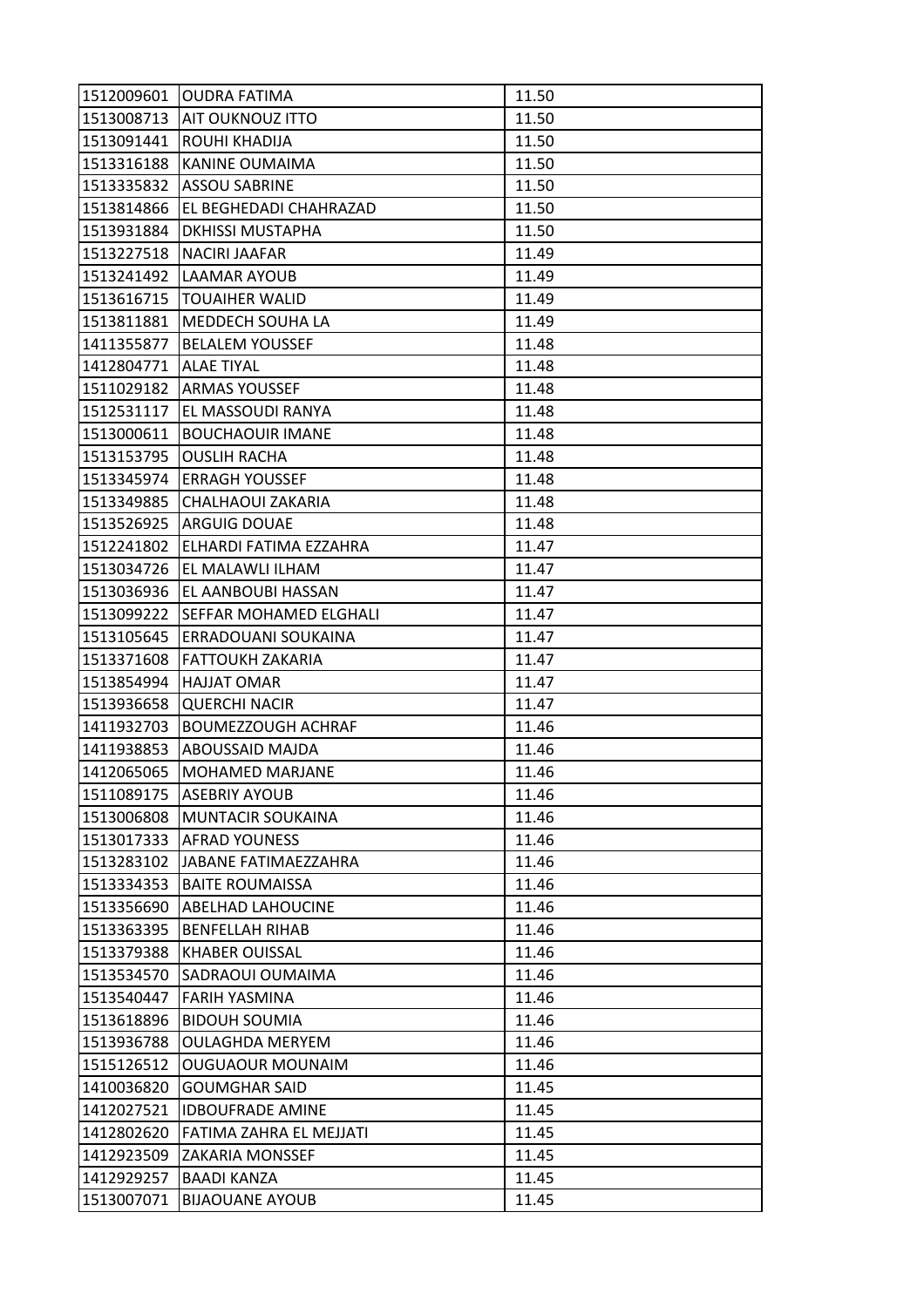| 1512009601 | OUDRA FATIMA | 11.50 |
|---|---|---|
| 1513008713 | AIT OUKNOUZ ITTO | 11.50 |
| 1513091441 | ROUHI KHADIJA | 11.50 |
| 1513316188 | KANINE OUMAIMA | 11.50 |
| 1513335832 | ASSOU SABRINE | 11.50 |
| 1513814866 | EL BEGHEDADI CHAHRAZAD | 11.50 |
| 1513931884 | DKHISSI MUSTAPHA | 11.50 |
| 1513227518 | NACIRI JAAFAR | 11.49 |
| 1513241492 | LAAMAR AYOUB | 11.49 |
| 1513616715 | TOUAIHER WALID | 11.49 |
| 1513811881 | MEDDECH SOUHA LA | 11.49 |
| 1411355877 | BELALEM YOUSSEF | 11.48 |
| 1412804771 | ALAE TIYAL | 11.48 |
| 1511029182 | ARMAS YOUSSEF | 11.48 |
| 1512531117 | EL MASSOUDI RANYA | 11.48 |
| 1513000611 | BOUCHAOUIR IMANE | 11.48 |
| 1513153795 | OUSLIH RACHA | 11.48 |
| 1513345974 | ERRAGH YOUSSEF | 11.48 |
| 1513349885 | CHALHAOUI ZAKARIA | 11.48 |
| 1513526925 | ARGUIG DOUAE | 11.48 |
| 1512241802 | ELHARDI FATIMA EZZAHRA | 11.47 |
| 1513034726 | EL MALAWLI ILHAM | 11.47 |
| 1513036936 | EL AANBOUBI HASSAN | 11.47 |
| 1513099222 | SEFFAR MOHAMED ELGHALI | 11.47 |
| 1513105645 | ERRADOUANI SOUKAINA | 11.47 |
| 1513371608 | FATTOUKH ZAKARIA | 11.47 |
| 1513854994 | HAJJAT OMAR | 11.47 |
| 1513936658 | QUERCHI NACIR | 11.47 |
| 1411932703 | BOUMEZZOUGH ACHRAF | 11.46 |
| 1411938853 | ABOUSSAID MAJDA | 11.46 |
| 1412065065 | MOHAMED MARJANE | 11.46 |
| 1511089175 | ASEBRIY AYOUB | 11.46 |
| 1513006808 | MUNTACIR SOUKAINA | 11.46 |
| 1513017333 | AFRAD YOUNESS | 11.46 |
| 1513283102 | JABANE FATIMAEZZAHRA | 11.46 |
| 1513334353 | BAITE ROUMAISSA | 11.46 |
| 1513356690 | ABELHAD LAHOUCINE | 11.46 |
| 1513363395 | BENFELLAH RIHAB | 11.46 |
| 1513379388 | KHABER OUISSAL | 11.46 |
| 1513534570 | SADRAOUI OUMAIMA | 11.46 |
| 1513540447 | FARIH YASMINA | 11.46 |
| 1513618896 | BIDOUH SOUMIA | 11.46 |
| 1513936788 | OULAGHDA MERYEM | 11.46 |
| 1515126512 | OUGUAOUR MOUNAIM | 11.46 |
| 1410036820 | GOUMGHAR SAID | 11.45 |
| 1412027521 | IDBOUFRADE AMINE | 11.45 |
| 1412802620 | FATIMA ZAHRA EL MEJJATI | 11.45 |
| 1412923509 | ZAKARIA MONSSEF | 11.45 |
| 1412929257 | BAADI KANZA | 11.45 |
| 1513007071 | BIJAOUANE AYOUB | 11.45 |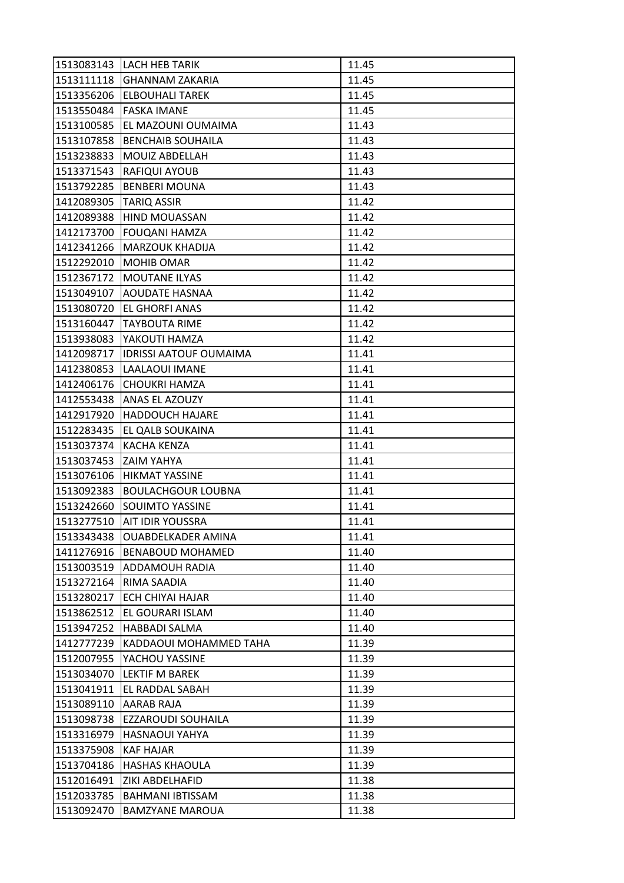| | | |
|---|---|---|
| 1513083143 | LACH HEB TARIK | 11.45 |
| 1513111118 | GHANNAM ZAKARIA | 11.45 |
| 1513356206 | ELBOUHALI TAREK | 11.45 |
| 1513550484 | FASKA IMANE | 11.45 |
| 1513100585 | EL MAZOUNI OUMAIMA | 11.43 |
| 1513107858 | BENCHAIB SOUHAILA | 11.43 |
| 1513238833 | MOUIZ ABDELLAH | 11.43 |
| 1513371543 | RAFIQUI AYOUB | 11.43 |
| 1513792285 | BENBERI MOUNA | 11.43 |
| 1412089305 | TARIQ ASSIR | 11.42 |
| 1412089388 | HIND MOUASSAN | 11.42 |
| 1412173700 | FOUQANI HAMZA | 11.42 |
| 1412341266 | MARZOUK KHADIJA | 11.42 |
| 1512292010 | MOHIB OMAR | 11.42 |
| 1512367172 | MOUTANE ILYAS | 11.42 |
| 1513049107 | AOUDATE HASNAA | 11.42 |
| 1513080720 | EL GHORFI ANAS | 11.42 |
| 1513160447 | TAYBOUTA RIME | 11.42 |
| 1513938083 | YAKOUTI HAMZA | 11.42 |
| 1412098717 | IDRISSI AATOUF OUMAIMA | 11.41 |
| 1412380853 | LAALAOUI IMANE | 11.41 |
| 1412406176 | CHOUKRI HAMZA | 11.41 |
| 1412553438 | ANAS EL AZOUZY | 11.41 |
| 1412917920 | HADDOUCH HAJARE | 11.41 |
| 1512283435 | EL QALB SOUKAINA | 11.41 |
| 1513037374 | KACHA KENZA | 11.41 |
| 1513037453 | ZAIM YAHYA | 11.41 |
| 1513076106 | HIKMAT YASSINE | 11.41 |
| 1513092383 | BOULACHGOUR LOUBNA | 11.41 |
| 1513242660 | SOUIMTO YASSINE | 11.41 |
| 1513277510 | AIT IDIR YOUSSRA | 11.41 |
| 1513343438 | OUABDELKADER AMINA | 11.41 |
| 1411276916 | BENABOUD MOHAMED | 11.40 |
| 1513003519 | ADDAMOUH RADIA | 11.40 |
| 1513272164 | RIMA SAADIA | 11.40 |
| 1513280217 | ECH CHIYAI HAJAR | 11.40 |
| 1513862512 | EL GOURARI ISLAM | 11.40 |
| 1513947252 | HABBADI SALMA | 11.40 |
| 1412777239 | KADDAOUI MOHAMMED TAHA | 11.39 |
| 1512007955 | YACHOU YASSINE | 11.39 |
| 1513034070 | LEKTIF M BAREK | 11.39 |
| 1513041911 | EL RADDAL SABAH | 11.39 |
| 1513089110 | AARAB RAJA | 11.39 |
| 1513098738 | EZZAROUDI SOUHAILA | 11.39 |
| 1513316979 | HASNAOUI YAHYA | 11.39 |
| 1513375908 | KAF HAJAR | 11.39 |
| 1513704186 | HASHAS KHAOULA | 11.39 |
| 1512016491 | ZIKI ABDELHAFID | 11.38 |
| 1512033785 | BAHMANI IBTISSAM | 11.38 |
| 1513092470 | BAMZYANE MAROUA | 11.38 |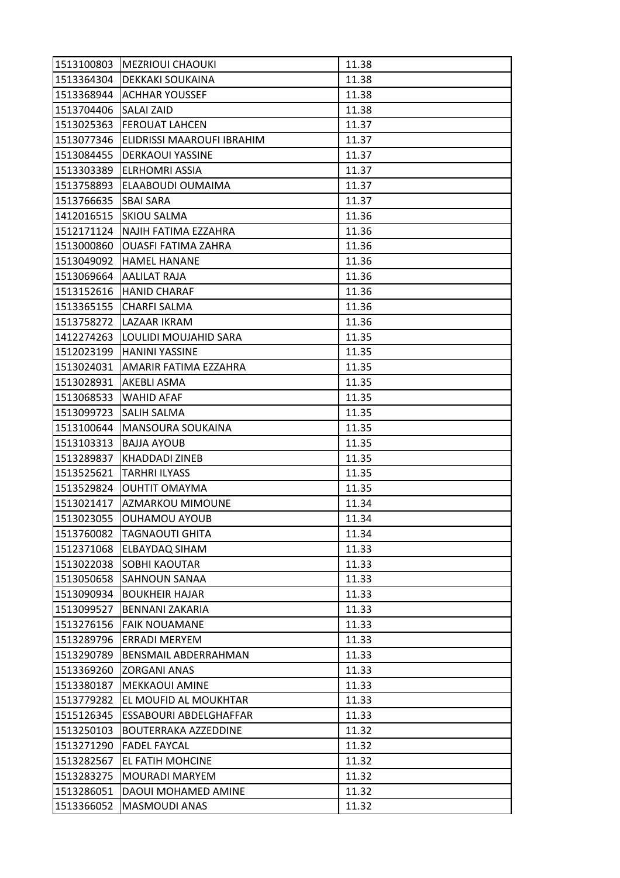| | | |
|---|---|---|
| 1513100803 | MEZRIOUI CHAOUKI | 11.38 |
| 1513364304 | DEKKAKI SOUKAINA | 11.38 |
| 1513368944 | ACHHAR YOUSSEF | 11.38 |
| 1513704406 | SALAI ZAID | 11.38 |
| 1513025363 | FEROUAT LAHCEN | 11.37 |
| 1513077346 | ELIDRISSI MAAROUFI IBRAHIM | 11.37 |
| 1513084455 | DERKAOUI YASSINE | 11.37 |
| 1513303389 | ELRHOMRI ASSIA | 11.37 |
| 1513758893 | ELAABOUDI OUMAIMA | 11.37 |
| 1513766635 | SBAI SARA | 11.37 |
| 1412016515 | SKIOU SALMA | 11.36 |
| 1512171124 | NAJIH FATIMA EZZAHRA | 11.36 |
| 1513000860 | OUASFI FATIMA ZAHRA | 11.36 |
| 1513049092 | HAMEL HANANE | 11.36 |
| 1513069664 | AALILAT RAJA | 11.36 |
| 1513152616 | HANID CHARAF | 11.36 |
| 1513365155 | CHARFI SALMA | 11.36 |
| 1513758272 | LAZAAR IKRAM | 11.36 |
| 1412274263 | LOULIDI MOUJAHID SARA | 11.35 |
| 1512023199 | HANINI YASSINE | 11.35 |
| 1513024031 | AMARIR FATIMA EZZAHRA | 11.35 |
| 1513028931 | AKEBLI ASMA | 11.35 |
| 1513068533 | WAHID AFAF | 11.35 |
| 1513099723 | SALIH SALMA | 11.35 |
| 1513100644 | MANSOURA SOUKAINA | 11.35 |
| 1513103313 | BAJJA AYOUB | 11.35 |
| 1513289837 | KHADDADI ZINEB | 11.35 |
| 1513525621 | TARHRI ILYASS | 11.35 |
| 1513529824 | OUHTIT OMAYMA | 11.35 |
| 1513021417 | AZMARKOU MIMOUNE | 11.34 |
| 1513023055 | OUHAMOU AYOUB | 11.34 |
| 1513760082 | TAGNAOUTI GHITA | 11.34 |
| 1512371068 | ELBAYDAQ SIHAM | 11.33 |
| 1513022038 | SOBHI KAOUTAR | 11.33 |
| 1513050658 | SAHNOUN SANAA | 11.33 |
| 1513090934 | BOUKHEIR HAJAR | 11.33 |
| 1513099527 | BENNANI ZAKARIA | 11.33 |
| 1513276156 | FAIK NOUAMANE | 11.33 |
| 1513289796 | ERRADI MERYEM | 11.33 |
| 1513290789 | BENSMAIL ABDERRAHMAN | 11.33 |
| 1513369260 | ZORGANI ANAS | 11.33 |
| 1513380187 | MEKKAOUI AMINE | 11.33 |
| 1513779282 | EL MOUFID AL MOUKHTAR | 11.33 |
| 1515126345 | ESSABOURI ABDELGHAFFAR | 11.33 |
| 1513250103 | BOUTERRAKA AZZEDDINE | 11.32 |
| 1513271290 | FADEL FAYCAL | 11.32 |
| 1513282567 | EL FATIH MOHCINE | 11.32 |
| 1513283275 | MOURADI MARYEM | 11.32 |
| 1513286051 | DAOUI MOHAMED AMINE | 11.32 |
| 1513366052 | MASMOUDI ANAS | 11.32 |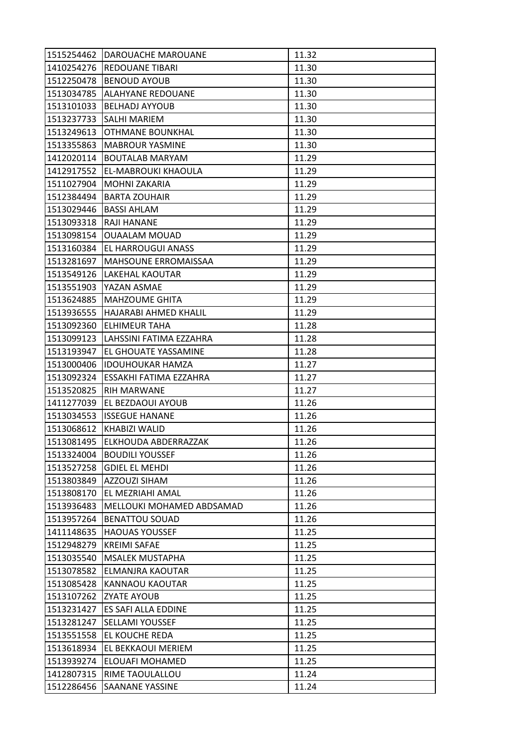| 1515254462 | DAROUACHE MAROUANE | 11.32 |
|---|---|---|
| 1410254276 | REDOUANE TIBARI | 11.30 |
| 1512250478 | BENOUD AYOUB | 11.30 |
| 1513034785 | ALAHYANE REDOUANE | 11.30 |
| 1513101033 | BELHADJ AYYOUB | 11.30 |
| 1513237733 | SALHI MARIEM | 11.30 |
| 1513249613 | OTHMANE BOUNKHAL | 11.30 |
| 1513355863 | MABROUR YASMINE | 11.30 |
| 1412020114 | BOUTALAB MARYAM | 11.29 |
| 1412917552 | EL-MABROUKI KHAOULA | 11.29 |
| 1511027904 | MOHNI ZAKARIA | 11.29 |
| 1512384494 | BARTA ZOUHAIR | 11.29 |
| 1513029446 | BASSI AHLAM | 11.29 |
| 1513093318 | RAJI HANANE | 11.29 |
| 1513098154 | OUAALAM MOUAD | 11.29 |
| 1513160384 | EL HARROUGUI ANASS | 11.29 |
| 1513281697 | MAHSOUNE ERROMAISSAA | 11.29 |
| 1513549126 | LAKEHAL KAOUTAR | 11.29 |
| 1513551903 | YAZAN ASMAE | 11.29 |
| 1513624885 | MAHZOUME GHITA | 11.29 |
| 1513936555 | HAJARABI AHMED KHALIL | 11.29 |
| 1513092360 | ELHIMEUR TAHA | 11.28 |
| 1513099123 | LAHSSINI FATIMA EZZAHRA | 11.28 |
| 1513193947 | EL GHOUATE YASSAMINE | 11.28 |
| 1513000406 | IDOUHOUKAR HAMZA | 11.27 |
| 1513092324 | ESSAKHI FATIMA EZZAHRA | 11.27 |
| 1513520825 | RIH MARWANE | 11.27 |
| 1411277039 | EL BEZDAOUI AYOUB | 11.26 |
| 1513034553 | ISSEGUE HANANE | 11.26 |
| 1513068612 | KHABIZI WALID | 11.26 |
| 1513081495 | ELKHOUDA ABDERRAZZAK | 11.26 |
| 1513324004 | BOUDILI YOUSSEF | 11.26 |
| 1513527258 | GDIEL EL MEHDI | 11.26 |
| 1513803849 | AZZOUZI SIHAM | 11.26 |
| 1513808170 | EL MEZRIAHI AMAL | 11.26 |
| 1513936483 | MELLOUKI MOHAMED ABDSAMAD | 11.26 |
| 1513957264 | BENATTOU SOUAD | 11.26 |
| 1411148635 | HAOUAS YOUSSEF | 11.25 |
| 1512948279 | KREIMI SAFAE | 11.25 |
| 1513035540 | MSALEK MUSTAPHA | 11.25 |
| 1513078582 | ELMANJRA KAOUTAR | 11.25 |
| 1513085428 | KANNAOU KAOUTAR | 11.25 |
| 1513107262 | ZYATE AYOUB | 11.25 |
| 1513231427 | ES SAFI ALLA EDDINE | 11.25 |
| 1513281247 | SELLAMI YOUSSEF | 11.25 |
| 1513551558 | EL KOUCHE REDA | 11.25 |
| 1513618934 | EL BEKKAOUI MERIEM | 11.25 |
| 1513939274 | ELOUAFI MOHAMED | 11.25 |
| 1412807315 | RIME TAOULALLOU | 11.24 |
| 1512286456 | SAANANE YASSINE | 11.24 |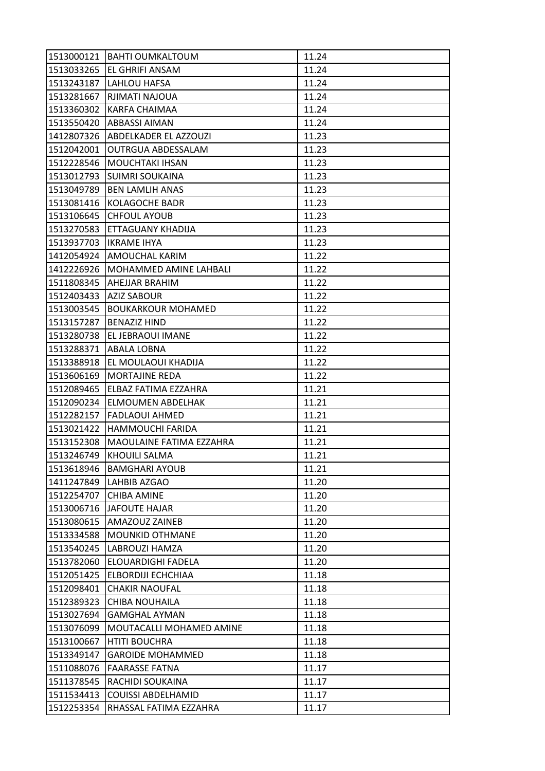| | | |
|---|---|---|
| 1513000121 | BAHTI OUMKALTOUM | 11.24 |
| 1513033265 | EL GHRIFI ANSAM | 11.24 |
| 1513243187 | LAHLOU HAFSA | 11.24 |
| 1513281667 | RJIMATI NAJOUA | 11.24 |
| 1513360302 | KARFA CHAIMAA | 11.24 |
| 1513550420 | ABBASSI AIMAN | 11.24 |
| 1412807326 | ABDELKADER EL AZZOUZI | 11.23 |
| 1512042001 | OUTRGUA ABDESSALAM | 11.23 |
| 1512228546 | MOUCHTAKI IHSAN | 11.23 |
| 1513012793 | SUIMRI SOUKAINA | 11.23 |
| 1513049789 | BEN LAMLIH ANAS | 11.23 |
| 1513081416 | KOLAGOCHE BADR | 11.23 |
| 1513106645 | CHFOUL AYOUB | 11.23 |
| 1513270583 | ETTAGUANY KHADIJA | 11.23 |
| 1513937703 | IKRAME IHYA | 11.23 |
| 1412054924 | AMOUCHAL KARIM | 11.22 |
| 1412226926 | MOHAMMED AMINE LAHBALI | 11.22 |
| 1511808345 | AHEJJAR BRAHIM | 11.22 |
| 1512403433 | AZIZ SABOUR | 11.22 |
| 1513003545 | BOUKARKOUR MOHAMED | 11.22 |
| 1513157287 | BENAZIZ HIND | 11.22 |
| 1513280738 | EL JEBRAOUI IMANE | 11.22 |
| 1513288371 | ABALA LOBNA | 11.22 |
| 1513388918 | EL MOULAOUI KHADIJA | 11.22 |
| 1513606169 | MORTAJINE REDA | 11.22 |
| 1512089465 | ELBAZ FATIMA EZZAHRA | 11.21 |
| 1512090234 | ELMOUMEN ABDELHAK | 11.21 |
| 1512282157 | FADLAOUI AHMED | 11.21 |
| 1513021422 | HAMMOUCHI FARIDA | 11.21 |
| 1513152308 | MAOULAINE FATIMA EZZAHRA | 11.21 |
| 1513246749 | KHOUILI SALMA | 11.21 |
| 1513618946 | BAMGHARI AYOUB | 11.21 |
| 1411247849 | LAHBIB AZGAO | 11.20 |
| 1512254707 | CHIBA AMINE | 11.20 |
| 1513006716 | JAFOUTE HAJAR | 11.20 |
| 1513080615 | AMAZOUZ ZAINEB | 11.20 |
| 1513334588 | MOUNKID OTHMANE | 11.20 |
| 1513540245 | LABROUZI HAMZA | 11.20 |
| 1513782060 | ELOUARDIGHI FADELA | 11.20 |
| 1512051425 | ELBORDIJI ECHCHIAA | 11.18 |
| 1512098401 | CHAKIR NAOUFAL | 11.18 |
| 1512389323 | CHIBA NOUHAILA | 11.18 |
| 1513027694 | GAMGHAL AYMAN | 11.18 |
| 1513076099 | MOUTACALLI MOHAMED AMINE | 11.18 |
| 1513100667 | HTITI BOUCHRA | 11.18 |
| 1513349147 | GAROIDE MOHAMMED | 11.18 |
| 1511088076 | FAARASSE FATNA | 11.17 |
| 1511378545 | RACHIDI SOUKAINA | 11.17 |
| 1511534413 | COUISSI ABDELHAMID | 11.17 |
| 1512253354 | RHASSAL FATIMA EZZAHRA | 11.17 |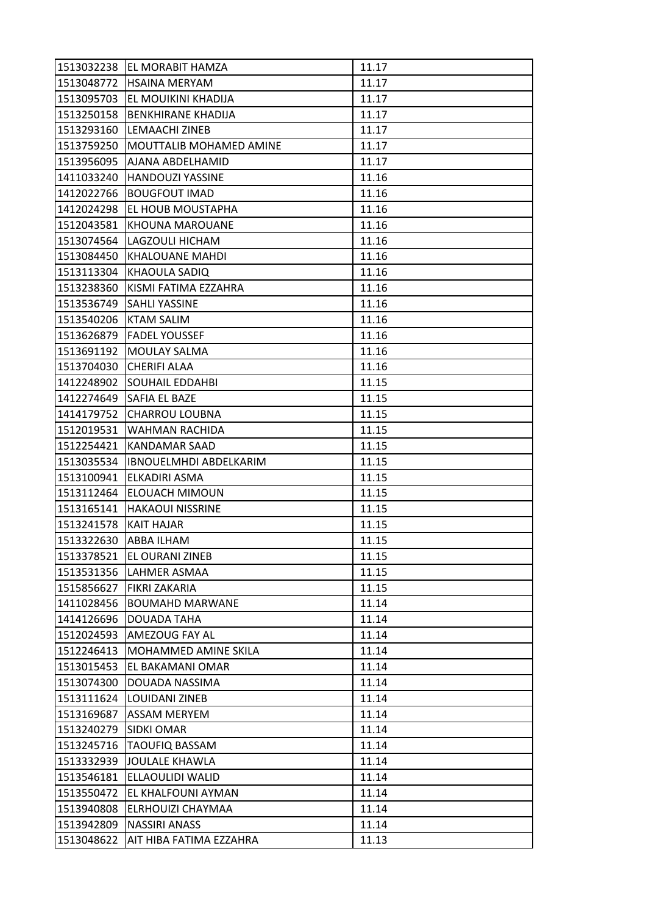| | | |
|---|---|---|
| 1513032238 | EL MORABIT HAMZA | 11.17 |
| 1513048772 | HSAINA MERYAM | 11.17 |
| 1513095703 | EL MOUIKINI KHADIJA | 11.17 |
| 1513250158 | BENKHIRANE KHADIJA | 11.17 |
| 1513293160 | LEMAACHI ZINEB | 11.17 |
| 1513759250 | MOUTTALIB MOHAMED AMINE | 11.17 |
| 1513956095 | AJANA ABDELHAMID | 11.17 |
| 1411033240 | HANDOUZI YASSINE | 11.16 |
| 1412022766 | BOUGFOUT IMAD | 11.16 |
| 1412024298 | EL HOUB MOUSTAPHA | 11.16 |
| 1512043581 | KHOUNA MAROUANE | 11.16 |
| 1513074564 | LAGZOULI HICHAM | 11.16 |
| 1513084450 | KHALOUANE MAHDI | 11.16 |
| 1513113304 | KHAOULA SADIQ | 11.16 |
| 1513238360 | KISMI FATIMA EZZAHRA | 11.16 |
| 1513536749 | SAHLI YASSINE | 11.16 |
| 1513540206 | KTAM SALIM | 11.16 |
| 1513626879 | FADEL YOUSSEF | 11.16 |
| 1513691192 | MOULAY SALMA | 11.16 |
| 1513704030 | CHERIFI ALAA | 11.16 |
| 1412248902 | SOUHAIL EDDAHBI | 11.15 |
| 1412274649 | SAFIA EL BAZE | 11.15 |
| 1414179752 | CHARROU LOUBNA | 11.15 |
| 1512019531 | WAHMAN RACHIDA | 11.15 |
| 1512254421 | KANDAMAR SAAD | 11.15 |
| 1513035534 | IBNOUELMHDI ABDELKARIM | 11.15 |
| 1513100941 | ELKADIRI ASMA | 11.15 |
| 1513112464 | ELOUACH MIMOUN | 11.15 |
| 1513165141 | HAKAOUI NISSRINE | 11.15 |
| 1513241578 | KAIT HAJAR | 11.15 |
| 1513322630 | ABBA ILHAM | 11.15 |
| 1513378521 | EL OURANI ZINEB | 11.15 |
| 1513531356 | LAHMER ASMAA | 11.15 |
| 1515856627 | FIKRI ZAKARIA | 11.15 |
| 1411028456 | BOUMAHD MARWANE | 11.14 |
| 1414126696 | DOUADA TAHA | 11.14 |
| 1512024593 | AMEZOUG FAY AL | 11.14 |
| 1512246413 | MOHAMMED AMINE SKILA | 11.14 |
| 1513015453 | EL BAKAMANI OMAR | 11.14 |
| 1513074300 | DOUADA NASSIMA | 11.14 |
| 1513111624 | LOUIDANI ZINEB | 11.14 |
| 1513169687 | ASSAM MERYEM | 11.14 |
| 1513240279 | SIDKI OMAR | 11.14 |
| 1513245716 | TAOUFIQ BASSAM | 11.14 |
| 1513332939 | JOULALE KHAWLA | 11.14 |
| 1513546181 | ELLAOULIDI WALID | 11.14 |
| 1513550472 | EL KHALFOUNI AYMAN | 11.14 |
| 1513940808 | ELRHOUIZI CHAYMAA | 11.14 |
| 1513942809 | NASSIRI ANASS | 11.14 |
| 1513048622 | AIT HIBA FATIMA EZZAHRA | 11.13 |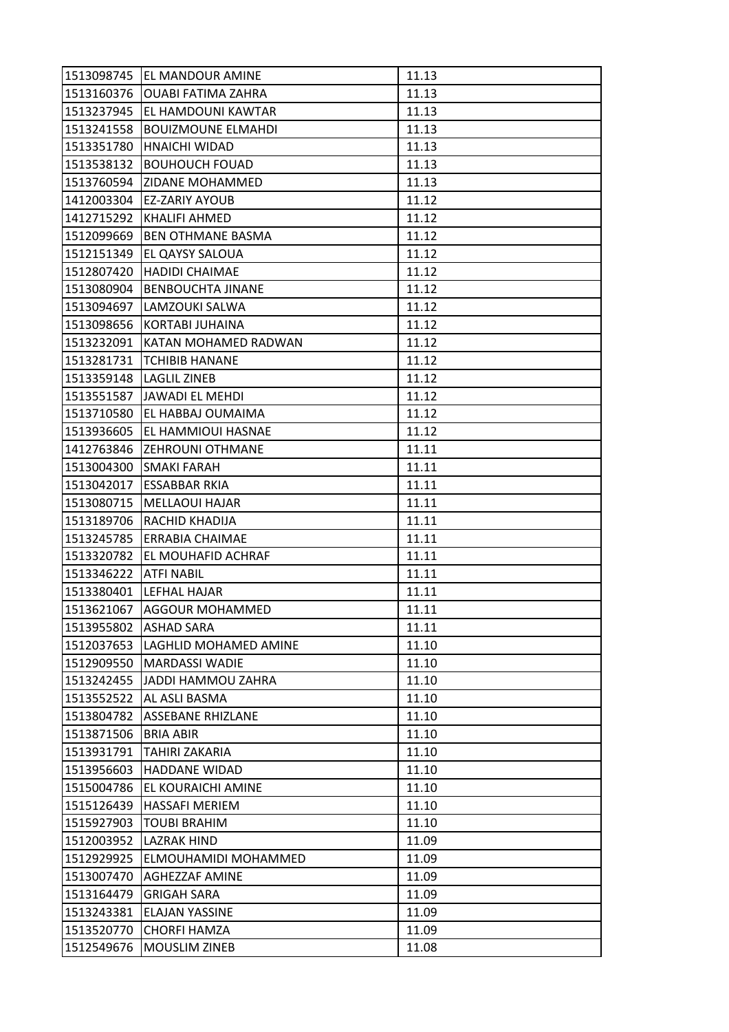| | | |
|---|---|---|
| 1513098745 | EL MANDOUR AMINE | 11.13 |
| 1513160376 | OUABI FATIMA ZAHRA | 11.13 |
| 1513237945 | EL HAMDOUNI KAWTAR | 11.13 |
| 1513241558 | BOUIZMOUNE ELMAHDI | 11.13 |
| 1513351780 | HNAICHI WIDAD | 11.13 |
| 1513538132 | BOUHOUCH FOUAD | 11.13 |
| 1513760594 | ZIDANE MOHAMMED | 11.13 |
| 1412003304 | EZ-ZARIY AYOUB | 11.12 |
| 1412715292 | KHALIFI AHMED | 11.12 |
| 1512099669 | BEN OTHMANE BASMA | 11.12 |
| 1512151349 | EL QAYSY SALOUA | 11.12 |
| 1512807420 | HADIDI CHAIMAE | 11.12 |
| 1513080904 | BENBOUCHTA JINANE | 11.12 |
| 1513094697 | LAMZOUKI SALWA | 11.12 |
| 1513098656 | KORTABI JUHAINA | 11.12 |
| 1513232091 | KATAN MOHAMED RADWAN | 11.12 |
| 1513281731 | TCHIBIB HANANE | 11.12 |
| 1513359148 | LAGLIL ZINEB | 11.12 |
| 1513551587 | JAWADI EL MEHDI | 11.12 |
| 1513710580 | EL HABBAJ OUMAIMA | 11.12 |
| 1513936605 | EL HAMMIOUI HASNAE | 11.12 |
| 1412763846 | ZEHROUNI OTHMANE | 11.11 |
| 1513004300 | SMAKI FARAH | 11.11 |
| 1513042017 | ESSABBAR RKIA | 11.11 |
| 1513080715 | MELLAOUI HAJAR | 11.11 |
| 1513189706 | RACHID KHADIJA | 11.11 |
| 1513245785 | ERRABIA CHAIMAE | 11.11 |
| 1513320782 | EL MOUHAFID ACHRAF | 11.11 |
| 1513346222 | ATFI NABIL | 11.11 |
| 1513380401 | LEFHAL HAJAR | 11.11 |
| 1513621067 | AGGOUR MOHAMMED | 11.11 |
| 1513955802 | ASHAD SARA | 11.11 |
| 1512037653 | LAGHLID MOHAMED AMINE | 11.10 |
| 1512909550 | MARDASSI WADIE | 11.10 |
| 1513242455 | JADDI HAMMOU ZAHRA | 11.10 |
| 1513552522 | AL ASLI BASMA | 11.10 |
| 1513804782 | ASSEBANE RHIZLANE | 11.10 |
| 1513871506 | BRIA ABIR | 11.10 |
| 1513931791 | TAHIRI ZAKARIA | 11.10 |
| 1513956603 | HADDANE WIDAD | 11.10 |
| 1515004786 | EL KOURAICHI AMINE | 11.10 |
| 1515126439 | HASSAFI MERIEM | 11.10 |
| 1515927903 | TOUBI BRAHIM | 11.10 |
| 1512003952 | LAZRAK HIND | 11.09 |
| 1512929925 | ELMOUHAMIDI MOHAMMED | 11.09 |
| 1513007470 | AGHEZZAF AMINE | 11.09 |
| 1513164479 | GRIGAH SARA | 11.09 |
| 1513243381 | ELAJAN YASSINE | 11.09 |
| 1513520770 | CHORFI HAMZA | 11.09 |
| 1512549676 | MOUSLIM ZINEB | 11.08 |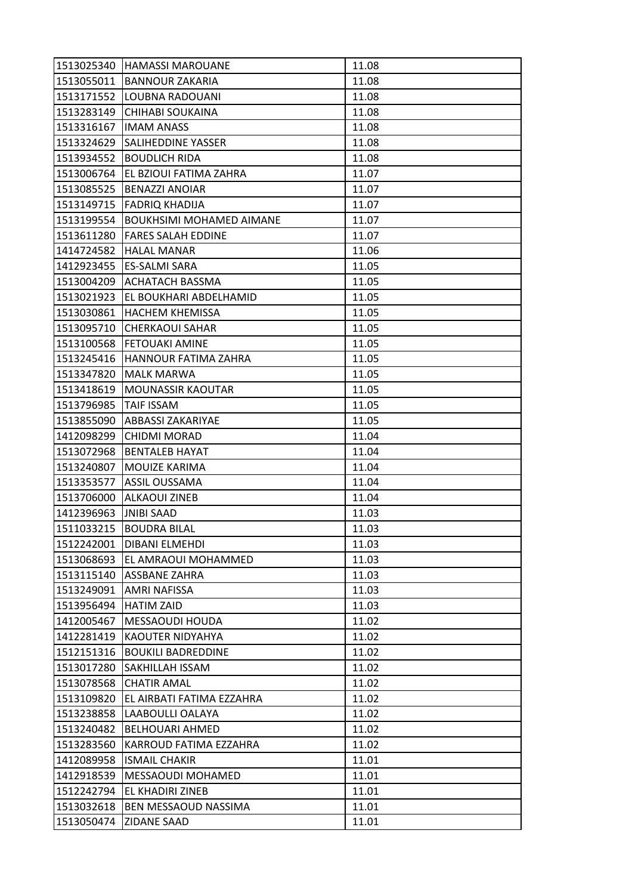| 1513025340 | HAMASSI MAROUANE | 11.08 |
|---|---|---|
| 1513055011 | BANNOUR ZAKARIA | 11.08 |
| 1513171552 | LOUBNA RADOUANI | 11.08 |
| 1513283149 | CHIHABI SOUKAINA | 11.08 |
| 1513316167 | IMAM ANASS | 11.08 |
| 1513324629 | SALIHEDDINE YASSER | 11.08 |
| 1513934552 | BOUDLICH RIDA | 11.08 |
| 1513006764 | EL BZIOUI FATIMA ZAHRA | 11.07 |
| 1513085525 | BENAZZI ANOIAR | 11.07 |
| 1513149715 | FADRIQ KHADIJA | 11.07 |
| 1513199554 | BOUKHSIMI MOHAMED AIMANE | 11.07 |
| 1513611280 | FARES SALAH EDDINE | 11.07 |
| 1414724582 | HALAL MANAR | 11.06 |
| 1412923455 | ES-SALMI SARA | 11.05 |
| 1513004209 | ACHATACH BASSMA | 11.05 |
| 1513021923 | EL BOUKHARI ABDELHAMID | 11.05 |
| 1513030861 | HACHEM KHEMISSA | 11.05 |
| 1513095710 | CHERKAOUI SAHAR | 11.05 |
| 1513100568 | FETOUAKI AMINE | 11.05 |
| 1513245416 | HANNOUR FATIMA ZAHRA | 11.05 |
| 1513347820 | MALK MARWA | 11.05 |
| 1513418619 | MOUNASSIR KAOUTAR | 11.05 |
| 1513796985 | TAIF ISSAM | 11.05 |
| 1513855090 | ABBASSI ZAKARIYAE | 11.05 |
| 1412098299 | CHIDMI MORAD | 11.04 |
| 1513072968 | BENTALEB HAYAT | 11.04 |
| 1513240807 | MOUIZE KARIMA | 11.04 |
| 1513353577 | ASSIL OUSSAMA | 11.04 |
| 1513706000 | ALKAOUI ZINEB | 11.04 |
| 1412396963 | JNIBI SAAD | 11.03 |
| 1511033215 | BOUDRA BILAL | 11.03 |
| 1512242001 | DIBANI ELMEHDI | 11.03 |
| 1513068693 | EL AMRAOUI MOHAMMED | 11.03 |
| 1513115140 | ASSBANE ZAHRA | 11.03 |
| 1513249091 | AMRI NAFISSA | 11.03 |
| 1513956494 | HATIM ZAID | 11.03 |
| 1412005467 | MESSAOUDI HOUDA | 11.02 |
| 1412281419 | KAOUTER NIDYAHYA | 11.02 |
| 1512151316 | BOUKILI BADREDDINE | 11.02 |
| 1513017280 | SAKHILLAH ISSAM | 11.02 |
| 1513078568 | CHATIR AMAL | 11.02 |
| 1513109820 | EL AIRBATI FATIMA EZZAHRA | 11.02 |
| 1513238858 | LAABOULLI OALAYA | 11.02 |
| 1513240482 | BELHOUARI AHMED | 11.02 |
| 1513283560 | KARROUD FATIMA EZZAHRA | 11.02 |
| 1412089958 | ISMAIL CHAKIR | 11.01 |
| 1412918539 | MESSAOUDI MOHAMED | 11.01 |
| 1512242794 | EL KHADIRI ZINEB | 11.01 |
| 1513032618 | BEN MESSAOUD NASSIMA | 11.01 |
| 1513050474 | ZIDANE SAAD | 11.01 |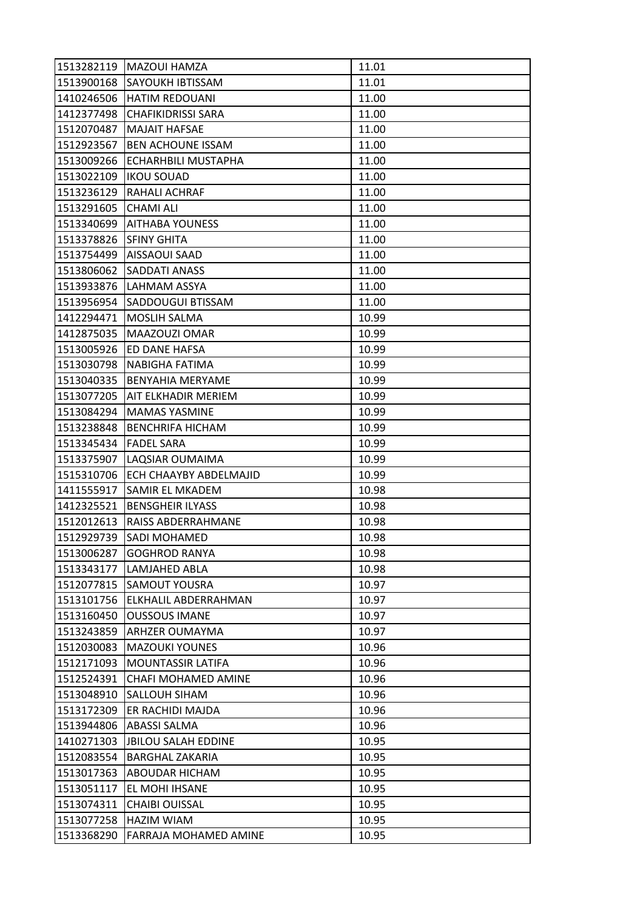| 1513282119 | MAZOUI HAMZA | 11.01 |
|---|---|---|
| 1513900168 | SAYOUKH IBTISSAM | 11.01 |
| 1410246506 | HATIM REDOUANI | 11.00 |
| 1412377498 | CHAFIKIDRISSI SARA | 11.00 |
| 1512070487 | MAJAIT HAFSAE | 11.00 |
| 1512923567 | BEN ACHOUNE ISSAM | 11.00 |
| 1513009266 | ECHARHBILI MUSTAPHA | 11.00 |
| 1513022109 | IKOU SOUAD | 11.00 |
| 1513236129 | RAHALI ACHRAF | 11.00 |
| 1513291605 | CHAMI ALI | 11.00 |
| 1513340699 | AITHABA YOUNESS | 11.00 |
| 1513378826 | SFINY GHITA | 11.00 |
| 1513754499 | AISSAOUI SAAD | 11.00 |
| 1513806062 | SADDATI ANASS | 11.00 |
| 1513933876 | LAHMAM ASSYA | 11.00 |
| 1513956954 | SADDOUGUI BTISSAM | 11.00 |
| 1412294471 | MOSLIH SALMA | 10.99 |
| 1412875035 | MAAZOUZI OMAR | 10.99 |
| 1513005926 | ED DANE HAFSA | 10.99 |
| 1513030798 | NABIGHA FATIMA | 10.99 |
| 1513040335 | BENYAHIA MERYAME | 10.99 |
| 1513077205 | AIT ELKHADIR MERIEM | 10.99 |
| 1513084294 | MAMAS YASMINE | 10.99 |
| 1513238848 | BENCHRIFA HICHAM | 10.99 |
| 1513345434 | FADEL SARA | 10.99 |
| 1513375907 | LAQSIAR OUMAIMA | 10.99 |
| 1515310706 | ECH CHAAYBY ABDELMAJID | 10.99 |
| 1411555917 | SAMIR EL MKADEM | 10.98 |
| 1412325521 | BENSGHEIR ILYASS | 10.98 |
| 1512012613 | RAISS ABDERRAHMANE | 10.98 |
| 1512929739 | SADI MOHAMED | 10.98 |
| 1513006287 | GOGHROD RANYA | 10.98 |
| 1513343177 | LAMJAHED ABLA | 10.98 |
| 1512077815 | SAMOUT YOUSRA | 10.97 |
| 1513101756 | ELKHALIL ABDERRAHMAN | 10.97 |
| 1513160450 | OUSSOUS IMANE | 10.97 |
| 1513243859 | ARHZER OUMAYMA | 10.97 |
| 1512030083 | MAZOUKI YOUNES | 10.96 |
| 1512171093 | MOUNTASSIR LATIFA | 10.96 |
| 1512524391 | CHAFI MOHAMED AMINE | 10.96 |
| 1513048910 | SALLOUH SIHAM | 10.96 |
| 1513172309 | ER RACHIDI MAJDA | 10.96 |
| 1513944806 | ABASSI SALMA | 10.96 |
| 1410271303 | JBILOU SALAH EDDINE | 10.95 |
| 1512083554 | BARGHAL ZAKARIA | 10.95 |
| 1513017363 | ABOUDAR HICHAM | 10.95 |
| 1513051117 | EL MOHI IHSANE | 10.95 |
| 1513074311 | CHAIBI OUISSAL | 10.95 |
| 1513077258 | HAZIM WIAM | 10.95 |
| 1513368290 | FARRAJA MOHAMED AMINE | 10.95 |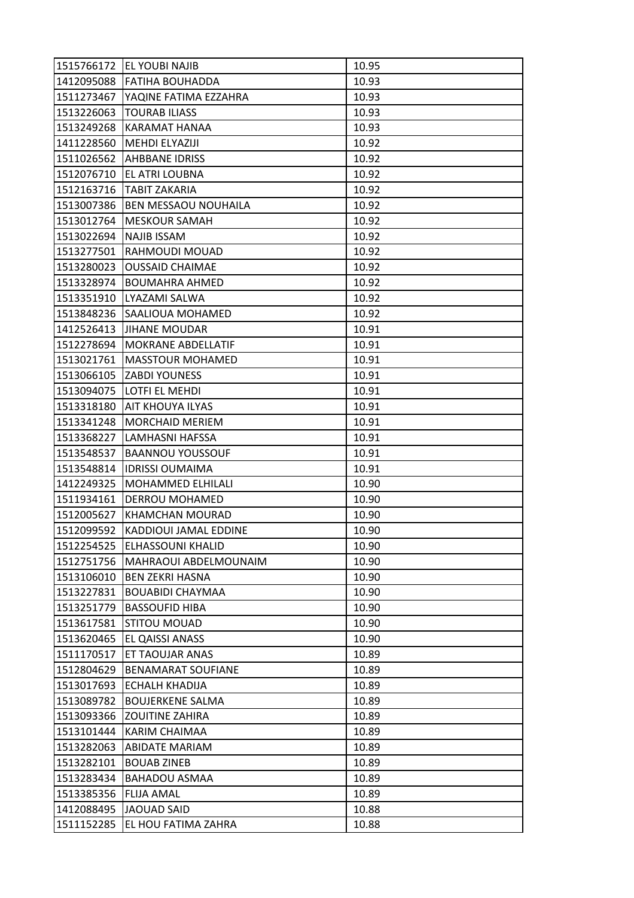| | | |
|---|---|---|
| 1515766172 | EL YOUBI NAJIB | 10.95 |
| 1412095088 | FATIHA BOUHADDA | 10.93 |
| 1511273467 | YAQINE FATIMA EZZAHRA | 10.93 |
| 1513226063 | TOURAB ILIASS | 10.93 |
| 1513249268 | KARAMAT HANAA | 10.93 |
| 1411228560 | MEHDI ELYAZIJI | 10.92 |
| 1511026562 | AHBBANE IDRISS | 10.92 |
| 1512076710 | EL ATRI LOUBNA | 10.92 |
| 1512163716 | TABIT ZAKARIA | 10.92 |
| 1513007386 | BEN MESSAOU NOUHAILA | 10.92 |
| 1513012764 | MESKOUR SAMAH | 10.92 |
| 1513022694 | NAJIB ISSAM | 10.92 |
| 1513277501 | RAHMOUDI MOUAD | 10.92 |
| 1513280023 | OUSSAID CHAIMAE | 10.92 |
| 1513328974 | BOUMAHRA AHMED | 10.92 |
| 1513351910 | LYAZAMI SALWA | 10.92 |
| 1513848236 | SAALIOUA MOHAMED | 10.92 |
| 1412526413 | JIHANE MOUDAR | 10.91 |
| 1512278694 | MOKRANE ABDELLATIF | 10.91 |
| 1513021761 | MASSTOUR MOHAMED | 10.91 |
| 1513066105 | ZABDI YOUNESS | 10.91 |
| 1513094075 | LOTFI EL MEHDI | 10.91 |
| 1513318180 | AIT KHOUYA ILYAS | 10.91 |
| 1513341248 | MORCHAID MERIEM | 10.91 |
| 1513368227 | LAMHASNI HAFSSA | 10.91 |
| 1513548537 | BAANNOU YOUSSOUF | 10.91 |
| 1513548814 | IDRISSI OUMAIMA | 10.91 |
| 1412249325 | MOHAMMED ELHILALI | 10.90 |
| 1511934161 | DERROU MOHAMED | 10.90 |
| 1512005627 | KHAMCHAN MOURAD | 10.90 |
| 1512099592 | KADDIOUI JAMAL EDDINE | 10.90 |
| 1512254525 | ELHASSOUNI KHALID | 10.90 |
| 1512751756 | MAHRAOUI ABDELMOUNAIM | 10.90 |
| 1513106010 | BEN ZEKRI HASNA | 10.90 |
| 1513227831 | BOUABIDI CHAYMAA | 10.90 |
| 1513251779 | BASSOUFID HIBA | 10.90 |
| 1513617581 | STITOU MOUAD | 10.90 |
| 1513620465 | EL QAISSI ANASS | 10.90 |
| 1511170517 | ET TAOUJAR ANAS | 10.89 |
| 1512804629 | BENAMARAT SOUFIANE | 10.89 |
| 1513017693 | ECHALH KHADIJA | 10.89 |
| 1513089782 | BOUJERKENE SALMA | 10.89 |
| 1513093366 | ZOUITINE ZAHIRA | 10.89 |
| 1513101444 | KARIM CHAIMAA | 10.89 |
| 1513282063 | ABIDATE MARIAM | 10.89 |
| 1513282101 | BOUAB ZINEB | 10.89 |
| 1513283434 | BAHADOU ASMAA | 10.89 |
| 1513385356 | FLIJA AMAL | 10.89 |
| 1412088495 | JAOUAD SAID | 10.88 |
| 1511152285 | EL HOU FATIMA ZAHRA | 10.88 |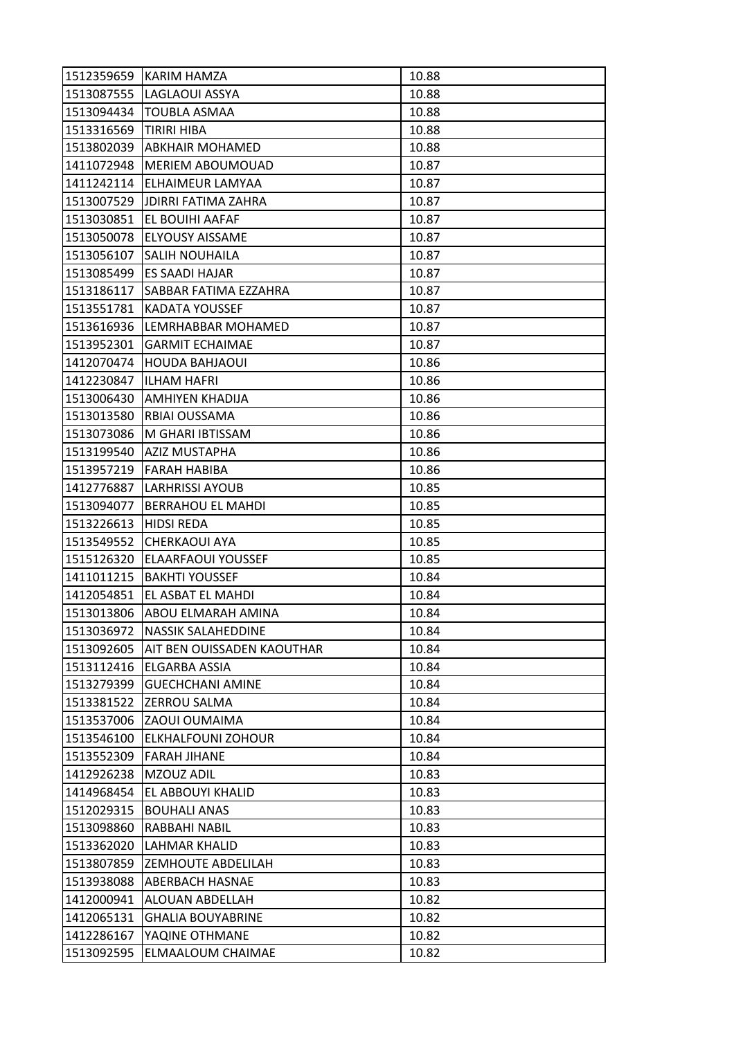| | | |
|---|---|---|
| 1512359659 | KARIM HAMZA | 10.88 |
| 1513087555 | LAGLAOUI ASSYA | 10.88 |
| 1513094434 | TOUBLA ASMAA | 10.88 |
| 1513316569 | TIRIRI HIBA | 10.88 |
| 1513802039 | ABKHAIR MOHAMED | 10.88 |
| 1411072948 | MERIEM ABOUMOUAD | 10.87 |
| 1411242114 | ELHAIMEUR LAMYAA | 10.87 |
| 1513007529 | JDIRRI FATIMA ZAHRA | 10.87 |
| 1513030851 | EL BOUIHI AAFAF | 10.87 |
| 1513050078 | ELYOUSY AISSAME | 10.87 |
| 1513056107 | SALIH NOUHAILA | 10.87 |
| 1513085499 | ES SAADI HAJAR | 10.87 |
| 1513186117 | SABBAR FATIMA EZZAHRA | 10.87 |
| 1513551781 | KADATA YOUSSEF | 10.87 |
| 1513616936 | LEMRHABBAR MOHAMED | 10.87 |
| 1513952301 | GARMIT ECHAIMAE | 10.87 |
| 1412070474 | HOUDA BAHJAOUI | 10.86 |
| 1412230847 | ILHAM HAFRI | 10.86 |
| 1513006430 | AMHIYEN KHADIJA | 10.86 |
| 1513013580 | RBIAI OUSSAMA | 10.86 |
| 1513073086 | M GHARI IBTISSAM | 10.86 |
| 1513199540 | AZIZ MUSTAPHA | 10.86 |
| 1513957219 | FARAH HABIBA | 10.86 |
| 1412776887 | LARHRISSI AYOUB | 10.85 |
| 1513094077 | BERRAHOU EL MAHDI | 10.85 |
| 1513226613 | HIDSI REDA | 10.85 |
| 1513549552 | CHERKAOUI AYA | 10.85 |
| 1515126320 | ELAARFAOUI YOUSSEF | 10.85 |
| 1411011215 | BAKHTI YOUSSEF | 10.84 |
| 1412054851 | EL ASBAT EL MAHDI | 10.84 |
| 1513013806 | ABOU ELMARAH AMINA | 10.84 |
| 1513036972 | NASSIK SALAHEDDINE | 10.84 |
| 1513092605 | AIT BEN OUISSADEN KAOUTHAR | 10.84 |
| 1513112416 | ELGARBA ASSIA | 10.84 |
| 1513279399 | GUECHCHANI AMINE | 10.84 |
| 1513381522 | ZERROU SALMA | 10.84 |
| 1513537006 | ZAOUI OUMAIMA | 10.84 |
| 1513546100 | ELKHALFOUNI ZOHOUR | 10.84 |
| 1513552309 | FARAH JIHANE | 10.84 |
| 1412926238 | MZOUZ ADIL | 10.83 |
| 1414968454 | EL ABBOUYI KHALID | 10.83 |
| 1512029315 | BOUHALI ANAS | 10.83 |
| 1513098860 | RABBAHI NABIL | 10.83 |
| 1513362020 | LAHMAR KHALID | 10.83 |
| 1513807859 | ZEMHOUTE ABDELILAH | 10.83 |
| 1513938088 | ABERBACH HASNAE | 10.83 |
| 1412000941 | ALOUAN ABDELLAH | 10.82 |
| 1412065131 | GHALIA BOUYABRINE | 10.82 |
| 1412286167 | YAQINE OTHMANE | 10.82 |
| 1513092595 | ELMAALOUM CHAIMAE | 10.82 |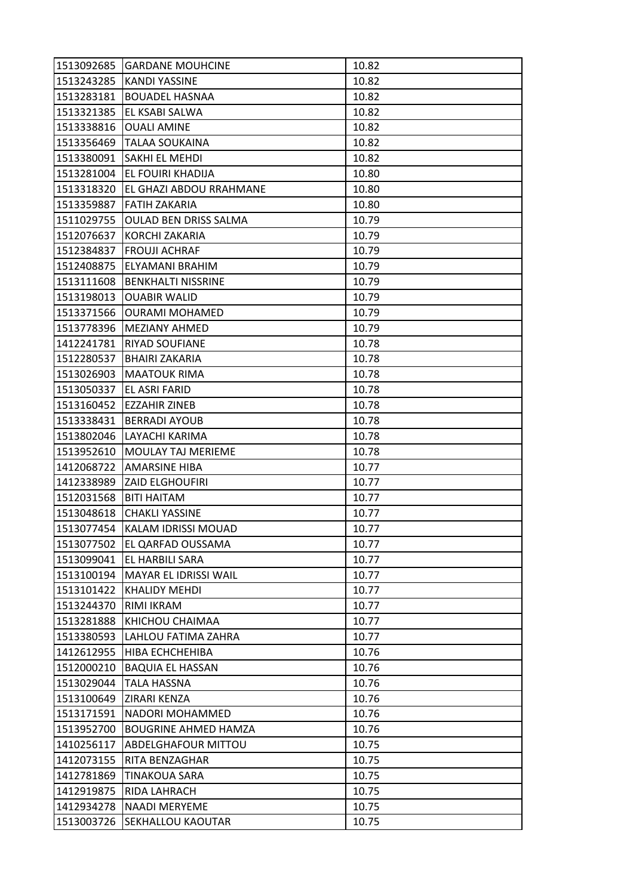| | | |
|---|---|---|
| 1513092685 | GARDANE MOUHCINE | 10.82 |
| 1513243285 | KANDI YASSINE | 10.82 |
| 1513283181 | BOUADEL HASNAA | 10.82 |
| 1513321385 | EL KSABI SALWA | 10.82 |
| 1513338816 | OUALI AMINE | 10.82 |
| 1513356469 | TALAA SOUKAINA | 10.82 |
| 1513380091 | SAKHI EL MEHDI | 10.82 |
| 1513281004 | EL FOUIRI KHADIJA | 10.80 |
| 1513318320 | EL GHAZI ABDOU RRAHMANE | 10.80 |
| 1513359887 | FATIH ZAKARIA | 10.80 |
| 1511029755 | OULAD BEN DRISS SALMA | 10.79 |
| 1512076637 | KORCHI ZAKARIA | 10.79 |
| 1512384837 | FROUJI ACHRAF | 10.79 |
| 1512408875 | ELYAMANI BRAHIM | 10.79 |
| 1513111608 | BENKHALTI NISSRINE | 10.79 |
| 1513198013 | OUABIR WALID | 10.79 |
| 1513371566 | OURAMI MOHAMED | 10.79 |
| 1513778396 | MEZIANY AHMED | 10.79 |
| 1412241781 | RIYAD SOUFIANE | 10.78 |
| 1512280537 | BHAIRI ZAKARIA | 10.78 |
| 1513026903 | MAATOUK RIMA | 10.78 |
| 1513050337 | EL ASRI FARID | 10.78 |
| 1513160452 | EZZAHIR ZINEB | 10.78 |
| 1513338431 | BERRADI AYOUB | 10.78 |
| 1513802046 | LAYACHI KARIMA | 10.78 |
| 1513952610 | MOULAY TAJ MERIEME | 10.78 |
| 1412068722 | AMARSINE HIBA | 10.77 |
| 1412338989 | ZAID ELGHOUFIRI | 10.77 |
| 1512031568 | BITI HAITAM | 10.77 |
| 1513048618 | CHAKLI YASSINE | 10.77 |
| 1513077454 | KALAM IDRISSI MOUAD | 10.77 |
| 1513077502 | EL QARFAD OUSSAMA | 10.77 |
| 1513099041 | EL HARBILI SARA | 10.77 |
| 1513100194 | MAYAR EL IDRISSI WAIL | 10.77 |
| 1513101422 | KHALIDY MEHDI | 10.77 |
| 1513244370 | RIMI IKRAM | 10.77 |
| 1513281888 | KHICHOU CHAIMAA | 10.77 |
| 1513380593 | LAHLOU FATIMA ZAHRA | 10.77 |
| 1412612955 | HIBA ECHCHEHIBA | 10.76 |
| 1512000210 | BAQUIA EL HASSAN | 10.76 |
| 1513029044 | TALA HASSNA | 10.76 |
| 1513100649 | ZIRARI KENZA | 10.76 |
| 1513171591 | NADORI MOHAMMED | 10.76 |
| 1513952700 | BOUGRINE AHMED HAMZA | 10.76 |
| 1410256117 | ABDELGHAFOUR MITTOU | 10.75 |
| 1412073155 | RITA BENZAGHAR | 10.75 |
| 1412781869 | TINAKOUA SARA | 10.75 |
| 1412919875 | RIDA LAHRACH | 10.75 |
| 1412934278 | NAADI MERYEME | 10.75 |
| 1513003726 | SEKHALLOU KAOUTAR | 10.75 |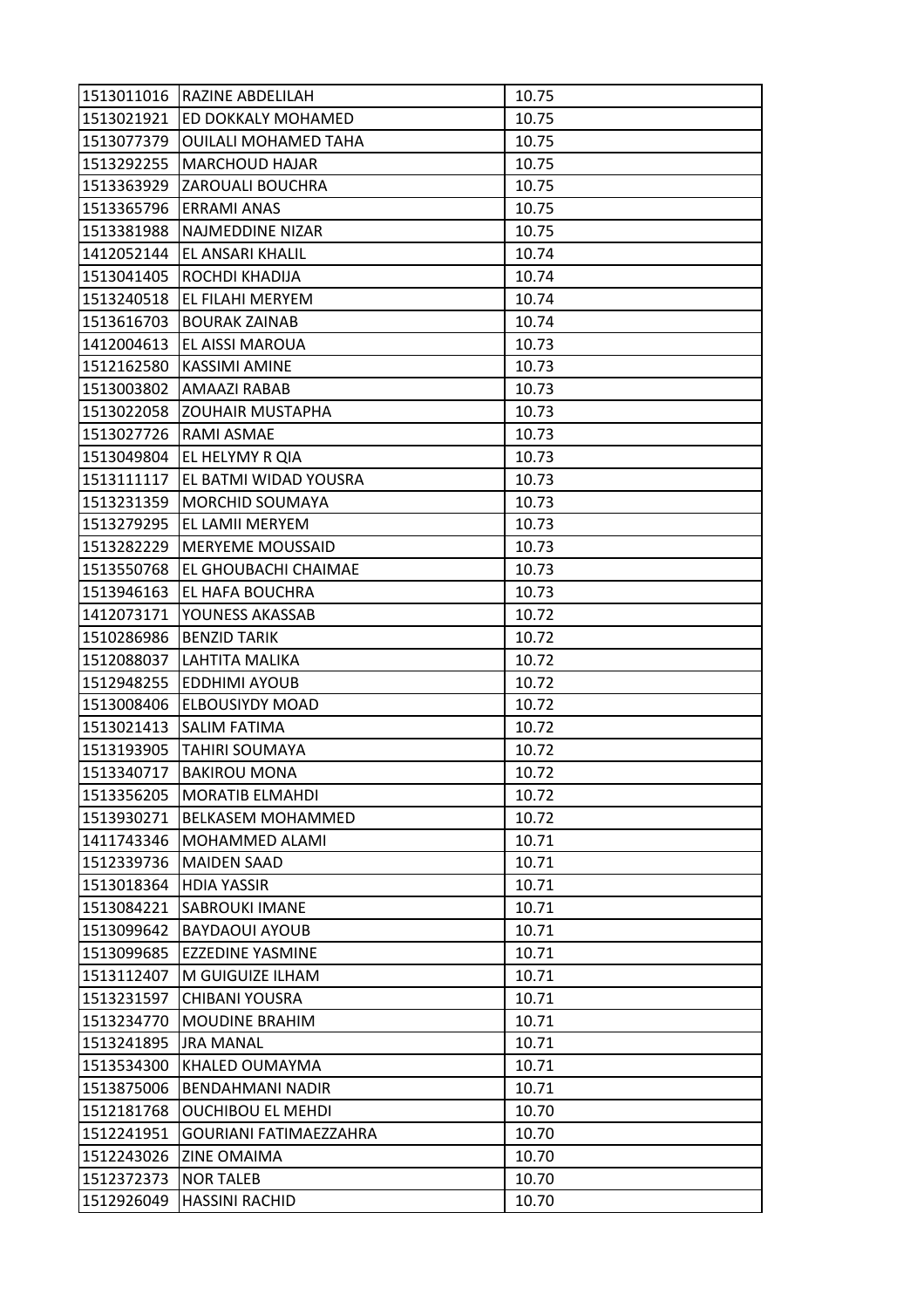| | | |
|---|---|---|
| 1513011016 | RAZINE ABDELILAH | 10.75 |
| 1513021921 | ED DOKKALY MOHAMED | 10.75 |
| 1513077379 | OUILALI MOHAMED TAHA | 10.75 |
| 1513292255 | MARCHOUD HAJAR | 10.75 |
| 1513363929 | ZAROUALI BOUCHRA | 10.75 |
| 1513365796 | ERRAMI ANAS | 10.75 |
| 1513381988 | NAJMEDDINE NIZAR | 10.75 |
| 1412052144 | EL ANSARI KHALIL | 10.74 |
| 1513041405 | ROCHDI KHADIJA | 10.74 |
| 1513240518 | EL FILAHI MERYEM | 10.74 |
| 1513616703 | BOURAK ZAINAB | 10.74 |
| 1412004613 | EL AISSI MAROUA | 10.73 |
| 1512162580 | KASSIMI AMINE | 10.73 |
| 1513003802 | AMAAZI RABAB | 10.73 |
| 1513022058 | ZOUHAIR MUSTAPHA | 10.73 |
| 1513027726 | RAMI ASMAE | 10.73 |
| 1513049804 | EL HELYMY R QIA | 10.73 |
| 1513111117 | EL BATMI WIDAD YOUSRA | 10.73 |
| 1513231359 | MORCHID SOUMAYA | 10.73 |
| 1513279295 | EL LAMII MERYEM | 10.73 |
| 1513282229 | MERYEME MOUSSAID | 10.73 |
| 1513550768 | EL GHOUBACHI CHAIMAE | 10.73 |
| 1513946163 | EL HAFA BOUCHRA | 10.73 |
| 1412073171 | YOUNESS AKASSAB | 10.72 |
| 1510286986 | BENZID TARIK | 10.72 |
| 1512088037 | LAHTITA MALIKA | 10.72 |
| 1512948255 | EDDHIMI AYOUB | 10.72 |
| 1513008406 | ELBOUSIYDY MOAD | 10.72 |
| 1513021413 | SALIM FATIMA | 10.72 |
| 1513193905 | TAHIRI SOUMAYA | 10.72 |
| 1513340717 | BAKIROU MONA | 10.72 |
| 1513356205 | MORATIB ELMAHDI | 10.72 |
| 1513930271 | BELKASEM MOHAMMED | 10.72 |
| 1411743346 | MOHAMMED ALAMI | 10.71 |
| 1512339736 | MAIDEN SAAD | 10.71 |
| 1513018364 | HDIA YASSIR | 10.71 |
| 1513084221 | SABROUKI IMANE | 10.71 |
| 1513099642 | BAYDAOUI AYOUB | 10.71 |
| 1513099685 | EZZEDINE YASMINE | 10.71 |
| 1513112407 | M GUIGUIZE ILHAM | 10.71 |
| 1513231597 | CHIBANI YOUSRA | 10.71 |
| 1513234770 | MOUDINE BRAHIM | 10.71 |
| 1513241895 | JRA MANAL | 10.71 |
| 1513534300 | KHALED OUMAYMA | 10.71 |
| 1513875006 | BENDAHMANI NADIR | 10.71 |
| 1512181768 | OUCHIBOU EL MEHDI | 10.70 |
| 1512241951 | GOURIANI FATIMAEZZAHRA | 10.70 |
| 1512243026 | ZINE OMAIMA | 10.70 |
| 1512372373 | NOR TALEB | 10.70 |
| 1512926049 | HASSINI RACHID | 10.70 |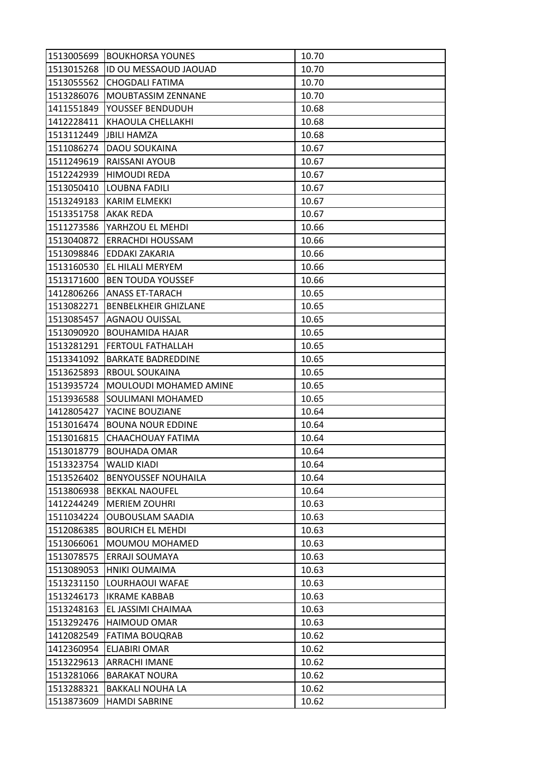| 1513005699 | BOUKHORSA YOUNES | 10.70 |
|---|---|---|
| 1513015268 | ID OU MESSAOUD JAOUAD | 10.70 |
| 1513055562 | CHOGDALI FATIMA | 10.70 |
| 1513286076 | MOUBTASSIM ZENNANE | 10.70 |
| 1411551849 | YOUSSEF BENDUDUH | 10.68 |
| 1412228411 | KHAOULA CHELLAKHI | 10.68 |
| 1513112449 | JBILI HAMZA | 10.68 |
| 1511086274 | DAOU SOUKAINA | 10.67 |
| 1511249619 | RAISSANI AYOUB | 10.67 |
| 1512242939 | HIMOUDI REDA | 10.67 |
| 1513050410 | LOUBNA FADILI | 10.67 |
| 1513249183 | KARIM ELMEKKI | 10.67 |
| 1513351758 | AKAK REDA | 10.67 |
| 1511273586 | YARHZOU EL MEHDI | 10.66 |
| 1513040872 | ERRACHDI HOUSSAM | 10.66 |
| 1513098846 | EDDAKI ZAKARIA | 10.66 |
| 1513160530 | EL HILALI MERYEM | 10.66 |
| 1513171600 | BEN TOUDA YOUSSEF | 10.66 |
| 1412806266 | ANASS ET-TARACH | 10.65 |
| 1513082271 | BENBELKHEIR GHIZLANE | 10.65 |
| 1513085457 | AGNAOU OUISSAL | 10.65 |
| 1513090920 | BOUHAMIDA HAJAR | 10.65 |
| 1513281291 | FERTOUL FATHALLAH | 10.65 |
| 1513341092 | BARKATE BADREDDINE | 10.65 |
| 1513625893 | RBOUL SOUKAINA | 10.65 |
| 1513935724 | MOULOUDI MOHAMED AMINE | 10.65 |
| 1513936588 | SOULIMANI MOHAMED | 10.65 |
| 1412805427 | YACINE BOUZIANE | 10.64 |
| 1513016474 | BOUNA NOUR EDDINE | 10.64 |
| 1513016815 | CHAACHOUAY FATIMA | 10.64 |
| 1513018779 | BOUHADA OMAR | 10.64 |
| 1513323754 | WALID KIADI | 10.64 |
| 1513526402 | BENYOUSSEF NOUHAILA | 10.64 |
| 1513806938 | BEKKAL NAOUFEL | 10.64 |
| 1412244249 | MERIEM ZOUHRI | 10.63 |
| 1511034224 | OUBOUSLAM SAADIA | 10.63 |
| 1512086385 | BOURICH EL MEHDI | 10.63 |
| 1513066061 | MOUMOU MOHAMED | 10.63 |
| 1513078575 | ERRAJI SOUMAYA | 10.63 |
| 1513089053 | HNIKI OUMAIMA | 10.63 |
| 1513231150 | LOURHAOUI WAFAE | 10.63 |
| 1513246173 | IKRAME KABBAB | 10.63 |
| 1513248163 | EL JASSIMI CHAIMAA | 10.63 |
| 1513292476 | HAIMOUD OMAR | 10.63 |
| 1412082549 | FATIMA BOUQRAB | 10.62 |
| 1412360954 | ELJABIRI OMAR | 10.62 |
| 1513229613 | ARRACHI IMANE | 10.62 |
| 1513281066 | BARAKAT NOURA | 10.62 |
| 1513288321 | BAKKALI NOUHA LA | 10.62 |
| 1513873609 | HAMDI SABRINE | 10.62 |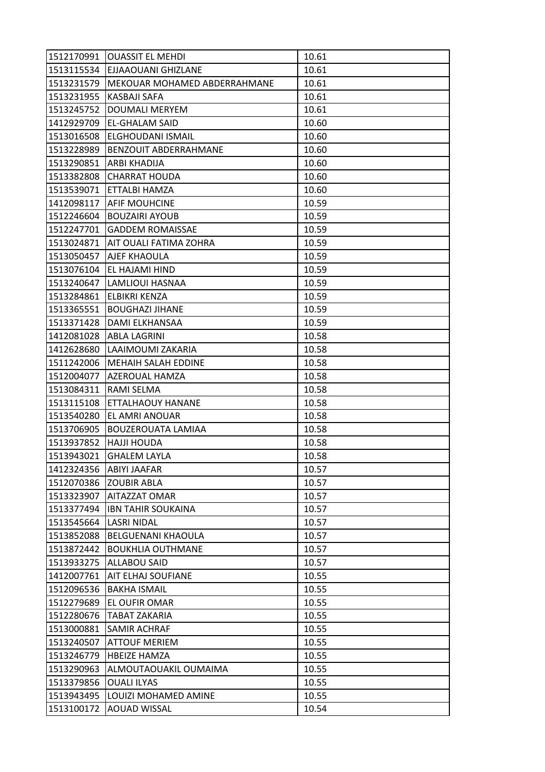| | | |
|---|---|---|
| 1512170991 | OUASSIT EL MEHDI | 10.61 |
| 1513115534 | EJJAAOUANI GHIZLANE | 10.61 |
| 1513231579 | MEKOUAR MOHAMED ABDERRAHMANE | 10.61 |
| 1513231955 | KASBAJI SAFA | 10.61 |
| 1513245752 | DOUMALI MERYEM | 10.61 |
| 1412929709 | EL-GHALAM SAID | 10.60 |
| 1513016508 | ELGHOUDANI ISMAIL | 10.60 |
| 1513228989 | BENZOUIT ABDERRAHMANE | 10.60 |
| 1513290851 | ARBI KHADIJA | 10.60 |
| 1513382808 | CHARRAT HOUDA | 10.60 |
| 1513539071 | ETTALBI HAMZA | 10.60 |
| 1412098117 | AFIF MOUHCINE | 10.59 |
| 1512246604 | BOUZAIRI AYOUB | 10.59 |
| 1512247701 | GADDEM ROMAISSAE | 10.59 |
| 1513024871 | AIT OUALI FATIMA ZOHRA | 10.59 |
| 1513050457 | AJEF KHAOULA | 10.59 |
| 1513076104 | EL HAJAMI HIND | 10.59 |
| 1513240647 | LAMLIOUI HASNAA | 10.59 |
| 1513284861 | ELBIKRI KENZA | 10.59 |
| 1513365551 | BOUGHAZI JIHANE | 10.59 |
| 1513371428 | DAMI ELKHANSAA | 10.59 |
| 1412081028 | ABLA LAGRINI | 10.58 |
| 1412628680 | LAAIMOUMI ZAKARIA | 10.58 |
| 1511242006 | MEHAIH SALAH EDDINE | 10.58 |
| 1512004077 | AZEROUAL HAMZA | 10.58 |
| 1513084311 | RAMI SELMA | 10.58 |
| 1513115108 | ETTALHAOUY HANANE | 10.58 |
| 1513540280 | EL AMRI ANOUAR | 10.58 |
| 1513706905 | BOUZEROUATA LAMIAA | 10.58 |
| 1513937852 | HAJJI HOUDA | 10.58 |
| 1513943021 | GHALEM LAYLA | 10.58 |
| 1412324356 | ABIYI JAAFAR | 10.57 |
| 1512070386 | ZOUBIR ABLA | 10.57 |
| 1513323907 | AITAZZAT OMAR | 10.57 |
| 1513377494 | IBN TAHIR SOUKAINA | 10.57 |
| 1513545664 | LASRI NIDAL | 10.57 |
| 1513852088 | BELGUENANI KHAOULA | 10.57 |
| 1513872442 | BOUKHLIA OUTHMANE | 10.57 |
| 1513933275 | ALLABOU SAID | 10.57 |
| 1412007761 | AIT ELHAJ SOUFIANE | 10.55 |
| 1512096536 | BAKHA ISMAIL | 10.55 |
| 1512279689 | EL OUFIR OMAR | 10.55 |
| 1512280676 | TABAT ZAKARIA | 10.55 |
| 1513000881 | SAMIR ACHRAF | 10.55 |
| 1513240507 | ATTOUF MERIEM | 10.55 |
| 1513246779 | HBEIZE HAMZA | 10.55 |
| 1513290963 | ALMOUTAOUAKIL OUMAIMA | 10.55 |
| 1513379856 | OUALI ILYAS | 10.55 |
| 1513943495 | LOUIZI MOHAMED AMINE | 10.55 |
| 1513100172 | AOUAD WISSAL | 10.54 |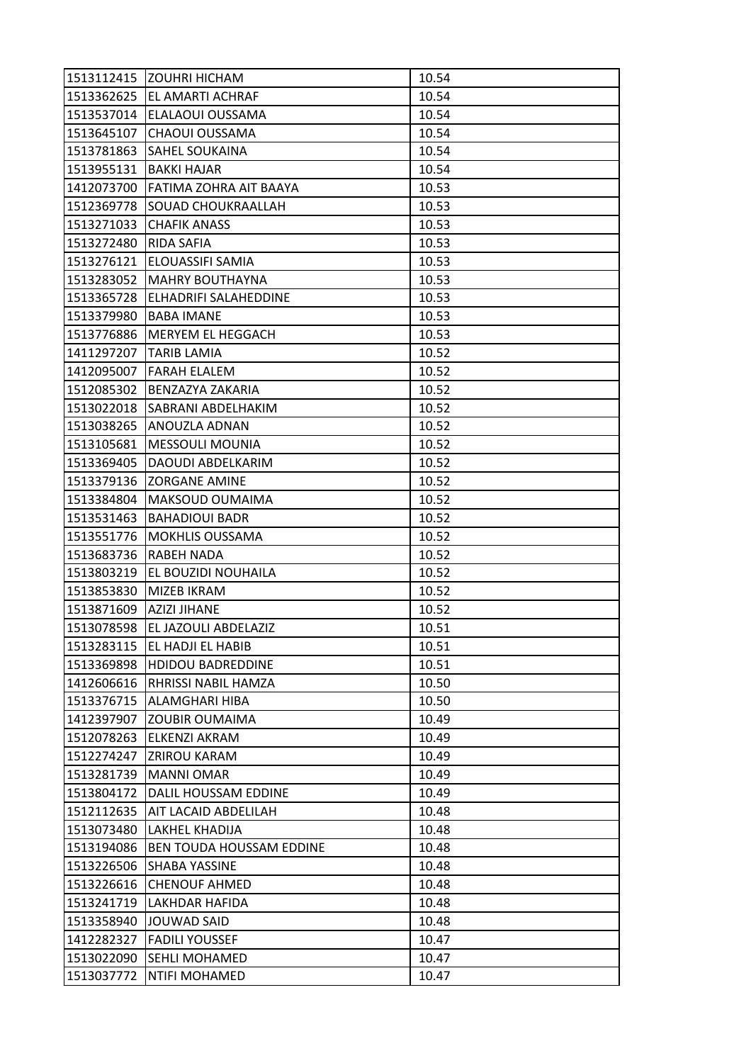| 1513112415 | ZOUHRI HICHAM | 10.54 |
|---|---|---|
| 1513362625 | EL AMARTI ACHRAF | 10.54 |
| 1513537014 | ELALAOUI OUSSAMA | 10.54 |
| 1513645107 | CHAOUI OUSSAMA | 10.54 |
| 1513781863 | SAHEL SOUKAINA | 10.54 |
| 1513955131 | BAKKI HAJAR | 10.54 |
| 1412073700 | FATIMA ZOHRA AIT BAAYA | 10.53 |
| 1512369778 | SOUAD CHOUKRAALLAH | 10.53 |
| 1513271033 | CHAFIK ANASS | 10.53 |
| 1513272480 | RIDA SAFIA | 10.53 |
| 1513276121 | ELOUASSIFI SAMIA | 10.53 |
| 1513283052 | MAHRY BOUTHAYNA | 10.53 |
| 1513365728 | ELHADRIFI SALAHEDDINE | 10.53 |
| 1513379980 | BABA IMANE | 10.53 |
| 1513776886 | MERYEM EL HEGGACH | 10.53 |
| 1411297207 | TARIB LAMIA | 10.52 |
| 1412095007 | FARAH ELALEM | 10.52 |
| 1512085302 | BENZAZYA ZAKARIA | 10.52 |
| 1513022018 | SABRANI ABDELHAKIM | 10.52 |
| 1513038265 | ANOUZLA ADNAN | 10.52 |
| 1513105681 | MESSOULI MOUNIA | 10.52 |
| 1513369405 | DAOUDI ABDELKARIM | 10.52 |
| 1513379136 | ZORGANE AMINE | 10.52 |
| 1513384804 | MAKSOUD OUMAIMA | 10.52 |
| 1513531463 | BAHADIOUI BADR | 10.52 |
| 1513551776 | MOKHLIS OUSSAMA | 10.52 |
| 1513683736 | RABEH NADA | 10.52 |
| 1513803219 | EL BOUZIDI NOUHAILA | 10.52 |
| 1513853830 | MIZEB IKRAM | 10.52 |
| 1513871609 | AZIZI JIHANE | 10.52 |
| 1513078598 | EL JAZOULI ABDELAZIZ | 10.51 |
| 1513283115 | EL HADJI EL HABIB | 10.51 |
| 1513369898 | HDIDOU BADREDDINE | 10.51 |
| 1412606616 | RHRISSI NABIL HAMZA | 10.50 |
| 1513376715 | ALAMGHARI HIBA | 10.50 |
| 1412397907 | ZOUBIR OUMAIMA | 10.49 |
| 1512078263 | ELKENZI AKRAM | 10.49 |
| 1512274247 | ZRIROU KARAM | 10.49 |
| 1513281739 | MANNI OMAR | 10.49 |
| 1513804172 | DALIL HOUSSAM EDDINE | 10.49 |
| 1512112635 | AIT LACAID ABDELILAH | 10.48 |
| 1513073480 | LAKHEL KHADIJA | 10.48 |
| 1513194086 | BEN TOUDA HOUSSAM EDDINE | 10.48 |
| 1513226506 | SHABA YASSINE | 10.48 |
| 1513226616 | CHENOUF AHMED | 10.48 |
| 1513241719 | LAKHDAR HAFIDA | 10.48 |
| 1513358940 | JOUWAD SAID | 10.48 |
| 1412282327 | FADILI YOUSSEF | 10.47 |
| 1513022090 | SEHLI MOHAMED | 10.47 |
| 1513037772 | NTIFI MOHAMED | 10.47 |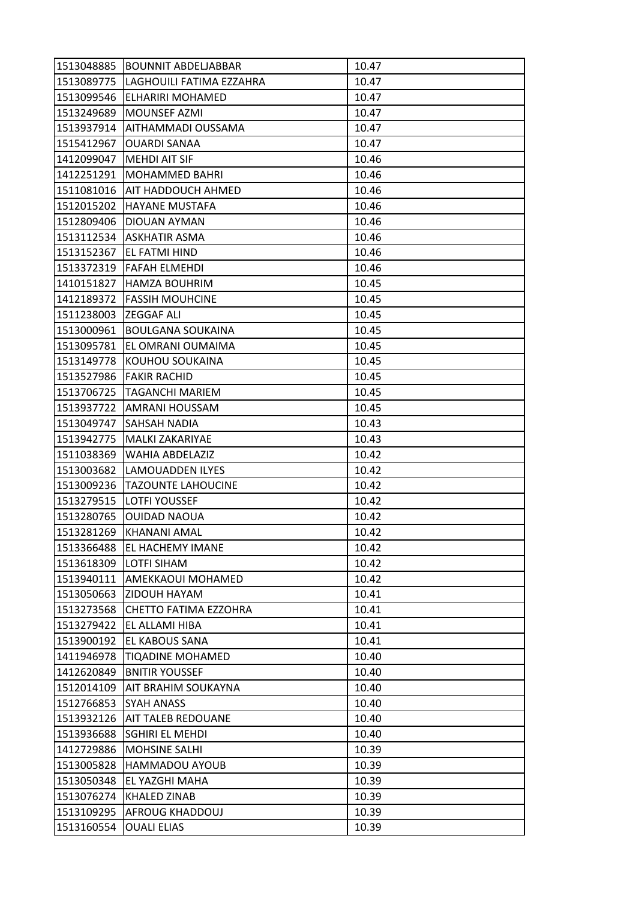| | | |
|---|---|---|
| 1513048885 | BOUNNIT ABDELJABBAR | 10.47 |
| 1513089775 | LAGHOUILI FATIMA EZZAHRA | 10.47 |
| 1513099546 | ELHARIRI MOHAMED | 10.47 |
| 1513249689 | MOUNSEF AZMI | 10.47 |
| 1513937914 | AITHAMMADI OUSSAMA | 10.47 |
| 1515412967 | OUARDI SANAA | 10.47 |
| 1412099047 | MEHDI AIT SIF | 10.46 |
| 1412251291 | MOHAMMED BAHRI | 10.46 |
| 1511081016 | AIT HADDOUCH AHMED | 10.46 |
| 1512015202 | HAYANE MUSTAFA | 10.46 |
| 1512809406 | DIOUAN AYMAN | 10.46 |
| 1513112534 | ASKHATIR ASMA | 10.46 |
| 1513152367 | EL FATMI HIND | 10.46 |
| 1513372319 | FAFAH ELMEHDI | 10.46 |
| 1410151827 | HAMZA BOUHRIM | 10.45 |
| 1412189372 | FASSIH MOUHCINE | 10.45 |
| 1511238003 | ZEGGAF ALI | 10.45 |
| 1513000961 | BOULGANA SOUKAINA | 10.45 |
| 1513095781 | EL OMRANI OUMAIMA | 10.45 |
| 1513149778 | KOUHOU SOUKAINA | 10.45 |
| 1513527986 | FAKIR RACHID | 10.45 |
| 1513706725 | TAGANCHI MARIEM | 10.45 |
| 1513937722 | AMRANI HOUSSAM | 10.45 |
| 1513049747 | SAHSAH NADIA | 10.43 |
| 1513942775 | MALKI ZAKARIYAE | 10.43 |
| 1511038369 | WAHIA ABDELAZIZ | 10.42 |
| 1513003682 | LAMOUADDEN ILYES | 10.42 |
| 1513009236 | TAZOUNTE LAHOUCINE | 10.42 |
| 1513279515 | LOTFI YOUSSEF | 10.42 |
| 1513280765 | OUIDAD NAOUA | 10.42 |
| 1513281269 | KHANANI AMAL | 10.42 |
| 1513366488 | EL HACHEMY IMANE | 10.42 |
| 1513618309 | LOTFI SIHAM | 10.42 |
| 1513940111 | AMEKKAOUI MOHAMED | 10.42 |
| 1513050663 | ZIDOUH HAYAM | 10.41 |
| 1513273568 | CHETTO FATIMA EZZOHRA | 10.41 |
| 1513279422 | EL ALLAMI HIBA | 10.41 |
| 1513900192 | EL KABOUS SANA | 10.41 |
| 1411946978 | TIQADINE MOHAMED | 10.40 |
| 1412620849 | BNITIR YOUSSEF | 10.40 |
| 1512014109 | AIT BRAHIM SOUKAYNA | 10.40 |
| 1512766853 | SYAH ANASS | 10.40 |
| 1513932126 | AIT TALEB REDOUANE | 10.40 |
| 1513936688 | SGHIRI EL MEHDI | 10.40 |
| 1412729886 | MOHSINE SALHI | 10.39 |
| 1513005828 | HAMMADOU AYOUB | 10.39 |
| 1513050348 | EL YAZGHI MAHA | 10.39 |
| 1513076274 | KHALED ZINAB | 10.39 |
| 1513109295 | AFROUG KHADDOUJ | 10.39 |
| 1513160554 | OUALI ELIAS | 10.39 |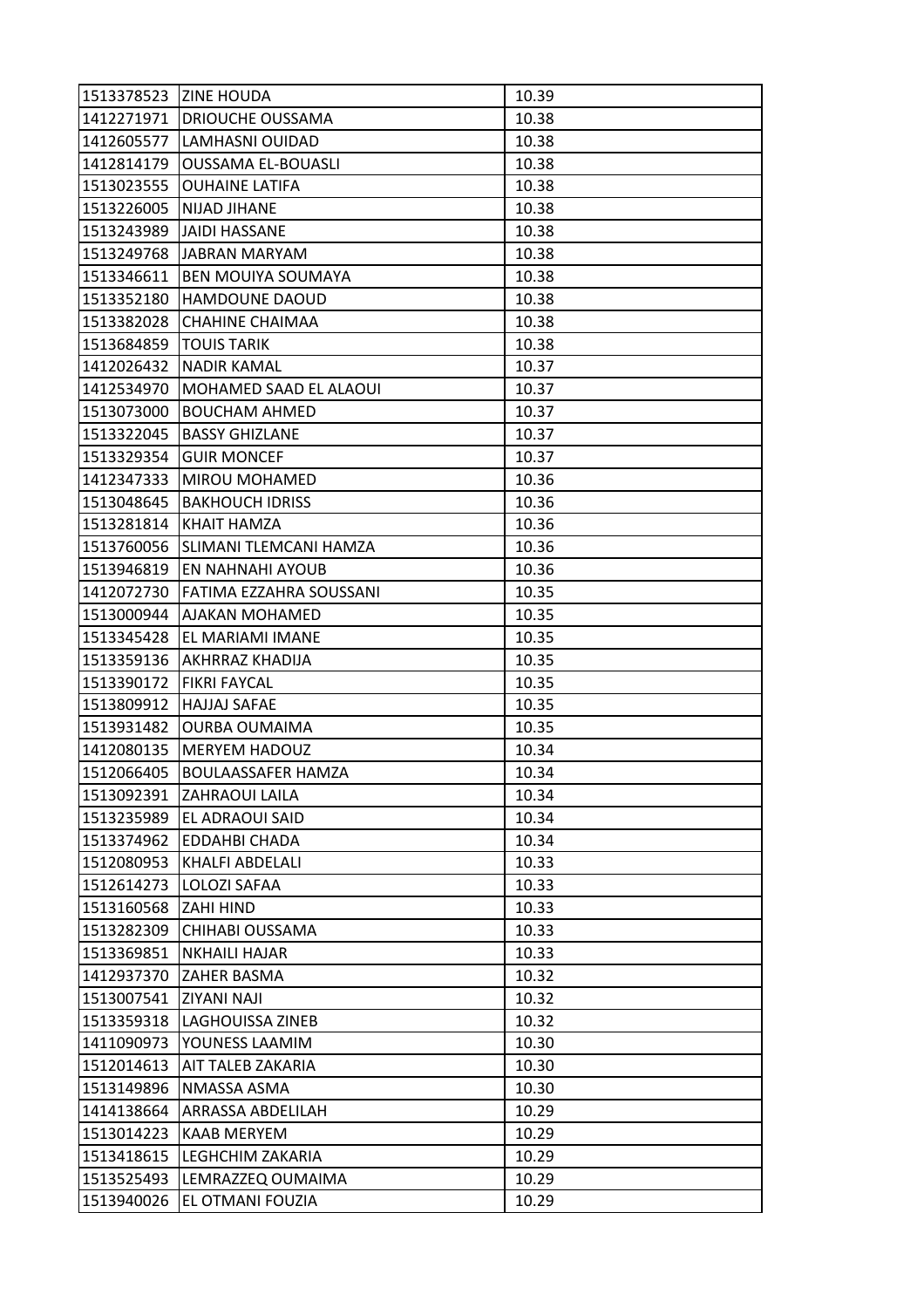| | | |
|---|---|---|
| 1513378523 | ZINE HOUDA | 10.39 |
| 1412271971 | DRIOUCHE OUSSAMA | 10.38 |
| 1412605577 | LAMHASNI OUIDAD | 10.38 |
| 1412814179 | OUSSAMA EL-BOUASLI | 10.38 |
| 1513023555 | OUHAINE LATIFA | 10.38 |
| 1513226005 | NIJAD JIHANE | 10.38 |
| 1513243989 | JAIDI HASSANE | 10.38 |
| 1513249768 | JABRAN MARYAM | 10.38 |
| 1513346611 | BEN MOUIYA SOUMAYA | 10.38 |
| 1513352180 | HAMDOUNE DAOUD | 10.38 |
| 1513382028 | CHAHINE CHAIMAA | 10.38 |
| 1513684859 | TOUIS TARIK | 10.38 |
| 1412026432 | NADIR KAMAL | 10.37 |
| 1412534970 | MOHAMED SAAD EL ALAOUI | 10.37 |
| 1513073000 | BOUCHAM AHMED | 10.37 |
| 1513322045 | BASSY GHIZLANE | 10.37 |
| 1513329354 | GUIR MONCEF | 10.37 |
| 1412347333 | MIROU MOHAMED | 10.36 |
| 1513048645 | BAKHOUCH IDRISS | 10.36 |
| 1513281814 | KHAIT HAMZA | 10.36 |
| 1513760056 | SLIMANI TLEMCANI HAMZA | 10.36 |
| 1513946819 | EN NAHNAHI AYOUB | 10.36 |
| 1412072730 | FATIMA EZZAHRA SOUSSANI | 10.35 |
| 1513000944 | AJAKAN MOHAMED | 10.35 |
| 1513345428 | EL MARIAMI IMANE | 10.35 |
| 1513359136 | AKHRRAZ KHADIJA | 10.35 |
| 1513390172 | FIKRI FAYCAL | 10.35 |
| 1513809912 | HAJJAJ SAFAE | 10.35 |
| 1513931482 | OURBA OUMAIMA | 10.35 |
| 1412080135 | MERYEM HADOUZ | 10.34 |
| 1512066405 | BOULAASSAFER HAMZA | 10.34 |
| 1513092391 | ZAHRAOUI LAILA | 10.34 |
| 1513235989 | EL ADRAOUI SAID | 10.34 |
| 1513374962 | EDDAHBI CHADA | 10.34 |
| 1512080953 | KHALFI ABDELALI | 10.33 |
| 1512614273 | LOLOZI SAFAA | 10.33 |
| 1513160568 | ZAHI HIND | 10.33 |
| 1513282309 | CHIHABI OUSSAMA | 10.33 |
| 1513369851 | NKHAILI HAJAR | 10.33 |
| 1412937370 | ZAHER BASMA | 10.32 |
| 1513007541 | ZIYANI NAJI | 10.32 |
| 1513359318 | LAGHOUISSA ZINEB | 10.32 |
| 1411090973 | YOUNESS LAAMIM | 10.30 |
| 1512014613 | AIT TALEB ZAKARIA | 10.30 |
| 1513149896 | NMASSA ASMA | 10.30 |
| 1414138664 | ARRASSA ABDELILAH | 10.29 |
| 1513014223 | KAAB MERYEM | 10.29 |
| 1513418615 | LEGHCHIM ZAKARIA | 10.29 |
| 1513525493 | LEMRAZZEQ OUMAIMA | 10.29 |
| 1513940026 | EL OTMANI FOUZIA | 10.29 |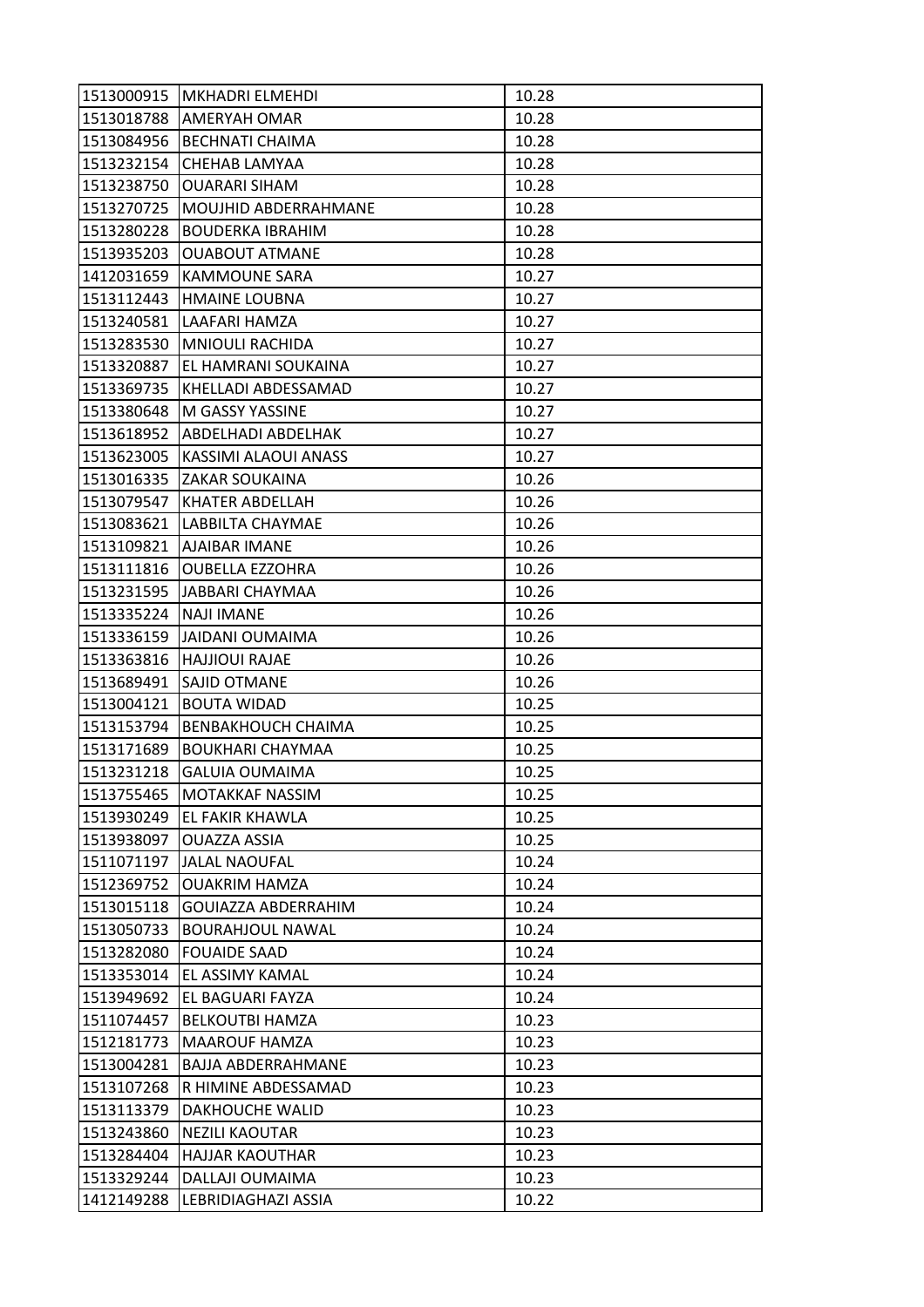| 1513000915 | MKHADRI ELMEHDI | 10.28 |
|---|---|---|
| 1513018788 | AMERYAH OMAR | 10.28 |
| 1513084956 | BECHNATI CHAIMA | 10.28 |
| 1513232154 | CHEHAB LAMYAA | 10.28 |
| 1513238750 | OUARARI SIHAM | 10.28 |
| 1513270725 | MOUJHID ABDERRAHMANE | 10.28 |
| 1513280228 | BOUDERKA IBRAHIM | 10.28 |
| 1513935203 | OUABOUT ATMANE | 10.28 |
| 1412031659 | KAMMOUNE SARA | 10.27 |
| 1513112443 | HMAINE LOUBNA | 10.27 |
| 1513240581 | LAAFARI HAMZA | 10.27 |
| 1513283530 | MNIOULI RACHIDA | 10.27 |
| 1513320887 | EL HAMRANI SOUKAINA | 10.27 |
| 1513369735 | KHELLADI ABDESSAMAD | 10.27 |
| 1513380648 | M GASSY YASSINE | 10.27 |
| 1513618952 | ABDELHADI ABDELHAK | 10.27 |
| 1513623005 | KASSIMI ALAOUI ANASS | 10.27 |
| 1513016335 | ZAKAR SOUKAINA | 10.26 |
| 1513079547 | KHATER ABDELLAH | 10.26 |
| 1513083621 | LABBILTA CHAYMAE | 10.26 |
| 1513109821 | AJAIBAR IMANE | 10.26 |
| 1513111816 | OUBELLA EZZOHRA | 10.26 |
| 1513231595 | JABBARI CHAYMAA | 10.26 |
| 1513335224 | NAJI IMANE | 10.26 |
| 1513336159 | JAIDANI OUMAIMA | 10.26 |
| 1513363816 | HAJJIOUI RAJAE | 10.26 |
| 1513689491 | SAJID OTMANE | 10.26 |
| 1513004121 | BOUTA WIDAD | 10.25 |
| 1513153794 | BENBAKHOUCH CHAIMA | 10.25 |
| 1513171689 | BOUKHARI CHAYMAA | 10.25 |
| 1513231218 | GALUIA OUMAIMA | 10.25 |
| 1513755465 | MOTAKKAF NASSIM | 10.25 |
| 1513930249 | EL FAKIR KHAWLA | 10.25 |
| 1513938097 | OUAZZA ASSIA | 10.25 |
| 1511071197 | JALAL NAOUFAL | 10.24 |
| 1512369752 | OUAKRIM HAMZA | 10.24 |
| 1513015118 | GOUIAZZA ABDERRAHIM | 10.24 |
| 1513050733 | BOURAHJOUL NAWAL | 10.24 |
| 1513282080 | FOUAIDE SAAD | 10.24 |
| 1513353014 | EL ASSIMY KAMAL | 10.24 |
| 1513949692 | EL BAGUARI FAYZA | 10.24 |
| 1511074457 | BELKOUTBI HAMZA | 10.23 |
| 1512181773 | MAAROUF HAMZA | 10.23 |
| 1513004281 | BAJJA ABDERRAHMANE | 10.23 |
| 1513107268 | R HIMINE ABDESSAMAD | 10.23 |
| 1513113379 | DAKHOUCHE WALID | 10.23 |
| 1513243860 | NEZILI KAOUTAR | 10.23 |
| 1513284404 | HAJJAR KAOUTHAR | 10.23 |
| 1513329244 | DALLAJI OUMAIMA | 10.23 |
| 1412149288 | LEBRIDIAGHAZI ASSIA | 10.22 |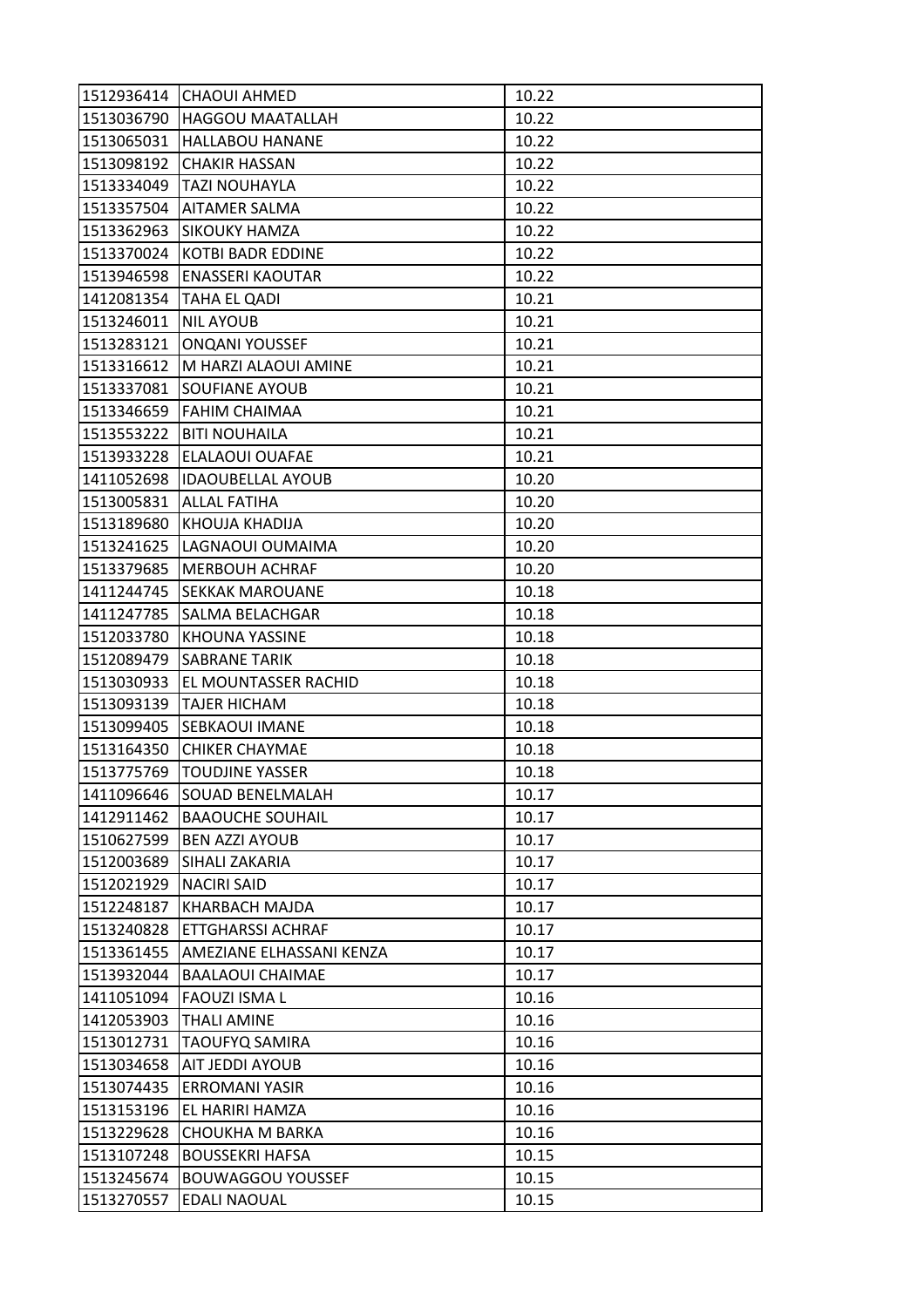| | | |
|---|---|---|
| 1512936414 | CHAOUI AHMED | 10.22 |
| 1513036790 | HAGGOU MAATALLAH | 10.22 |
| 1513065031 | HALLABOU HANANE | 10.22 |
| 1513098192 | CHAKIR HASSAN | 10.22 |
| 1513334049 | TAZI NOUHAYLA | 10.22 |
| 1513357504 | AITAMER SALMA | 10.22 |
| 1513362963 | SIKOUKY HAMZA | 10.22 |
| 1513370024 | KOTBI BADR EDDINE | 10.22 |
| 1513946598 | ENASSERI KAOUTAR | 10.22 |
| 1412081354 | TAHA EL QADI | 10.21 |
| 1513246011 | NIL AYOUB | 10.21 |
| 1513283121 | ONQANI YOUSSEF | 10.21 |
| 1513316612 | M HARZI ALAOUI AMINE | 10.21 |
| 1513337081 | SOUFIANE AYOUB | 10.21 |
| 1513346659 | FAHIM CHAIMAA | 10.21 |
| 1513553222 | BITI NOUHAILA | 10.21 |
| 1513933228 | ELALAOUI OUAFAE | 10.21 |
| 1411052698 | IDAOUBELLAL AYOUB | 10.20 |
| 1513005831 | ALLAL FATIHA | 10.20 |
| 1513189680 | KHOUJA KHADIJA | 10.20 |
| 1513241625 | LAGNAOUI OUMAIMA | 10.20 |
| 1513379685 | MERBOUH ACHRAF | 10.20 |
| 1411244745 | SEKKAK MAROUANE | 10.18 |
| 1411247785 | SALMA BELACHGAR | 10.18 |
| 1512033780 | KHOUNA YASSINE | 10.18 |
| 1512089479 | SABRANE TARIK | 10.18 |
| 1513030933 | EL MOUNTASSER RACHID | 10.18 |
| 1513093139 | TAJER HICHAM | 10.18 |
| 1513099405 | SEBKAOUI IMANE | 10.18 |
| 1513164350 | CHIKER CHAYMAE | 10.18 |
| 1513775769 | TOUDJINE YASSER | 10.18 |
| 1411096646 | SOUAD BENELMALAH | 10.17 |
| 1412911462 | BAAOUCHE SOUHAIL | 10.17 |
| 1510627599 | BEN AZZI AYOUB | 10.17 |
| 1512003689 | SIHALI ZAKARIA | 10.17 |
| 1512021929 | NACIRI SAID | 10.17 |
| 1512248187 | KHARBACH MAJDA | 10.17 |
| 1513240828 | ETTGHARSSI ACHRAF | 10.17 |
| 1513361455 | AMEZIANE ELHASSANI KENZA | 10.17 |
| 1513932044 | BAALAOUI CHAIMAE | 10.17 |
| 1411051094 | FAOUZI ISMA L | 10.16 |
| 1412053903 | THALI AMINE | 10.16 |
| 1513012731 | TAOUFYQ SAMIRA | 10.16 |
| 1513034658 | AIT JEDDI AYOUB | 10.16 |
| 1513074435 | ERROMANI YASIR | 10.16 |
| 1513153196 | EL HARIRI HAMZA | 10.16 |
| 1513229628 | CHOUKHA M BARKA | 10.16 |
| 1513107248 | BOUSSEKRI HAFSA | 10.15 |
| 1513245674 | BOUWAGGOU YOUSSEF | 10.15 |
| 1513270557 | EDALI NAOUAL | 10.15 |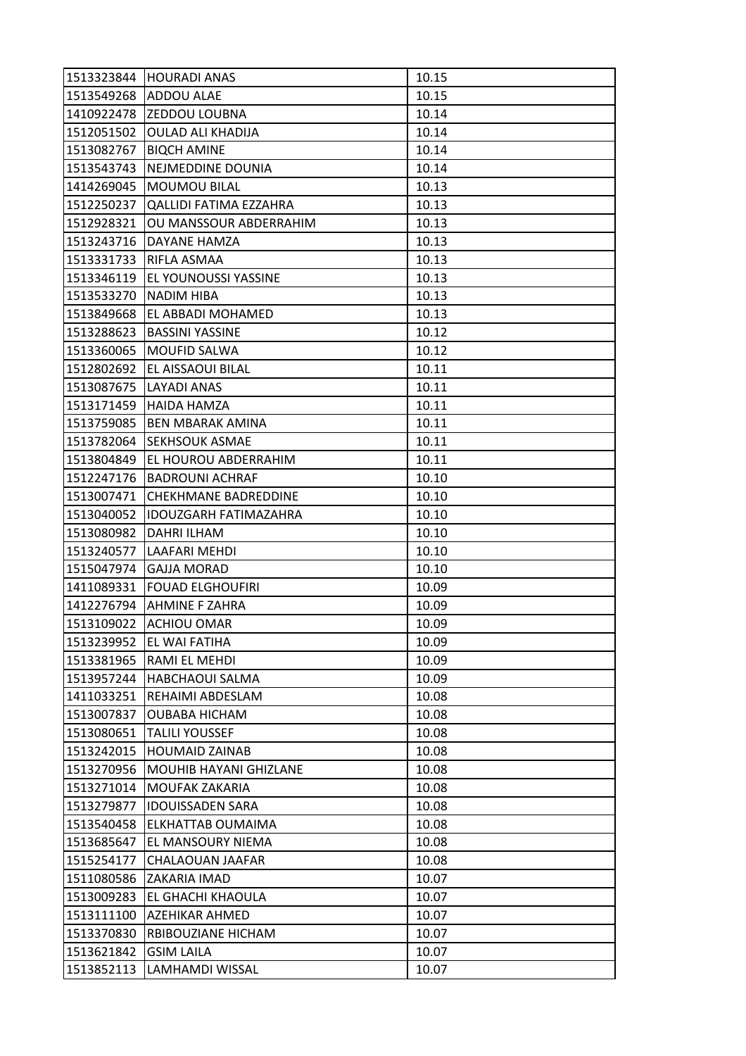| | | |
|---|---|---|
| 1513323844 | HOURADI ANAS | 10.15 |
| 1513549268 | ADDOU ALAE | 10.15 |
| 1410922478 | ZEDDOU LOUBNA | 10.14 |
| 1512051502 | OULAD ALI KHADIJA | 10.14 |
| 1513082767 | BIQCH AMINE | 10.14 |
| 1513543743 | NEJMEDDINE DOUNIA | 10.14 |
| 1414269045 | MOUMOU BILAL | 10.13 |
| 1512250237 | QALLIDI FATIMA EZZAHRA | 10.13 |
| 1512928321 | OU MANSSOUR ABDERRAHIM | 10.13 |
| 1513243716 | DAYANE HAMZA | 10.13 |
| 1513331733 | RIFLA ASMAA | 10.13 |
| 1513346119 | EL YOUNOUSSI YASSINE | 10.13 |
| 1513533270 | NADIM HIBA | 10.13 |
| 1513849668 | EL ABBADI MOHAMED | 10.13 |
| 1513288623 | BASSINI YASSINE | 10.12 |
| 1513360065 | MOUFID SALWA | 10.12 |
| 1512802692 | EL AISSAOUI BILAL | 10.11 |
| 1513087675 | LAYADI ANAS | 10.11 |
| 1513171459 | HAIDA HAMZA | 10.11 |
| 1513759085 | BEN MBARAK AMINA | 10.11 |
| 1513782064 | SEKHSOUK ASMAE | 10.11 |
| 1513804849 | EL HOUROU ABDERRAHIM | 10.11 |
| 1512247176 | BADROUNI ACHRAF | 10.10 |
| 1513007471 | CHEKHMANE BADREDDINE | 10.10 |
| 1513040052 | IDOUZGARH FATIMAZAHRA | 10.10 |
| 1513080982 | DAHRI ILHAM | 10.10 |
| 1513240577 | LAAFARI MEHDI | 10.10 |
| 1515047974 | GAJJA MORAD | 10.10 |
| 1411089331 | FOUAD ELGHOUFIRI | 10.09 |
| 1412276794 | AHMINE F ZAHRA | 10.09 |
| 1513109022 | ACHIOU OMAR | 10.09 |
| 1513239952 | EL WAI FATIHA | 10.09 |
| 1513381965 | RAMI EL MEHDI | 10.09 |
| 1513957244 | HABCHAOUI SALMA | 10.09 |
| 1411033251 | REHAIMI ABDESLAM | 10.08 |
| 1513007837 | OUBABA HICHAM | 10.08 |
| 1513080651 | TALILI YOUSSEF | 10.08 |
| 1513242015 | HOUMAID ZAINAB | 10.08 |
| 1513270956 | MOUHIB HAYANI GHIZLANE | 10.08 |
| 1513271014 | MOUFAK ZAKARIA | 10.08 |
| 1513279877 | IDOUISSADEN SARA | 10.08 |
| 1513540458 | ELKHATTAB OUMAIMA | 10.08 |
| 1513685647 | EL MANSOURY NIEMA | 10.08 |
| 1515254177 | CHALAOUAN JAAFAR | 10.08 |
| 1511080586 | ZAKARIA IMAD | 10.07 |
| 1513009283 | EL GHACHI KHAOULA | 10.07 |
| 1513111100 | AZEHIKAR AHMED | 10.07 |
| 1513370830 | RBIBOUZIANE HICHAM | 10.07 |
| 1513621842 | GSIM LAILA | 10.07 |
| 1513852113 | LAMHAMDI WISSAL | 10.07 |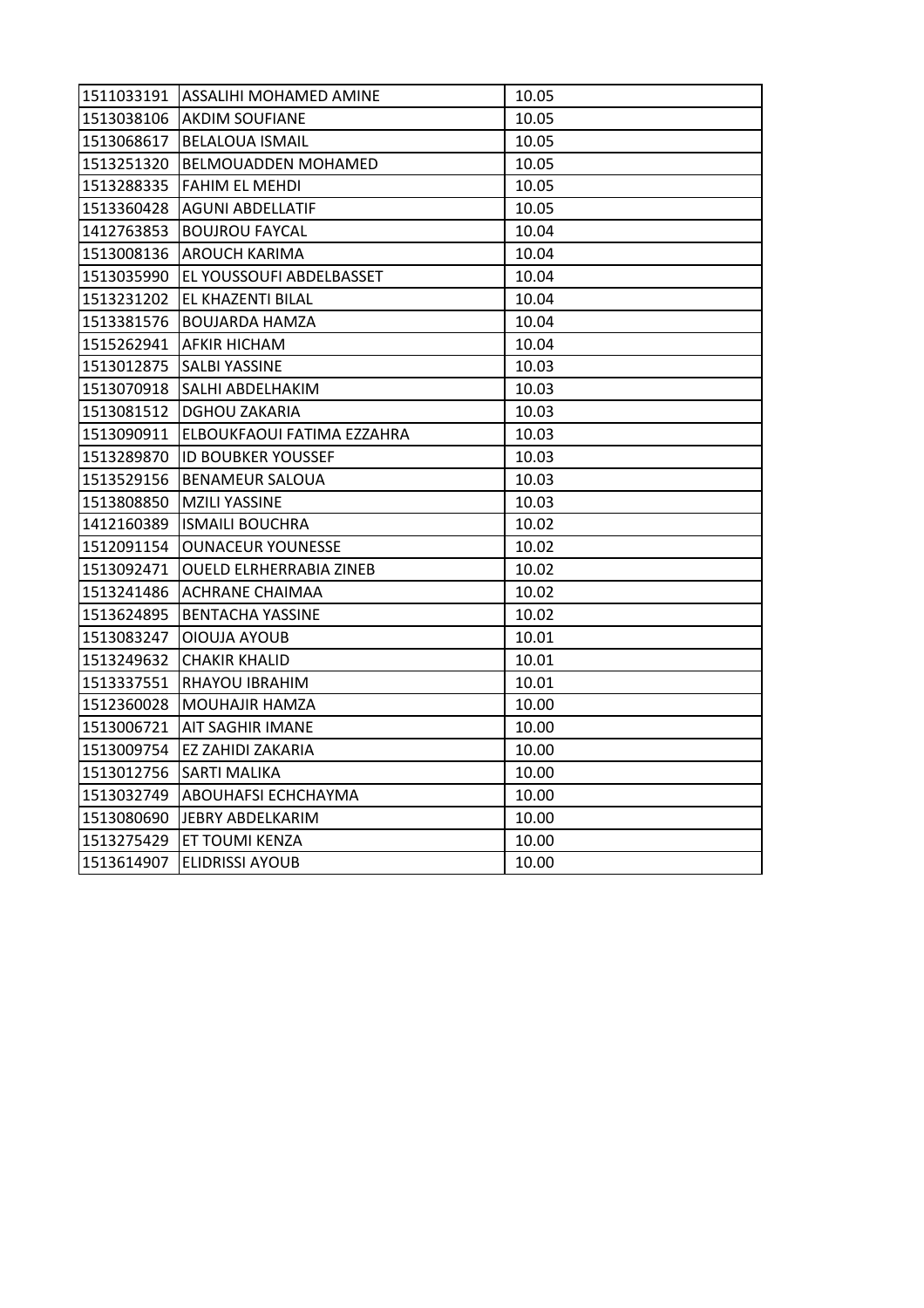| | | |
|---|---|---|
| 1511033191 | ASSALIHI MOHAMED AMINE | 10.05 |
| 1513038106 | AKDIM SOUFIANE | 10.05 |
| 1513068617 | BELALOUA ISMAIL | 10.05 |
| 1513251320 | BELMOUADDEN MOHAMED | 10.05 |
| 1513288335 | FAHIM EL MEHDI | 10.05 |
| 1513360428 | AGUNI ABDELLATIF | 10.05 |
| 1412763853 | BOUJROU FAYCAL | 10.04 |
| 1513008136 | AROUCH KARIMA | 10.04 |
| 1513035990 | EL YOUSSOUFI ABDELBASSET | 10.04 |
| 1513231202 | EL KHAZENTI BILAL | 10.04 |
| 1513381576 | BOUJARDA HAMZA | 10.04 |
| 1515262941 | AFKIR HICHAM | 10.04 |
| 1513012875 | SALBI YASSINE | 10.03 |
| 1513070918 | SALHI ABDELHAKIM | 10.03 |
| 1513081512 | DGHOU ZAKARIA | 10.03 |
| 1513090911 | ELBOUKFAOUI FATIMA EZZAHRA | 10.03 |
| 1513289870 | ID BOUBKER YOUSSEF | 10.03 |
| 1513529156 | BENAMEUR SALOUA | 10.03 |
| 1513808850 | MZILI YASSINE | 10.03 |
| 1412160389 | ISMAILI BOUCHRA | 10.02 |
| 1512091154 | OUNACEUR YOUNESSE | 10.02 |
| 1513092471 | OUELD ELRHERRABIA ZINEB | 10.02 |
| 1513241486 | ACHRANE CHAIMAA | 10.02 |
| 1513624895 | BENTACHA YASSINE | 10.02 |
| 1513083247 | OIOUJA AYOUB | 10.01 |
| 1513249632 | CHAKIR KHALID | 10.01 |
| 1513337551 | RHAYOU IBRAHIM | 10.01 |
| 1512360028 | MOUHAJIR HAMZA | 10.00 |
| 1513006721 | AIT SAGHIR IMANE | 10.00 |
| 1513009754 | EZ ZAHIDI ZAKARIA | 10.00 |
| 1513012756 | SARTI MALIKA | 10.00 |
| 1513032749 | ABOUHAFSI ECHCHAYMA | 10.00 |
| 1513080690 | JEBRY ABDELKARIM | 10.00 |
| 1513275429 | ET TOUMI KENZA | 10.00 |
| 1513614907 | ELIDRISSI AYOUB | 10.00 |